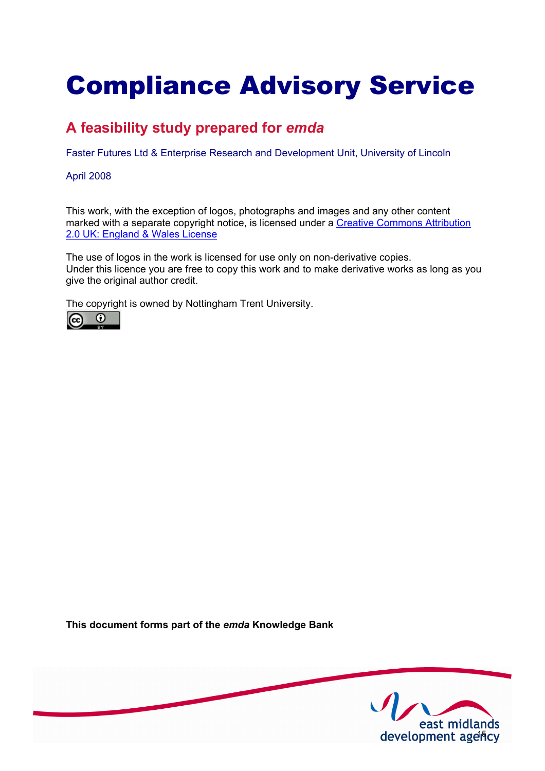# Compliance Advisory Service

## A feasibility study prepared for *emda*

Faster Futures Ltd & Enterprise Research and Development Unit, University of Lincoln

April 2008

This work, with the exception of logos, photographs and images and any other content marked with a separate copyright notice, is licensed under a Creative Commons Attribution 2.0 UK: England & Wales License

The use of logos in the work is licensed for use only on non-derivative copies.
Under this licence you are free to copy this work and to make derivative works as long as you give the original author credit.

The copyright is owned by Nottingham Trent University.

**This document forms part of the *emda* Knowledge Bank**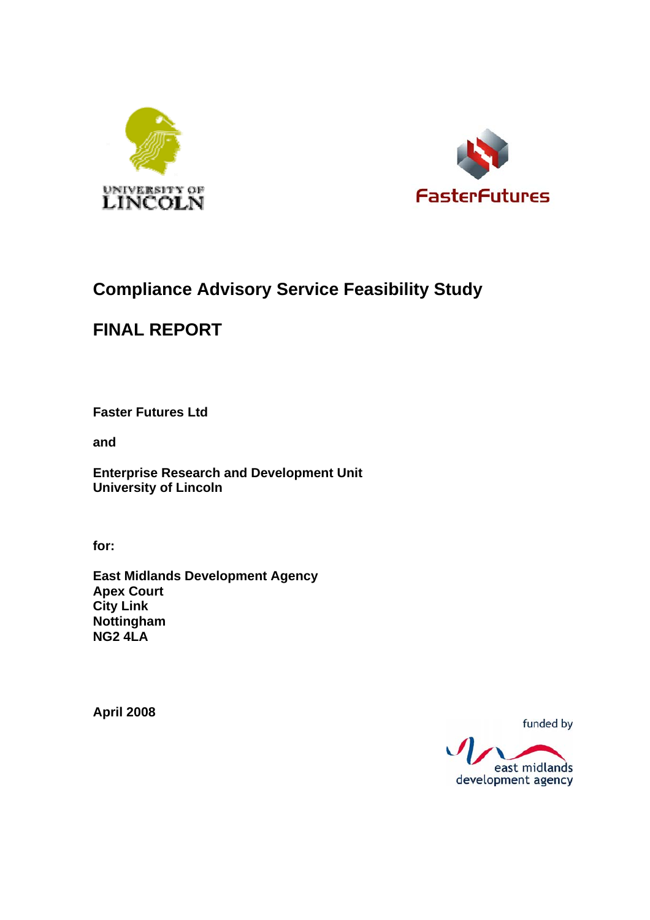# Compliance Advisory Service Feasibility Study

## FINAL REPORT

**Faster Futures Ltd**

**and**

**Enterprise Research and Development Unit**
**University of Lincoln**

**for:**

**East Midlands Development Agency**
**Apex Court**
**City Link**
**Nottingham**
**NG2 4LA**

**April 2008**

funded by
east midlands development agency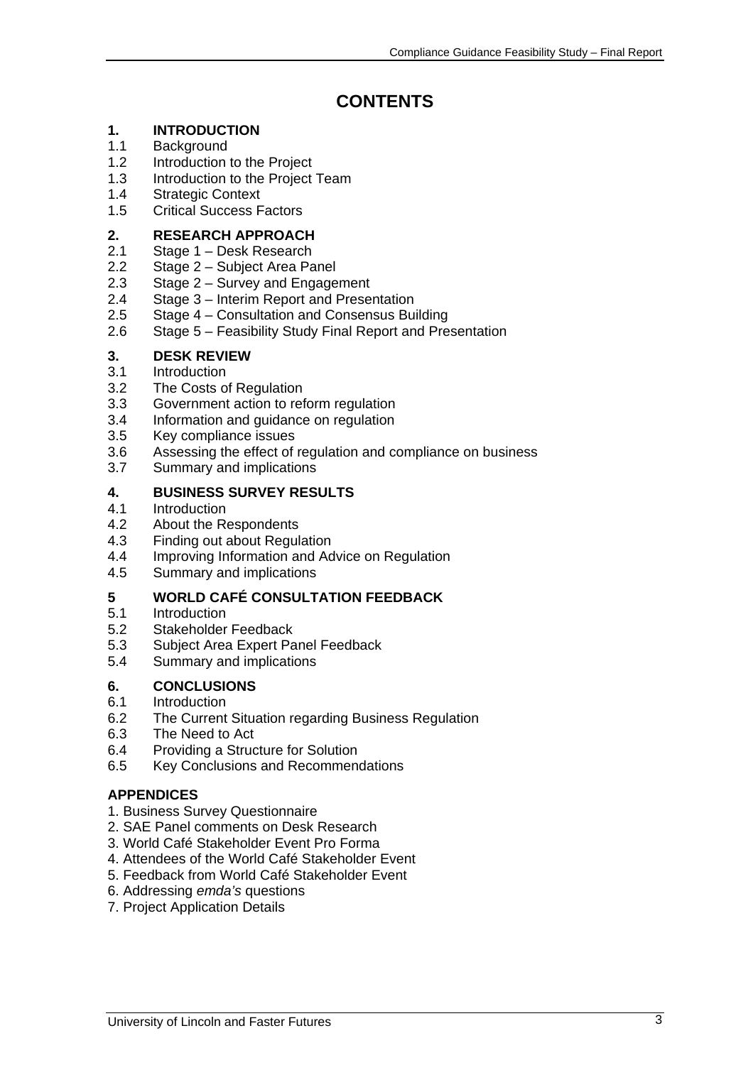# CONTENTS

**1. INTRODUCTION**
- 1.1 Background
- 1.2 Introduction to the Project
- 1.3 Introduction to the Project Team
- 1.4 Strategic Context
- 1.5 Critical Success Factors

**2. RESEARCH APPROACH**
- 2.1 Stage 1 – Desk Research
- 2.2 Stage 2 – Subject Area Panel
- 2.3 Stage 2 – Survey and Engagement
- 2.4 Stage 3 – Interim Report and Presentation
- 2.5 Stage 4 – Consultation and Consensus Building
- 2.6 Stage 5 – Feasibility Study Final Report and Presentation

**3. DESK REVIEW**
- 3.1 Introduction
- 3.2 The Costs of Regulation
- 3.3 Government action to reform regulation
- 3.4 Information and guidance on regulation
- 3.5 Key compliance issues
- 3.6 Assessing the effect of regulation and compliance on business
- 3.7 Summary and implications

**4. BUSINESS SURVEY RESULTS**
- 4.1 Introduction
- 4.2 About the Respondents
- 4.3 Finding out about Regulation
- 4.4 Improving Information and Advice on Regulation
- 4.5 Summary and implications

**5 WORLD CAFÉ CONSULTATION FEEDBACK**
- 5.1 Introduction
- 5.2 Stakeholder Feedback
- 5.3 Subject Area Expert Panel Feedback
- 5.4 Summary and implications

**6. CONCLUSIONS**
- 6.1 Introduction
- 6.2 The Current Situation regarding Business Regulation
- 6.3 The Need to Act
- 6.4 Providing a Structure for Solution
- 6.5 Key Conclusions and Recommendations

**APPENDICES**
1. Business Survey Questionnaire
2. SAE Panel comments on Desk Research
3. World Café Stakeholder Event Pro Forma
4. Attendees of the World Café Stakeholder Event
5. Feedback from World Café Stakeholder Event
6. Addressing *emda's* questions
7. Project Application Details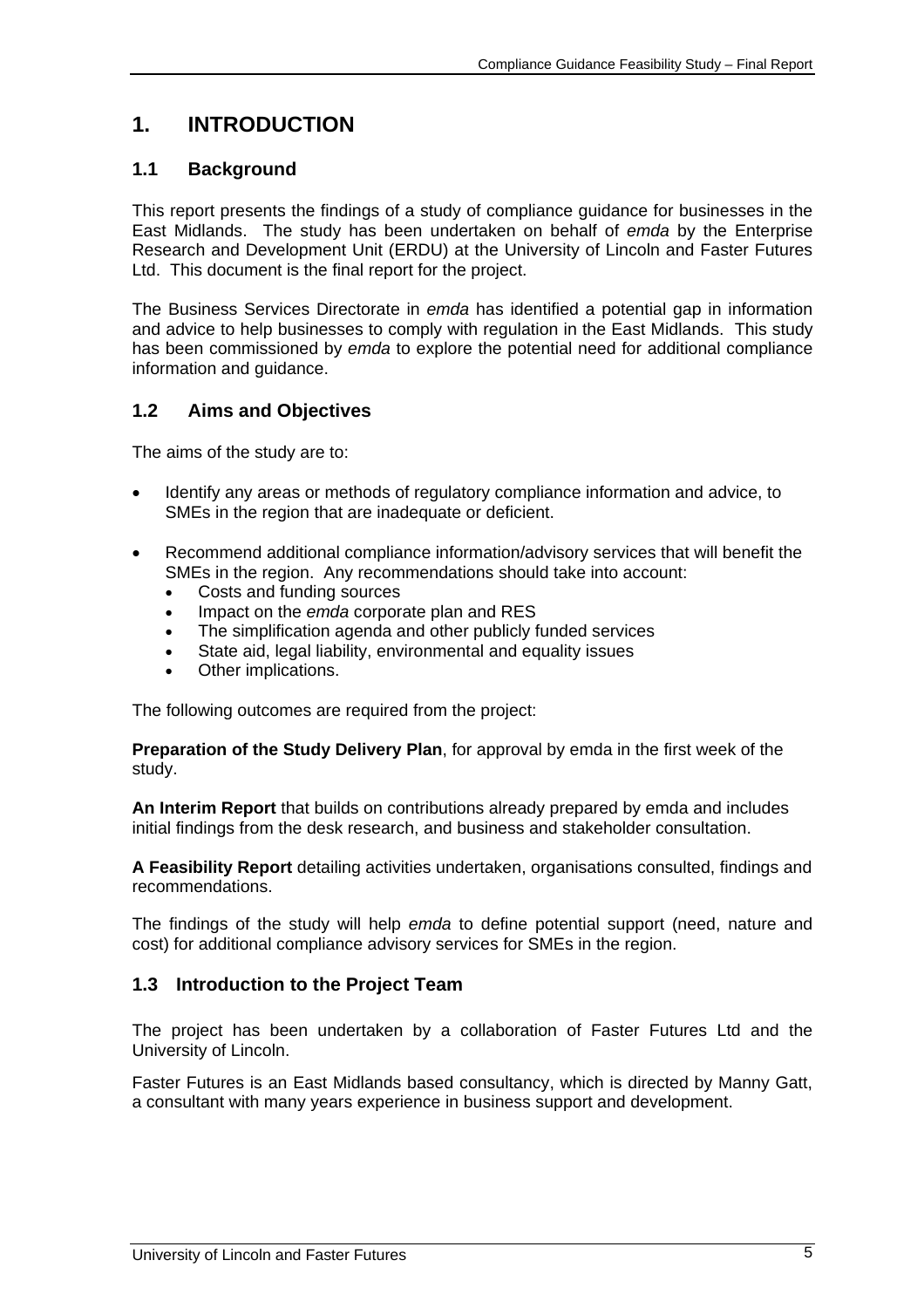# 1. INTRODUCTION

## 1.1 Background

This report presents the findings of a study of compliance guidance for businesses in the East Midlands. The study has been undertaken on behalf of *emda* by the Enterprise Research and Development Unit (ERDU) at the University of Lincoln and Faster Futures Ltd. This document is the final report for the project.

The Business Services Directorate in *emda* has identified a potential gap in information and advice to help businesses to comply with regulation in the East Midlands. This study has been commissioned by *emda* to explore the potential need for additional compliance information and guidance.

## 1.2 Aims and Objectives

The aims of the study are to:

- Identify any areas or methods of regulatory compliance information and advice, to SMEs in the region that are inadequate or deficient.

- Recommend additional compliance information/advisory services that will benefit the SMEs in the region. Any recommendations should take into account:
  - Costs and funding sources
  - Impact on the *emda* corporate plan and RES
  - The simplification agenda and other publicly funded services
  - State aid, legal liability, environmental and equality issues
  - Other implications.

The following outcomes are required from the project:

**Preparation of the Study Delivery Plan**, for approval by emda in the first week of the study.

**An Interim Report** that builds on contributions already prepared by emda and includes initial findings from the desk research, and business and stakeholder consultation.

**A Feasibility Report** detailing activities undertaken, organisations consulted, findings and recommendations.

The findings of the study will help *emda* to define potential support (need, nature and cost) for additional compliance advisory services for SMEs in the region.

## 1.3 Introduction to the Project Team

The project has been undertaken by a collaboration of Faster Futures Ltd and the University of Lincoln.

Faster Futures is an East Midlands based consultancy, which is directed by Manny Gatt, a consultant with many years experience in business support and development.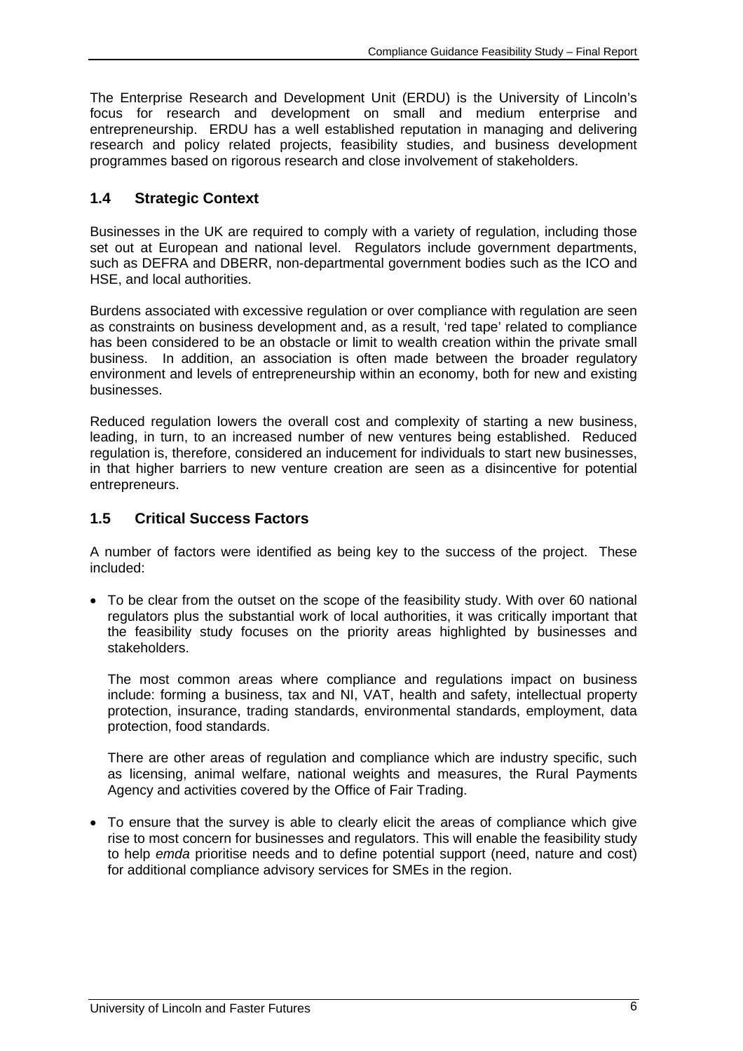The Enterprise Research and Development Unit (ERDU) is the University of Lincoln's focus for research and development on small and medium enterprise and entrepreneurship. ERDU has a well established reputation in managing and delivering research and policy related projects, feasibility studies, and business development programmes based on rigorous research and close involvement of stakeholders.

## 1.4 Strategic Context

Businesses in the UK are required to comply with a variety of regulation, including those set out at European and national level. Regulators include government departments, such as DEFRA and DBERR, non-departmental government bodies such as the ICO and HSE, and local authorities.

Burdens associated with excessive regulation or over compliance with regulation are seen as constraints on business development and, as a result, 'red tape' related to compliance has been considered to be an obstacle or limit to wealth creation within the private small business. In addition, an association is often made between the broader regulatory environment and levels of entrepreneurship within an economy, both for new and existing businesses.

Reduced regulation lowers the overall cost and complexity of starting a new business, leading, in turn, to an increased number of new ventures being established. Reduced regulation is, therefore, considered an inducement for individuals to start new businesses, in that higher barriers to new venture creation are seen as a disincentive for potential entrepreneurs.

## 1.5 Critical Success Factors

A number of factors were identified as being key to the success of the project. These included:

- To be clear from the outset on the scope of the feasibility study. With over 60 national regulators plus the substantial work of local authorities, it was critically important that the feasibility study focuses on the priority areas highlighted by businesses and stakeholders.

  The most common areas where compliance and regulations impact on business include: forming a business, tax and NI, VAT, health and safety, intellectual property protection, insurance, trading standards, environmental standards, employment, data protection, food standards.

  There are other areas of regulation and compliance which are industry specific, such as licensing, animal welfare, national weights and measures, the Rural Payments Agency and activities covered by the Office of Fair Trading.

- To ensure that the survey is able to clearly elicit the areas of compliance which give rise to most concern for businesses and regulators. This will enable the feasibility study to help *emda* prioritise needs and to define potential support (need, nature and cost) for additional compliance advisory services for SMEs in the region.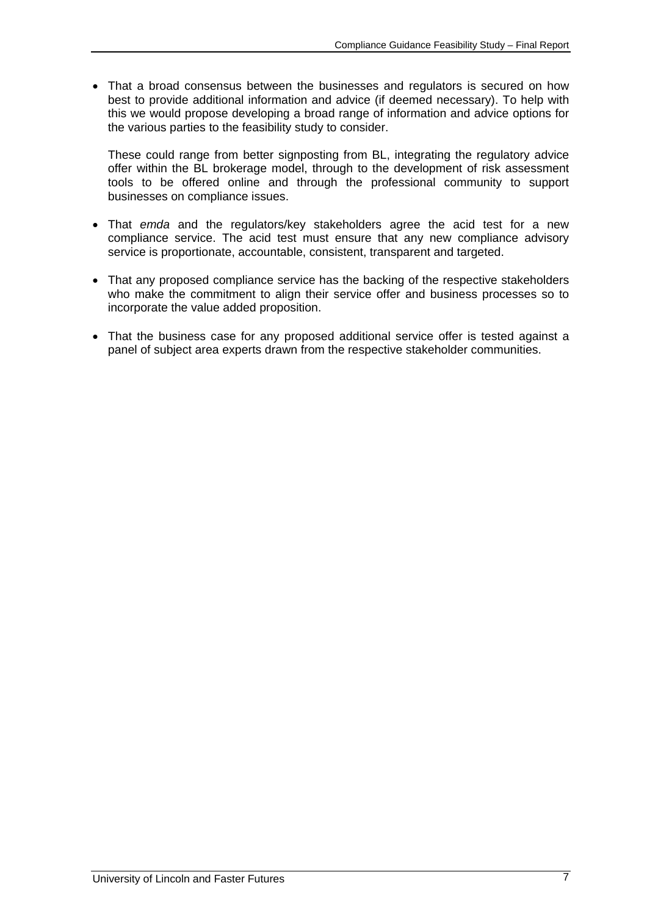- That a broad consensus between the businesses and regulators is secured on how best to provide additional information and advice (if deemed necessary). To help with this we would propose developing a broad range of information and advice options for the various parties to the feasibility study to consider.

  These could range from better signposting from BL, integrating the regulatory advice offer within the BL brokerage model, through to the development of risk assessment tools to be offered online and through the professional community to support businesses on compliance issues.

- That *emda* and the regulators/key stakeholders agree the acid test for a new compliance service. The acid test must ensure that any new compliance advisory service is proportionate, accountable, consistent, transparent and targeted.

- That any proposed compliance service has the backing of the respective stakeholders who make the commitment to align their service offer and business processes so to incorporate the value added proposition.

- That the business case for any proposed additional service offer is tested against a panel of subject area experts drawn from the respective stakeholder communities.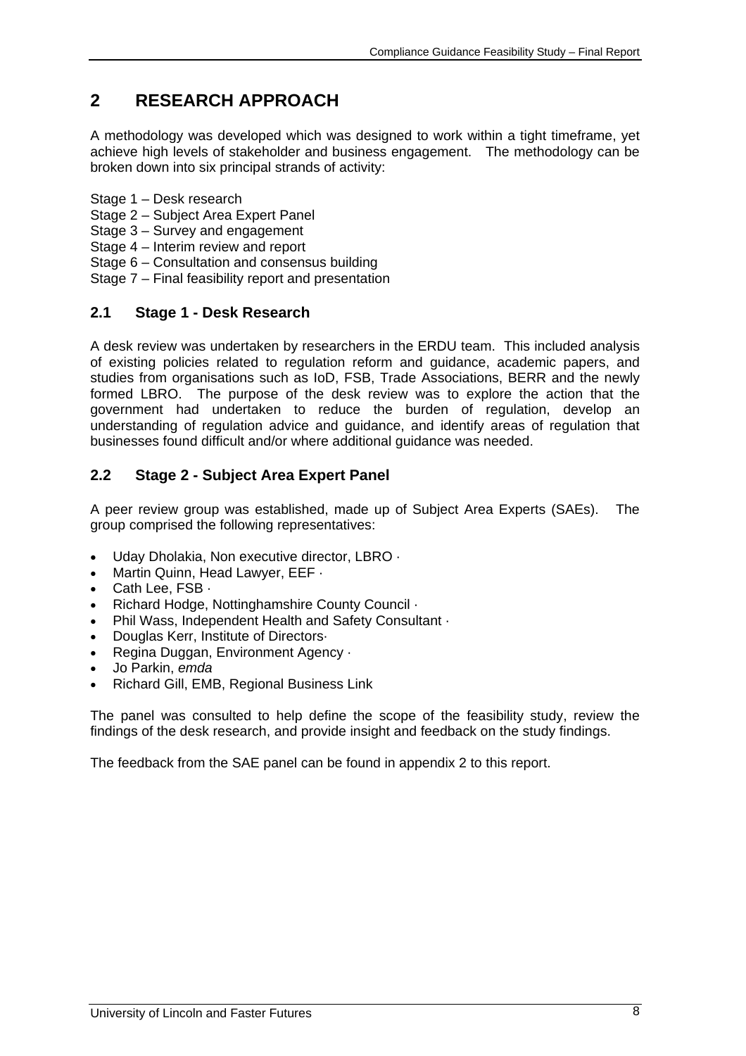# 2 RESEARCH APPROACH

A methodology was developed which was designed to work within a tight timeframe, yet achieve high levels of stakeholder and business engagement. The methodology can be broken down into six principal strands of activity:

Stage 1 – Desk research
Stage 2 – Subject Area Expert Panel
Stage 3 – Survey and engagement
Stage 4 – Interim review and report
Stage 6 – Consultation and consensus building
Stage 7 – Final feasibility report and presentation

## 2.1 Stage 1 - Desk Research

A desk review was undertaken by researchers in the ERDU team. This included analysis of existing policies related to regulation reform and guidance, academic papers, and studies from organisations such as IoD, FSB, Trade Associations, BERR and the newly formed LBRO. The purpose of the desk review was to explore the action that the government had undertaken to reduce the burden of regulation, develop an understanding of regulation advice and guidance, and identify areas of regulation that businesses found difficult and/or where additional guidance was needed.

## 2.2 Stage 2 - Subject Area Expert Panel

A peer review group was established, made up of Subject Area Experts (SAEs). The group comprised the following representatives:

- Uday Dholakia, Non executive director, LBRO ·
- Martin Quinn, Head Lawyer, EEF ·
- Cath Lee, FSB ·
- Richard Hodge, Nottinghamshire County Council ·
- Phil Wass, Independent Health and Safety Consultant ·
- Douglas Kerr, Institute of Directors·
- Regina Duggan, Environment Agency ·
- Jo Parkin, *emda*
- Richard Gill, EMB, Regional Business Link

The panel was consulted to help define the scope of the feasibility study, review the findings of the desk research, and provide insight and feedback on the study findings.

The feedback from the SAE panel can be found in appendix 2 to this report.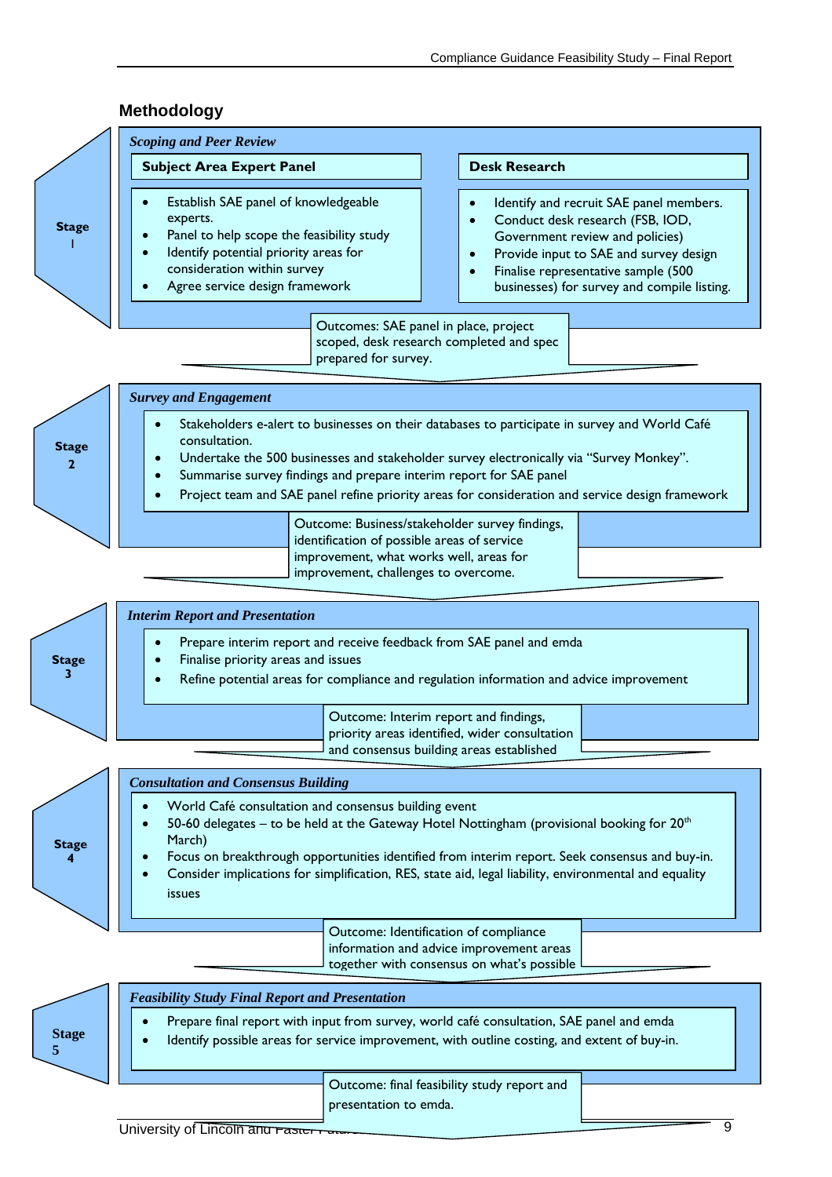## Methodology

### Stage 1

***Scoping and Peer Review***

**Subject Area Expert Panel**

- Establish SAE panel of knowledgeable experts.
- Panel to help scope the feasibility study
- Identify potential priority areas for consideration within survey
- Agree service design framework

**Desk Research**

- Identify and recruit SAE panel members.
- Conduct desk research (FSB, IOD, Government review and policies)
- Provide input to SAE and survey design
- Finalise representative sample (500 businesses) for survey and compile listing.

Outcomes: SAE panel in place, project scoped, desk research completed and spec prepared for survey.

### Stage 2

***Survey and Engagement***

- Stakeholders e-alert to businesses on their databases to participate in survey and World Café consultation.
- Undertake the 500 businesses and stakeholder survey electronically via "Survey Monkey".
- Summarise survey findings and prepare interim report for SAE panel
- Project team and SAE panel refine priority areas for consideration and service design framework

Outcome: Business/stakeholder survey findings, identification of possible areas of service improvement, what works well, areas for improvement, challenges to overcome.

### Stage 3

***Interim Report and Presentation***

- Prepare interim report and receive feedback from SAE panel and emda
- Finalise priority areas and issues
- Refine potential areas for compliance and regulation information and advice improvement

Outcome: Interim report and findings, priority areas identified, wider consultation and consensus building areas established

### Stage 4

***Consultation and Consensus Building***

- World Café consultation and consensus building event
- 50-60 delegates – to be held at the Gateway Hotel Nottingham (provisional booking for 20th March)
- Focus on breakthrough opportunities identified from interim report. Seek consensus and buy-in.
- Consider implications for simplification, RES, state aid, legal liability, environmental and equality issues

Outcome: Identification of compliance information and advice improvement areas together with consensus on what's possible

### Stage 5

***Feasibility Study Final Report and Presentation***

- Prepare final report with input from survey, world café consultation, SAE panel and emda
- Identify possible areas for service improvement, with outline costing, and extent of buy-in.

Outcome: final feasibility study report and presentation to emda.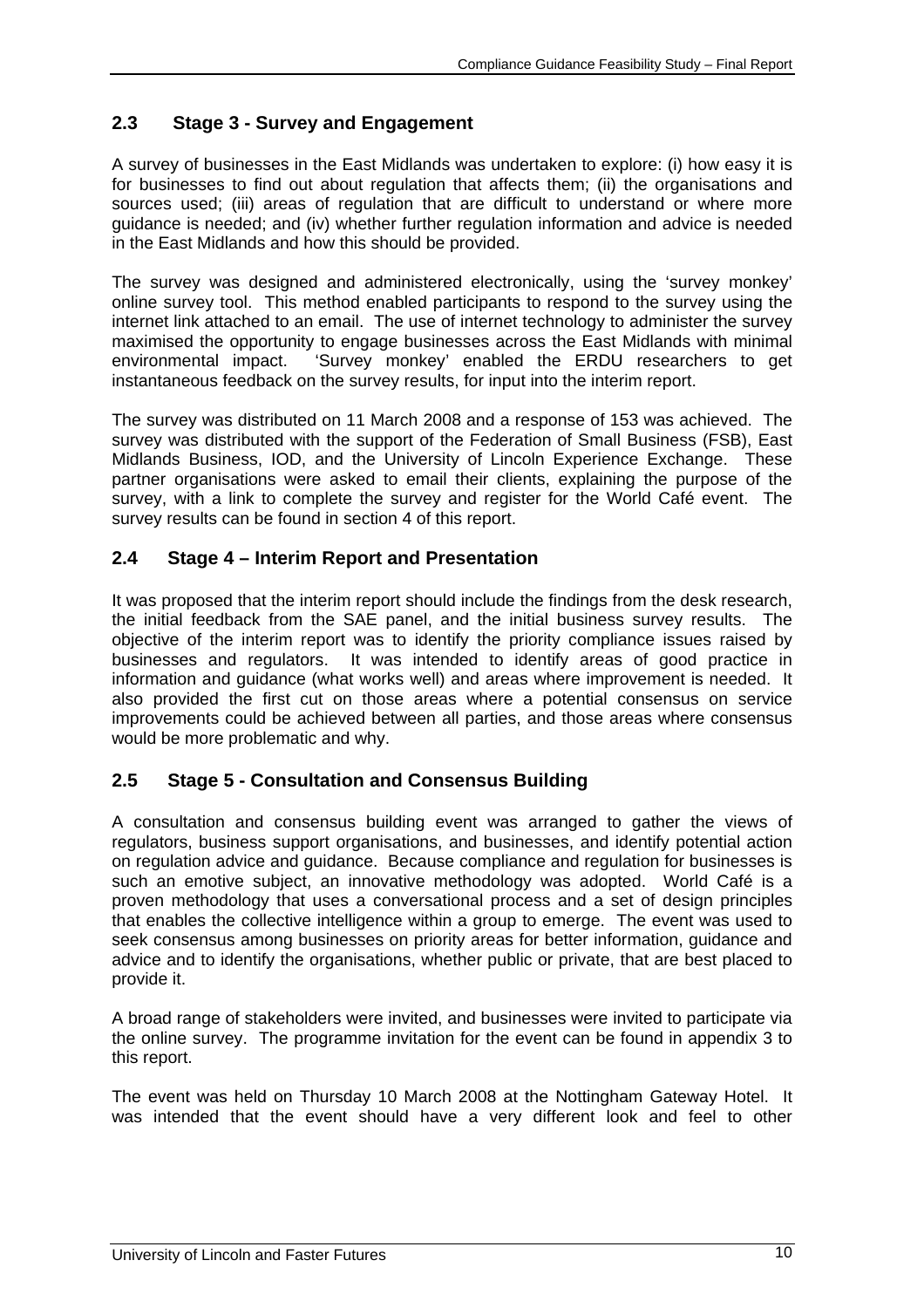## 2.3 Stage 3 - Survey and Engagement

A survey of businesses in the East Midlands was undertaken to explore: (i) how easy it is for businesses to find out about regulation that affects them; (ii) the organisations and sources used; (iii) areas of regulation that are difficult to understand or where more guidance is needed; and (iv) whether further regulation information and advice is needed in the East Midlands and how this should be provided.

The survey was designed and administered electronically, using the 'survey monkey' online survey tool. This method enabled participants to respond to the survey using the internet link attached to an email. The use of internet technology to administer the survey maximised the opportunity to engage businesses across the East Midlands with minimal environmental impact. 'Survey monkey' enabled the ERDU researchers to get instantaneous feedback on the survey results, for input into the interim report.

The survey was distributed on 11 March 2008 and a response of 153 was achieved. The survey was distributed with the support of the Federation of Small Business (FSB), East Midlands Business, IOD, and the University of Lincoln Experience Exchange. These partner organisations were asked to email their clients, explaining the purpose of the survey, with a link to complete the survey and register for the World Café event. The survey results can be found in section 4 of this report.

## 2.4 Stage 4 – Interim Report and Presentation

It was proposed that the interim report should include the findings from the desk research, the initial feedback from the SAE panel, and the initial business survey results. The objective of the interim report was to identify the priority compliance issues raised by businesses and regulators. It was intended to identify areas of good practice in information and guidance (what works well) and areas where improvement is needed. It also provided the first cut on those areas where a potential consensus on service improvements could be achieved between all parties, and those areas where consensus would be more problematic and why.

## 2.5 Stage 5 - Consultation and Consensus Building

A consultation and consensus building event was arranged to gather the views of regulators, business support organisations, and businesses, and identify potential action on regulation advice and guidance. Because compliance and regulation for businesses is such an emotive subject, an innovative methodology was adopted. World Café is a proven methodology that uses a conversational process and a set of design principles that enables the collective intelligence within a group to emerge. The event was used to seek consensus among businesses on priority areas for better information, guidance and advice and to identify the organisations, whether public or private, that are best placed to provide it.

A broad range of stakeholders were invited, and businesses were invited to participate via the online survey. The programme invitation for the event can be found in appendix 3 to this report.

The event was held on Thursday 10 March 2008 at the Nottingham Gateway Hotel. It was intended that the event should have a very different look and feel to other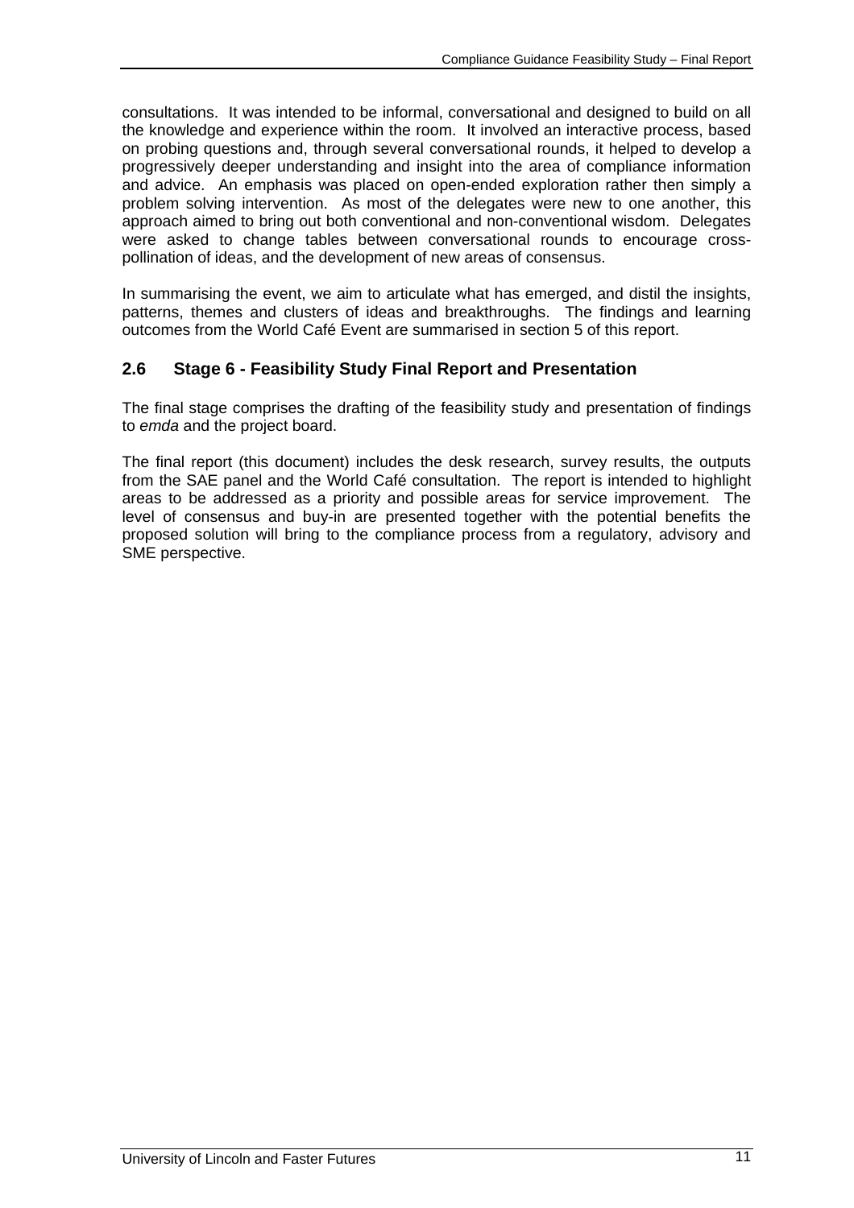consultations. It was intended to be informal, conversational and designed to build on all the knowledge and experience within the room. It involved an interactive process, based on probing questions and, through several conversational rounds, it helped to develop a progressively deeper understanding and insight into the area of compliance information and advice. An emphasis was placed on open-ended exploration rather then simply a problem solving intervention. As most of the delegates were new to one another, this approach aimed to bring out both conventional and non-conventional wisdom. Delegates were asked to change tables between conversational rounds to encourage cross-pollination of ideas, and the development of new areas of consensus.

In summarising the event, we aim to articulate what has emerged, and distil the insights, patterns, themes and clusters of ideas and breakthroughs. The findings and learning outcomes from the World Café Event are summarised in section 5 of this report.

## 2.6 Stage 6 - Feasibility Study Final Report and Presentation

The final stage comprises the drafting of the feasibility study and presentation of findings to *emda* and the project board.

The final report (this document) includes the desk research, survey results, the outputs from the SAE panel and the World Café consultation. The report is intended to highlight areas to be addressed as a priority and possible areas for service improvement. The level of consensus and buy-in are presented together with the potential benefits the proposed solution will bring to the compliance process from a regulatory, advisory and SME perspective.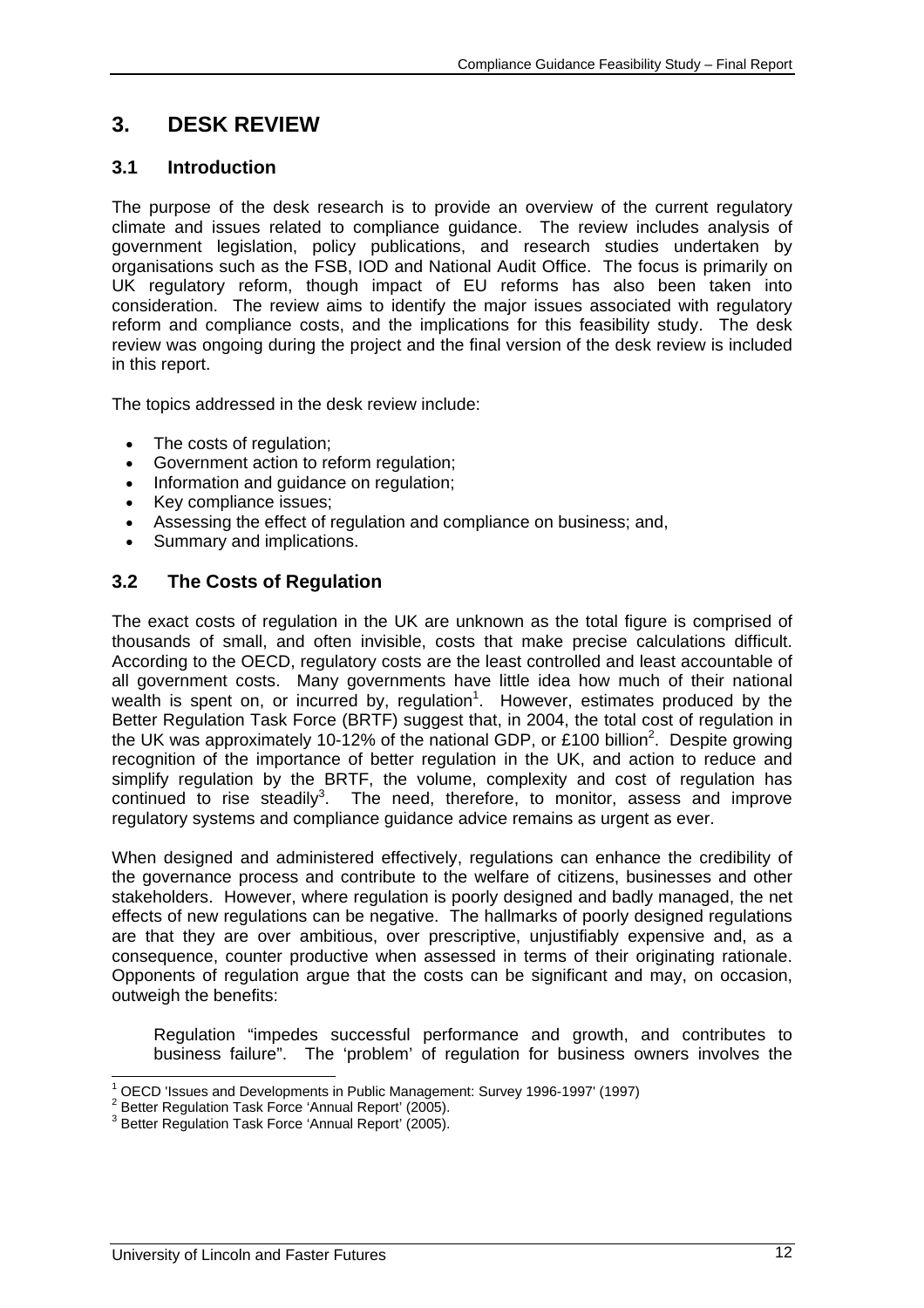# 3. DESK REVIEW

## 3.1 Introduction

The purpose of the desk research is to provide an overview of the current regulatory climate and issues related to compliance guidance. The review includes analysis of government legislation, policy publications, and research studies undertaken by organisations such as the FSB, IOD and National Audit Office. The focus is primarily on UK regulatory reform, though impact of EU reforms has also been taken into consideration. The review aims to identify the major issues associated with regulatory reform and compliance costs, and the implications for this feasibility study. The desk review was ongoing during the project and the final version of the desk review is included in this report.

The topics addressed in the desk review include:

- The costs of regulation;
- Government action to reform regulation;
- Information and guidance on regulation;
- Key compliance issues;
- Assessing the effect of regulation and compliance on business; and,
- Summary and implications.

## 3.2 The Costs of Regulation

The exact costs of regulation in the UK are unknown as the total figure is comprised of thousands of small, and often invisible, costs that make precise calculations difficult. According to the OECD, regulatory costs are the least controlled and least accountable of all government costs. Many governments have little idea how much of their national wealth is spent on, or incurred by, regulation[1]. However, estimates produced by the Better Regulation Task Force (BRTF) suggest that, in 2004, the total cost of regulation in the UK was approximately 10-12% of the national GDP, or £100 billion[2]. Despite growing recognition of the importance of better regulation in the UK, and action to reduce and simplify regulation by the BRTF, the volume, complexity and cost of regulation has continued to rise steadily[3]. The need, therefore, to monitor, assess and improve regulatory systems and compliance guidance advice remains as urgent as ever.

When designed and administered effectively, regulations can enhance the credibility of the governance process and contribute to the welfare of citizens, businesses and other stakeholders. However, where regulation is poorly designed and badly managed, the net effects of new regulations can be negative. The hallmarks of poorly designed regulations are that they are over ambitious, over prescriptive, unjustifiably expensive and, as a consequence, counter productive when assessed in terms of their originating rationale. Opponents of regulation argue that the costs can be significant and may, on occasion, outweigh the benefits:

> Regulation "impedes successful performance and growth, and contributes to business failure". The 'problem' of regulation for business owners involves the

[1] OECD 'Issues and Developments in Public Management: Survey 1996-1997' (1997)
[2] Better Regulation Task Force 'Annual Report' (2005).
[3] Better Regulation Task Force 'Annual Report' (2005).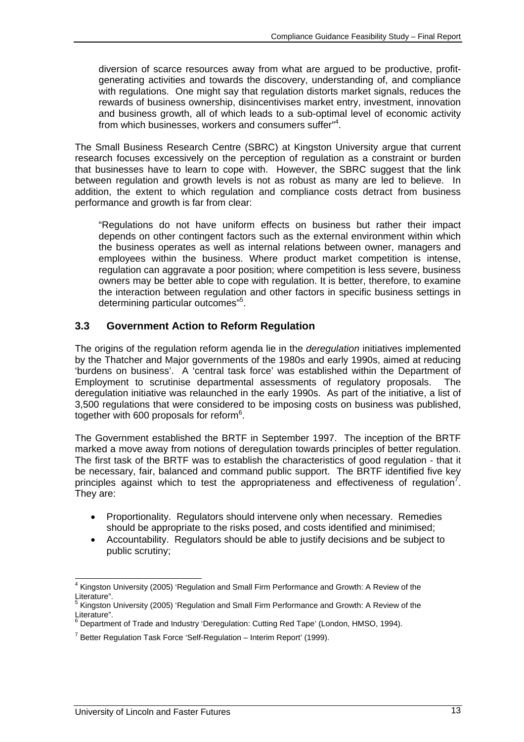diversion of scarce resources away from what are argued to be productive, profit-generating activities and towards the discovery, understanding of, and compliance with regulations. One might say that regulation distorts market signals, reduces the rewards of business ownership, disincentivises market entry, investment, innovation and business growth, all of which leads to a sub-optimal level of economic activity from which businesses, workers and consumers suffer"[4].

The Small Business Research Centre (SBRC) at Kingston University argue that current research focuses excessively on the perception of regulation as a constraint or burden that businesses have to learn to cope with. However, the SBRC suggest that the link between regulation and growth levels is not as robust as many are led to believe. In addition, the extent to which regulation and compliance costs detract from business performance and growth is far from clear:

> "Regulations do not have uniform effects on business but rather their impact depends on other contingent factors such as the external environment within which the business operates as well as internal relations between owner, managers and employees within the business. Where product market competition is intense, regulation can aggravate a poor position; where competition is less severe, business owners may be better able to cope with regulation. It is better, therefore, to examine the interaction between regulation and other factors in specific business settings in determining particular outcomes"[5].

## 3.3 Government Action to Reform Regulation

The origins of the regulation reform agenda lie in the *deregulation* initiatives implemented by the Thatcher and Major governments of the 1980s and early 1990s, aimed at reducing 'burdens on business'. A 'central task force' was established within the Department of Employment to scrutinise departmental assessments of regulatory proposals. The deregulation initiative was relaunched in the early 1990s. As part of the initiative, a list of 3,500 regulations that were considered to be imposing costs on business was published, together with 600 proposals for reform[6].

The Government established the BRTF in September 1997. The inception of the BRTF marked a move away from notions of deregulation towards principles of better regulation. The first task of the BRTF was to establish the characteristics of good regulation - that it be necessary, fair, balanced and command public support. The BRTF identified five key principles against which to test the appropriateness and effectiveness of regulation[7]. They are:

- Proportionality. Regulators should intervene only when necessary. Remedies should be appropriate to the risks posed, and costs identified and minimised;
- Accountability. Regulators should be able to justify decisions and be subject to public scrutiny;

---

[4] Kingston University (2005) 'Regulation and Small Firm Performance and Growth: A Review of the Literature".

[5] Kingston University (2005) 'Regulation and Small Firm Performance and Growth: A Review of the Literature".

[6] Department of Trade and Industry 'Deregulation: Cutting Red Tape' (London, HMSO, 1994).

[7] Better Regulation Task Force 'Self-Regulation – Interim Report' (1999).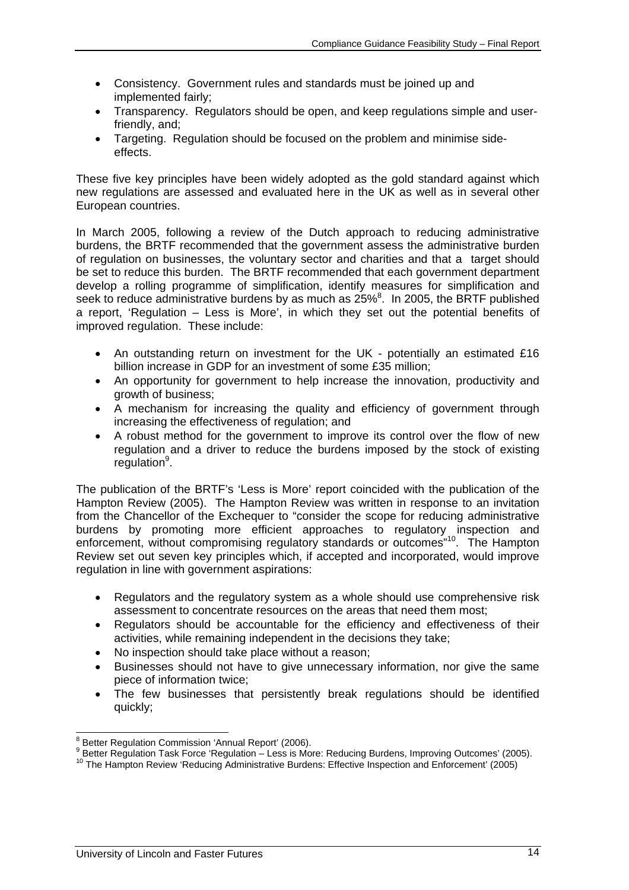- Consistency. Government rules and standards must be joined up and implemented fairly;
- Transparency. Regulators should be open, and keep regulations simple and user-friendly, and;
- Targeting. Regulation should be focused on the problem and minimise side-effects.

These five key principles have been widely adopted as the gold standard against which new regulations are assessed and evaluated here in the UK as well as in several other European countries.

In March 2005, following a review of the Dutch approach to reducing administrative burdens, the BRTF recommended that the government assess the administrative burden of regulation on businesses, the voluntary sector and charities and that a target should be set to reduce this burden. The BRTF recommended that each government department develop a rolling programme of simplification, identify measures for simplification and seek to reduce administrative burdens by as much as 25%[8]. In 2005, the BRTF published a report, 'Regulation – Less is More', in which they set out the potential benefits of improved regulation. These include:

- An outstanding return on investment for the UK - potentially an estimated £16 billion increase in GDP for an investment of some £35 million;
- An opportunity for government to help increase the innovation, productivity and growth of business;
- A mechanism for increasing the quality and efficiency of government through increasing the effectiveness of regulation; and
- A robust method for the government to improve its control over the flow of new regulation and a driver to reduce the burdens imposed by the stock of existing regulation[9].

The publication of the BRTF's 'Less is More' report coincided with the publication of the Hampton Review (2005). The Hampton Review was written in response to an invitation from the Chancellor of the Exchequer to "consider the scope for reducing administrative burdens by promoting more efficient approaches to regulatory inspection and enforcement, without compromising regulatory standards or outcomes"[10]. The Hampton Review set out seven key principles which, if accepted and incorporated, would improve regulation in line with government aspirations:

- Regulators and the regulatory system as a whole should use comprehensive risk assessment to concentrate resources on the areas that need them most;
- Regulators should be accountable for the efficiency and effectiveness of their activities, while remaining independent in the decisions they take;
- No inspection should take place without a reason;
- Businesses should not have to give unnecessary information, nor give the same piece of information twice;
- The few businesses that persistently break regulations should be identified quickly;

---

[8] Better Regulation Commission 'Annual Report' (2006).

[9] Better Regulation Task Force 'Regulation – Less is More: Reducing Burdens, Improving Outcomes' (2005).

[10] The Hampton Review 'Reducing Administrative Burdens: Effective Inspection and Enforcement' (2005)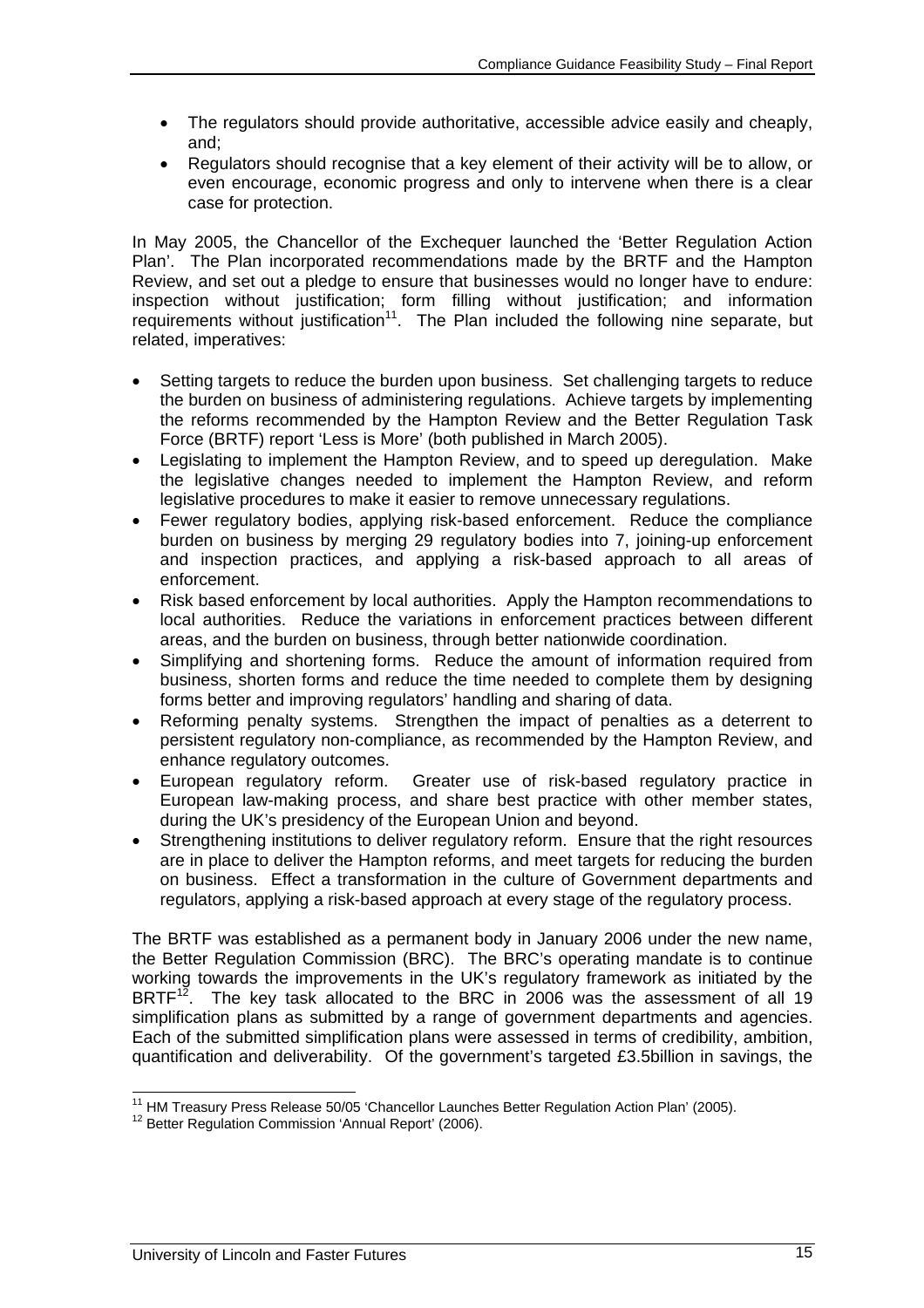- The regulators should provide authoritative, accessible advice easily and cheaply, and;
- Regulators should recognise that a key element of their activity will be to allow, or even encourage, economic progress and only to intervene when there is a clear case for protection.

In May 2005, the Chancellor of the Exchequer launched the 'Better Regulation Action Plan'. The Plan incorporated recommendations made by the BRTF and the Hampton Review, and set out a pledge to ensure that businesses would no longer have to endure: inspection without justification; form filling without justification; and information requirements without justification[11]. The Plan included the following nine separate, but related, imperatives:

- Setting targets to reduce the burden upon business. Set challenging targets to reduce the burden on business of administering regulations. Achieve targets by implementing the reforms recommended by the Hampton Review and the Better Regulation Task Force (BRTF) report 'Less is More' (both published in March 2005).
- Legislating to implement the Hampton Review, and to speed up deregulation. Make the legislative changes needed to implement the Hampton Review, and reform legislative procedures to make it easier to remove unnecessary regulations.
- Fewer regulatory bodies, applying risk-based enforcement. Reduce the compliance burden on business by merging 29 regulatory bodies into 7, joining-up enforcement and inspection practices, and applying a risk-based approach to all areas of enforcement.
- Risk based enforcement by local authorities. Apply the Hampton recommendations to local authorities. Reduce the variations in enforcement practices between different areas, and the burden on business, through better nationwide coordination.
- Simplifying and shortening forms. Reduce the amount of information required from business, shorten forms and reduce the time needed to complete them by designing forms better and improving regulators' handling and sharing of data.
- Reforming penalty systems. Strengthen the impact of penalties as a deterrent to persistent regulatory non-compliance, as recommended by the Hampton Review, and enhance regulatory outcomes.
- European regulatory reform. Greater use of risk-based regulatory practice in European law-making process, and share best practice with other member states, during the UK's presidency of the European Union and beyond.
- Strengthening institutions to deliver regulatory reform. Ensure that the right resources are in place to deliver the Hampton reforms, and meet targets for reducing the burden on business. Effect a transformation in the culture of Government departments and regulators, applying a risk-based approach at every stage of the regulatory process.

The BRTF was established as a permanent body in January 2006 under the new name, the Better Regulation Commission (BRC). The BRC's operating mandate is to continue working towards the improvements in the UK's regulatory framework as initiated by the BRTF[12]. The key task allocated to the BRC in 2006 was the assessment of all 19 simplification plans as submitted by a range of government departments and agencies. Each of the submitted simplification plans were assessed in terms of credibility, ambition, quantification and deliverability. Of the government's targeted £3.5billion in savings, the

[11] HM Treasury Press Release 50/05 'Chancellor Launches Better Regulation Action Plan' (2005).

[12] Better Regulation Commission 'Annual Report' (2006).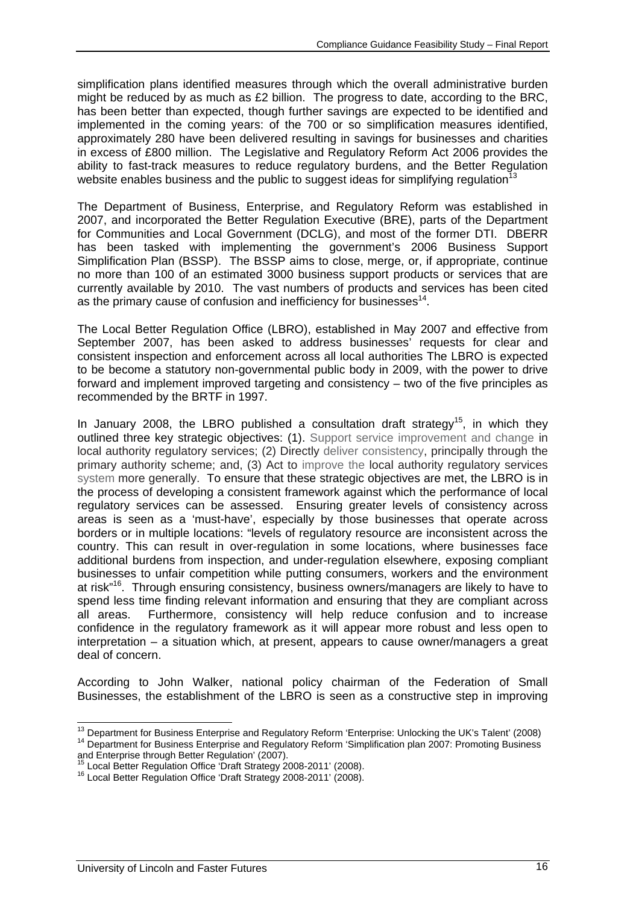simplification plans identified measures through which the overall administrative burden might be reduced by as much as £2 billion. The progress to date, according to the BRC, has been better than expected, though further savings are expected to be identified and implemented in the coming years: of the 700 or so simplification measures identified, approximately 280 have been delivered resulting in savings for businesses and charities in excess of £800 million. The Legislative and Regulatory Reform Act 2006 provides the ability to fast-track measures to reduce regulatory burdens, and the Better Regulation website enables business and the public to suggest ideas for simplifying regulation[13]

The Department of Business, Enterprise, and Regulatory Reform was established in 2007, and incorporated the Better Regulation Executive (BRE), parts of the Department for Communities and Local Government (DCLG), and most of the former DTI. DBERR has been tasked with implementing the government's 2006 Business Support Simplification Plan (BSSP). The BSSP aims to close, merge, or, if appropriate, continue no more than 100 of an estimated 3000 business support products or services that are currently available by 2010. The vast numbers of products and services has been cited as the primary cause of confusion and inefficiency for businesses[14].

The Local Better Regulation Office (LBRO), established in May 2007 and effective from September 2007, has been asked to address businesses' requests for clear and consistent inspection and enforcement across all local authorities The LBRO is expected to be become a statutory non-governmental public body in 2009, with the power to drive forward and implement improved targeting and consistency – two of the five principles as recommended by the BRTF in 1997.

In January 2008, the LBRO published a consultation draft strategy[15], in which they outlined three key strategic objectives: (1). Support service improvement and change in local authority regulatory services; (2) Directly deliver consistency, principally through the primary authority scheme; and, (3) Act to improve the local authority regulatory services system more generally. To ensure that these strategic objectives are met, the LBRO is in the process of developing a consistent framework against which the performance of local regulatory services can be assessed. Ensuring greater levels of consistency across areas is seen as a 'must-have', especially by those businesses that operate across borders or in multiple locations: "levels of regulatory resource are inconsistent across the country. This can result in over-regulation in some locations, where businesses face additional burdens from inspection, and under-regulation elsewhere, exposing compliant businesses to unfair competition while putting consumers, workers and the environment at risk"[16]. Through ensuring consistency, business owners/managers are likely to have to spend less time finding relevant information and ensuring that they are compliant across all areas. Furthermore, consistency will help reduce confusion and to increase confidence in the regulatory framework as it will appear more robust and less open to interpretation – a situation which, at present, appears to cause owner/managers a great deal of concern.

According to John Walker, national policy chairman of the Federation of Small Businesses, the establishment of the LBRO is seen as a constructive step in improving

---

[13] Department for Business Enterprise and Regulatory Reform 'Enterprise: Unlocking the UK's Talent' (2008)

[14] Department for Business Enterprise and Regulatory Reform 'Simplification plan 2007: Promoting Business and Enterprise through Better Regulation' (2007).

[15] Local Better Regulation Office 'Draft Strategy 2008-2011' (2008).

[16] Local Better Regulation Office 'Draft Strategy 2008-2011' (2008).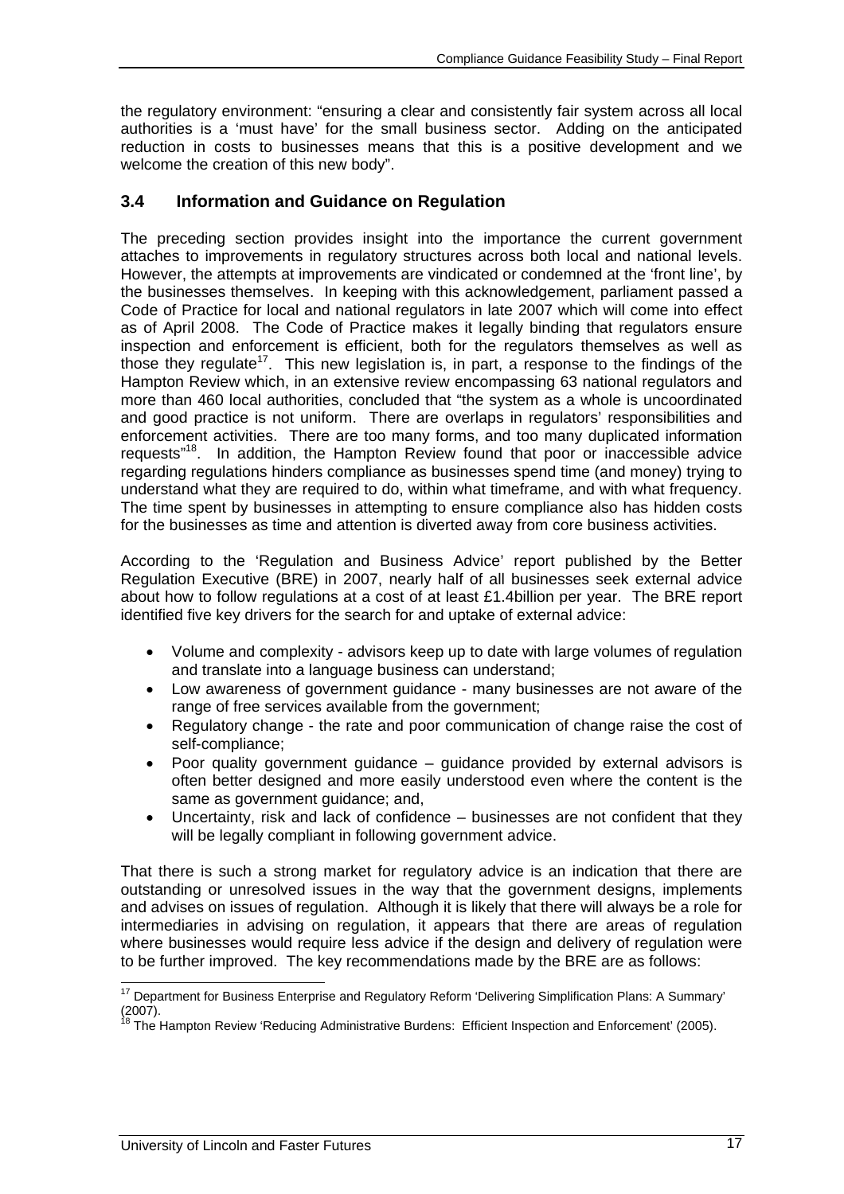the regulatory environment: "ensuring a clear and consistently fair system across all local authorities is a 'must have' for the small business sector. Adding on the anticipated reduction in costs to businesses means that this is a positive development and we welcome the creation of this new body".

### 3.4 Information and Guidance on Regulation

The preceding section provides insight into the importance the current government attaches to improvements in regulatory structures across both local and national levels. However, the attempts at improvements are vindicated or condemned at the 'front line', by the businesses themselves. In keeping with this acknowledgement, parliament passed a Code of Practice for local and national regulators in late 2007 which will come into effect as of April 2008. The Code of Practice makes it legally binding that regulators ensure inspection and enforcement is efficient, both for the regulators themselves as well as those they regulate[17]. This new legislation is, in part, a response to the findings of the Hampton Review which, in an extensive review encompassing 63 national regulators and more than 460 local authorities, concluded that "the system as a whole is uncoordinated and good practice is not uniform. There are overlaps in regulators' responsibilities and enforcement activities. There are too many forms, and too many duplicated information requests"[18]. In addition, the Hampton Review found that poor or inaccessible advice regarding regulations hinders compliance as businesses spend time (and money) trying to understand what they are required to do, within what timeframe, and with what frequency. The time spent by businesses in attempting to ensure compliance also has hidden costs for the businesses as time and attention is diverted away from core business activities.

According to the 'Regulation and Business Advice' report published by the Better Regulation Executive (BRE) in 2007, nearly half of all businesses seek external advice about how to follow regulations at a cost of at least £1.4billion per year. The BRE report identified five key drivers for the search for and uptake of external advice:

- Volume and complexity - advisors keep up to date with large volumes of regulation and translate into a language business can understand;
- Low awareness of government guidance - many businesses are not aware of the range of free services available from the government;
- Regulatory change - the rate and poor communication of change raise the cost of self-compliance;
- Poor quality government guidance – guidance provided by external advisors is often better designed and more easily understood even where the content is the same as government guidance; and,
- Uncertainty, risk and lack of confidence – businesses are not confident that they will be legally compliant in following government advice.

That there is such a strong market for regulatory advice is an indication that there are outstanding or unresolved issues in the way that the government designs, implements and advises on issues of regulation. Although it is likely that there will always be a role for intermediaries in advising on regulation, it appears that there are areas of regulation where businesses would require less advice if the design and delivery of regulation were to be further improved. The key recommendations made by the BRE are as follows:

---

[17] Department for Business Enterprise and Regulatory Reform 'Delivering Simplification Plans: A Summary' (2007).

[18] The Hampton Review 'Reducing Administrative Burdens: Efficient Inspection and Enforcement' (2005).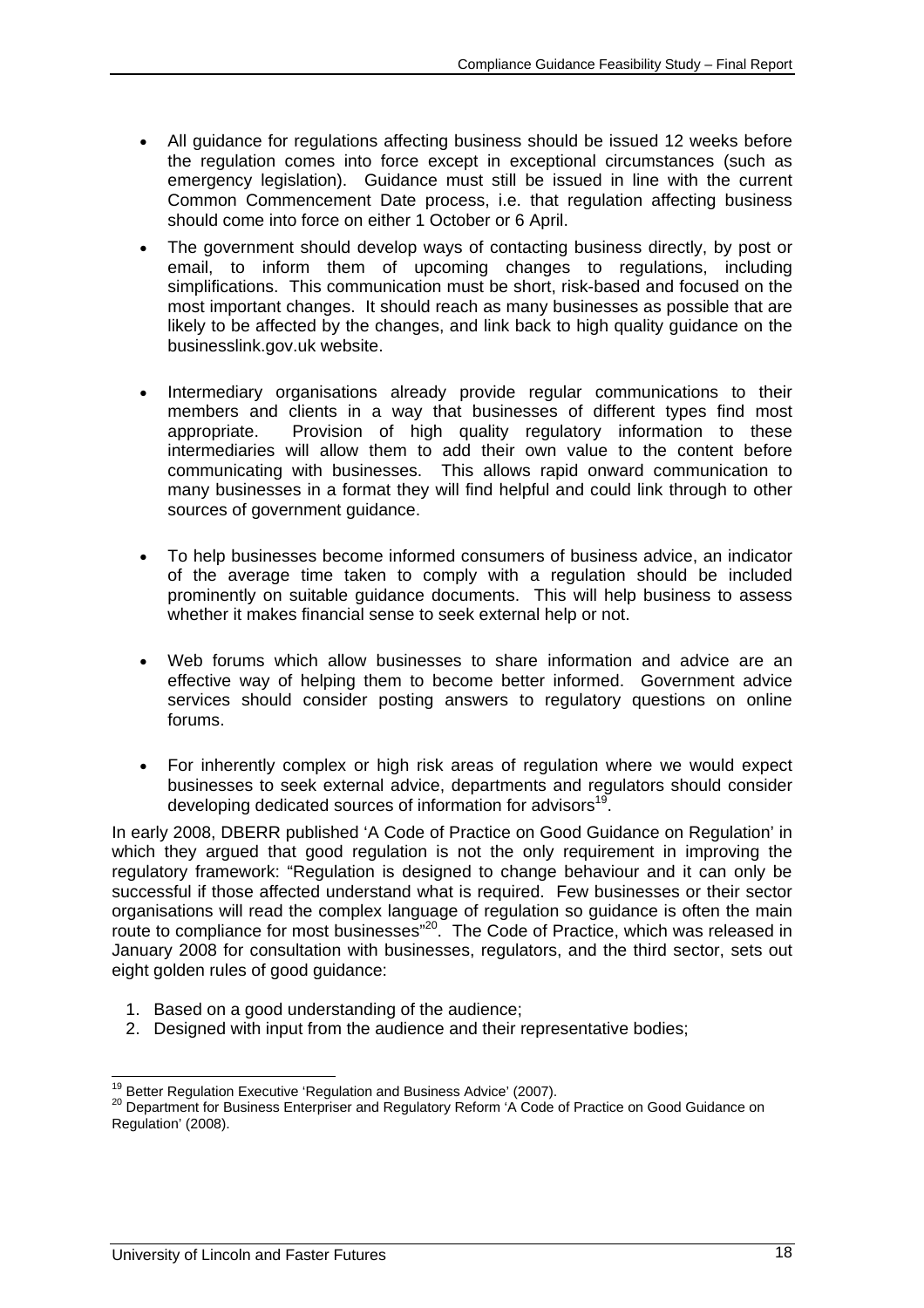- All guidance for regulations affecting business should be issued 12 weeks before the regulation comes into force except in exceptional circumstances (such as emergency legislation). Guidance must still be issued in line with the current Common Commencement Date process, i.e. that regulation affecting business should come into force on either 1 October or 6 April.

- The government should develop ways of contacting business directly, by post or email, to inform them of upcoming changes to regulations, including simplifications. This communication must be short, risk-based and focused on the most important changes. It should reach as many businesses as possible that are likely to be affected by the changes, and link back to high quality guidance on the businesslink.gov.uk website.

- Intermediary organisations already provide regular communications to their members and clients in a way that businesses of different types find most appropriate. Provision of high quality regulatory information to these intermediaries will allow them to add their own value to the content before communicating with businesses. This allows rapid onward communication to many businesses in a format they will find helpful and could link through to other sources of government guidance.

- To help businesses become informed consumers of business advice, an indicator of the average time taken to comply with a regulation should be included prominently on suitable guidance documents. This will help business to assess whether it makes financial sense to seek external help or not.

- Web forums which allow businesses to share information and advice are an effective way of helping them to become better informed. Government advice services should consider posting answers to regulatory questions on online forums.

- For inherently complex or high risk areas of regulation where we would expect businesses to seek external advice, departments and regulators should consider developing dedicated sources of information for advisors[19].

In early 2008, DBERR published 'A Code of Practice on Good Guidance on Regulation' in which they argued that good regulation is not the only requirement in improving the regulatory framework: "Regulation is designed to change behaviour and it can only be successful if those affected understand what is required. Few businesses or their sector organisations will read the complex language of regulation so guidance is often the main route to compliance for most businesses"[20]. The Code of Practice, which was released in January 2008 for consultation with businesses, regulators, and the third sector, sets out eight golden rules of good guidance:

1. Based on a good understanding of the audience;
2. Designed with input from the audience and their representative bodies;

---

[19] Better Regulation Executive 'Regulation and Business Advice' (2007).

[20] Department for Business Enterpriser and Regulatory Reform 'A Code of Practice on Good Guidance on Regulation' (2008).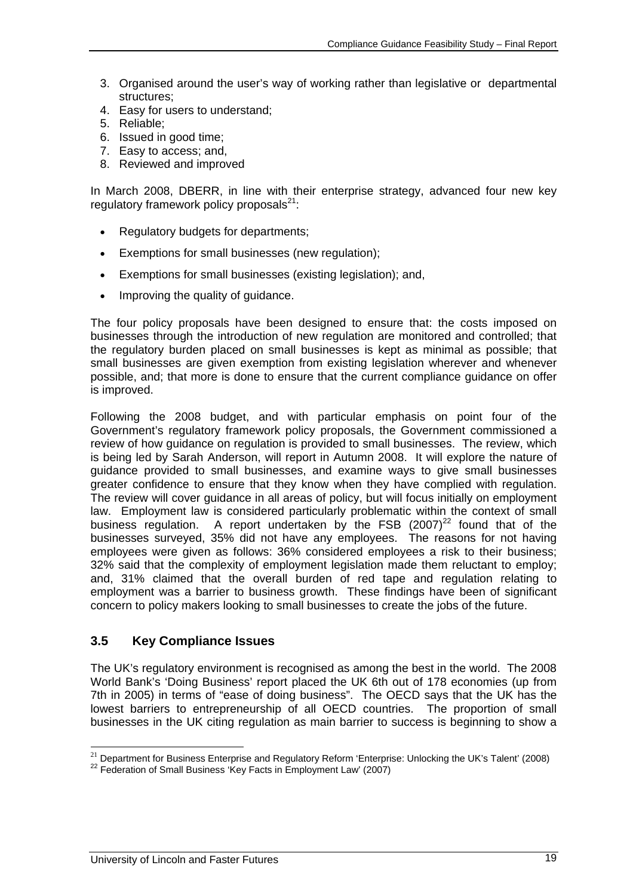3. Organised around the user's way of working rather than legislative or departmental structures;
4. Easy for users to understand;
5. Reliable;
6. Issued in good time;
7. Easy to access; and,
8. Reviewed and improved

In March 2008, DBERR, in line with their enterprise strategy, advanced four new key regulatory framework policy proposals[21]:

- Regulatory budgets for departments;
- Exemptions for small businesses (new regulation);
- Exemptions for small businesses (existing legislation); and,
- Improving the quality of guidance.

The four policy proposals have been designed to ensure that: the costs imposed on businesses through the introduction of new regulation are monitored and controlled; that the regulatory burden placed on small businesses is kept as minimal as possible; that small businesses are given exemption from existing legislation wherever and whenever possible, and; that more is done to ensure that the current compliance guidance on offer is improved.

Following the 2008 budget, and with particular emphasis on point four of the Government's regulatory framework policy proposals, the Government commissioned a review of how guidance on regulation is provided to small businesses. The review, which is being led by Sarah Anderson, will report in Autumn 2008. It will explore the nature of guidance provided to small businesses, and examine ways to give small businesses greater confidence to ensure that they know when they have complied with regulation. The review will cover guidance in all areas of policy, but will focus initially on employment law. Employment law is considered particularly problematic within the context of small business regulation. A report undertaken by the FSB (2007)[22] found that of the businesses surveyed, 35% did not have any employees. The reasons for not having employees were given as follows: 36% considered employees a risk to their business; 32% said that the complexity of employment legislation made them reluctant to employ; and, 31% claimed that the overall burden of red tape and regulation relating to employment was a barrier to business growth. These findings have been of significant concern to policy makers looking to small businesses to create the jobs of the future.

## 3.5 Key Compliance Issues

The UK's regulatory environment is recognised as among the best in the world. The 2008 World Bank's 'Doing Business' report placed the UK 6th out of 178 economies (up from 7th in 2005) in terms of "ease of doing business". The OECD says that the UK has the lowest barriers to entrepreneurship of all OECD countries. The proportion of small businesses in the UK citing regulation as main barrier to success is beginning to show a

---

[21] Department for Business Enterprise and Regulatory Reform 'Enterprise: Unlocking the UK's Talent' (2008)

[22] Federation of Small Business 'Key Facts in Employment Law' (2007)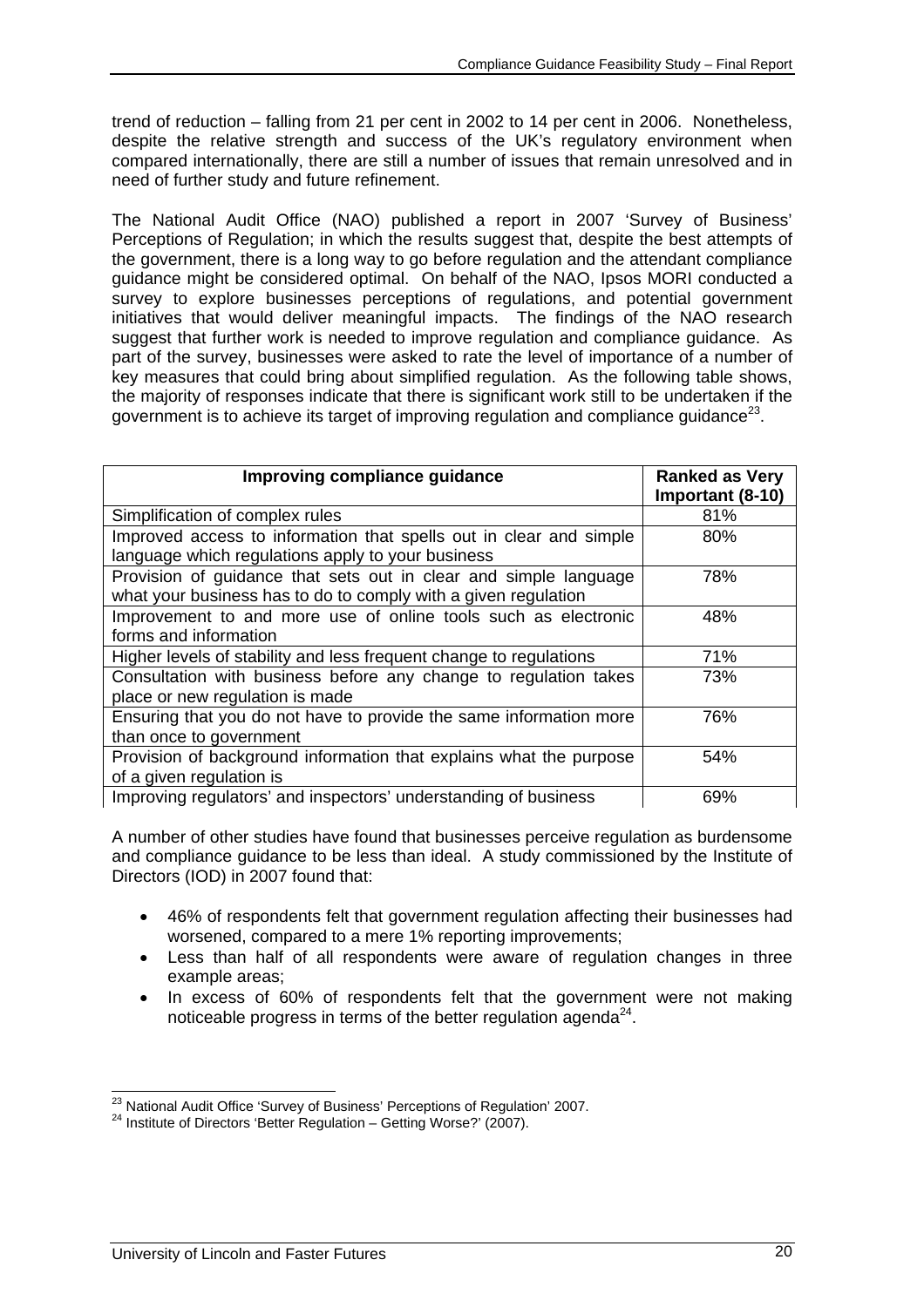trend of reduction – falling from 21 per cent in 2002 to 14 per cent in 2006. Nonetheless, despite the relative strength and success of the UK's regulatory environment when compared internationally, there are still a number of issues that remain unresolved and in need of further study and future refinement.

The National Audit Office (NAO) published a report in 2007 'Survey of Business' Perceptions of Regulation; in which the results suggest that, despite the best attempts of the government, there is a long way to go before regulation and the attendant compliance guidance might be considered optimal. On behalf of the NAO, Ipsos MORI conducted a survey to explore businesses perceptions of regulations, and potential government initiatives that would deliver meaningful impacts. The findings of the NAO research suggest that further work is needed to improve regulation and compliance guidance. As part of the survey, businesses were asked to rate the level of importance of a number of key measures that could bring about simplified regulation. As the following table shows, the majority of responses indicate that there is significant work still to be undertaken if the government is to achieve its target of improving regulation and compliance guidance[23].

| Improving compliance guidance | Ranked as Very Important (8-10) |
|---|---|
| Simplification of complex rules | 81% |
| Improved access to information that spells out in clear and simple language which regulations apply to your business | 80% |
| Provision of guidance that sets out in clear and simple language what your business has to do to comply with a given regulation | 78% |
| Improvement to and more use of online tools such as electronic forms and information | 48% |
| Higher levels of stability and less frequent change to regulations | 71% |
| Consultation with business before any change to regulation takes place or new regulation is made | 73% |
| Ensuring that you do not have to provide the same information more than once to government | 76% |
| Provision of background information that explains what the purpose of a given regulation is | 54% |
| Improving regulators' and inspectors' understanding of business | 69% |

A number of other studies have found that businesses perceive regulation as burdensome and compliance guidance to be less than ideal. A study commissioned by the Institute of Directors (IOD) in 2007 found that:

- 46% of respondents felt that government regulation affecting their businesses had worsened, compared to a mere 1% reporting improvements;
- Less than half of all respondents were aware of regulation changes in three example areas;
- In excess of 60% of respondents felt that the government were not making noticeable progress in terms of the better regulation agenda[24].

[23] National Audit Office 'Survey of Business' Perceptions of Regulation' 2007.
[24] Institute of Directors 'Better Regulation – Getting Worse?' (2007).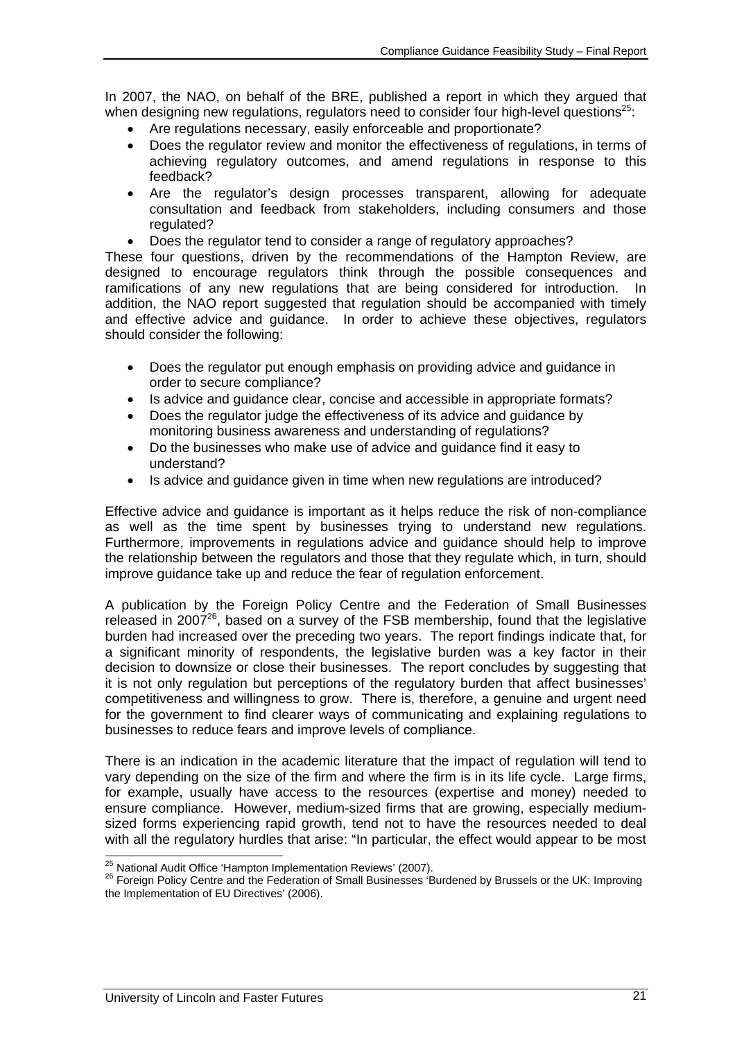In 2007, the NAO, on behalf of the BRE, published a report in which they argued that when designing new regulations, regulators need to consider four high-level questions[25]:

- Are regulations necessary, easily enforceable and proportionate?
- Does the regulator review and monitor the effectiveness of regulations, in terms of achieving regulatory outcomes, and amend regulations in response to this feedback?
- Are the regulator's design processes transparent, allowing for adequate consultation and feedback from stakeholders, including consumers and those regulated?
- Does the regulator tend to consider a range of regulatory approaches?

These four questions, driven by the recommendations of the Hampton Review, are designed to encourage regulators think through the possible consequences and ramifications of any new regulations that are being considered for introduction. In addition, the NAO report suggested that regulation should be accompanied with timely and effective advice and guidance. In order to achieve these objectives, regulators should consider the following:

- Does the regulator put enough emphasis on providing advice and guidance in order to secure compliance?
- Is advice and guidance clear, concise and accessible in appropriate formats?
- Does the regulator judge the effectiveness of its advice and guidance by monitoring business awareness and understanding of regulations?
- Do the businesses who make use of advice and guidance find it easy to understand?
- Is advice and guidance given in time when new regulations are introduced?

Effective advice and guidance is important as it helps reduce the risk of non-compliance as well as the time spent by businesses trying to understand new regulations. Furthermore, improvements in regulations advice and guidance should help to improve the relationship between the regulators and those that they regulate which, in turn, should improve guidance take up and reduce the fear of regulation enforcement.

A publication by the Foreign Policy Centre and the Federation of Small Businesses released in 2007[26], based on a survey of the FSB membership, found that the legislative burden had increased over the preceding two years. The report findings indicate that, for a significant minority of respondents, the legislative burden was a key factor in their decision to downsize or close their businesses. The report concludes by suggesting that it is not only regulation but perceptions of the regulatory burden that affect businesses' competitiveness and willingness to grow. There is, therefore, a genuine and urgent need for the government to find clearer ways of communicating and explaining regulations to businesses to reduce fears and improve levels of compliance.

There is an indication in the academic literature that the impact of regulation will tend to vary depending on the size of the firm and where the firm is in its life cycle. Large firms, for example, usually have access to the resources (expertise and money) needed to ensure compliance. However, medium-sized firms that are growing, especially medium-sized forms experiencing rapid growth, tend not to have the resources needed to deal with all the regulatory hurdles that arise: "In particular, the effect would appear to be most

[25] National Audit Office 'Hampton Implementation Reviews' (2007).

[26] Foreign Policy Centre and the Federation of Small Businesses 'Burdened by Brussels or the UK: Improving the Implementation of EU Directives' (2006).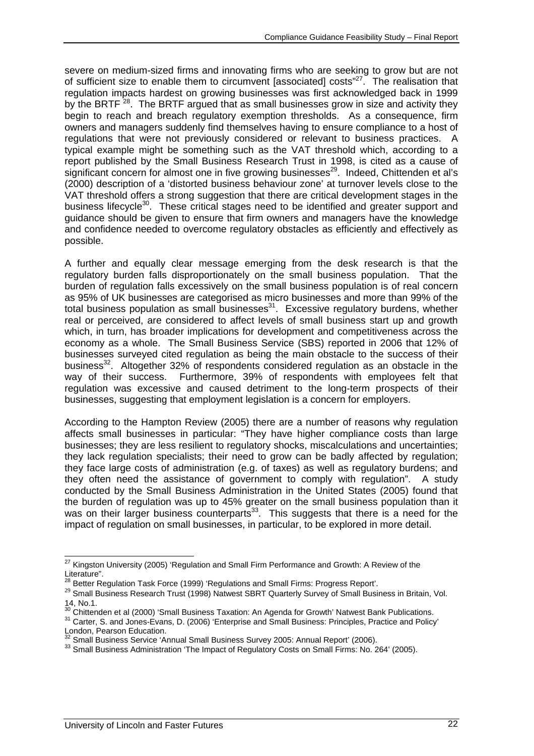severe on medium-sized firms and innovating firms who are seeking to grow but are not of sufficient size to enable them to circumvent [associated] costs"[27]. The realisation that regulation impacts hardest on growing businesses was first acknowledged back in 1999 by the BRTF [28]. The BRTF argued that as small businesses grow in size and activity they begin to reach and breach regulatory exemption thresholds. As a consequence, firm owners and managers suddenly find themselves having to ensure compliance to a host of regulations that were not previously considered or relevant to business practices. A typical example might be something such as the VAT threshold which, according to a report published by the Small Business Research Trust in 1998, is cited as a cause of significant concern for almost one in five growing businesses[29]. Indeed, Chittenden et al's (2000) description of a 'distorted business behaviour zone' at turnover levels close to the VAT threshold offers a strong suggestion that there are critical development stages in the business lifecycle[30]. These critical stages need to be identified and greater support and guidance should be given to ensure that firm owners and managers have the knowledge and confidence needed to overcome regulatory obstacles as efficiently and effectively as possible.

A further and equally clear message emerging from the desk research is that the regulatory burden falls disproportionately on the small business population. That the burden of regulation falls excessively on the small business population is of real concern as 95% of UK businesses are categorised as micro businesses and more than 99% of the total business population as small businesses[31]. Excessive regulatory burdens, whether real or perceived, are considered to affect levels of small business start up and growth which, in turn, has broader implications for development and competitiveness across the economy as a whole. The Small Business Service (SBS) reported in 2006 that 12% of businesses surveyed cited regulation as being the main obstacle to the success of their business[32]. Altogether 32% of respondents considered regulation as an obstacle in the way of their success. Furthermore, 39% of respondents with employees felt that regulation was excessive and caused detriment to the long-term prospects of their businesses, suggesting that employment legislation is a concern for employers.

According to the Hampton Review (2005) there are a number of reasons why regulation affects small businesses in particular: "They have higher compliance costs than large businesses; they are less resilient to regulatory shocks, miscalculations and uncertainties; they lack regulation specialists; their need to grow can be badly affected by regulation; they face large costs of administration (e.g. of taxes) as well as regulatory burdens; and they often need the assistance of government to comply with regulation". A study conducted by the Small Business Administration in the United States (2005) found that the burden of regulation was up to 45% greater on the small business population than it was on their larger business counterparts[33]. This suggests that there is a need for the impact of regulation on small businesses, in particular, to be explored in more detail.

---

[27] Kingston University (2005) 'Regulation and Small Firm Performance and Growth: A Review of the Literature".

[28] Better Regulation Task Force (1999) 'Regulations and Small Firms: Progress Report'.

[29] Small Business Research Trust (1998) Natwest SBRT Quarterly Survey of Small Business in Britain, Vol. 14, No.1.

[30] Chittenden et al (2000) 'Small Business Taxation: An Agenda for Growth' Natwest Bank Publications.

[31] Carter, S. and Jones-Evans, D. (2006) 'Enterprise and Small Business: Principles, Practice and Policy' London, Pearson Education.

[32] Small Business Service 'Annual Small Business Survey 2005: Annual Report' (2006).

[33] Small Business Administration 'The Impact of Regulatory Costs on Small Firms: No. 264' (2005).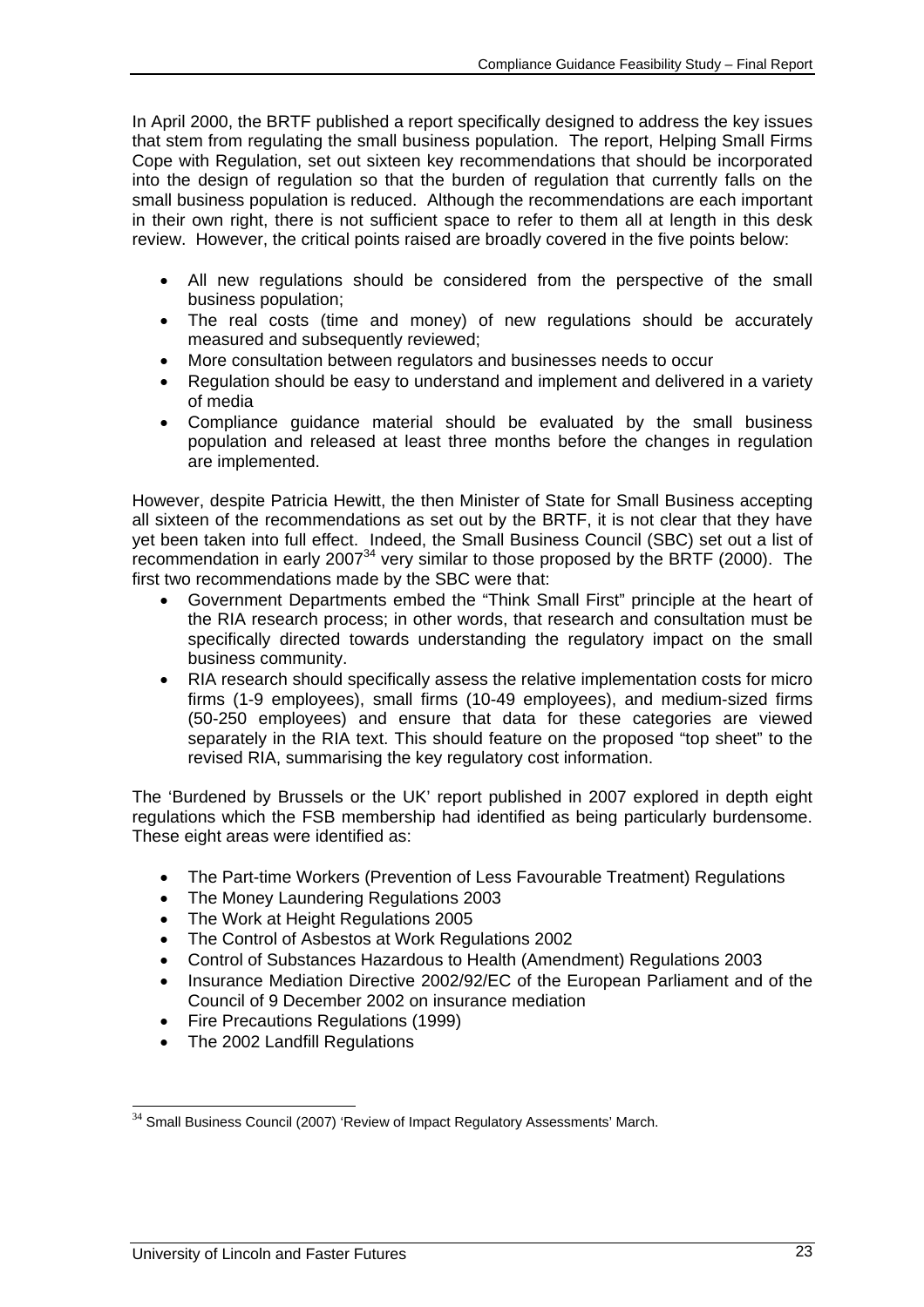In April 2000, the BRTF published a report specifically designed to address the key issues that stem from regulating the small business population. The report, Helping Small Firms Cope with Regulation, set out sixteen key recommendations that should be incorporated into the design of regulation so that the burden of regulation that currently falls on the small business population is reduced. Although the recommendations are each important in their own right, there is not sufficient space to refer to them all at length in this desk review. However, the critical points raised are broadly covered in the five points below:

- All new regulations should be considered from the perspective of the small business population;
- The real costs (time and money) of new regulations should be accurately measured and subsequently reviewed;
- More consultation between regulators and businesses needs to occur
- Regulation should be easy to understand and implement and delivered in a variety of media
- Compliance guidance material should be evaluated by the small business population and released at least three months before the changes in regulation are implemented.

However, despite Patricia Hewitt, the then Minister of State for Small Business accepting all sixteen of the recommendations as set out by the BRTF, it is not clear that they have yet been taken into full effect. Indeed, the Small Business Council (SBC) set out a list of recommendation in early 2007[34] very similar to those proposed by the BRTF (2000). The first two recommendations made by the SBC were that:

- Government Departments embed the "Think Small First" principle at the heart of the RIA research process; in other words, that research and consultation must be specifically directed towards understanding the regulatory impact on the small business community.
- RIA research should specifically assess the relative implementation costs for micro firms (1-9 employees), small firms (10-49 employees), and medium-sized firms (50-250 employees) and ensure that data for these categories are viewed separately in the RIA text. This should feature on the proposed "top sheet" to the revised RIA, summarising the key regulatory cost information.

The 'Burdened by Brussels or the UK' report published in 2007 explored in depth eight regulations which the FSB membership had identified as being particularly burdensome. These eight areas were identified as:

- The Part-time Workers (Prevention of Less Favourable Treatment) Regulations
- The Money Laundering Regulations 2003
- The Work at Height Regulations 2005
- The Control of Asbestos at Work Regulations 2002
- Control of Substances Hazardous to Health (Amendment) Regulations 2003
- Insurance Mediation Directive 2002/92/EC of the European Parliament and of the Council of 9 December 2002 on insurance mediation
- Fire Precautions Regulations (1999)
- The 2002 Landfill Regulations

[34] Small Business Council (2007) 'Review of Impact Regulatory Assessments' March.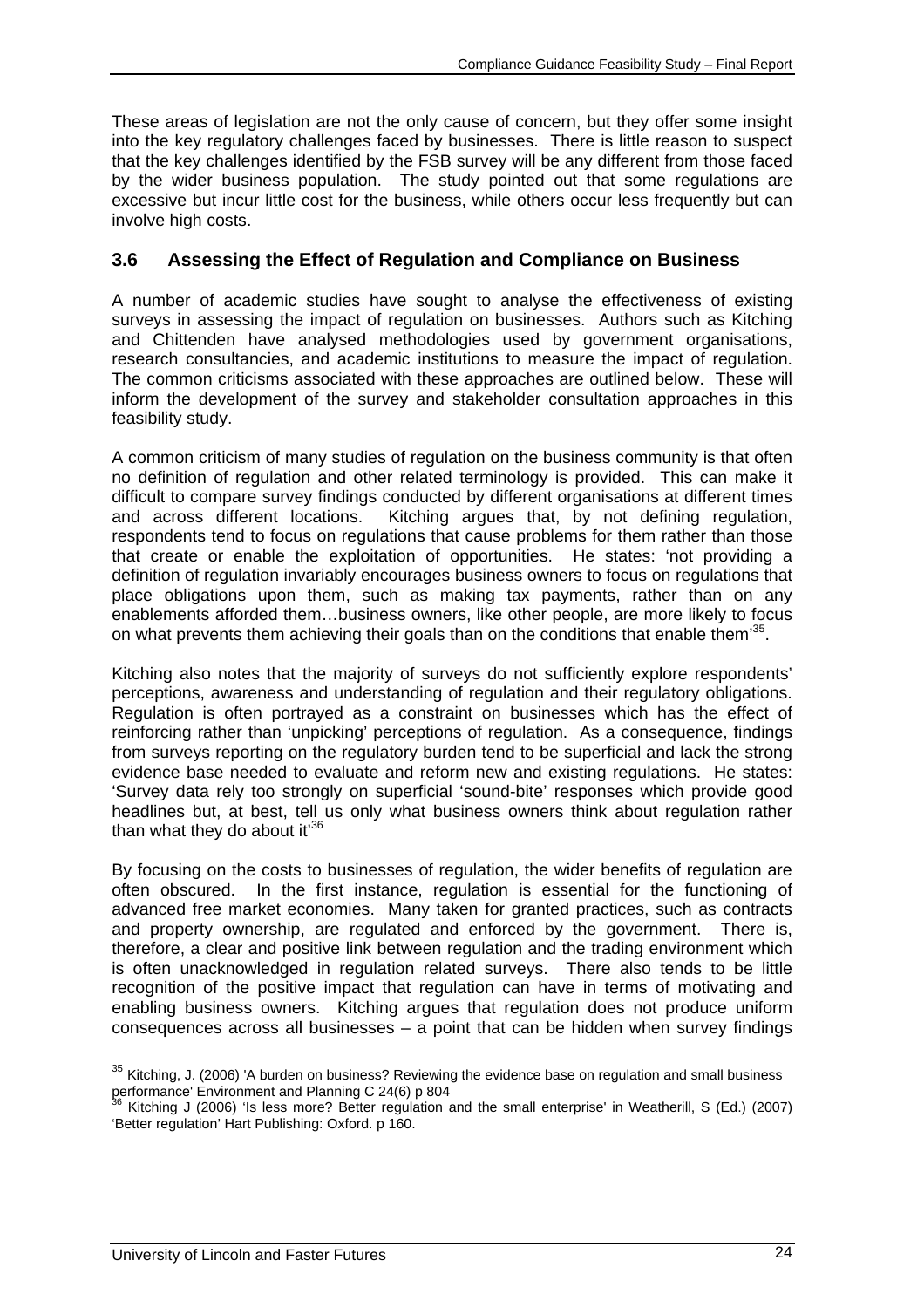These areas of legislation are not the only cause of concern, but they offer some insight into the key regulatory challenges faced by businesses. There is little reason to suspect that the key challenges identified by the FSB survey will be any different from those faced by the wider business population. The study pointed out that some regulations are excessive but incur little cost for the business, while others occur less frequently but can involve high costs.

## 3.6 Assessing the Effect of Regulation and Compliance on Business

A number of academic studies have sought to analyse the effectiveness of existing surveys in assessing the impact of regulation on businesses. Authors such as Kitching and Chittenden have analysed methodologies used by government organisations, research consultancies, and academic institutions to measure the impact of regulation. The common criticisms associated with these approaches are outlined below. These will inform the development of the survey and stakeholder consultation approaches in this feasibility study.

A common criticism of many studies of regulation on the business community is that often no definition of regulation and other related terminology is provided. This can make it difficult to compare survey findings conducted by different organisations at different times and across different locations. Kitching argues that, by not defining regulation, respondents tend to focus on regulations that cause problems for them rather than those that create or enable the exploitation of opportunities. He states: 'not providing a definition of regulation invariably encourages business owners to focus on regulations that place obligations upon them, such as making tax payments, rather than on any enablements afforded them…business owners, like other people, are more likely to focus on what prevents them achieving their goals than on the conditions that enable them'[35].

Kitching also notes that the majority of surveys do not sufficiently explore respondents' perceptions, awareness and understanding of regulation and their regulatory obligations. Regulation is often portrayed as a constraint on businesses which has the effect of reinforcing rather than 'unpicking' perceptions of regulation. As a consequence, findings from surveys reporting on the regulatory burden tend to be superficial and lack the strong evidence base needed to evaluate and reform new and existing regulations. He states: 'Survey data rely too strongly on superficial 'sound-bite' responses which provide good headlines but, at best, tell us only what business owners think about regulation rather than what they do about it'[36]

By focusing on the costs to businesses of regulation, the wider benefits of regulation are often obscured. In the first instance, regulation is essential for the functioning of advanced free market economies. Many taken for granted practices, such as contracts and property ownership, are regulated and enforced by the government. There is, therefore, a clear and positive link between regulation and the trading environment which is often unacknowledged in regulation related surveys. There also tends to be little recognition of the positive impact that regulation can have in terms of motivating and enabling business owners. Kitching argues that regulation does not produce uniform consequences across all businesses – a point that can be hidden when survey findings

---

[35] Kitching, J. (2006) 'A burden on business? Reviewing the evidence base on regulation and small business performance' Environment and Planning C 24(6) p 804

[36] Kitching J (2006) 'Is less more? Better regulation and the small enterprise' in Weatherill, S (Ed.) (2007) 'Better regulation' Hart Publishing: Oxford. p 160.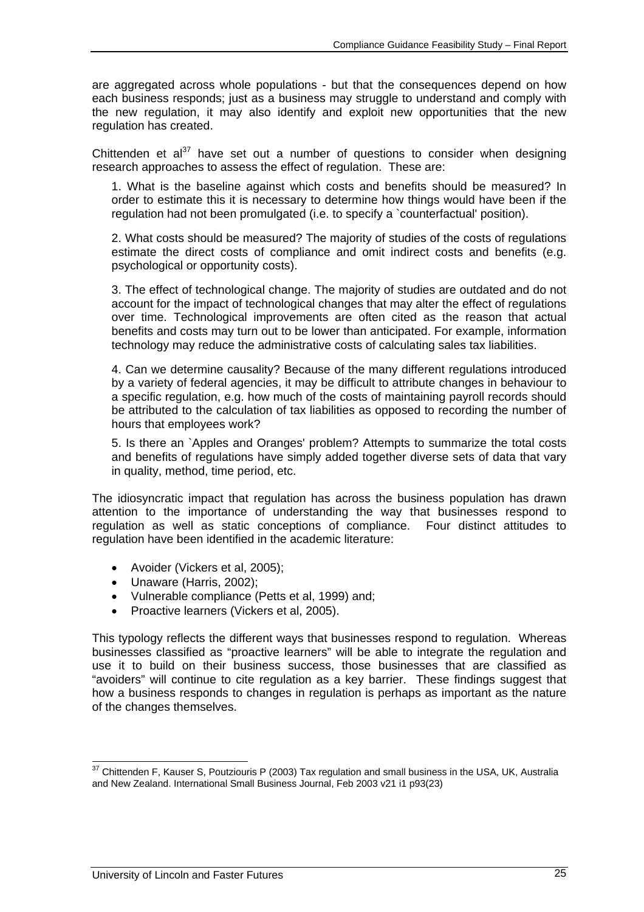are aggregated across whole populations - but that the consequences depend on how each business responds; just as a business may struggle to understand and comply with the new regulation, it may also identify and exploit new opportunities that the new regulation has created.

Chittenden et al[37] have set out a number of questions to consider when designing research approaches to assess the effect of regulation. These are:

1. What is the baseline against which costs and benefits should be measured? In order to estimate this it is necessary to determine how things would have been if the regulation had not been promulgated (i.e. to specify a `counterfactual' position).

2. What costs should be measured? The majority of studies of the costs of regulations estimate the direct costs of compliance and omit indirect costs and benefits (e.g. psychological or opportunity costs).

3. The effect of technological change. The majority of studies are outdated and do not account for the impact of technological changes that may alter the effect of regulations over time. Technological improvements are often cited as the reason that actual benefits and costs may turn out to be lower than anticipated. For example, information technology may reduce the administrative costs of calculating sales tax liabilities.

4. Can we determine causality? Because of the many different regulations introduced by a variety of federal agencies, it may be difficult to attribute changes in behaviour to a specific regulation, e.g. how much of the costs of maintaining payroll records should be attributed to the calculation of tax liabilities as opposed to recording the number of hours that employees work?

5. Is there an `Apples and Oranges' problem? Attempts to summarize the total costs and benefits of regulations have simply added together diverse sets of data that vary in quality, method, time period, etc.

The idiosyncratic impact that regulation has across the business population has drawn attention to the importance of understanding the way that businesses respond to regulation as well as static conceptions of compliance. Four distinct attitudes to regulation have been identified in the academic literature:

- Avoider (Vickers et al, 2005);
- Unaware (Harris, 2002);
- Vulnerable compliance (Petts et al, 1999) and;
- Proactive learners (Vickers et al, 2005).

This typology reflects the different ways that businesses respond to regulation. Whereas businesses classified as "proactive learners" will be able to integrate the regulation and use it to build on their business success, those businesses that are classified as "avoiders" will continue to cite regulation as a key barrier. These findings suggest that how a business responds to changes in regulation is perhaps as important as the nature of the changes themselves.

[37] Chittenden F, Kauser S, Poutziouris P (2003) Tax regulation and small business in the USA, UK, Australia and New Zealand. International Small Business Journal, Feb 2003 v21 i1 p93(23)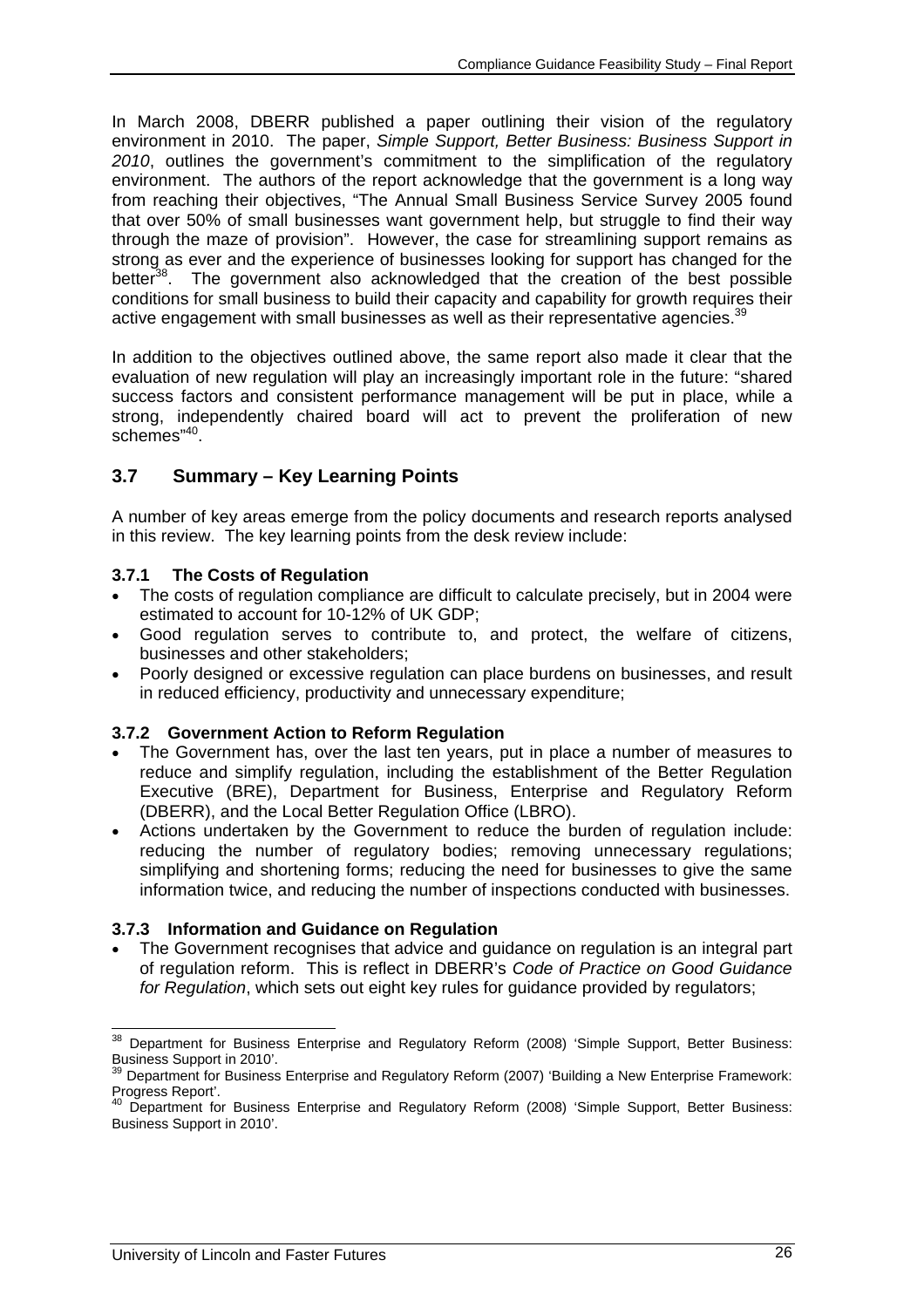In March 2008, DBERR published a paper outlining their vision of the regulatory environment in 2010. The paper, *Simple Support, Better Business: Business Support in 2010*, outlines the government's commitment to the simplification of the regulatory environment. The authors of the report acknowledge that the government is a long way from reaching their objectives, "The Annual Small Business Service Survey 2005 found that over 50% of small businesses want government help, but struggle to find their way through the maze of provision". However, the case for streamlining support remains as strong as ever and the experience of businesses looking for support has changed for the better[38]. The government also acknowledged that the creation of the best possible conditions for small business to build their capacity and capability for growth requires their active engagement with small businesses as well as their representative agencies.[39]

In addition to the objectives outlined above, the same report also made it clear that the evaluation of new regulation will play an increasingly important role in the future: "shared success factors and consistent performance management will be put in place, while a strong, independently chaired board will act to prevent the proliferation of new schemes"[40].

## 3.7 Summary – Key Learning Points

A number of key areas emerge from the policy documents and research reports analysed in this review. The key learning points from the desk review include:

### 3.7.1 The Costs of Regulation

- The costs of regulation compliance are difficult to calculate precisely, but in 2004 were estimated to account for 10-12% of UK GDP;
- Good regulation serves to contribute to, and protect, the welfare of citizens, businesses and other stakeholders;
- Poorly designed or excessive regulation can place burdens on businesses, and result in reduced efficiency, productivity and unnecessary expenditure;

### 3.7.2 Government Action to Reform Regulation

- The Government has, over the last ten years, put in place a number of measures to reduce and simplify regulation, including the establishment of the Better Regulation Executive (BRE), Department for Business, Enterprise and Regulatory Reform (DBERR), and the Local Better Regulation Office (LBRO).
- Actions undertaken by the Government to reduce the burden of regulation include: reducing the number of regulatory bodies; removing unnecessary regulations; simplifying and shortening forms; reducing the need for businesses to give the same information twice, and reducing the number of inspections conducted with businesses.

### 3.7.3 Information and Guidance on Regulation

- The Government recognises that advice and guidance on regulation is an integral part of regulation reform. This is reflect in DBERR's *Code of Practice on Good Guidance for Regulation*, which sets out eight key rules for guidance provided by regulators;

---

[38] Department for Business Enterprise and Regulatory Reform (2008) 'Simple Support, Better Business: Business Support in 2010'.

[39] Department for Business Enterprise and Regulatory Reform (2007) 'Building a New Enterprise Framework: Progress Report'.

[40] Department for Business Enterprise and Regulatory Reform (2008) 'Simple Support, Better Business: Business Support in 2010'.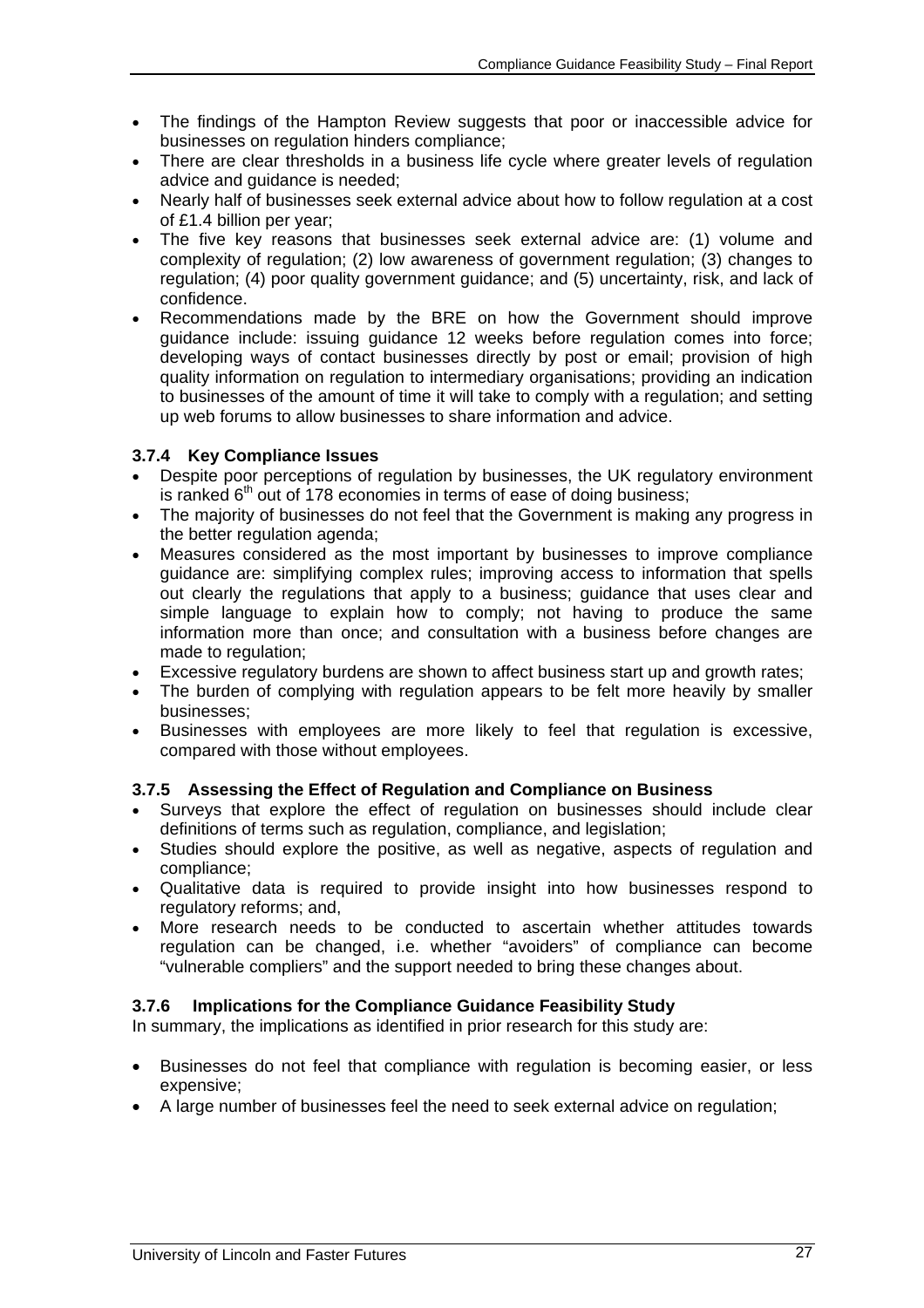- The findings of the Hampton Review suggests that poor or inaccessible advice for businesses on regulation hinders compliance;
- There are clear thresholds in a business life cycle where greater levels of regulation advice and guidance is needed;
- Nearly half of businesses seek external advice about how to follow regulation at a cost of £1.4 billion per year;
- The five key reasons that businesses seek external advice are: (1) volume and complexity of regulation; (2) low awareness of government regulation; (3) changes to regulation; (4) poor quality government guidance; and (5) uncertainty, risk, and lack of confidence.
- Recommendations made by the BRE on how the Government should improve guidance include: issuing guidance 12 weeks before regulation comes into force; developing ways of contact businesses directly by post or email; provision of high quality information on regulation to intermediary organisations; providing an indication to businesses of the amount of time it will take to comply with a regulation; and setting up web forums to allow businesses to share information and advice.

### 3.7.4 Key Compliance Issues

- Despite poor perceptions of regulation by businesses, the UK regulatory environment is ranked 6th out of 178 economies in terms of ease of doing business;
- The majority of businesses do not feel that the Government is making any progress in the better regulation agenda;
- Measures considered as the most important by businesses to improve compliance guidance are: simplifying complex rules; improving access to information that spells out clearly the regulations that apply to a business; guidance that uses clear and simple language to explain how to comply; not having to produce the same information more than once; and consultation with a business before changes are made to regulation;
- Excessive regulatory burdens are shown to affect business start up and growth rates;
- The burden of complying with regulation appears to be felt more heavily by smaller businesses;
- Businesses with employees are more likely to feel that regulation is excessive, compared with those without employees.

### 3.7.5 Assessing the Effect of Regulation and Compliance on Business

- Surveys that explore the effect of regulation on businesses should include clear definitions of terms such as regulation, compliance, and legislation;
- Studies should explore the positive, as well as negative, aspects of regulation and compliance;
- Qualitative data is required to provide insight into how businesses respond to regulatory reforms; and,
- More research needs to be conducted to ascertain whether attitudes towards regulation can be changed, i.e. whether "avoiders" of compliance can become "vulnerable compliers" and the support needed to bring these changes about.

### 3.7.6 Implications for the Compliance Guidance Feasibility Study

In summary, the implications as identified in prior research for this study are:

- Businesses do not feel that compliance with regulation is becoming easier, or less expensive;
- A large number of businesses feel the need to seek external advice on regulation;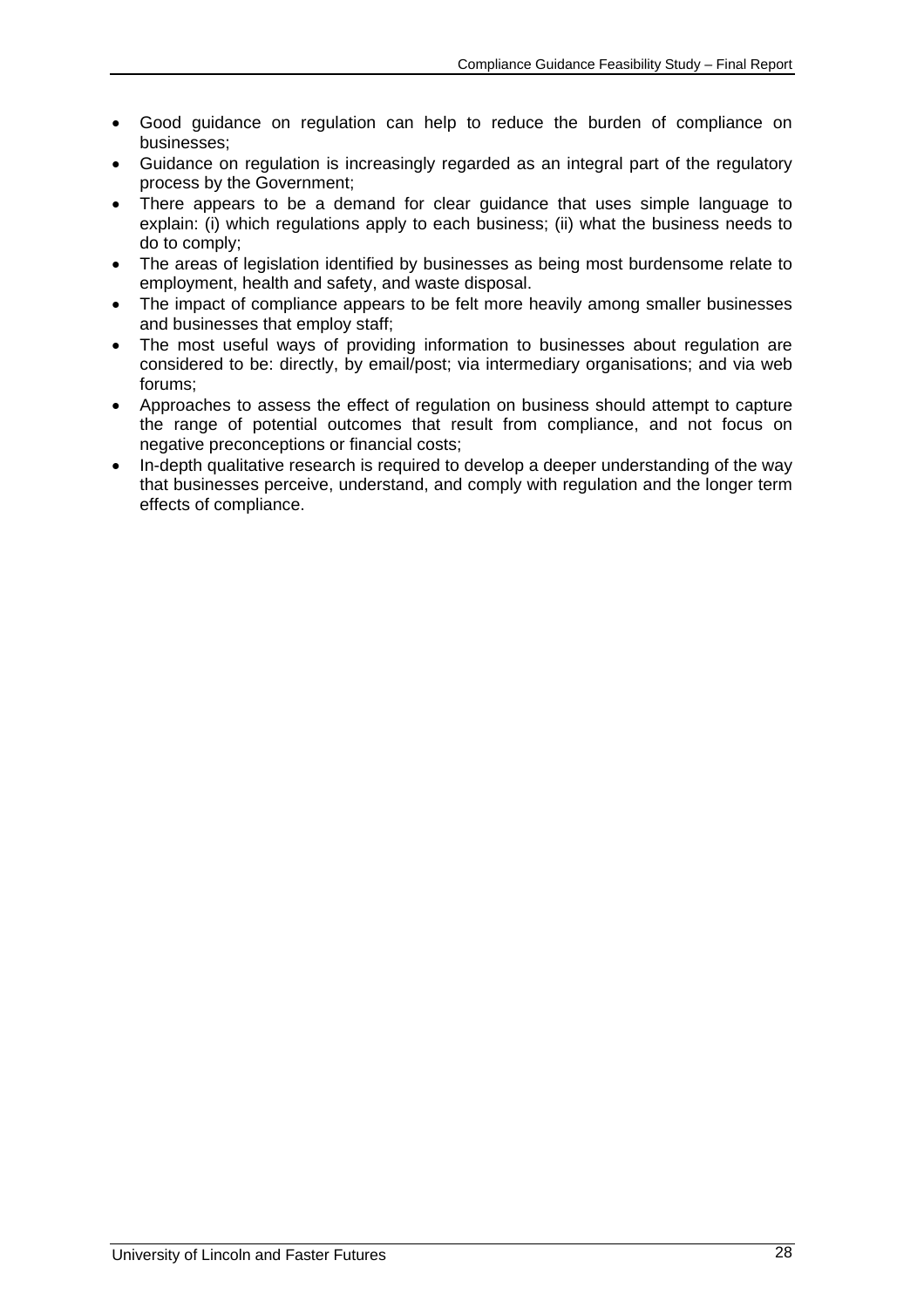- Good guidance on regulation can help to reduce the burden of compliance on businesses;
- Guidance on regulation is increasingly regarded as an integral part of the regulatory process by the Government;
- There appears to be a demand for clear guidance that uses simple language to explain: (i) which regulations apply to each business; (ii) what the business needs to do to comply;
- The areas of legislation identified by businesses as being most burdensome relate to employment, health and safety, and waste disposal.
- The impact of compliance appears to be felt more heavily among smaller businesses and businesses that employ staff;
- The most useful ways of providing information to businesses about regulation are considered to be: directly, by email/post; via intermediary organisations; and via web forums;
- Approaches to assess the effect of regulation on business should attempt to capture the range of potential outcomes that result from compliance, and not focus on negative preconceptions or financial costs;
- In-depth qualitative research is required to develop a deeper understanding of the way that businesses perceive, understand, and comply with regulation and the longer term effects of compliance.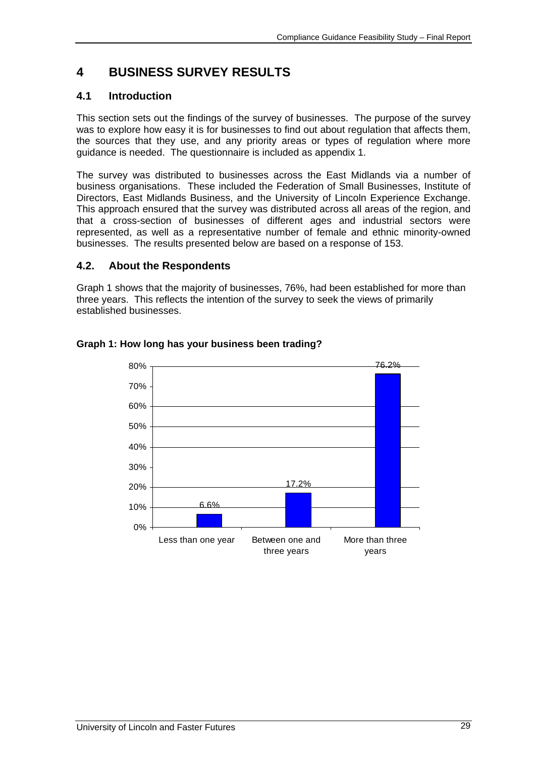# 4 BUSINESS SURVEY RESULTS

## 4.1 Introduction

This section sets out the findings of the survey of businesses. The purpose of the survey was to explore how easy it is for businesses to find out about regulation that affects them, the sources that they use, and any priority areas or types of regulation where more guidance is needed. The questionnaire is included as appendix 1.

The survey was distributed to businesses across the East Midlands via a number of business organisations. These included the Federation of Small Businesses, Institute of Directors, East Midlands Business, and the University of Lincoln Experience Exchange. This approach ensured that the survey was distributed across all areas of the region, and that a cross-section of businesses of different ages and industrial sectors were represented, as well as a representative number of female and ethnic minority-owned businesses. The results presented below are based on a response of 153.

## 4.2. About the Respondents

Graph 1 shows that the majority of businesses, 76%, had been established for more than three years. This reflects the intention of the survey to seek the views of primarily established businesses.

**Graph 1: How long has your business been trading?**

| How long trading | Percentage |
|---|---|
| Less than one year | 6.6% |
| Between one and three years | 17.2% |
| More than three years | 76.2% |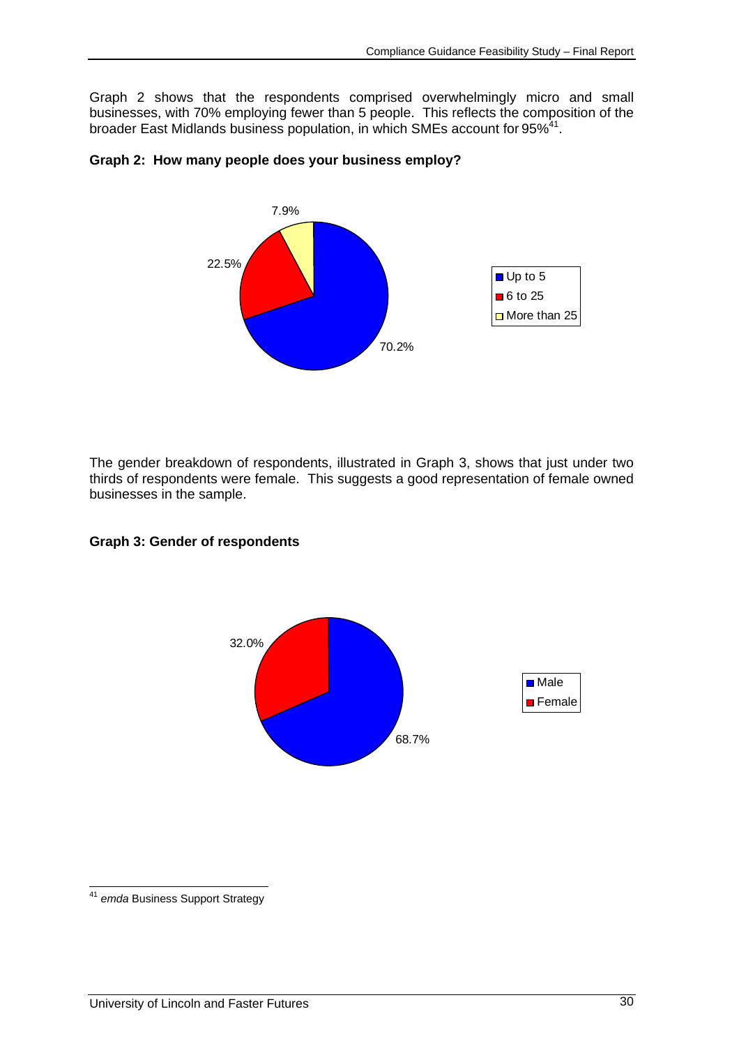Graph 2 shows that the respondents comprised overwhelmingly micro and small businesses, with 70% employing fewer than 5 people. This reflects the composition of the broader East Midlands business population, in which SMEs account for 95%[41].

**Graph 2: How many people does your business employ?**

| Number of employees | % |
|---|---|
| Up to 5 | 70.2% |
| 6 to 25 | 22.5% |
| More than 25 | 7.9% |

The gender breakdown of respondents, illustrated in Graph 3, shows that just under two thirds of respondents were female. This suggests a good representation of female owned businesses in the sample.

**Graph 3: Gender of respondents**

| Gender | % |
|---|---|
| Male | 68.7% |
| Female | 32.0% |

[41] *emda* Business Support Strategy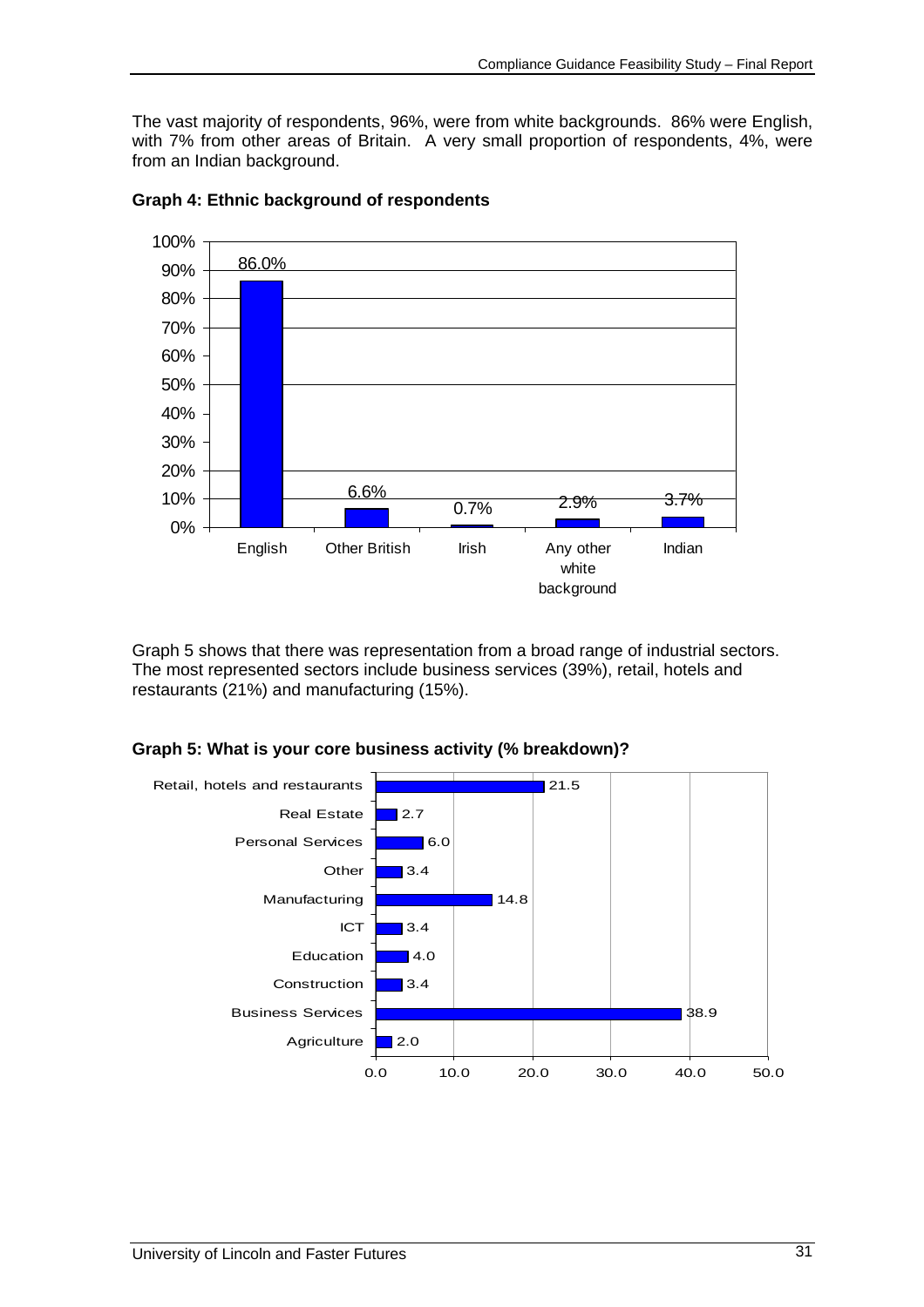The vast majority of respondents, 96%, were from white backgrounds. 86% were English, with 7% from other areas of Britain. A very small proportion of respondents, 4%, were from an Indian background.

**Graph 4: Ethnic background of respondents**

| Ethnic background | % |
|---|---|
| English | 86.0% |
| Other British | 6.6% |
| Irish | 0.7% |
| Any other white background | 2.9% |
| Indian | 3.7% |

Graph 5 shows that there was representation from a broad range of industrial sectors. The most represented sectors include business services (39%), retail, hotels and restaurants (21%) and manufacturing (15%).

**Graph 5: What is your core business activity (% breakdown)?**

| Core business activity | % |
|---|---|
| Retail, hotels and restaurants | 21.5 |
| Real Estate | 2.7 |
| Personal Services | 6.0 |
| Other | 3.4 |
| Manufacturing | 14.8 |
| ICT | 3.4 |
| Education | 4.0 |
| Construction | 3.4 |
| Business Services | 38.9 |
| Agriculture | 2.0 |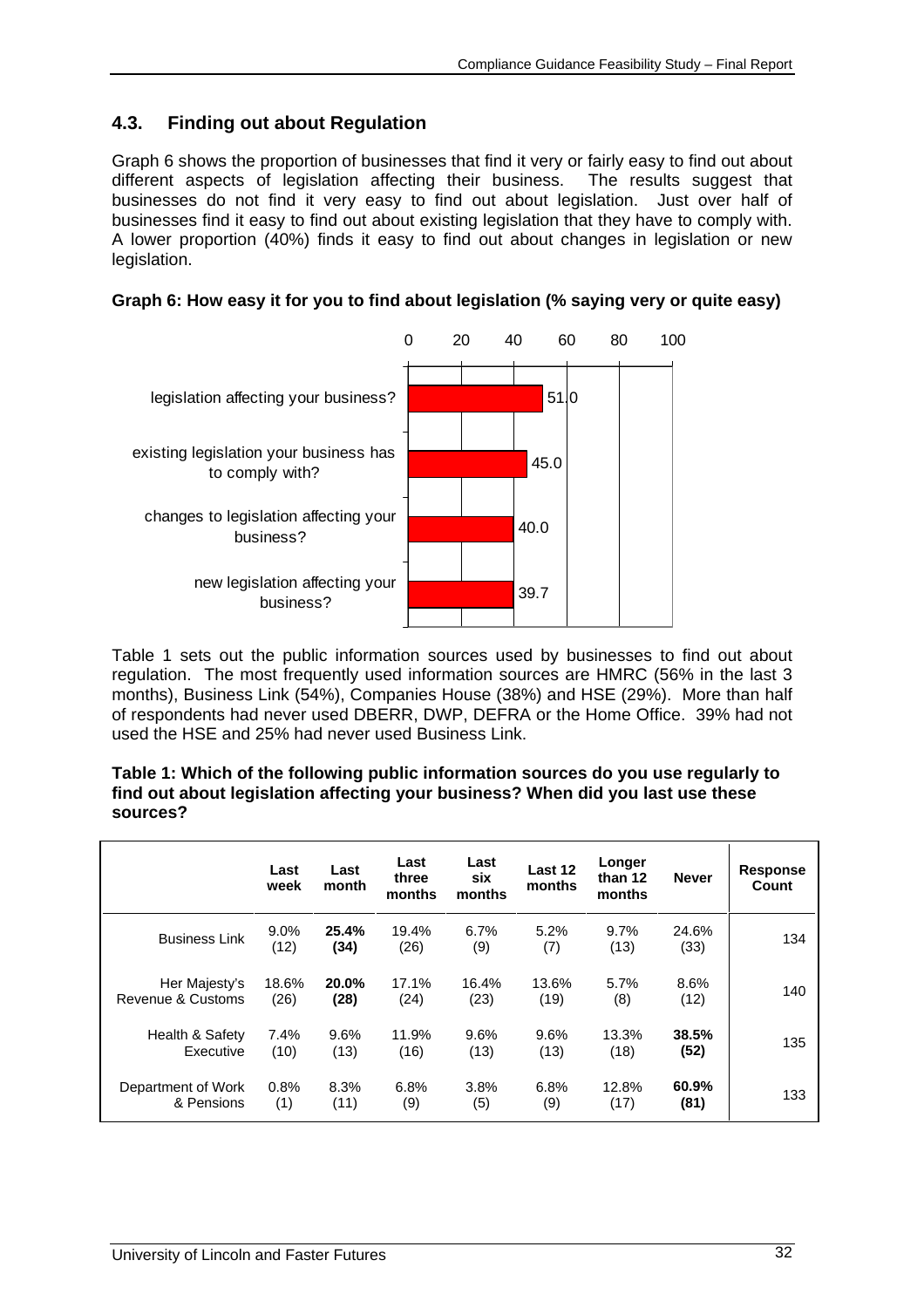## 4.3. Finding out about Regulation

Graph 6 shows the proportion of businesses that find it very or fairly easy to find out about different aspects of legislation affecting their business. The results suggest that businesses do not find it very easy to find out about legislation. Just over half of businesses find it easy to find out about existing legislation that they have to comply with. A lower proportion (40%) finds it easy to find out about changes in legislation or new legislation.

**Graph 6: How easy it for you to find about legislation (% saying very or quite easy)**

| | % |
|---|---|
| legislation affecting your business? | 51.0 |
| existing legislation your business has to comply with? | 45.0 |
| changes to legislation affecting your business? | 40.0 |
| new legislation affecting your business? | 39.7 |

Table 1 sets out the public information sources used by businesses to find out about regulation. The most frequently used information sources are HMRC (56% in the last 3 months), Business Link (54%), Companies House (38%) and HSE (29%). More than half of respondents had never used DBERR, DWP, DEFRA or the Home Office. 39% had not used the HSE and 25% had never used Business Link.

**Table 1: Which of the following public information sources do you use regularly to find out about legislation affecting your business? When did you last use these sources?**

| | Last week | Last month | Last three months | Last six months | Last 12 months | Longer than 12 months | Never | Response Count |
|---|---|---|---|---|---|---|---|---|
| Business Link | 9.0% (12) | **25.4% (34)** | 19.4% (26) | 6.7% (9) | 5.2% (7) | 9.7% (13) | 24.6% (33) | 134 |
| Her Majesty's Revenue & Customs | 18.6% (26) | **20.0% (28)** | 17.1% (24) | 16.4% (23) | 13.6% (19) | 5.7% (8) | 8.6% (12) | 140 |
| Health & Safety Executive | 7.4% (10) | 9.6% (13) | 11.9% (16) | 9.6% (13) | 9.6% (13) | 13.3% (18) | **38.5% (52)** | 135 |
| Department of Work & Pensions | 0.8% (1) | 8.3% (11) | 6.8% (9) | 3.8% (5) | 6.8% (9) | 12.8% (17) | **60.9% (81)** | 133 |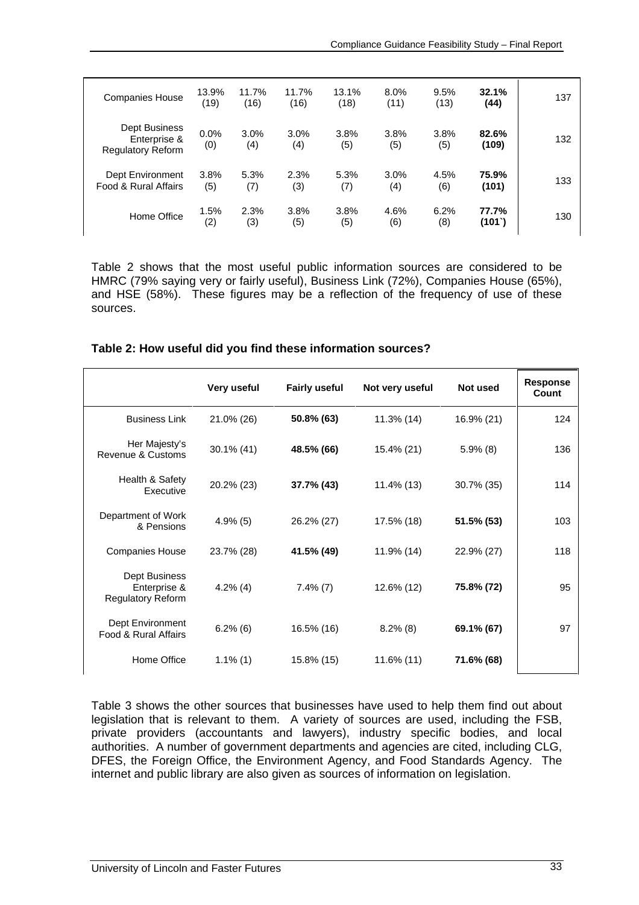| | | | | | | | | |
|---|---|---|---|---|---|---|---|---|
| Companies House | 13.9% (19) | 11.7% (16) | 11.7% (16) | 13.1% (18) | 8.0% (11) | 9.5% (13) | **32.1% (44)** | 137 |
| Dept Business Enterprise & Regulatory Reform | 0.0% (0) | 3.0% (4) | 3.0% (4) | 3.8% (5) | 3.8% (5) | 3.8% (5) | **82.6% (109)** | 132 |
| Dept Environment Food & Rural Affairs | 3.8% (5) | 5.3% (7) | 2.3% (3) | 5.3% (7) | 3.0% (4) | 4.5% (6) | **75.9% (101)** | 133 |
| Home Office | 1.5% (2) | 2.3% (3) | 3.8% (5) | 3.8% (5) | 4.6% (6) | 6.2% (8) | **77.7% (101`)** | 130 |

Table 2 shows that the most useful public information sources are considered to be HMRC (79% saying very or fairly useful), Business Link (72%), Companies House (65%), and HSE (58%). These figures may be a reflection of the frequency of use of these sources.

**Table 2: How useful did you find these information sources?**

| | Very useful | Fairly useful | Not very useful | Not used | Response Count |
|---|---|---|---|---|---|
| Business Link | 21.0% (26) | **50.8% (63)** | 11.3% (14) | 16.9% (21) | 124 |
| Her Majesty's Revenue & Customs | 30.1% (41) | **48.5% (66)** | 15.4% (21) | 5.9% (8) | 136 |
| Health & Safety Executive | 20.2% (23) | **37.7% (43)** | 11.4% (13) | 30.7% (35) | 114 |
| Department of Work & Pensions | 4.9% (5) | 26.2% (27) | 17.5% (18) | **51.5% (53)** | 103 |
| Companies House | 23.7% (28) | **41.5% (49)** | 11.9% (14) | 22.9% (27) | 118 |
| Dept Business Enterprise & Regulatory Reform | 4.2% (4) | 7.4% (7) | 12.6% (12) | **75.8% (72)** | 95 |
| Dept Environment Food & Rural Affairs | 6.2% (6) | 16.5% (16) | 8.2% (8) | **69.1% (67)** | 97 |
| Home Office | 1.1% (1) | 15.8% (15) | 11.6% (11) | **71.6% (68)** | |

Table 3 shows the other sources that businesses have used to help them find out about legislation that is relevant to them. A variety of sources are used, including the FSB, private providers (accountants and lawyers), industry specific bodies, and local authorities. A number of government departments and agencies are cited, including CLG, DFES, the Foreign Office, the Environment Agency, and Food Standards Agency. The internet and public library are also given as sources of information on legislation.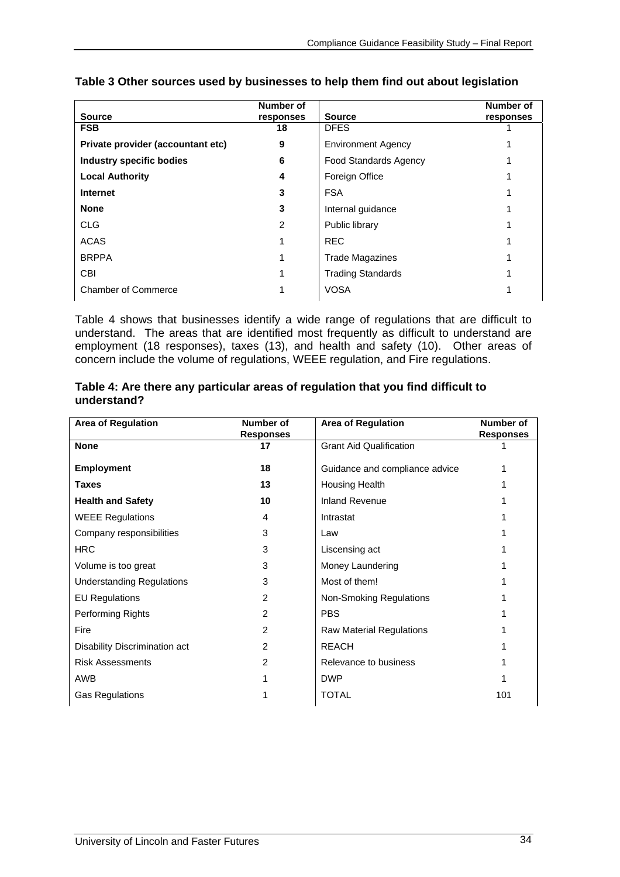**Table 3 Other sources used by businesses to help them find out about legislation**

| Source | Number of responses | Source | Number of responses |
|---|---|---|---|
| **FSB** | **18** | DFES | 1 |
| **Private provider (accountant etc)** | **9** | Environment Agency | 1 |
| **Industry specific bodies** | **6** | Food Standards Agency | 1 |
| **Local Authority** | **4** | Foreign Office | 1 |
| **Internet** | **3** | FSA | 1 |
| **None** | **3** | Internal guidance | 1 |
| CLG | 2 | Public library | 1 |
| ACAS | 1 | REC | 1 |
| BRPPA | 1 | Trade Magazines | 1 |
| CBI | 1 | Trading Standards | 1 |
| Chamber of Commerce | 1 | VOSA | 1 |

Table 4 shows that businesses identify a wide range of regulations that are difficult to understand. The areas that are identified most frequently as difficult to understand are employment (18 responses), taxes (13), and health and safety (10). Other areas of concern include the volume of regulations, WEEE regulation, and Fire regulations.

**Table 4: Are there any particular areas of regulation that you find difficult to understand?**

| Area of Regulation | Number of Responses | Area of Regulation | Number of Responses |
|---|---|---|---|
| **None** | **17** | Grant Aid Qualification | 1 |
| **Employment** | **18** | Guidance and compliance advice | 1 |
| **Taxes** | **13** | Housing Health | 1 |
| **Health and Safety** | **10** | Inland Revenue | 1 |
| WEEE Regulations | 4 | Intrastat | 1 |
| Company responsibilities | 3 | Law | 1 |
| HRC | 3 | Liscensing act | 1 |
| Volume is too great | 3 | Money Laundering | 1 |
| Understanding Regulations | 3 | Most of them! | 1 |
| EU Regulations | 2 | Non-Smoking Regulations | 1 |
| Performing Rights | 2 | PBS | 1 |
| Fire | 2 | Raw Material Regulations | 1 |
| Disability Discrimination act | 2 | REACH | 1 |
| Risk Assessments | 2 | Relevance to business | 1 |
| AWB | 1 | DWP | 1 |
| Gas Regulations | 1 | TOTAL | 101 |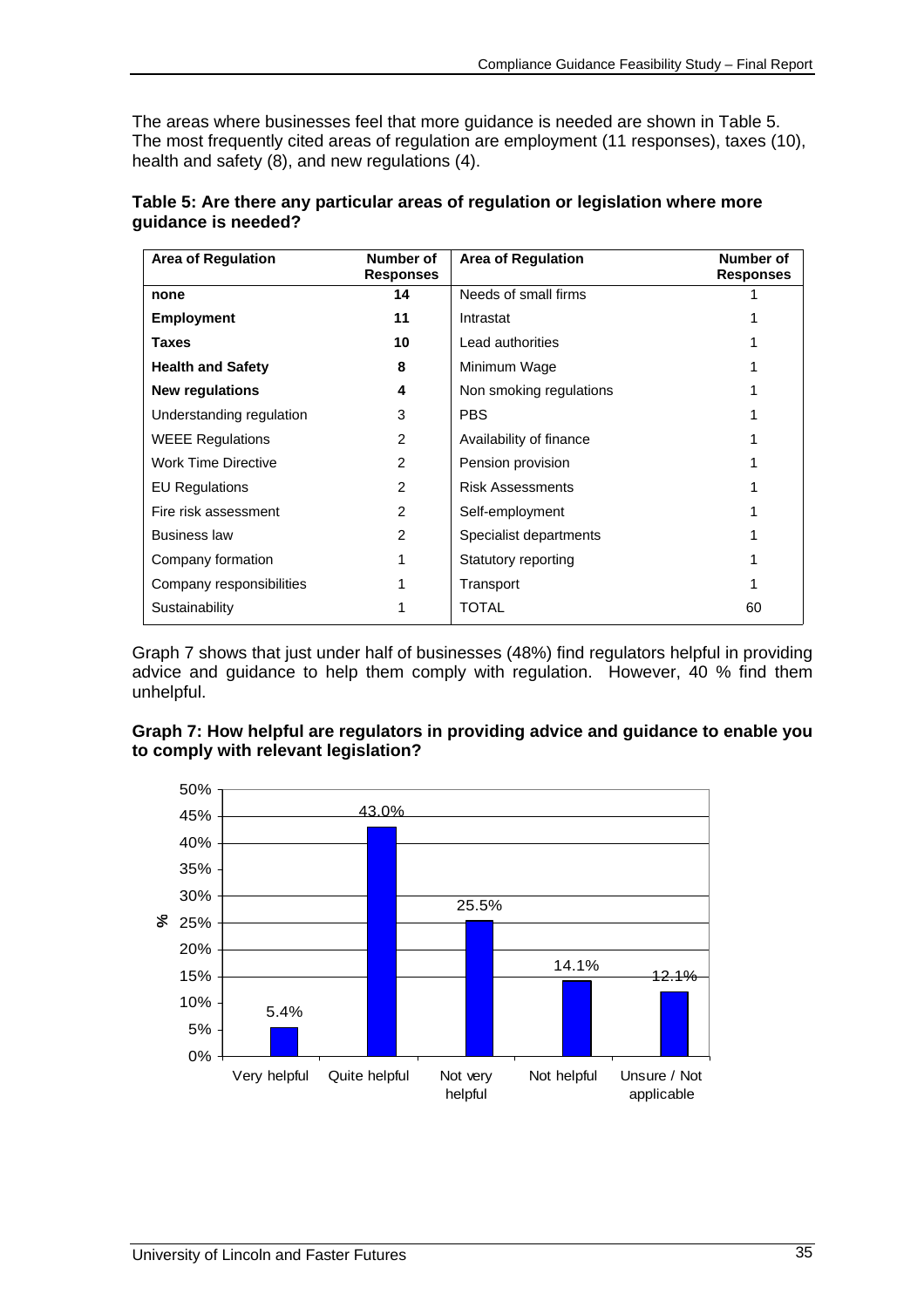The areas where businesses feel that more guidance is needed are shown in Table 5. The most frequently cited areas of regulation are employment (11 responses), taxes (10), health and safety (8), and new regulations (4).

**Table 5: Are there any particular areas of regulation or legislation where more guidance is needed?**

| Area of Regulation | Number of Responses | Area of Regulation | Number of Responses |
|---|---|---|---|
| **none** | **14** | Needs of small firms | 1 |
| **Employment** | **11** | Intrastat | 1 |
| **Taxes** | **10** | Lead authorities | 1 |
| **Health and Safety** | **8** | Minimum Wage | 1 |
| **New regulations** | **4** | Non smoking regulations | 1 |
| Understanding regulation | 3 | PBS | 1 |
| WEEE Regulations | 2 | Availability of finance | 1 |
| Work Time Directive | 2 | Pension provision | 1 |
| EU Regulations | 2 | Risk Assessments | 1 |
| Fire risk assessment | 2 | Self-employment | 1 |
| Business law | 2 | Specialist departments | 1 |
| Company formation | 1 | Statutory reporting | 1 |
| Company responsibilities | 1 | Transport | 1 |
| Sustainability | 1 | TOTAL | 60 |

Graph 7 shows that just under half of businesses (48%) find regulators helpful in providing advice and guidance to help them comply with regulation. However, 40 % find them unhelpful.

**Graph 7: How helpful are regulators in providing advice and guidance to enable you to comply with relevant legislation?**

| Response | % |
|---|---|
| Very helpful | 5.4% |
| Quite helpful | 43.0% |
| Not very helpful | 25.5% |
| Not helpful | 14.1% |
| Unsure / Not applicable | 12.1% |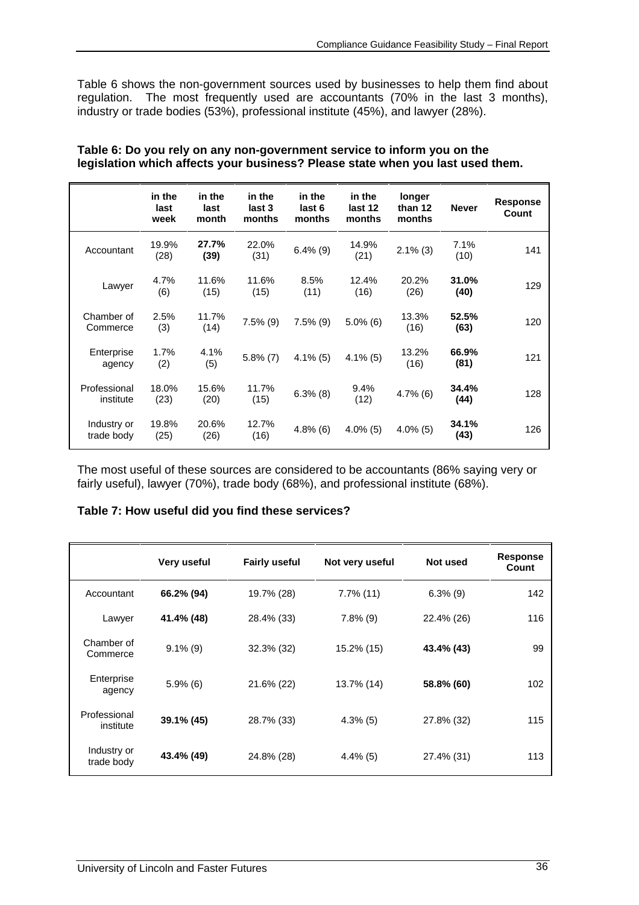Table 6 shows the non-government sources used by businesses to help them find about regulation. The most frequently used are accountants (70% in the last 3 months), industry or trade bodies (53%), professional institute (45%), and lawyer (28%).

**Table 6: Do you rely on any non-government service to inform you on the legislation which affects your business? Please state when you last used them.**

| | in the last week | in the last month | in the last 3 months | in the last 6 months | in the last 12 months | longer than 12 months | Never | Response Count |
|---|---|---|---|---|---|---|---|---|
| Accountant | 19.9% (28) | **27.7% (39)** | 22.0% (31) | 6.4% (9) | 14.9% (21) | 2.1% (3) | 7.1% (10) | 141 |
| Lawyer | 4.7% (6) | 11.6% (15) | 11.6% (15) | 8.5% (11) | 12.4% (16) | 20.2% (26) | **31.0% (40)** | 129 |
| Chamber of Commerce | 2.5% (3) | 11.7% (14) | 7.5% (9) | 7.5% (9) | 5.0% (6) | 13.3% (16) | **52.5% (63)** | 120 |
| Enterprise agency | 1.7% (2) | 4.1% (5) | 5.8% (7) | 4.1% (5) | 4.1% (5) | 13.2% (16) | **66.9% (81)** | 121 |
| Professional institute | 18.0% (23) | 15.6% (20) | 11.7% (15) | 6.3% (8) | 9.4% (12) | 4.7% (6) | **34.4% (44)** | 128 |
| Industry or trade body | 19.8% (25) | 20.6% (26) | 12.7% (16) | 4.8% (6) | 4.0% (5) | 4.0% (5) | **34.1% (43)** | 126 |

The most useful of these sources are considered to be accountants (86% saying very or fairly useful), lawyer (70%), trade body (68%), and professional institute (68%).

**Table 7: How useful did you find these services?**

| | Very useful | Fairly useful | Not very useful | Not used | Response Count |
|---|---|---|---|---|---|
| Accountant | **66.2% (94)** | 19.7% (28) | 7.7% (11) | 6.3% (9) | 142 |
| Lawyer | **41.4% (48)** | 28.4% (33) | 7.8% (9) | 22.4% (26) | 116 |
| Chamber of Commerce | 9.1% (9) | 32.3% (32) | 15.2% (15) | **43.4% (43)** | 99 |
| Enterprise agency | 5.9% (6) | 21.6% (22) | 13.7% (14) | **58.8% (60)** | 102 |
| Professional institute | **39.1% (45)** | 28.7% (33) | 4.3% (5) | 27.8% (32) | 115 |
| Industry or trade body | **43.4% (49)** | 24.8% (28) | 4.4% (5) | 27.4% (31) | 113 |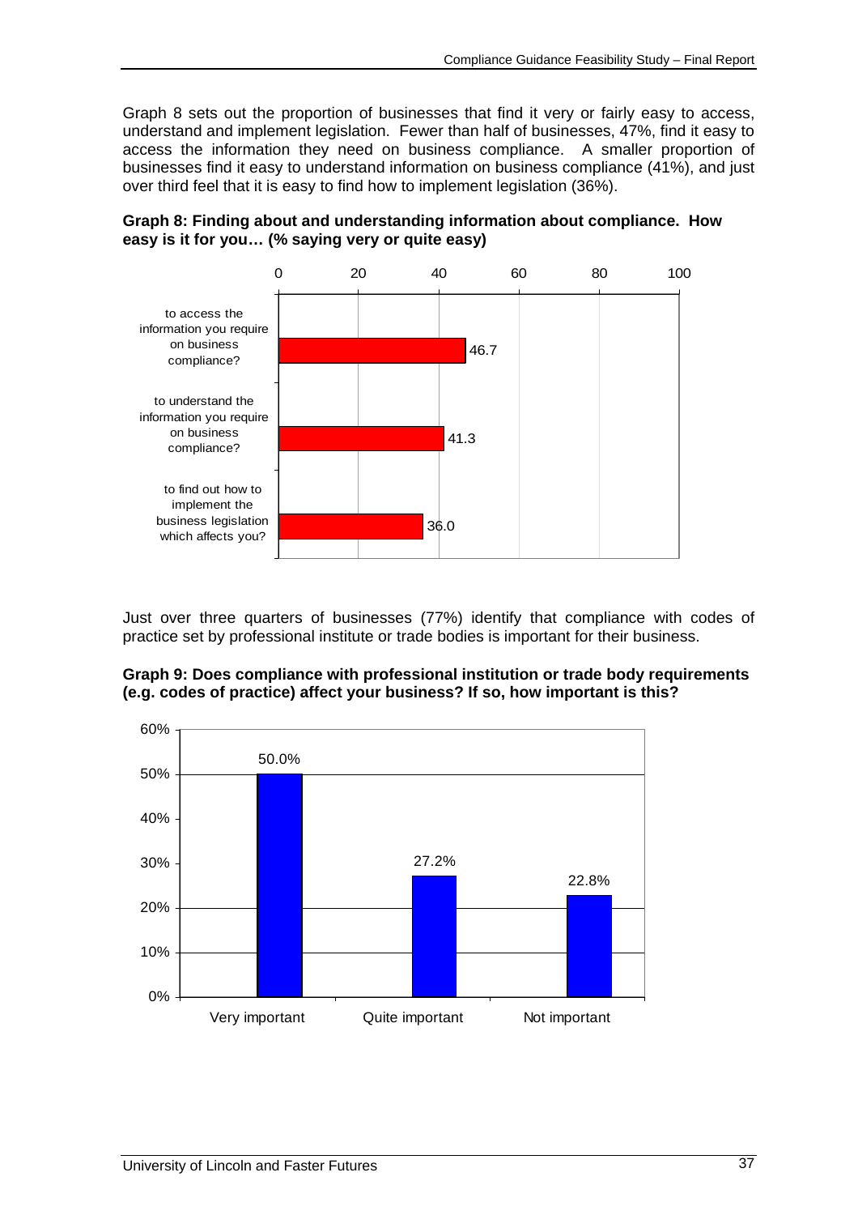Graph 8 sets out the proportion of businesses that find it very or fairly easy to access, understand and implement legislation. Fewer than half of businesses, 47%, find it easy to access the information they need on business compliance. A smaller proportion of businesses find it easy to understand information on business compliance (41%), and just over third feel that it is easy to find how to implement legislation (36%).

**Graph 8: Finding about and understanding information about compliance. How easy is it for you… (% saying very or quite easy)**

| How easy is it for you… | % saying very or quite easy |
|---|---|
| to access the information you require on business compliance? | 46.7 |
| to understand the information you require on business compliance? | 41.3 |
| to find out how to implement the business legislation which affects you? | 36.0 |

Just over three quarters of businesses (77%) identify that compliance with codes of practice set by professional institute or trade bodies is important for their business.

**Graph 9: Does compliance with professional institution or trade body requirements (e.g. codes of practice) affect your business? If so, how important is this?**

| Response | % |
|---|---|
| Very important | 50.0% |
| Quite important | 27.2% |
| Not important | 22.8% |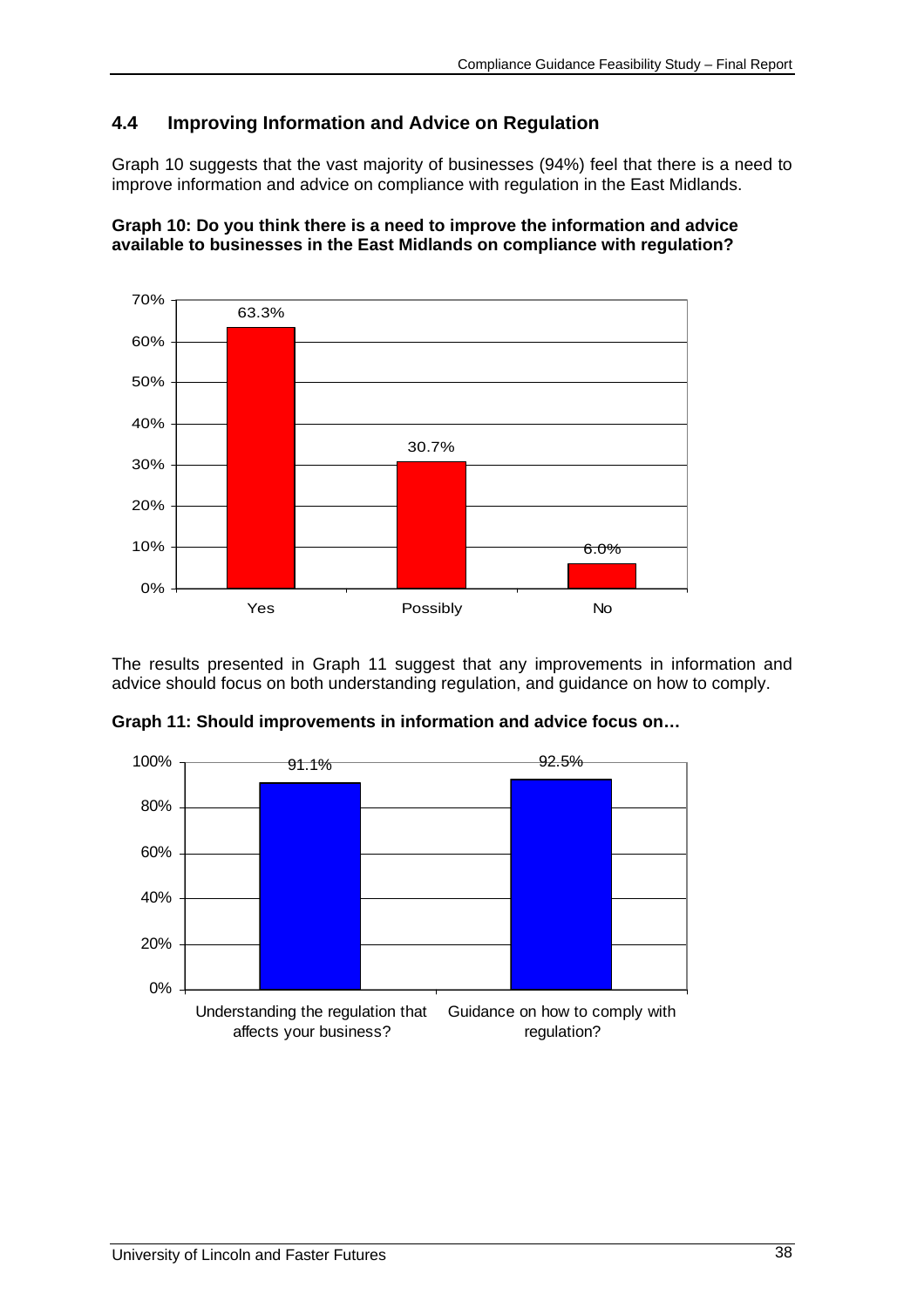## 4.4 Improving Information and Advice on Regulation

Graph 10 suggests that the vast majority of businesses (94%) feel that there is a need to improve information and advice on compliance with regulation in the East Midlands.

**Graph 10: Do you think there is a need to improve the information and advice available to businesses in the East Midlands on compliance with regulation?**

| Response | Percentage |
|---|---|
| Yes | 63.3% |
| Possibly | 30.7% |
| No | 6.0% |

The results presented in Graph 11 suggest that any improvements in information and advice should focus on both understanding regulation, and guidance on how to comply.

**Graph 11: Should improvements in information and advice focus on…**

| Focus | Percentage |
|---|---|
| Understanding the regulation that affects your business? | 91.1% |
| Guidance on how to comply with regulation? | 92.5% |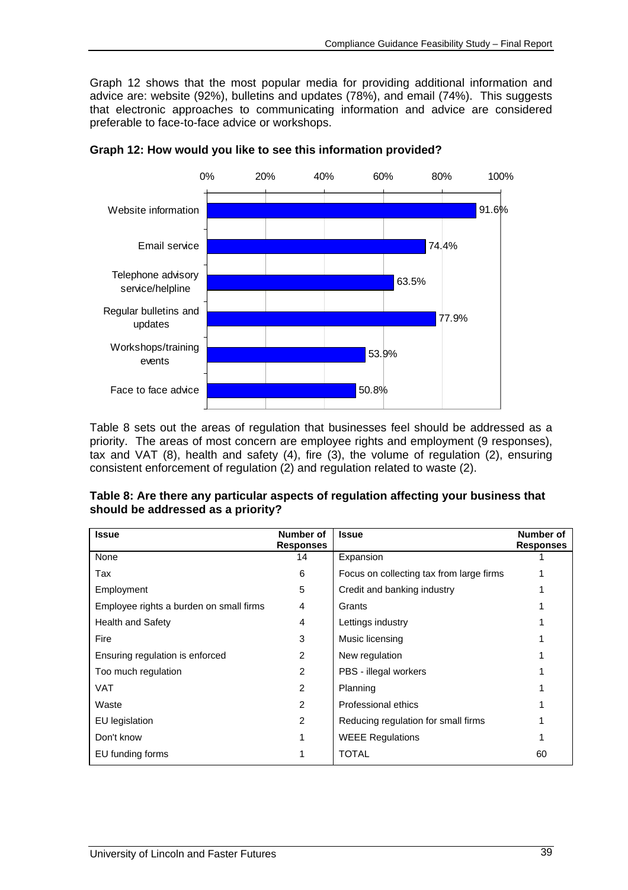Graph 12 shows that the most popular media for providing additional information and advice are: website (92%), bulletins and updates (78%), and email (74%). This suggests that electronic approaches to communicating information and advice are considered preferable to face-to-face advice or workshops.

**Graph 12: How would you like to see this information provided?**

| Medium | Percentage |
|---|---|
| Website information | 91.6% |
| Email service | 74.4% |
| Telephone advisory service/helpline | 63.5% |
| Regular bulletins and updates | 77.9% |
| Workshops/training events | 53.9% |
| Face to face advice | 50.8% |

Table 8 sets out the areas of regulation that businesses feel should be addressed as a priority. The areas of most concern are employee rights and employment (9 responses), tax and VAT (8), health and safety (4), fire (3), the volume of regulation (2), ensuring consistent enforcement of regulation (2) and regulation related to waste (2).

**Table 8: Are there any particular aspects of regulation affecting your business that should be addressed as a priority?**

| Issue | Number of Responses | Issue | Number of Responses |
|---|---|---|---|
| None | 14 | Expansion | 1 |
| Tax | 6 | Focus on collecting tax from large firms | 1 |
| Employment | 5 | Credit and banking industry | 1 |
| Employee rights a burden on small firms | 4 | Grants | 1 |
| Health and Safety | 4 | Lettings industry | 1 |
| Fire | 3 | Music licensing | 1 |
| Ensuring regulation is enforced | 2 | New regulation | 1 |
| Too much regulation | 2 | PBS - illegal workers | 1 |
| VAT | 2 | Planning | 1 |
| Waste | 2 | Professional ethics | 1 |
| EU legislation | 2 | Reducing regulation for small firms | 1 |
| Don't know | 1 | WEEE Regulations | 1 |
| EU funding forms | 1 | TOTAL | 60 |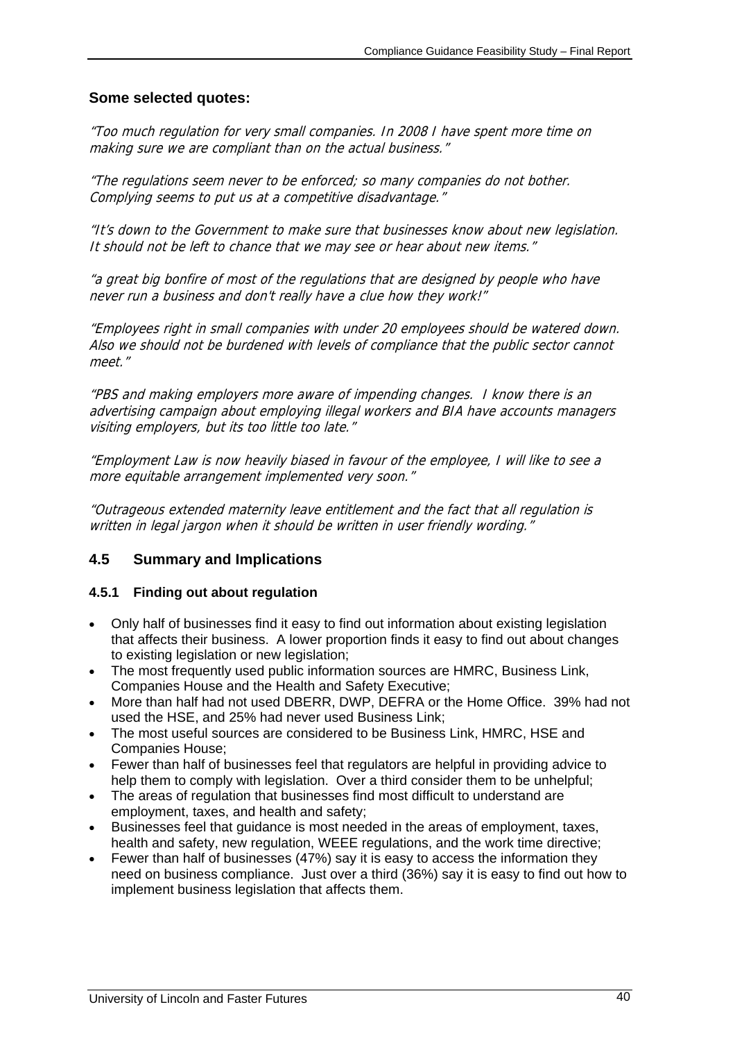**Some selected quotes:**

*"Too much regulation for very small companies. In 2008 I have spent more time on making sure we are compliant than on the actual business."*

*"The regulations seem never to be enforced; so many companies do not bother. Complying seems to put us at a competitive disadvantage."*

*"It's down to the Government to make sure that businesses know about new legislation. It should not be left to chance that we may see or hear about new items."*

*"a great big bonfire of most of the regulations that are designed by people who have never run a business and don't really have a clue how they work!"*

*"Employees right in small companies with under 20 employees should be watered down. Also we should not be burdened with levels of compliance that the public sector cannot meet."*

*"PBS and making employers more aware of impending changes. I know there is an advertising campaign about employing illegal workers and BIA have accounts managers visiting employers, but its too little too late."*

*"Employment Law is now heavily biased in favour of the employee, I will like to see a more equitable arrangement implemented very soon."*

*"Outrageous extended maternity leave entitlement and the fact that all regulation is written in legal jargon when it should be written in user friendly wording."*

## 4.5 Summary and Implications

### 4.5.1 Finding out about regulation

- Only half of businesses find it easy to find out information about existing legislation that affects their business. A lower proportion finds it easy to find out about changes to existing legislation or new legislation;
- The most frequently used public information sources are HMRC, Business Link, Companies House and the Health and Safety Executive;
- More than half had not used DBERR, DWP, DEFRA or the Home Office. 39% had not used the HSE, and 25% had never used Business Link;
- The most useful sources are considered to be Business Link, HMRC, HSE and Companies House;
- Fewer than half of businesses feel that regulators are helpful in providing advice to help them to comply with legislation. Over a third consider them to be unhelpful;
- The areas of regulation that businesses find most difficult to understand are employment, taxes, and health and safety;
- Businesses feel that guidance is most needed in the areas of employment, taxes, health and safety, new regulation, WEEE regulations, and the work time directive;
- Fewer than half of businesses (47%) say it is easy to access the information they need on business compliance. Just over a third (36%) say it is easy to find out how to implement business legislation that affects them.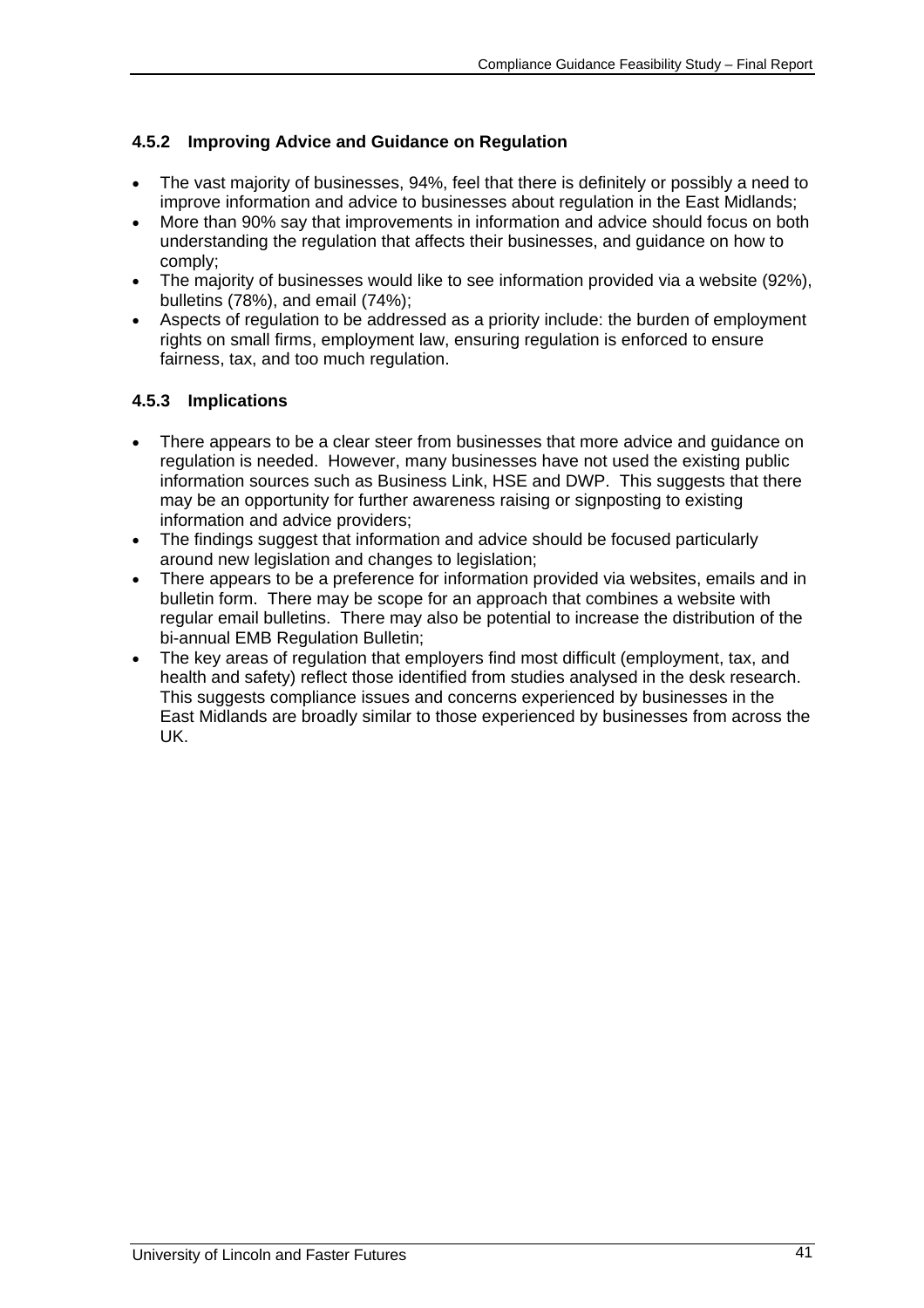### 4.5.2 Improving Advice and Guidance on Regulation

- The vast majority of businesses, 94%, feel that there is definitely or possibly a need to improve information and advice to businesses about regulation in the East Midlands;
- More than 90% say that improvements in information and advice should focus on both understanding the regulation that affects their businesses, and guidance on how to comply;
- The majority of businesses would like to see information provided via a website (92%), bulletins (78%), and email (74%);
- Aspects of regulation to be addressed as a priority include: the burden of employment rights on small firms, employment law, ensuring regulation is enforced to ensure fairness, tax, and too much regulation.

### 4.5.3 Implications

- There appears to be a clear steer from businesses that more advice and guidance on regulation is needed. However, many businesses have not used the existing public information sources such as Business Link, HSE and DWP. This suggests that there may be an opportunity for further awareness raising or signposting to existing information and advice providers;
- The findings suggest that information and advice should be focused particularly around new legislation and changes to legislation;
- There appears to be a preference for information provided via websites, emails and in bulletin form. There may be scope for an approach that combines a website with regular email bulletins. There may also be potential to increase the distribution of the bi-annual EMB Regulation Bulletin;
- The key areas of regulation that employers find most difficult (employment, tax, and health and safety) reflect those identified from studies analysed in the desk research. This suggests compliance issues and concerns experienced by businesses in the East Midlands are broadly similar to those experienced by businesses from across the UK.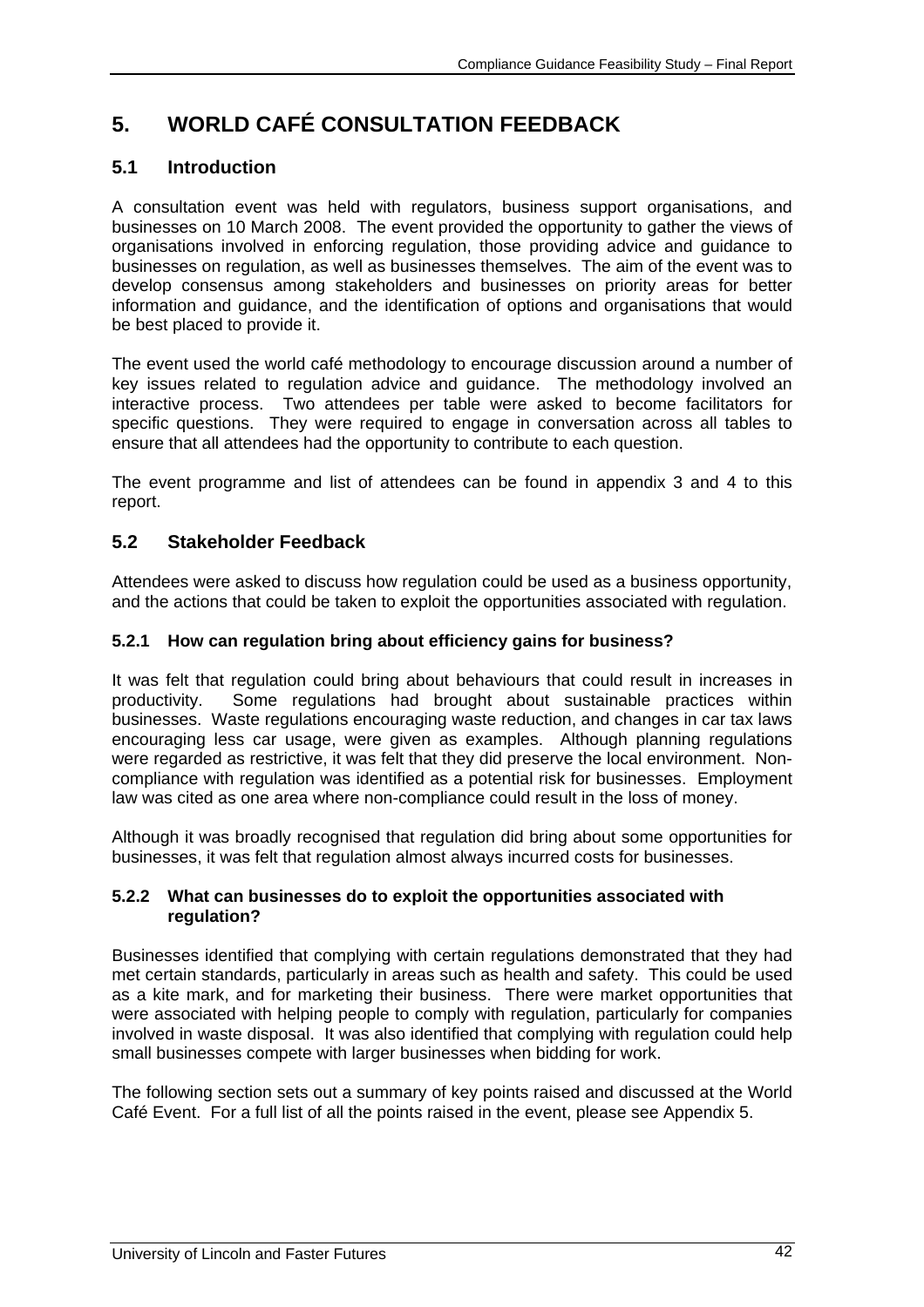# 5. WORLD CAFÉ CONSULTATION FEEDBACK

## 5.1 Introduction

A consultation event was held with regulators, business support organisations, and businesses on 10 March 2008. The event provided the opportunity to gather the views of organisations involved in enforcing regulation, those providing advice and guidance to businesses on regulation, as well as businesses themselves. The aim of the event was to develop consensus among stakeholders and businesses on priority areas for better information and guidance, and the identification of options and organisations that would be best placed to provide it.

The event used the world café methodology to encourage discussion around a number of key issues related to regulation advice and guidance. The methodology involved an interactive process. Two attendees per table were asked to become facilitators for specific questions. They were required to engage in conversation across all tables to ensure that all attendees had the opportunity to contribute to each question.

The event programme and list of attendees can be found in appendix 3 and 4 to this report.

## 5.2 Stakeholder Feedback

Attendees were asked to discuss how regulation could be used as a business opportunity, and the actions that could be taken to exploit the opportunities associated with regulation.

### 5.2.1 How can regulation bring about efficiency gains for business?

It was felt that regulation could bring about behaviours that could result in increases in productivity. Some regulations had brought about sustainable practices within businesses. Waste regulations encouraging waste reduction, and changes in car tax laws encouraging less car usage, were given as examples. Although planning regulations were regarded as restrictive, it was felt that they did preserve the local environment. Non-compliance with regulation was identified as a potential risk for businesses. Employment law was cited as one area where non-compliance could result in the loss of money.

Although it was broadly recognised that regulation did bring about some opportunities for businesses, it was felt that regulation almost always incurred costs for businesses.

### 5.2.2 What can businesses do to exploit the opportunities associated with regulation?

Businesses identified that complying with certain regulations demonstrated that they had met certain standards, particularly in areas such as health and safety. This could be used as a kite mark, and for marketing their business. There were market opportunities that were associated with helping people to comply with regulation, particularly for companies involved in waste disposal. It was also identified that complying with regulation could help small businesses compete with larger businesses when bidding for work.

The following section sets out a summary of key points raised and discussed at the World Café Event. For a full list of all the points raised in the event, please see Appendix 5.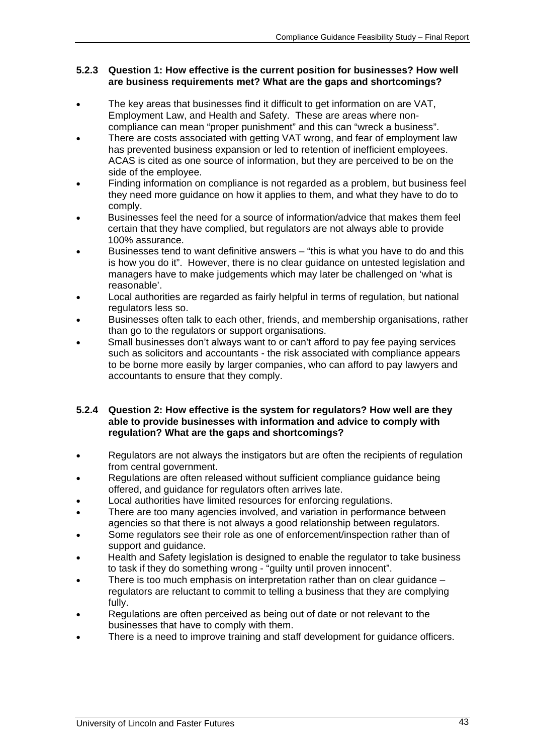### 5.2.3 Question 1: How effective is the current position for businesses? How well are business requirements met? What are the gaps and shortcomings?

- The key areas that businesses find it difficult to get information on are VAT, Employment Law, and Health and Safety. These are areas where non-compliance can mean "proper punishment" and this can "wreck a business".
- There are costs associated with getting VAT wrong, and fear of employment law has prevented business expansion or led to retention of inefficient employees. ACAS is cited as one source of information, but they are perceived to be on the side of the employee.
- Finding information on compliance is not regarded as a problem, but business feel they need more guidance on how it applies to them, and what they have to do to comply.
- Businesses feel the need for a source of information/advice that makes them feel certain that they have complied, but regulators are not always able to provide 100% assurance.
- Businesses tend to want definitive answers – "this is what you have to do and this is how you do it". However, there is no clear guidance on untested legislation and managers have to make judgements which may later be challenged on 'what is reasonable'.
- Local authorities are regarded as fairly helpful in terms of regulation, but national regulators less so.
- Businesses often talk to each other, friends, and membership organisations, rather than go to the regulators or support organisations.
- Small businesses don't always want to or can't afford to pay fee paying services such as solicitors and accountants - the risk associated with compliance appears to be borne more easily by larger companies, who can afford to pay lawyers and accountants to ensure that they comply.

### 5.2.4 Question 2: How effective is the system for regulators? How well are they able to provide businesses with information and advice to comply with regulation? What are the gaps and shortcomings?

- Regulators are not always the instigators but are often the recipients of regulation from central government.
- Regulations are often released without sufficient compliance guidance being offered, and guidance for regulators often arrives late.
- Local authorities have limited resources for enforcing regulations.
- There are too many agencies involved, and variation in performance between agencies so that there is not always a good relationship between regulators.
- Some regulators see their role as one of enforcement/inspection rather than of support and guidance.
- Health and Safety legislation is designed to enable the regulator to take business to task if they do something wrong - "guilty until proven innocent".
- There is too much emphasis on interpretation rather than on clear guidance – regulators are reluctant to commit to telling a business that they are complying fully.
- Regulations are often perceived as being out of date or not relevant to the businesses that have to comply with them.
- There is a need to improve training and staff development for guidance officers.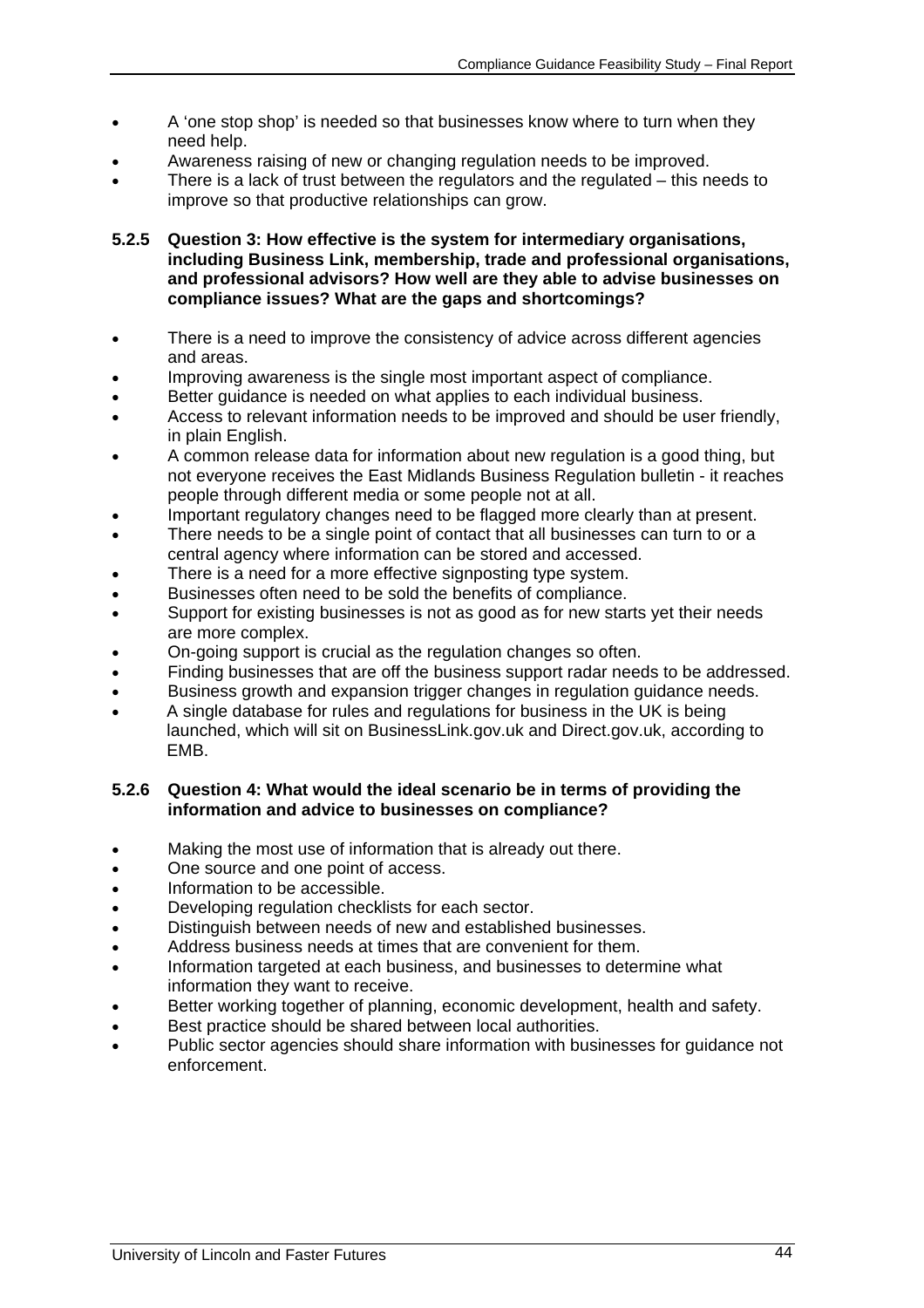- A 'one stop shop' is needed so that businesses know where to turn when they need help.
- Awareness raising of new or changing regulation needs to be improved.
- There is a lack of trust between the regulators and the regulated – this needs to improve so that productive relationships can grow.

#### 5.2.5 Question 3: How effective is the system for intermediary organisations, including Business Link, membership, trade and professional organisations, and professional advisors? How well are they able to advise businesses on compliance issues? What are the gaps and shortcomings?

- There is a need to improve the consistency of advice across different agencies and areas.
- Improving awareness is the single most important aspect of compliance.
- Better guidance is needed on what applies to each individual business.
- Access to relevant information needs to be improved and should be user friendly, in plain English.
- A common release data for information about new regulation is a good thing, but not everyone receives the East Midlands Business Regulation bulletin - it reaches people through different media or some people not at all.
- Important regulatory changes need to be flagged more clearly than at present.
- There needs to be a single point of contact that all businesses can turn to or a central agency where information can be stored and accessed.
- There is a need for a more effective signposting type system.
- Businesses often need to be sold the benefits of compliance.
- Support for existing businesses is not as good as for new starts yet their needs are more complex.
- On-going support is crucial as the regulation changes so often.
- Finding businesses that are off the business support radar needs to be addressed.
- Business growth and expansion trigger changes in regulation guidance needs.
- A single database for rules and regulations for business in the UK is being launched, which will sit on BusinessLink.gov.uk and Direct.gov.uk, according to EMB.

#### 5.2.6 Question 4: What would the ideal scenario be in terms of providing the information and advice to businesses on compliance?

- Making the most use of information that is already out there.
- One source and one point of access.
- Information to be accessible.
- Developing regulation checklists for each sector.
- Distinguish between needs of new and established businesses.
- Address business needs at times that are convenient for them.
- Information targeted at each business, and businesses to determine what information they want to receive.
- Better working together of planning, economic development, health and safety.
- Best practice should be shared between local authorities.
- Public sector agencies should share information with businesses for guidance not enforcement.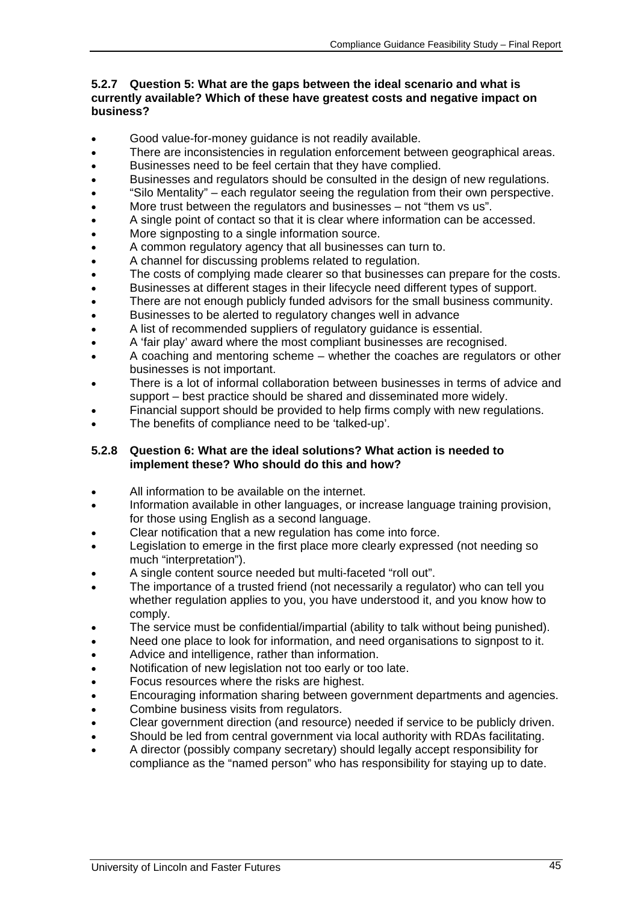#### 5.2.7 Question 5: What are the gaps between the ideal scenario and what is currently available? Which of these have greatest costs and negative impact on business?

- Good value-for-money guidance is not readily available.
- There are inconsistencies in regulation enforcement between geographical areas.
- Businesses need to be feel certain that they have complied.
- Businesses and regulators should be consulted in the design of new regulations.
- "Silo Mentality" – each regulator seeing the regulation from their own perspective.
- More trust between the regulators and businesses – not "them vs us".
- A single point of contact so that it is clear where information can be accessed.
- More signposting to a single information source.
- A common regulatory agency that all businesses can turn to.
- A channel for discussing problems related to regulation.
- The costs of complying made clearer so that businesses can prepare for the costs.
- Businesses at different stages in their lifecycle need different types of support.
- There are not enough publicly funded advisors for the small business community.
- Businesses to be alerted to regulatory changes well in advance
- A list of recommended suppliers of regulatory guidance is essential.
- A 'fair play' award where the most compliant businesses are recognised.
- A coaching and mentoring scheme – whether the coaches are regulators or other businesses is not important.
- There is a lot of informal collaboration between businesses in terms of advice and support – best practice should be shared and disseminated more widely.
- Financial support should be provided to help firms comply with new regulations.
- The benefits of compliance need to be 'talked-up'.

#### 5.2.8 Question 6: What are the ideal solutions? What action is needed to implement these? Who should do this and how?

- All information to be available on the internet.
- Information available in other languages, or increase language training provision, for those using English as a second language.
- Clear notification that a new regulation has come into force.
- Legislation to emerge in the first place more clearly expressed (not needing so much "interpretation").
- A single content source needed but multi-faceted "roll out".
- The importance of a trusted friend (not necessarily a regulator) who can tell you whether regulation applies to you, you have understood it, and you know how to comply.
- The service must be confidential/impartial (ability to talk without being punished).
- Need one place to look for information, and need organisations to signpost to it.
- Advice and intelligence, rather than information.
- Notification of new legislation not too early or too late.
- Focus resources where the risks are highest.
- Encouraging information sharing between government departments and agencies.
- Combine business visits from regulators.
- Clear government direction (and resource) needed if service to be publicly driven.
- Should be led from central government via local authority with RDAs facilitating.
- A director (possibly company secretary) should legally accept responsibility for compliance as the "named person" who has responsibility for staying up to date.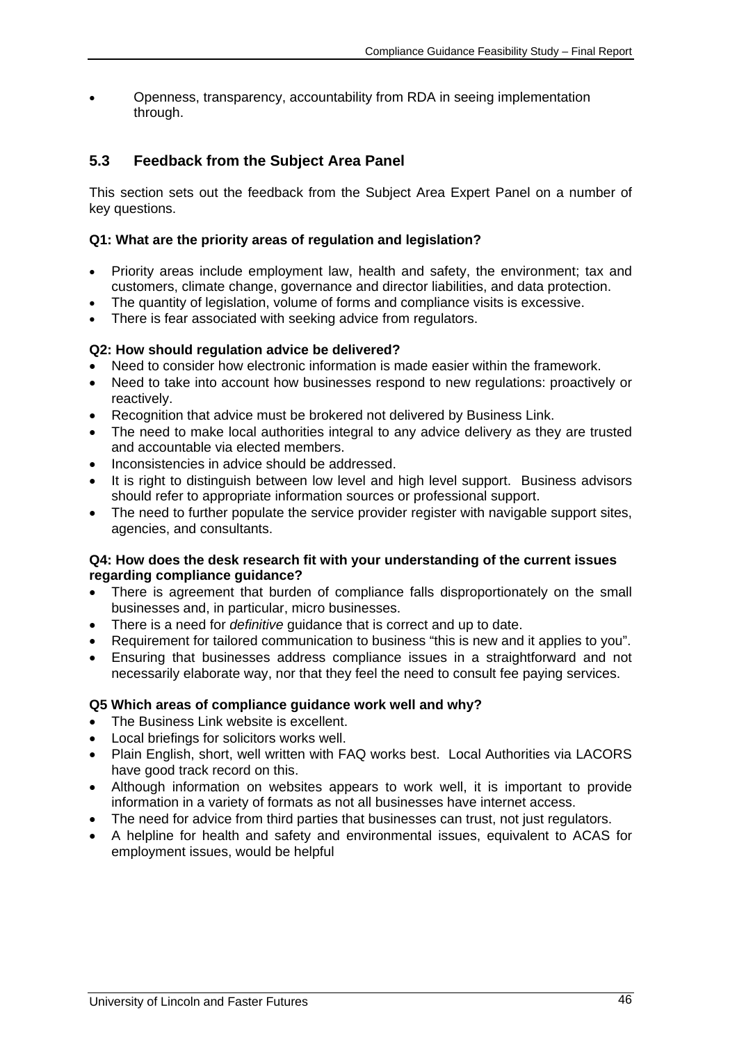- Openness, transparency, accountability from RDA in seeing implementation through.

## 5.3 Feedback from the Subject Area Panel

This section sets out the feedback from the Subject Area Expert Panel on a number of key questions.

**Q1: What are the priority areas of regulation and legislation?**

- Priority areas include employment law, health and safety, the environment; tax and customers, climate change, governance and director liabilities, and data protection.
- The quantity of legislation, volume of forms and compliance visits is excessive.
- There is fear associated with seeking advice from regulators.

**Q2: How should regulation advice be delivered?**

- Need to consider how electronic information is made easier within the framework.
- Need to take into account how businesses respond to new regulations: proactively or reactively.
- Recognition that advice must be brokered not delivered by Business Link.
- The need to make local authorities integral to any advice delivery as they are trusted and accountable via elected members.
- Inconsistencies in advice should be addressed.
- It is right to distinguish between low level and high level support. Business advisors should refer to appropriate information sources or professional support.
- The need to further populate the service provider register with navigable support sites, agencies, and consultants.

**Q4: How does the desk research fit with your understanding of the current issues regarding compliance guidance?**

- There is agreement that burden of compliance falls disproportionately on the small businesses and, in particular, micro businesses.
- There is a need for *definitive* guidance that is correct and up to date.
- Requirement for tailored communication to business "this is new and it applies to you".
- Ensuring that businesses address compliance issues in a straightforward and not necessarily elaborate way, nor that they feel the need to consult fee paying services.

**Q5 Which areas of compliance guidance work well and why?**

- The Business Link website is excellent.
- Local briefings for solicitors works well.
- Plain English, short, well written with FAQ works best. Local Authorities via LACORS have good track record on this.
- Although information on websites appears to work well, it is important to provide information in a variety of formats as not all businesses have internet access.
- The need for advice from third parties that businesses can trust, not just regulators.
- A helpline for health and safety and environmental issues, equivalent to ACAS for employment issues, would be helpful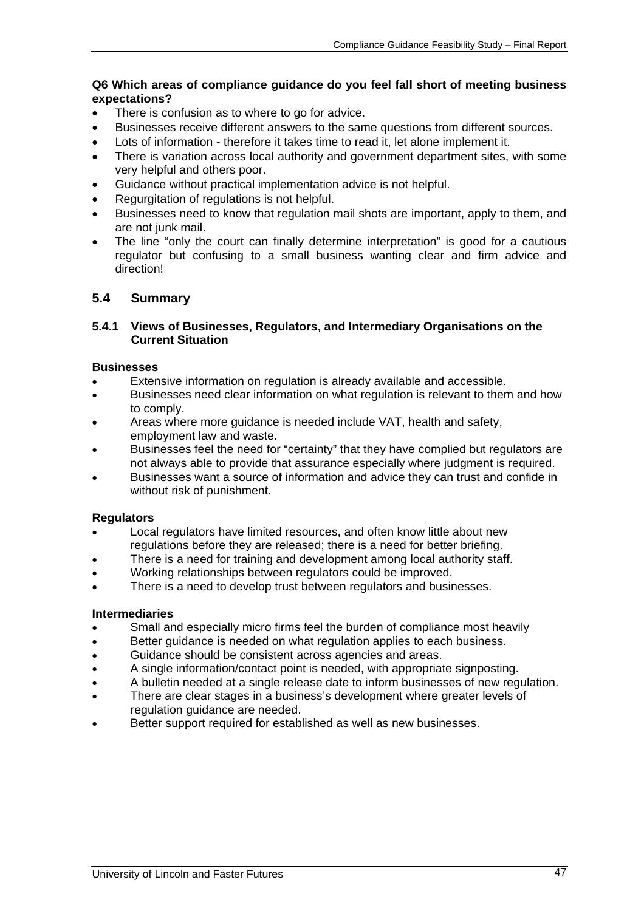**Q6 Which areas of compliance guidance do you feel fall short of meeting business expectations?**

- There is confusion as to where to go for advice.
- Businesses receive different answers to the same questions from different sources.
- Lots of information - therefore it takes time to read it, let alone implement it.
- There is variation across local authority and government department sites, with some very helpful and others poor.
- Guidance without practical implementation advice is not helpful.
- Regurgitation of regulations is not helpful.
- Businesses need to know that regulation mail shots are important, apply to them, and are not junk mail.
- The line "only the court can finally determine interpretation" is good for a cautious regulator but confusing to a small business wanting clear and firm advice and direction!

## 5.4 Summary

### 5.4.1 Views of Businesses, Regulators, and Intermediary Organisations on the Current Situation

**Businesses**

- Extensive information on regulation is already available and accessible.
- Businesses need clear information on what regulation is relevant to them and how to comply.
- Areas where more guidance is needed include VAT, health and safety, employment law and waste.
- Businesses feel the need for "certainty" that they have complied but regulators are not always able to provide that assurance especially where judgment is required.
- Businesses want a source of information and advice they can trust and confide in without risk of punishment.

**Regulators**

- Local regulators have limited resources, and often know little about new regulations before they are released; there is a need for better briefing.
- There is a need for training and development among local authority staff.
- Working relationships between regulators could be improved.
- There is a need to develop trust between regulators and businesses.

**Intermediaries**

- Small and especially micro firms feel the burden of compliance most heavily
- Better guidance is needed on what regulation applies to each business.
- Guidance should be consistent across agencies and areas.
- A single information/contact point is needed, with appropriate signposting.
- A bulletin needed at a single release date to inform businesses of new regulation.
- There are clear stages in a business's development where greater levels of regulation guidance are needed.
- Better support required for established as well as new businesses.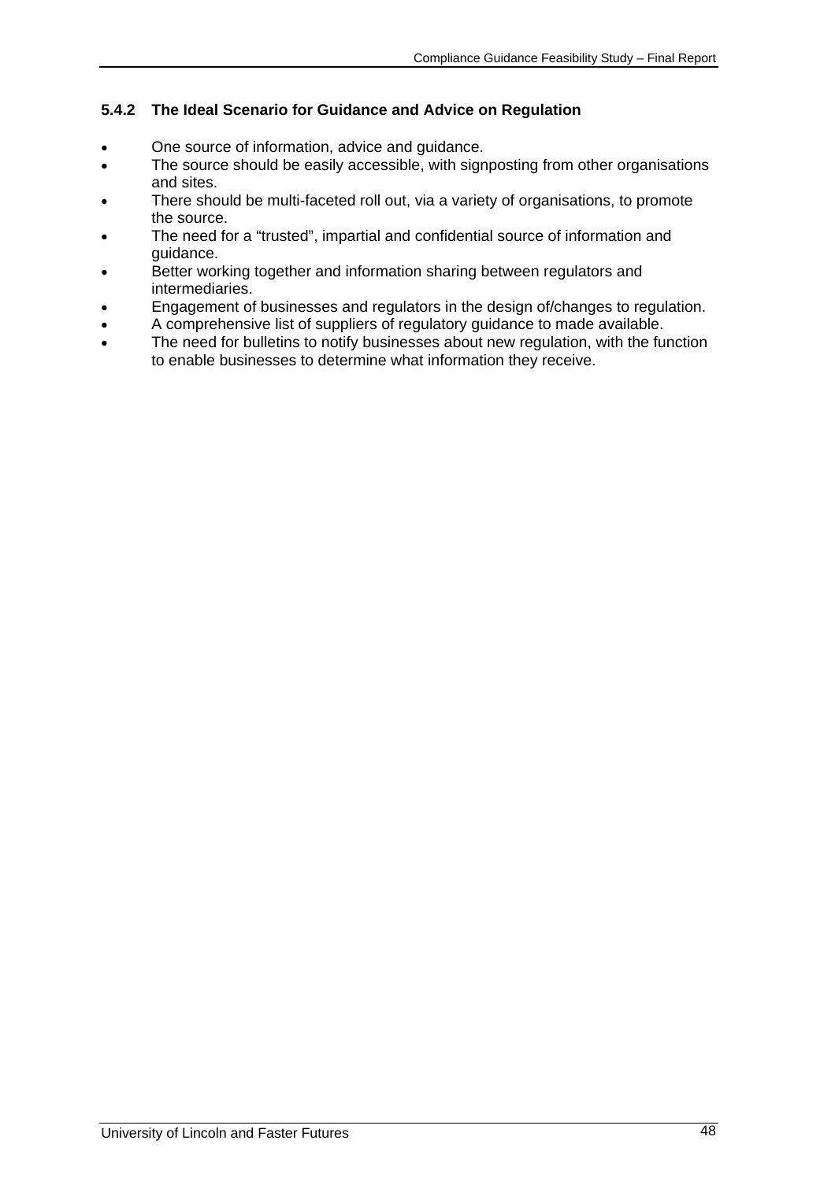#### 5.4.2 The Ideal Scenario for Guidance and Advice on Regulation

- One source of information, advice and guidance.
- The source should be easily accessible, with signposting from other organisations and sites.
- There should be multi-faceted roll out, via a variety of organisations, to promote the source.
- The need for a "trusted", impartial and confidential source of information and guidance.
- Better working together and information sharing between regulators and intermediaries.
- Engagement of businesses and regulators in the design of/changes to regulation.
- A comprehensive list of suppliers of regulatory guidance to made available.
- The need for bulletins to notify businesses about new regulation, with the function to enable businesses to determine what information they receive.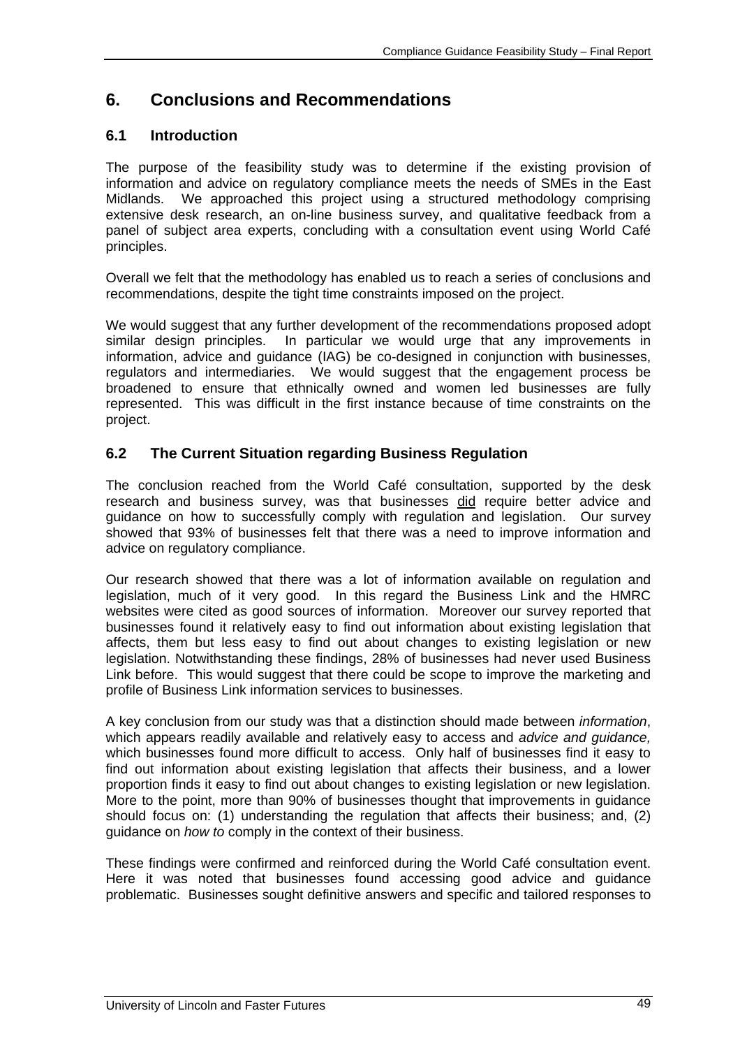# 6. Conclusions and Recommendations

## 6.1 Introduction

The purpose of the feasibility study was to determine if the existing provision of information and advice on regulatory compliance meets the needs of SMEs in the East Midlands. We approached this project using a structured methodology comprising extensive desk research, an on-line business survey, and qualitative feedback from a panel of subject area experts, concluding with a consultation event using World Café principles.

Overall we felt that the methodology has enabled us to reach a series of conclusions and recommendations, despite the tight time constraints imposed on the project.

We would suggest that any further development of the recommendations proposed adopt similar design principles. In particular we would urge that any improvements in information, advice and guidance (IAG) be co-designed in conjunction with businesses, regulators and intermediaries. We would suggest that the engagement process be broadened to ensure that ethnically owned and women led businesses are fully represented. This was difficult in the first instance because of time constraints on the project.

## 6.2 The Current Situation regarding Business Regulation

The conclusion reached from the World Café consultation, supported by the desk research and business survey, was that businesses did require better advice and guidance on how to successfully comply with regulation and legislation. Our survey showed that 93% of businesses felt that there was a need to improve information and advice on regulatory compliance.

Our research showed that there was a lot of information available on regulation and legislation, much of it very good. In this regard the Business Link and the HMRC websites were cited as good sources of information. Moreover our survey reported that businesses found it relatively easy to find out information about existing legislation that affects, them but less easy to find out about changes to existing legislation or new legislation. Notwithstanding these findings, 28% of businesses had never used Business Link before. This would suggest that there could be scope to improve the marketing and profile of Business Link information services to businesses.

A key conclusion from our study was that a distinction should made between *information*, which appears readily available and relatively easy to access and *advice and guidance,* which businesses found more difficult to access. Only half of businesses find it easy to find out information about existing legislation that affects their business, and a lower proportion finds it easy to find out about changes to existing legislation or new legislation. More to the point, more than 90% of businesses thought that improvements in guidance should focus on: (1) understanding the regulation that affects their business; and, (2) guidance on *how to* comply in the context of their business.

These findings were confirmed and reinforced during the World Café consultation event. Here it was noted that businesses found accessing good advice and guidance problematic. Businesses sought definitive answers and specific and tailored responses to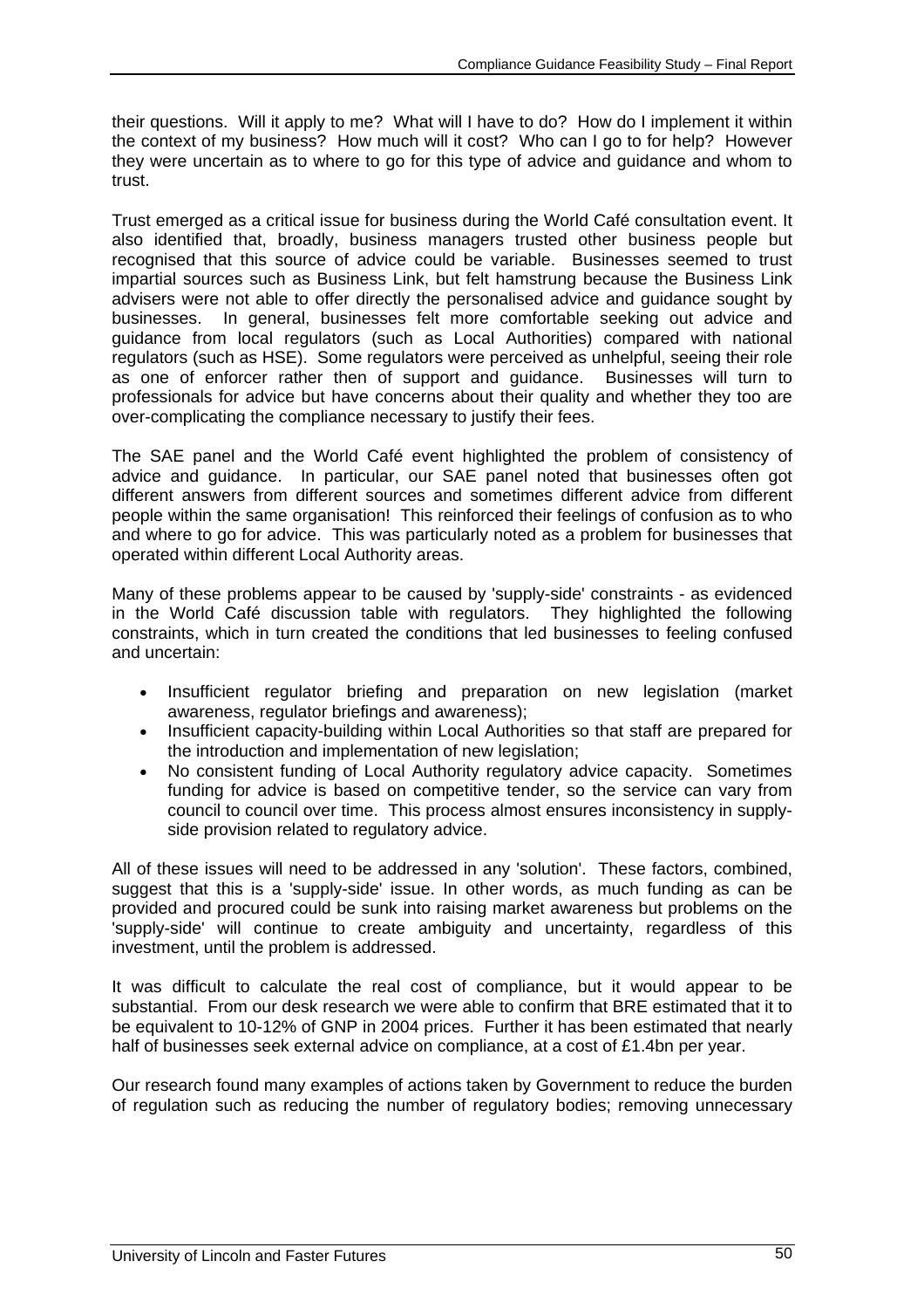their questions. Will it apply to me? What will I have to do? How do I implement it within the context of my business? How much will it cost? Who can I go to for help? However they were uncertain as to where to go for this type of advice and guidance and whom to trust.

Trust emerged as a critical issue for business during the World Café consultation event. It also identified that, broadly, business managers trusted other business people but recognised that this source of advice could be variable. Businesses seemed to trust impartial sources such as Business Link, but felt hamstrung because the Business Link advisers were not able to offer directly the personalised advice and guidance sought by businesses. In general, businesses felt more comfortable seeking out advice and guidance from local regulators (such as Local Authorities) compared with national regulators (such as HSE). Some regulators were perceived as unhelpful, seeing their role as one of enforcer rather then of support and guidance. Businesses will turn to professionals for advice but have concerns about their quality and whether they too are over-complicating the compliance necessary to justify their fees.

The SAE panel and the World Café event highlighted the problem of consistency of advice and guidance. In particular, our SAE panel noted that businesses often got different answers from different sources and sometimes different advice from different people within the same organisation! This reinforced their feelings of confusion as to who and where to go for advice. This was particularly noted as a problem for businesses that operated within different Local Authority areas.

Many of these problems appear to be caused by 'supply-side' constraints - as evidenced in the World Café discussion table with regulators. They highlighted the following constraints, which in turn created the conditions that led businesses to feeling confused and uncertain:

- Insufficient regulator briefing and preparation on new legislation (market awareness, regulator briefings and awareness);
- Insufficient capacity-building within Local Authorities so that staff are prepared for the introduction and implementation of new legislation;
- No consistent funding of Local Authority regulatory advice capacity. Sometimes funding for advice is based on competitive tender, so the service can vary from council to council over time. This process almost ensures inconsistency in supply-side provision related to regulatory advice.

All of these issues will need to be addressed in any 'solution'. These factors, combined, suggest that this is a 'supply-side' issue. In other words, as much funding as can be provided and procured could be sunk into raising market awareness but problems on the 'supply-side' will continue to create ambiguity and uncertainty, regardless of this investment, until the problem is addressed.

It was difficult to calculate the real cost of compliance, but it would appear to be substantial. From our desk research we were able to confirm that BRE estimated that it to be equivalent to 10-12% of GNP in 2004 prices. Further it has been estimated that nearly half of businesses seek external advice on compliance, at a cost of £1.4bn per year.

Our research found many examples of actions taken by Government to reduce the burden of regulation such as reducing the number of regulatory bodies; removing unnecessary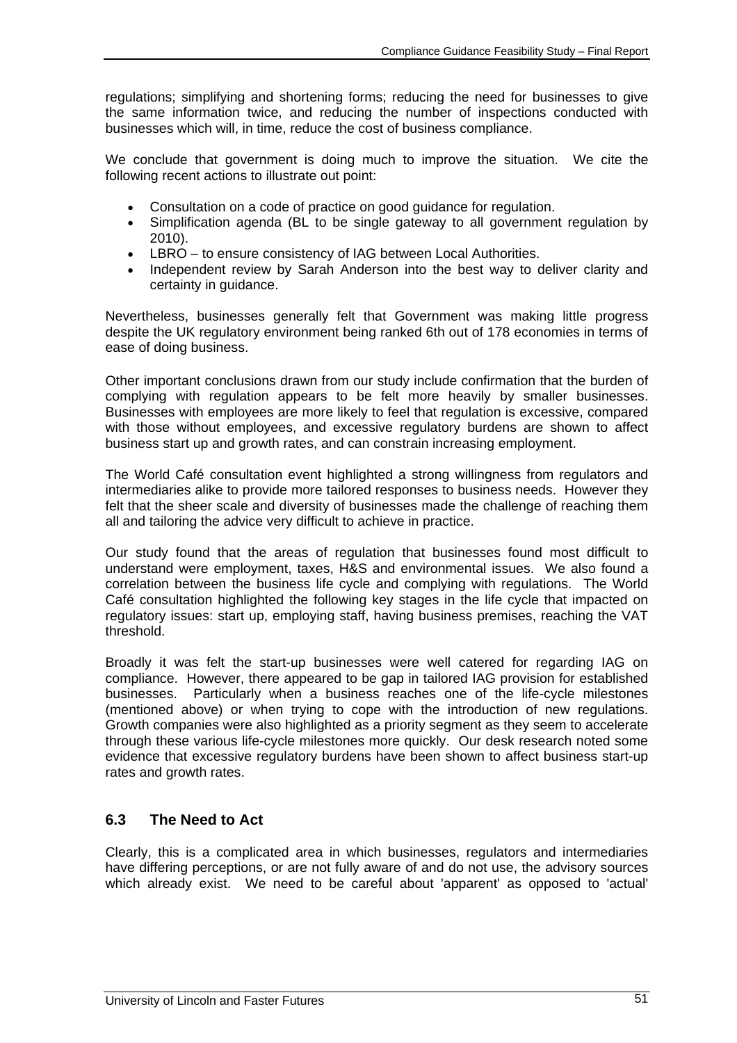regulations; simplifying and shortening forms; reducing the need for businesses to give the same information twice, and reducing the number of inspections conducted with businesses which will, in time, reduce the cost of business compliance.

We conclude that government is doing much to improve the situation. We cite the following recent actions to illustrate out point:

- Consultation on a code of practice on good guidance for regulation.
- Simplification agenda (BL to be single gateway to all government regulation by 2010).
- LBRO – to ensure consistency of IAG between Local Authorities.
- Independent review by Sarah Anderson into the best way to deliver clarity and certainty in guidance.

Nevertheless, businesses generally felt that Government was making little progress despite the UK regulatory environment being ranked 6th out of 178 economies in terms of ease of doing business.

Other important conclusions drawn from our study include confirmation that the burden of complying with regulation appears to be felt more heavily by smaller businesses. Businesses with employees are more likely to feel that regulation is excessive, compared with those without employees, and excessive regulatory burdens are shown to affect business start up and growth rates, and can constrain increasing employment.

The World Café consultation event highlighted a strong willingness from regulators and intermediaries alike to provide more tailored responses to business needs. However they felt that the sheer scale and diversity of businesses made the challenge of reaching them all and tailoring the advice very difficult to achieve in practice.

Our study found that the areas of regulation that businesses found most difficult to understand were employment, taxes, H&S and environmental issues. We also found a correlation between the business life cycle and complying with regulations. The World Café consultation highlighted the following key stages in the life cycle that impacted on regulatory issues: start up, employing staff, having business premises, reaching the VAT threshold.

Broadly it was felt the start-up businesses were well catered for regarding IAG on compliance. However, there appeared to be gap in tailored IAG provision for established businesses. Particularly when a business reaches one of the life-cycle milestones (mentioned above) or when trying to cope with the introduction of new regulations. Growth companies were also highlighted as a priority segment as they seem to accelerate through these various life-cycle milestones more quickly. Our desk research noted some evidence that excessive regulatory burdens have been shown to affect business start-up rates and growth rates.

### 6.3 The Need to Act

Clearly, this is a complicated area in which businesses, regulators and intermediaries have differing perceptions, or are not fully aware of and do not use, the advisory sources which already exist. We need to be careful about 'apparent' as opposed to 'actual'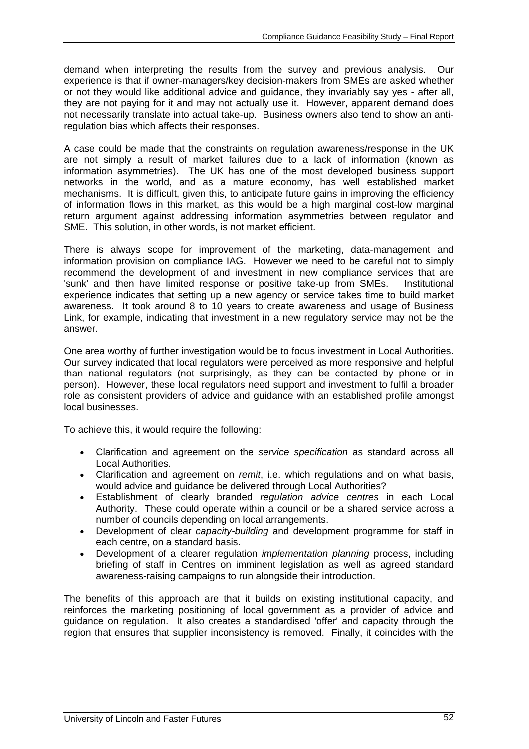demand when interpreting the results from the survey and previous analysis. Our experience is that if owner-managers/key decision-makers from SMEs are asked whether or not they would like additional advice and guidance, they invariably say yes - after all, they are not paying for it and may not actually use it. However, apparent demand does not necessarily translate into actual take-up. Business owners also tend to show an anti-regulation bias which affects their responses.

A case could be made that the constraints on regulation awareness/response in the UK are not simply a result of market failures due to a lack of information (known as information asymmetries). The UK has one of the most developed business support networks in the world, and as a mature economy, has well established market mechanisms. It is difficult, given this, to anticipate future gains in improving the efficiency of information flows in this market, as this would be a high marginal cost-low marginal return argument against addressing information asymmetries between regulator and SME. This solution, in other words, is not market efficient.

There is always scope for improvement of the marketing, data-management and information provision on compliance IAG. However we need to be careful not to simply recommend the development of and investment in new compliance services that are 'sunk' and then have limited response or positive take-up from SMEs. Institutional experience indicates that setting up a new agency or service takes time to build market awareness. It took around 8 to 10 years to create awareness and usage of Business Link, for example, indicating that investment in a new regulatory service may not be the answer.

One area worthy of further investigation would be to focus investment in Local Authorities. Our survey indicated that local regulators were perceived as more responsive and helpful than national regulators (not surprisingly, as they can be contacted by phone or in person). However, these local regulators need support and investment to fulfil a broader role as consistent providers of advice and guidance with an established profile amongst local businesses.

To achieve this, it would require the following:

- Clarification and agreement on the *service specification* as standard across all Local Authorities.
- Clarification and agreement on *remit*, i.e. which regulations and on what basis, would advice and guidance be delivered through Local Authorities?
- Establishment of clearly branded *regulation advice centres* in each Local Authority. These could operate within a council or be a shared service across a number of councils depending on local arrangements.
- Development of clear *capacity-building* and development programme for staff in each centre, on a standard basis.
- Development of a clearer regulation *implementation planning* process, including briefing of staff in Centres on imminent legislation as well as agreed standard awareness-raising campaigns to run alongside their introduction.

The benefits of this approach are that it builds on existing institutional capacity, and reinforces the marketing positioning of local government as a provider of advice and guidance on regulation. It also creates a standardised 'offer' and capacity through the region that ensures that supplier inconsistency is removed. Finally, it coincides with the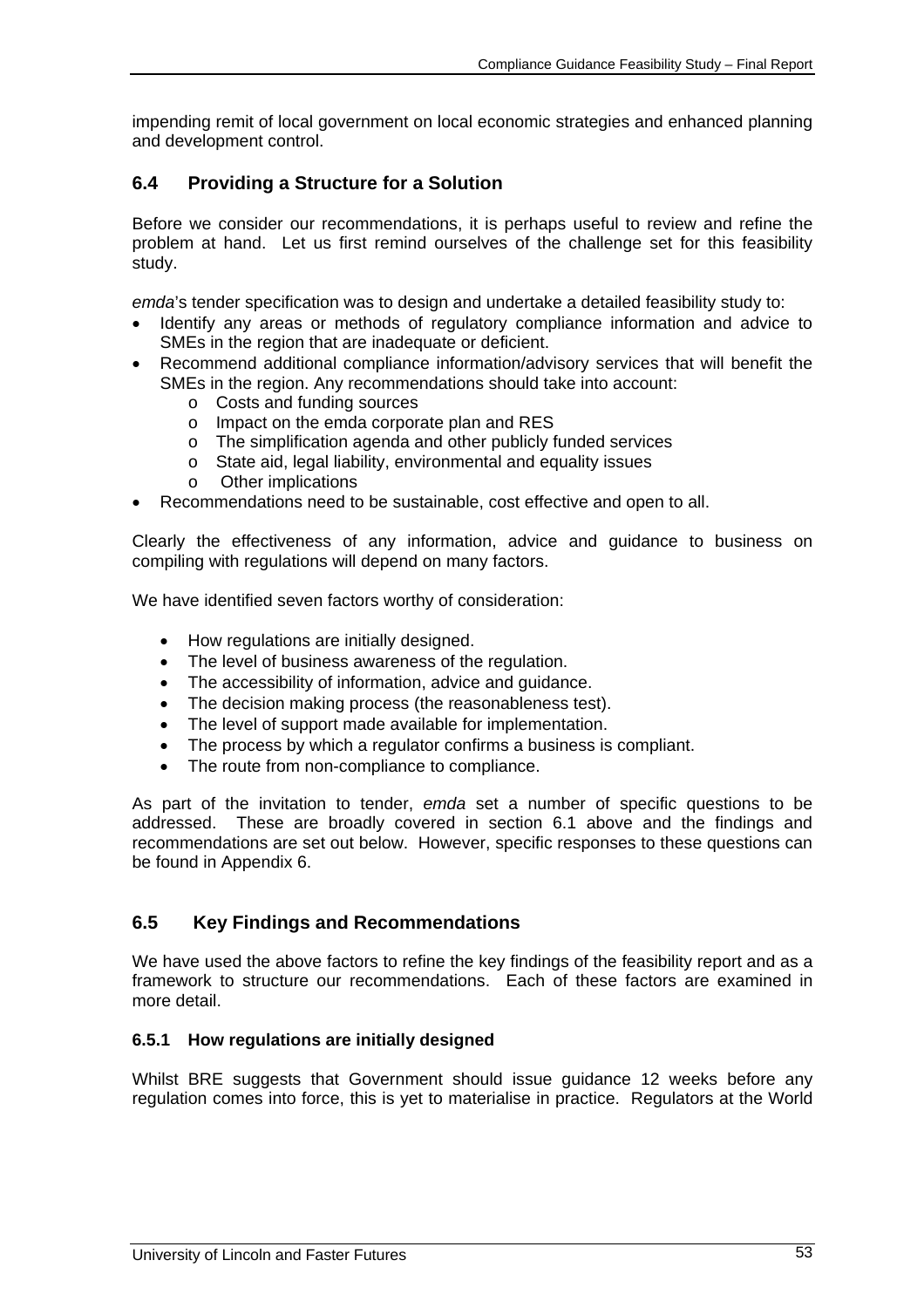impending remit of local government on local economic strategies and enhanced planning and development control.

## 6.4 Providing a Structure for a Solution

Before we consider our recommendations, it is perhaps useful to review and refine the problem at hand. Let us first remind ourselves of the challenge set for this feasibility study.

*emda*'s tender specification was to design and undertake a detailed feasibility study to:

- Identify any areas or methods of regulatory compliance information and advice to SMEs in the region that are inadequate or deficient.
- Recommend additional compliance information/advisory services that will benefit the SMEs in the region. Any recommendations should take into account:
    - Costs and funding sources
    - Impact on the emda corporate plan and RES
    - The simplification agenda and other publicly funded services
    - State aid, legal liability, environmental and equality issues
    - Other implications
- Recommendations need to be sustainable, cost effective and open to all.

Clearly the effectiveness of any information, advice and guidance to business on compiling with regulations will depend on many factors.

We have identified seven factors worthy of consideration:

- How regulations are initially designed.
- The level of business awareness of the regulation.
- The accessibility of information, advice and guidance.
- The decision making process (the reasonableness test).
- The level of support made available for implementation.
- The process by which a regulator confirms a business is compliant.
- The route from non-compliance to compliance.

As part of the invitation to tender, *emda* set a number of specific questions to be addressed. These are broadly covered in section 6.1 above and the findings and recommendations are set out below. However, specific responses to these questions can be found in Appendix 6.

## 6.5 Key Findings and Recommendations

We have used the above factors to refine the key findings of the feasibility report and as a framework to structure our recommendations. Each of these factors are examined in more detail.

### 6.5.1 How regulations are initially designed

Whilst BRE suggests that Government should issue guidance 12 weeks before any regulation comes into force, this is yet to materialise in practice. Regulators at the World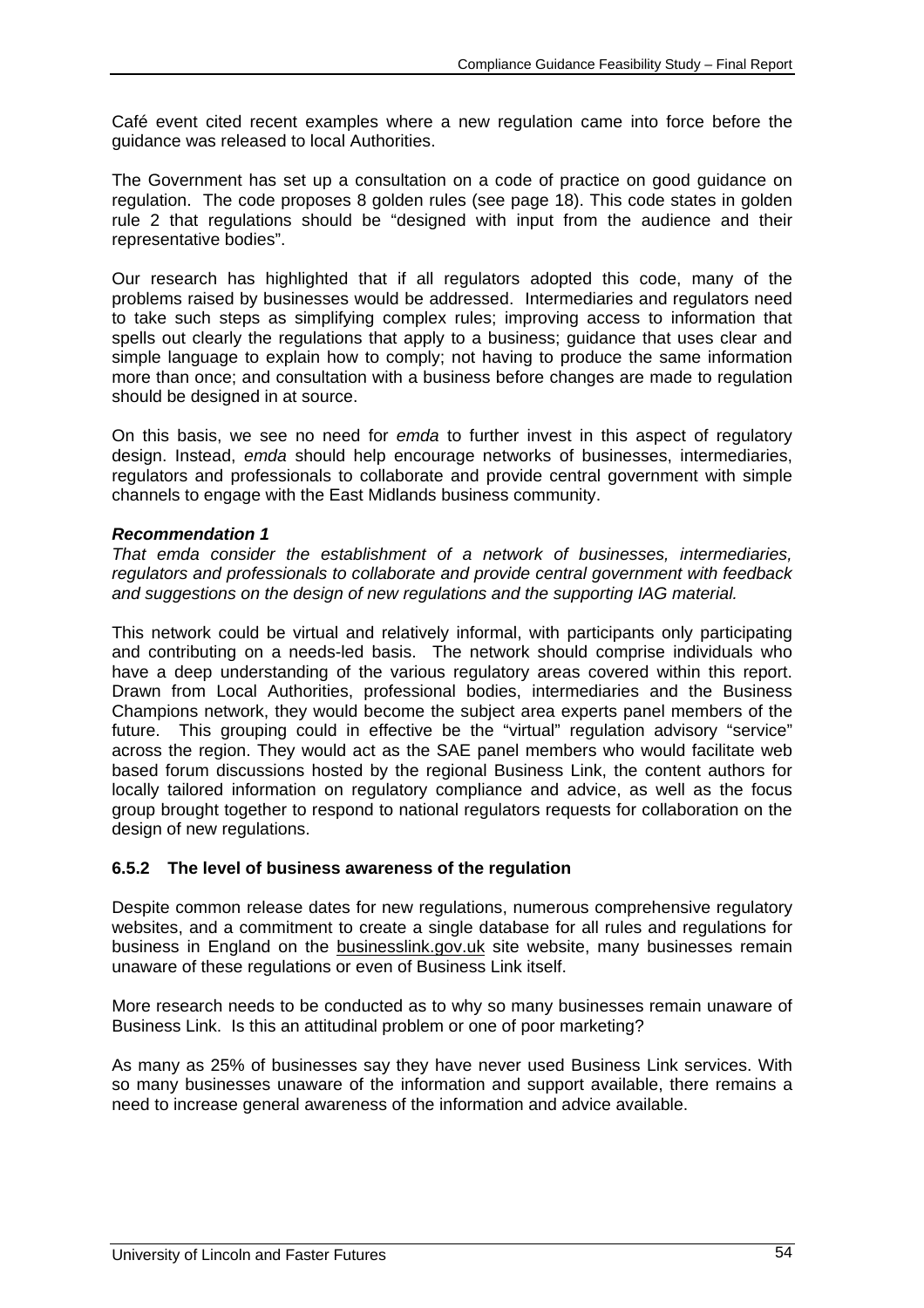Café event cited recent examples where a new regulation came into force before the guidance was released to local Authorities.

The Government has set up a consultation on a code of practice on good guidance on regulation. The code proposes 8 golden rules (see page 18). This code states in golden rule 2 that regulations should be "designed with input from the audience and their representative bodies".

Our research has highlighted that if all regulators adopted this code, many of the problems raised by businesses would be addressed. Intermediaries and regulators need to take such steps as simplifying complex rules; improving access to information that spells out clearly the regulations that apply to a business; guidance that uses clear and simple language to explain how to comply; not having to produce the same information more than once; and consultation with a business before changes are made to regulation should be designed in at source.

On this basis, we see no need for *emda* to further invest in this aspect of regulatory design. Instead, *emda* should help encourage networks of businesses, intermediaries, regulators and professionals to collaborate and provide central government with simple channels to engage with the East Midlands business community.

***Recommendation 1***

*That emda consider the establishment of a network of businesses, intermediaries, regulators and professionals to collaborate and provide central government with feedback and suggestions on the design of new regulations and the supporting IAG material.*

This network could be virtual and relatively informal, with participants only participating and contributing on a needs-led basis. The network should comprise individuals who have a deep understanding of the various regulatory areas covered within this report. Drawn from Local Authorities, professional bodies, intermediaries and the Business Champions network, they would become the subject area experts panel members of the future. This grouping could in effective be the "virtual" regulation advisory "service" across the region. They would act as the SAE panel members who would facilitate web based forum discussions hosted by the regional Business Link, the content authors for locally tailored information on regulatory compliance and advice, as well as the focus group brought together to respond to national regulators requests for collaboration on the design of new regulations.

### 6.5.2 The level of business awareness of the regulation

Despite common release dates for new regulations, numerous comprehensive regulatory websites, and a commitment to create a single database for all rules and regulations for business in England on the businesslink.gov.uk site website, many businesses remain unaware of these regulations or even of Business Link itself.

More research needs to be conducted as to why so many businesses remain unaware of Business Link. Is this an attitudinal problem or one of poor marketing?

As many as 25% of businesses say they have never used Business Link services. With so many businesses unaware of the information and support available, there remains a need to increase general awareness of the information and advice available.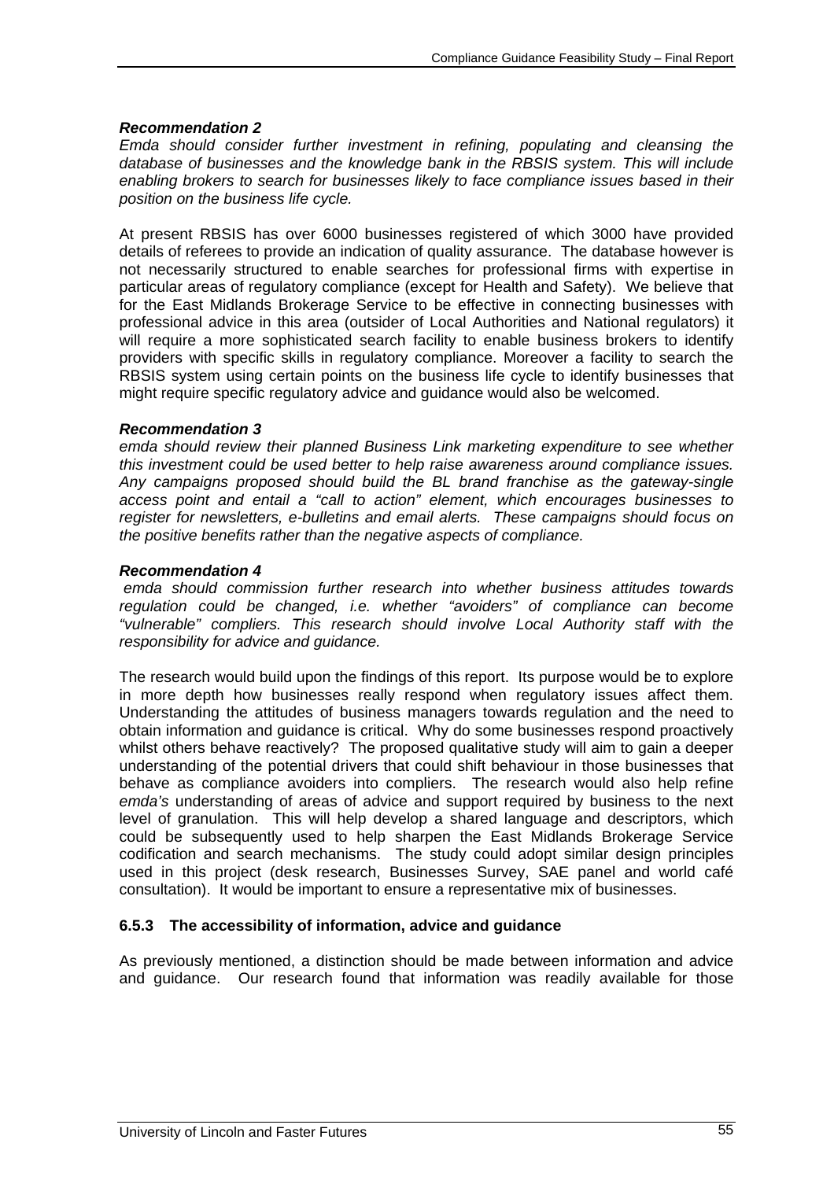***Recommendation 2***

*Emda should consider further investment in refining, populating and cleansing the database of businesses and the knowledge bank in the RBSIS system. This will include enabling brokers to search for businesses likely to face compliance issues based in their position on the business life cycle.*

At present RBSIS has over 6000 businesses registered of which 3000 have provided details of referees to provide an indication of quality assurance. The database however is not necessarily structured to enable searches for professional firms with expertise in particular areas of regulatory compliance (except for Health and Safety). We believe that for the East Midlands Brokerage Service to be effective in connecting businesses with professional advice in this area (outsider of Local Authorities and National regulators) it will require a more sophisticated search facility to enable business brokers to identify providers with specific skills in regulatory compliance. Moreover a facility to search the RBSIS system using certain points on the business life cycle to identify businesses that might require specific regulatory advice and guidance would also be welcomed.

***Recommendation 3***

*emda should review their planned Business Link marketing expenditure to see whether this investment could be used better to help raise awareness around compliance issues. Any campaigns proposed should build the BL brand franchise as the gateway-single access point and entail a "call to action" element, which encourages businesses to register for newsletters, e-bulletins and email alerts. These campaigns should focus on the positive benefits rather than the negative aspects of compliance.*

***Recommendation 4***

*emda should commission further research into whether business attitudes towards regulation could be changed, i.e. whether "avoiders" of compliance can become "vulnerable" compliers. This research should involve Local Authority staff with the responsibility for advice and guidance.*

The research would build upon the findings of this report. Its purpose would be to explore in more depth how businesses really respond when regulatory issues affect them. Understanding the attitudes of business managers towards regulation and the need to obtain information and guidance is critical. Why do some businesses respond proactively whilst others behave reactively? The proposed qualitative study will aim to gain a deeper understanding of the potential drivers that could shift behaviour in those businesses that behave as compliance avoiders into compliers. The research would also help refine *emda's* understanding of areas of advice and support required by business to the next level of granulation. This will help develop a shared language and descriptors, which could be subsequently used to help sharpen the East Midlands Brokerage Service codification and search mechanisms. The study could adopt similar design principles used in this project (desk research, Businesses Survey, SAE panel and world café consultation). It would be important to ensure a representative mix of businesses.

### 6.5.3 The accessibility of information, advice and guidance

As previously mentioned, a distinction should be made between information and advice and guidance. Our research found that information was readily available for those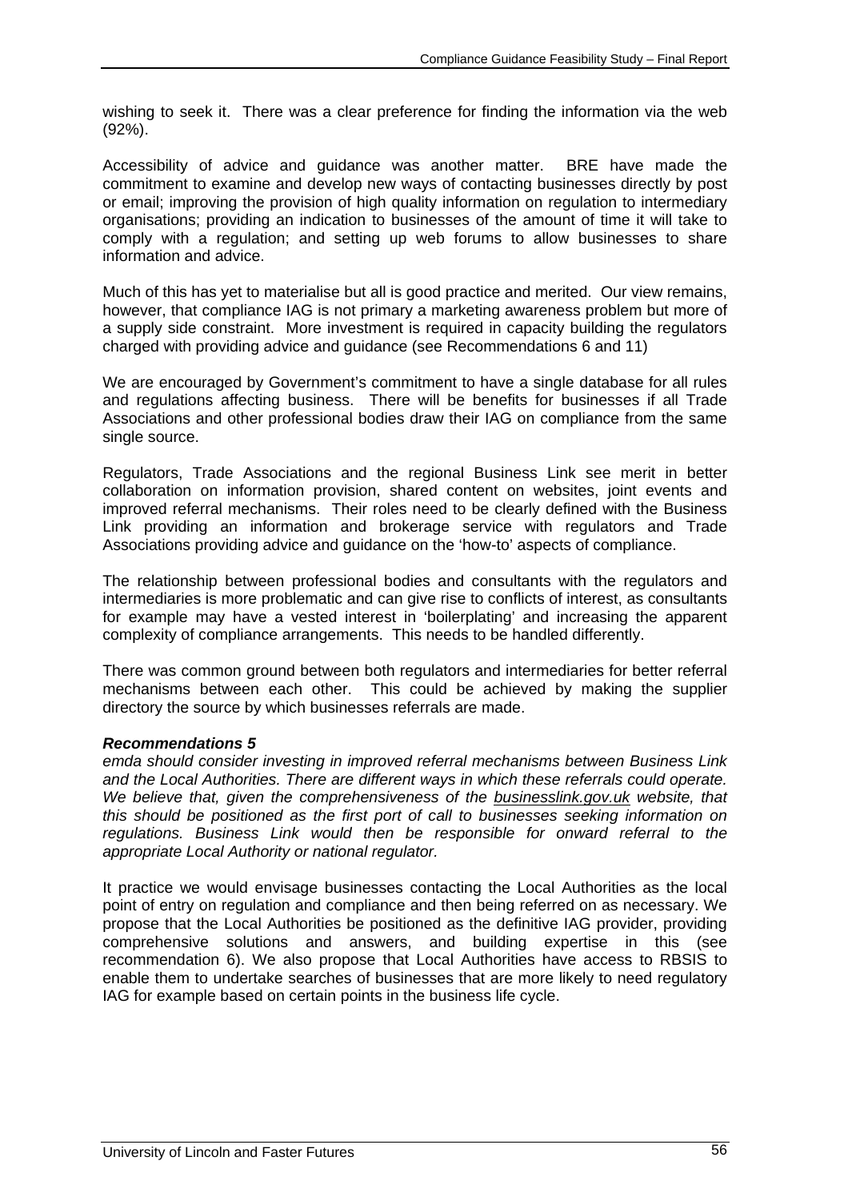wishing to seek it. There was a clear preference for finding the information via the web (92%).

Accessibility of advice and guidance was another matter. BRE have made the commitment to examine and develop new ways of contacting businesses directly by post or email; improving the provision of high quality information on regulation to intermediary organisations; providing an indication to businesses of the amount of time it will take to comply with a regulation; and setting up web forums to allow businesses to share information and advice.

Much of this has yet to materialise but all is good practice and merited. Our view remains, however, that compliance IAG is not primary a marketing awareness problem but more of a supply side constraint. More investment is required in capacity building the regulators charged with providing advice and guidance (see Recommendations 6 and 11)

We are encouraged by Government's commitment to have a single database for all rules and regulations affecting business. There will be benefits for businesses if all Trade Associations and other professional bodies draw their IAG on compliance from the same single source.

Regulators, Trade Associations and the regional Business Link see merit in better collaboration on information provision, shared content on websites, joint events and improved referral mechanisms. Their roles need to be clearly defined with the Business Link providing an information and brokerage service with regulators and Trade Associations providing advice and guidance on the 'how-to' aspects of compliance.

The relationship between professional bodies and consultants with the regulators and intermediaries is more problematic and can give rise to conflicts of interest, as consultants for example may have a vested interest in 'boilerplating' and increasing the apparent complexity of compliance arrangements. This needs to be handled differently.

There was common ground between both regulators and intermediaries for better referral mechanisms between each other. This could be achieved by making the supplier directory the source by which businesses referrals are made.

***Recommendations 5***

*emda should consider investing in improved referral mechanisms between Business Link and the Local Authorities. There are different ways in which these referrals could operate. We believe that, given the comprehensiveness of the businesslink.gov.uk website, that this should be positioned as the first port of call to businesses seeking information on regulations. Business Link would then be responsible for onward referral to the appropriate Local Authority or national regulator.*

It practice we would envisage businesses contacting the Local Authorities as the local point of entry on regulation and compliance and then being referred on as necessary. We propose that the Local Authorities be positioned as the definitive IAG provider, providing comprehensive solutions and answers, and building expertise in this (see recommendation 6). We also propose that Local Authorities have access to RBSIS to enable them to undertake searches of businesses that are more likely to need regulatory IAG for example based on certain points in the business life cycle.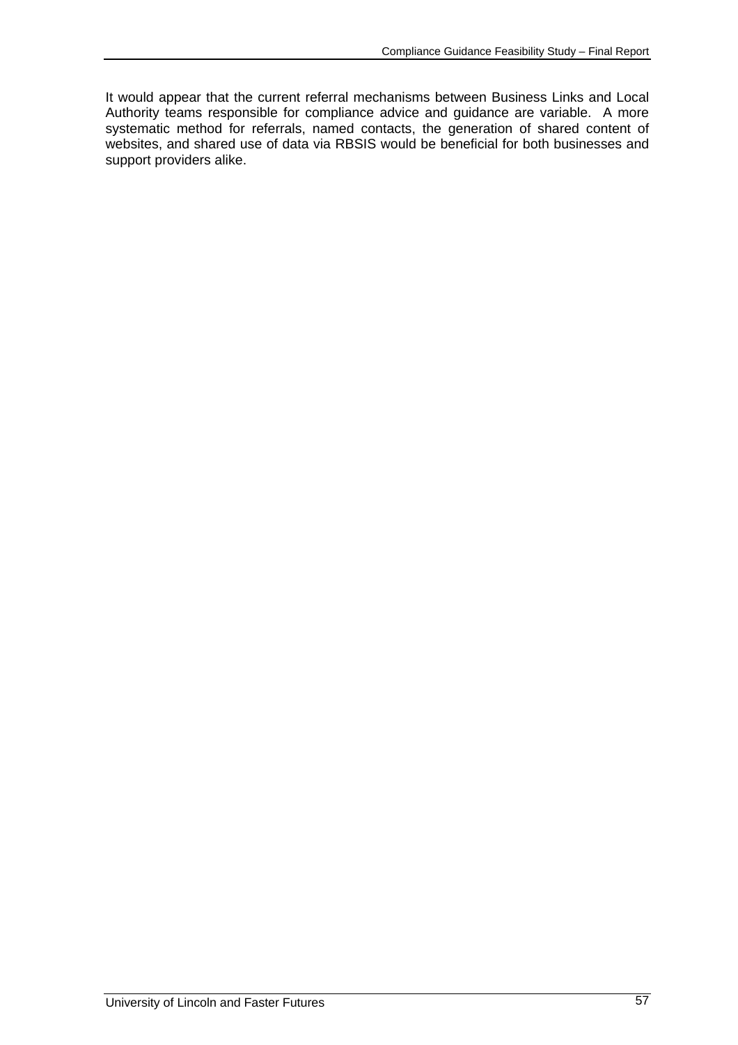It would appear that the current referral mechanisms between Business Links and Local Authority teams responsible for compliance advice and guidance are variable. A more systematic method for referrals, named contacts, the generation of shared content of websites, and shared use of data via RBSIS would be beneficial for both businesses and support providers alike.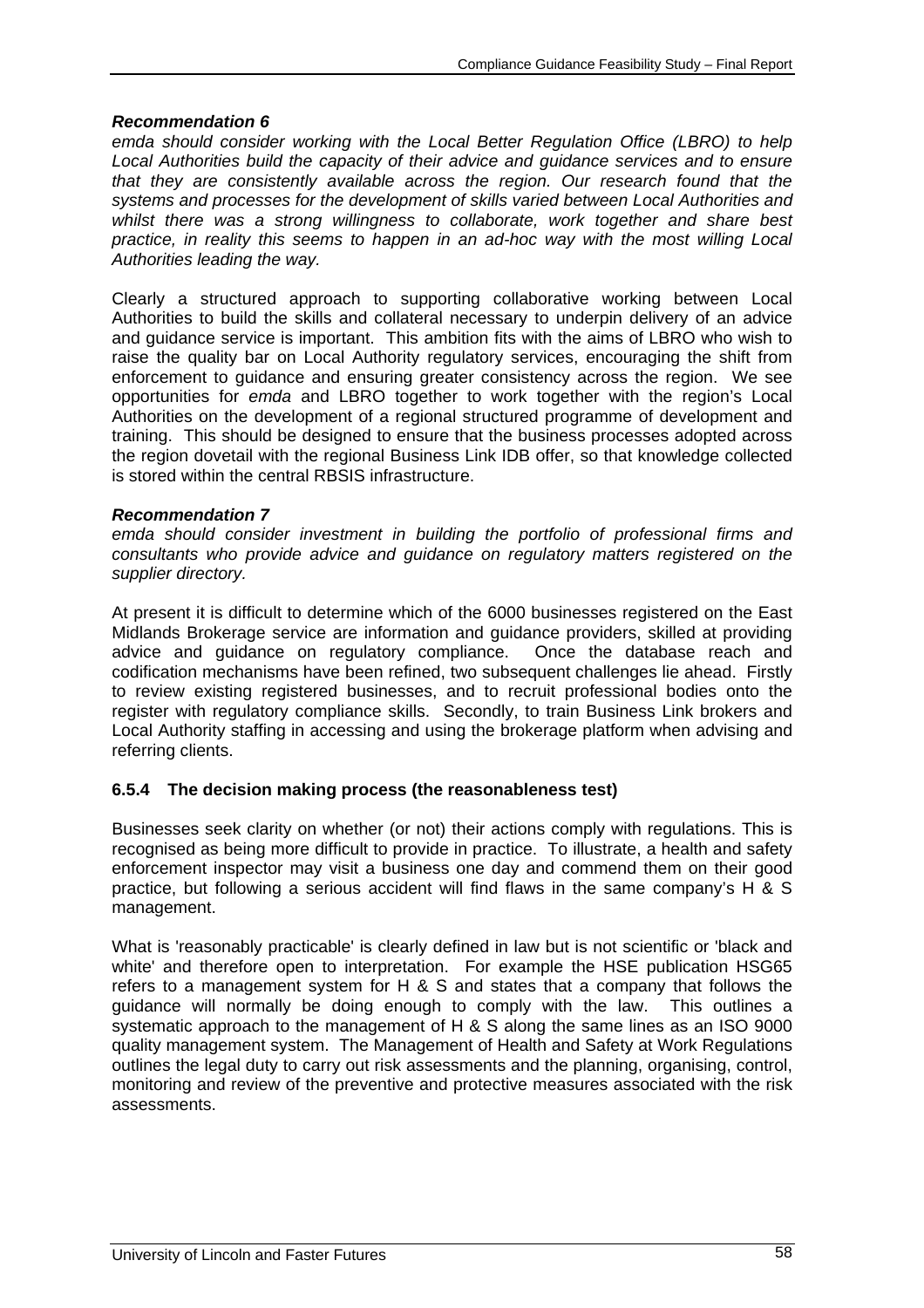***Recommendation 6***

*emda should consider working with the Local Better Regulation Office (LBRO) to help Local Authorities build the capacity of their advice and guidance services and to ensure that they are consistently available across the region. Our research found that the systems and processes for the development of skills varied between Local Authorities and whilst there was a strong willingness to collaborate, work together and share best practice, in reality this seems to happen in an ad-hoc way with the most willing Local Authorities leading the way.*

Clearly a structured approach to supporting collaborative working between Local Authorities to build the skills and collateral necessary to underpin delivery of an advice and guidance service is important. This ambition fits with the aims of LBRO who wish to raise the quality bar on Local Authority regulatory services, encouraging the shift from enforcement to guidance and ensuring greater consistency across the region. We see opportunities for *emda* and LBRO together to work together with the region's Local Authorities on the development of a regional structured programme of development and training. This should be designed to ensure that the business processes adopted across the region dovetail with the regional Business Link IDB offer, so that knowledge collected is stored within the central RBSIS infrastructure.

***Recommendation 7***

*emda should consider investment in building the portfolio of professional firms and consultants who provide advice and guidance on regulatory matters registered on the supplier directory.*

At present it is difficult to determine which of the 6000 businesses registered on the East Midlands Brokerage service are information and guidance providers, skilled at providing advice and guidance on regulatory compliance. Once the database reach and codification mechanisms have been refined, two subsequent challenges lie ahead. Firstly to review existing registered businesses, and to recruit professional bodies onto the register with regulatory compliance skills. Secondly, to train Business Link brokers and Local Authority staffing in accessing and using the brokerage platform when advising and referring clients.

### 6.5.4 The decision making process (the reasonableness test)

Businesses seek clarity on whether (or not) their actions comply with regulations. This is recognised as being more difficult to provide in practice. To illustrate, a health and safety enforcement inspector may visit a business one day and commend them on their good practice, but following a serious accident will find flaws in the same company's H & S management.

What is 'reasonably practicable' is clearly defined in law but is not scientific or 'black and white' and therefore open to interpretation. For example the HSE publication HSG65 refers to a management system for H & S and states that a company that follows the guidance will normally be doing enough to comply with the law. This outlines a systematic approach to the management of H & S along the same lines as an ISO 9000 quality management system. The Management of Health and Safety at Work Regulations outlines the legal duty to carry out risk assessments and the planning, organising, control, monitoring and review of the preventive and protective measures associated with the risk assessments.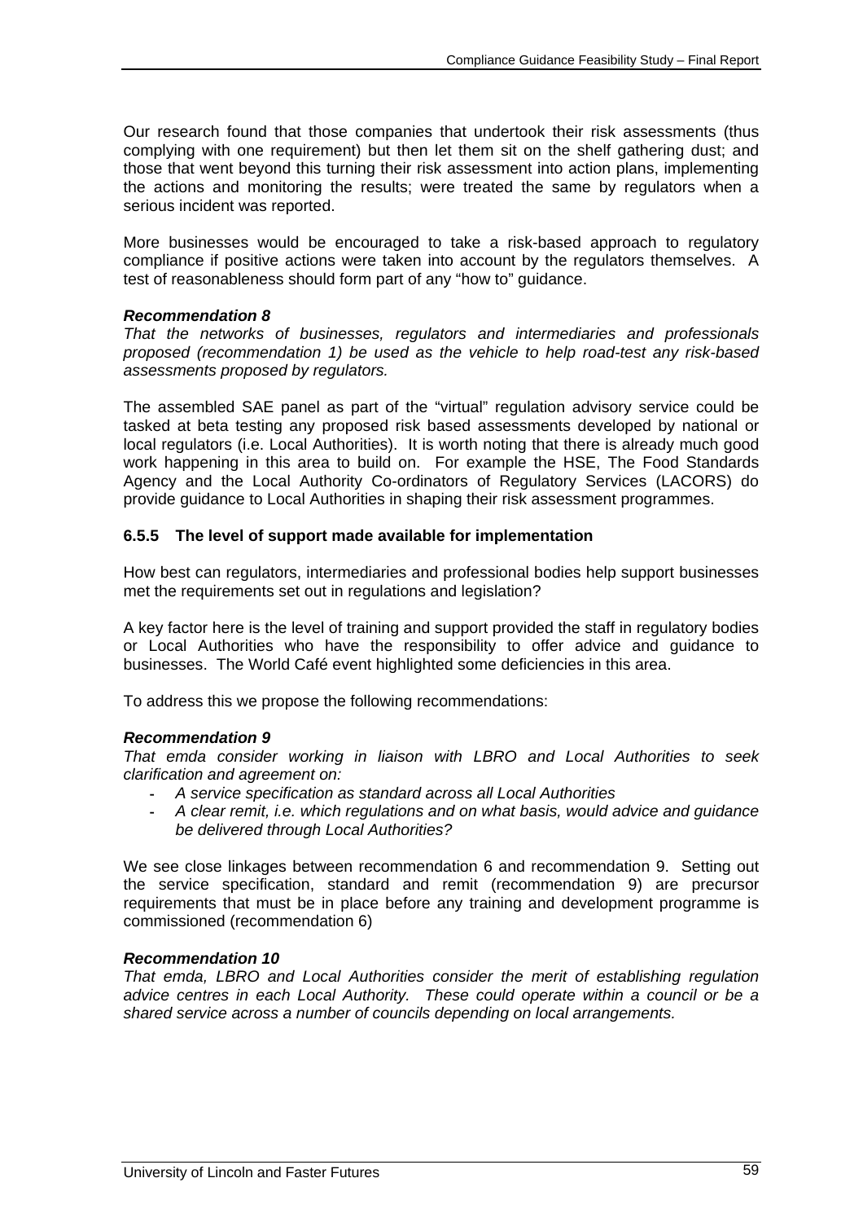Our research found that those companies that undertook their risk assessments (thus complying with one requirement) but then let them sit on the shelf gathering dust; and those that went beyond this turning their risk assessment into action plans, implementing the actions and monitoring the results; were treated the same by regulators when a serious incident was reported.

More businesses would be encouraged to take a risk-based approach to regulatory compliance if positive actions were taken into account by the regulators themselves. A test of reasonableness should form part of any "how to" guidance.

***Recommendation 8***
*That the networks of businesses, regulators and intermediaries and professionals proposed (recommendation 1) be used as the vehicle to help road-test any risk-based assessments proposed by regulators.*

The assembled SAE panel as part of the "virtual" regulation advisory service could be tasked at beta testing any proposed risk based assessments developed by national or local regulators (i.e. Local Authorities). It is worth noting that there is already much good work happening in this area to build on. For example the HSE, The Food Standards Agency and the Local Authority Co-ordinators of Regulatory Services (LACORS) do provide guidance to Local Authorities in shaping their risk assessment programmes.

### 6.5.5 The level of support made available for implementation

How best can regulators, intermediaries and professional bodies help support businesses met the requirements set out in regulations and legislation?

A key factor here is the level of training and support provided the staff in regulatory bodies or Local Authorities who have the responsibility to offer advice and guidance to businesses. The World Café event highlighted some deficiencies in this area.

To address this we propose the following recommendations:

***Recommendation 9***
*That emda consider working in liaison with LBRO and Local Authorities to seek clarification and agreement on:*

- *A service specification as standard across all Local Authorities*
- *A clear remit, i.e. which regulations and on what basis, would advice and guidance be delivered through Local Authorities?*

We see close linkages between recommendation 6 and recommendation 9. Setting out the service specification, standard and remit (recommendation 9) are precursor requirements that must be in place before any training and development programme is commissioned (recommendation 6)

***Recommendation 10***
*That emda, LBRO and Local Authorities consider the merit of establishing regulation advice centres in each Local Authority. These could operate within a council or be a shared service across a number of councils depending on local arrangements.*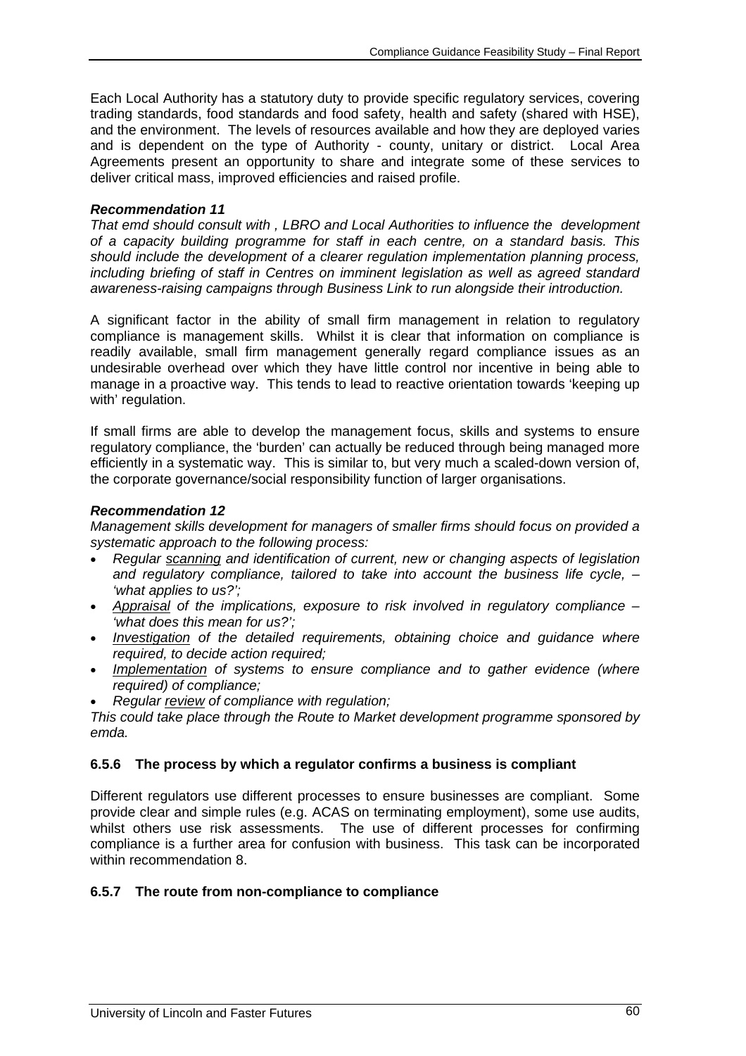Each Local Authority has a statutory duty to provide specific regulatory services, covering trading standards, food standards and food safety, health and safety (shared with HSE), and the environment. The levels of resources available and how they are deployed varies and is dependent on the type of Authority - county, unitary or district. Local Area Agreements present an opportunity to share and integrate some of these services to deliver critical mass, improved efficiencies and raised profile.

***Recommendation 11***

*That emd should consult with , LBRO and Local Authorities to influence the development of a capacity building programme for staff in each centre, on a standard basis. This should include the development of a clearer regulation implementation planning process, including briefing of staff in Centres on imminent legislation as well as agreed standard awareness-raising campaigns through Business Link to run alongside their introduction.*

A significant factor in the ability of small firm management in relation to regulatory compliance is management skills. Whilst it is clear that information on compliance is readily available, small firm management generally regard compliance issues as an undesirable overhead over which they have little control nor incentive in being able to manage in a proactive way. This tends to lead to reactive orientation towards 'keeping up with' regulation.

If small firms are able to develop the management focus, skills and systems to ensure regulatory compliance, the 'burden' can actually be reduced through being managed more efficiently in a systematic way. This is similar to, but very much a scaled-down version of, the corporate governance/social responsibility function of larger organisations.

***Recommendation 12***

*Management skills development for managers of smaller firms should focus on provided a systematic approach to the following process:*

- *Regular scanning and identification of current, new or changing aspects of legislation and regulatory compliance, tailored to take into account the business life cycle, – 'what applies to us?';*
- *Appraisal of the implications, exposure to risk involved in regulatory compliance – 'what does this mean for us?';*
- *Investigation of the detailed requirements, obtaining choice and guidance where required, to decide action required;*
- *Implementation of systems to ensure compliance and to gather evidence (where required) of compliance;*
- *Regular review of compliance with regulation;*

*This could take place through the Route to Market development programme sponsored by emda.*

### 6.5.6 The process by which a regulator confirms a business is compliant

Different regulators use different processes to ensure businesses are compliant. Some provide clear and simple rules (e.g. ACAS on terminating employment), some use audits, whilst others use risk assessments. The use of different processes for confirming compliance is a further area for confusion with business. This task can be incorporated within recommendation 8.

### 6.5.7 The route from non-compliance to compliance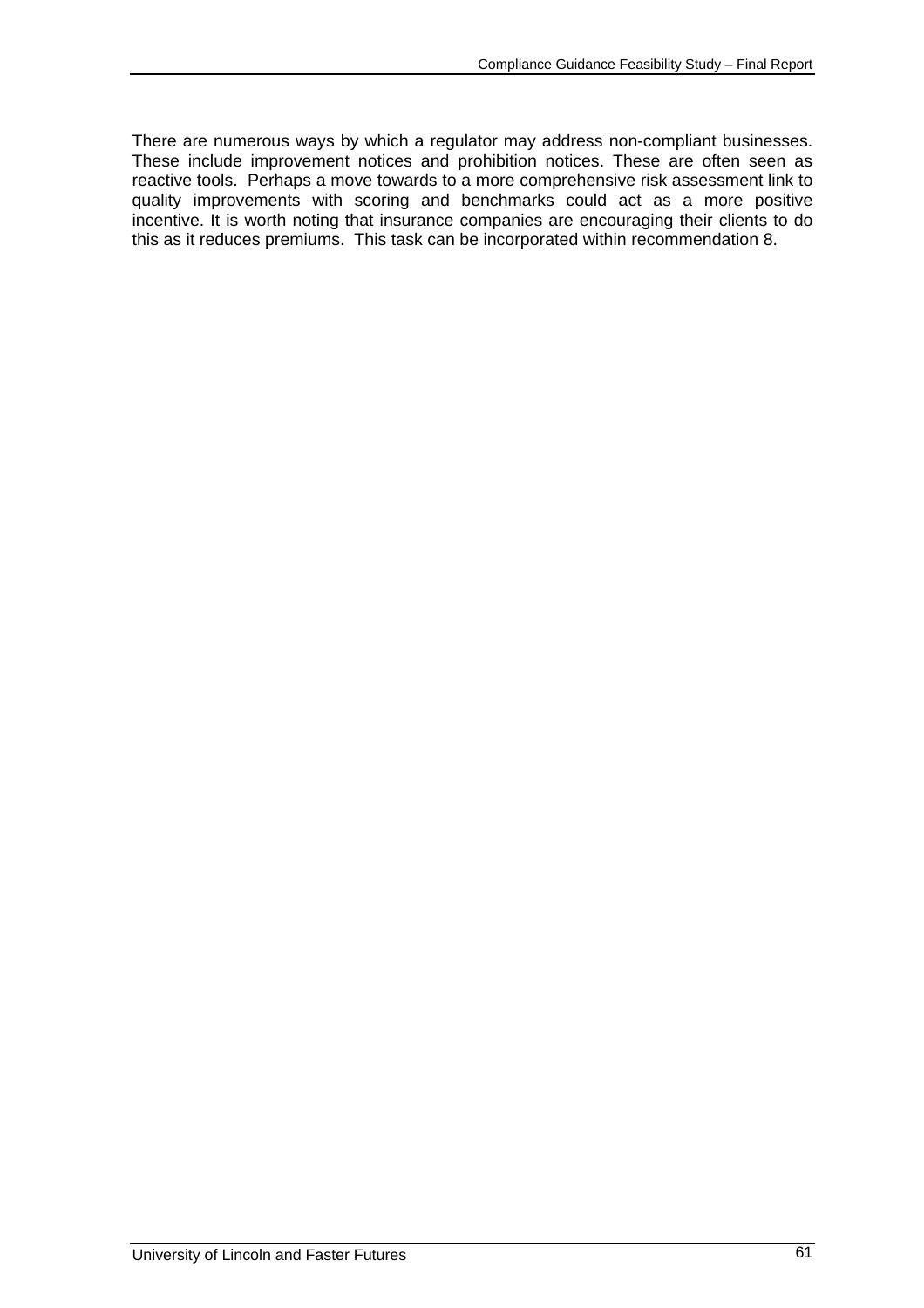There are numerous ways by which a regulator may address non-compliant businesses. These include improvement notices and prohibition notices. These are often seen as reactive tools. Perhaps a move towards to a more comprehensive risk assessment link to quality improvements with scoring and benchmarks could act as a more positive incentive. It is worth noting that insurance companies are encouraging their clients to do this as it reduces premiums. This task can be incorporated within recommendation 8.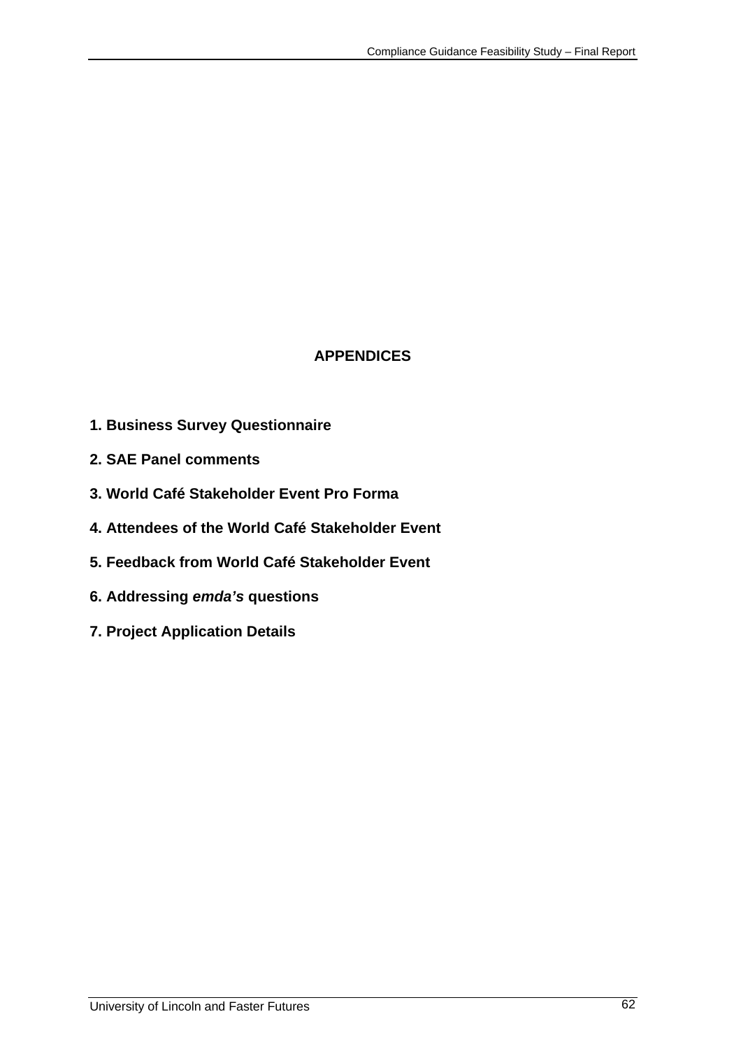# APPENDICES

**1. Business Survey Questionnaire**

**2. SAE Panel comments**

**3. World Café Stakeholder Event Pro Forma**

**4. Attendees of the World Café Stakeholder Event**

**5. Feedback from World Café Stakeholder Event**

**6. Addressing *emda's* questions**

**7. Project Application Details**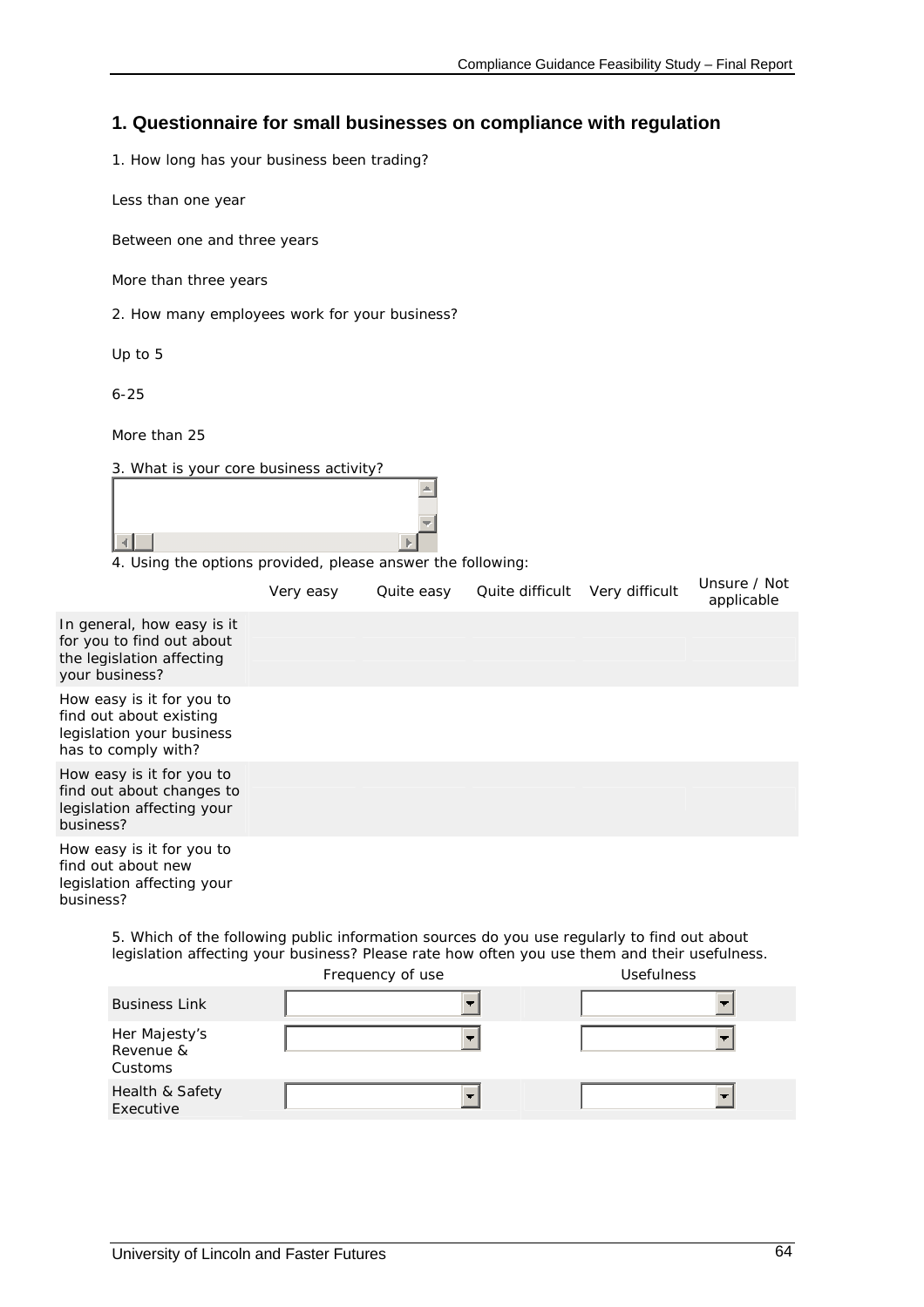## 1. Questionnaire for small businesses on compliance with regulation

1. How long has your business been trading?

Less than one year

Between one and three years

More than three years

2. How many employees work for your business?

Up to 5

6-25

More than 25

3. What is your core business activity?

4. Using the options provided, please answer the following:

| | Very easy | Quite easy | Quite difficult | Very difficult | Unsure / Not applicable |
|---|---|---|---|---|---|
| In general, how easy is it for you to find out about the legislation affecting your business? | | | | | |
| How easy is it for you to find out about existing legislation your business has to comply with? | | | | | |
| How easy is it for you to find out about changes to legislation affecting your business? | | | | | |
| How easy is it for you to find out about new legislation affecting your business? | | | | | |

5. Which of the following public information sources do you use regularly to find out about legislation affecting your business? Please rate how often you use them and their usefulness.

| | Frequency of use | Usefulness |
|---|---|---|
| Business Link | | |
| Her Majesty's Revenue & Customs | | |
| Health & Safety Executive | | |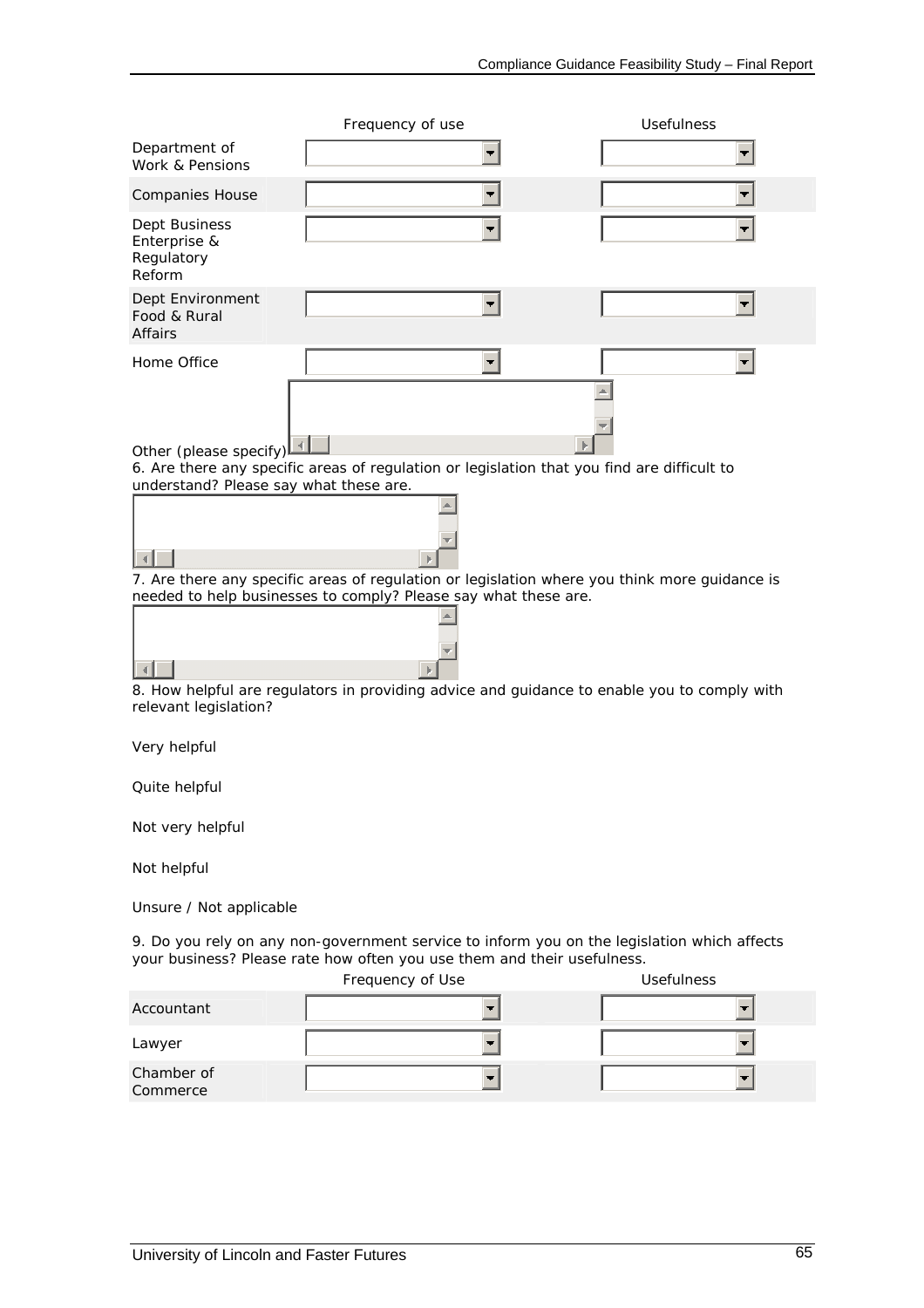| | Frequency of use | Usefulness |
|---|---|---|
| Department of Work & Pensions | | |
| Companies House | | |
| Dept Business Enterprise & Regulatory Reform | | |
| Dept Environment Food & Rural Affairs | | |
| Home Office | | |

Other (please specify)

6. Are there any specific areas of regulation or legislation that you find are difficult to understand? Please say what these are.

7. Are there any specific areas of regulation or legislation where you think more guidance is needed to help businesses to comply? Please say what these are.

8. How helpful are regulators in providing advice and guidance to enable you to comply with relevant legislation?

Very helpful

Quite helpful

Not very helpful

Not helpful

Unsure / Not applicable

9. Do you rely on any non-government service to inform you on the legislation which affects your business? Please rate how often you use them and their usefulness.

| | Frequency of Use | Usefulness |
|---|---|---|
| Accountant | | |
| Lawyer | | |
| Chamber of Commerce | | |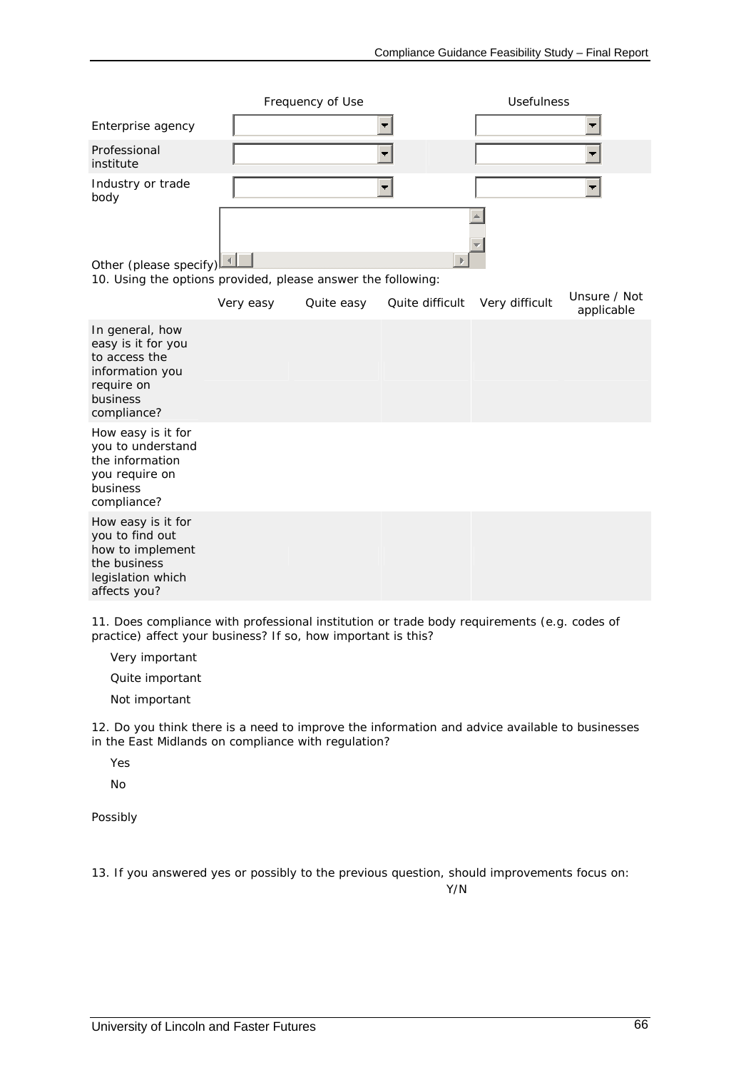| | Frequency of Use | Usefulness |
|---|---|---|
| Enterprise agency | | |
| Professional institute | | |
| Industry or trade body | | |
| Other (please specify) | | |

10. Using the options provided, please answer the following:

| | Very easy | Quite easy | Quite difficult | Very difficult | Unsure / Not applicable |
|---|---|---|---|---|---|
| In general, how easy is it for you to access the information you require on business compliance? | | | | | |
| How easy is it for you to understand the information you require on business compliance? | | | | | |
| How easy is it for you to find out how to implement the business legislation which affects you? | | | | | |

11. Does compliance with professional institution or trade body requirements (e.g. codes of practice) affect your business? If so, how important is this?

Very important

Quite important

Not important

12. Do you think there is a need to improve the information and advice available to businesses in the East Midlands on compliance with regulation?

Yes

No

Possibly

13. If you answered yes or possibly to the previous question, should improvements focus on:

Y/N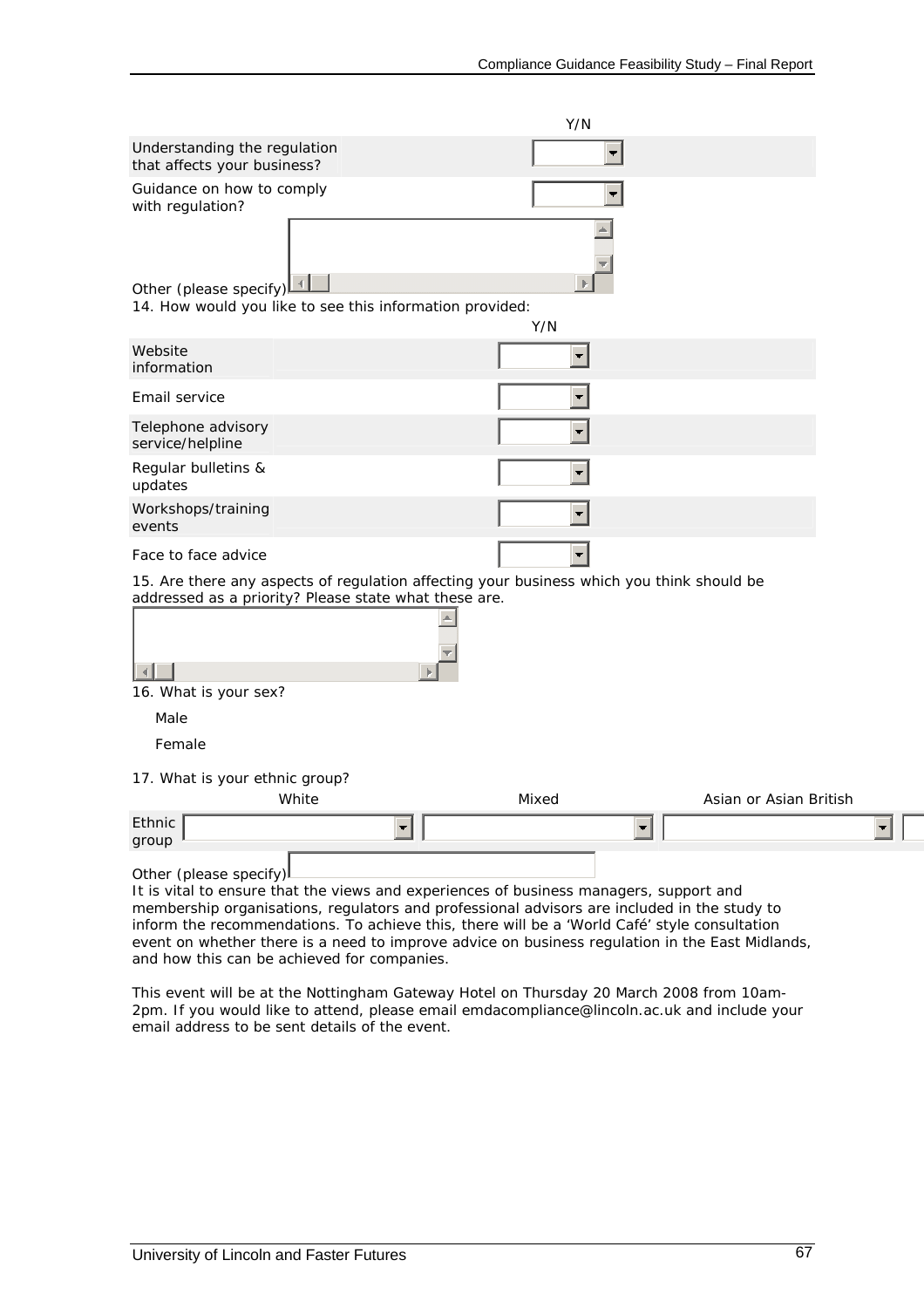| | Y/N |
|---|---|
| Understanding the regulation that affects your business? | |
| Guidance on how to comply with regulation? | |

Other (please specify)

14. How would you like to see this information provided:

| | Y/N |
|---|---|
| Website information | |
| Email service | |
| Telephone advisory service/helpline | |
| Regular bulletins & updates | |
| Workshops/training events | |
| Face to face advice | |

15. Are there any aspects of regulation affecting your business which you think should be addressed as a priority? Please state what these are.

16. What is your sex?

Male

Female

17. What is your ethnic group?

| | White | Mixed | Asian or Asian British |
|---|---|---|---|
| Ethnic group | | | |

Other (please specify)

It is vital to ensure that the views and experiences of business managers, support and membership organisations, regulators and professional advisors are included in the study to inform the recommendations. To achieve this, there will be a 'World Café' style consultation event on whether there is a need to improve advice on business regulation in the East Midlands, and how this can be achieved for companies.

This event will be at the Nottingham Gateway Hotel on Thursday 20 March 2008 from 10am-2pm. If you would like to attend, please email emdacompliance@lincoln.ac.uk and include your email address to be sent details of the event.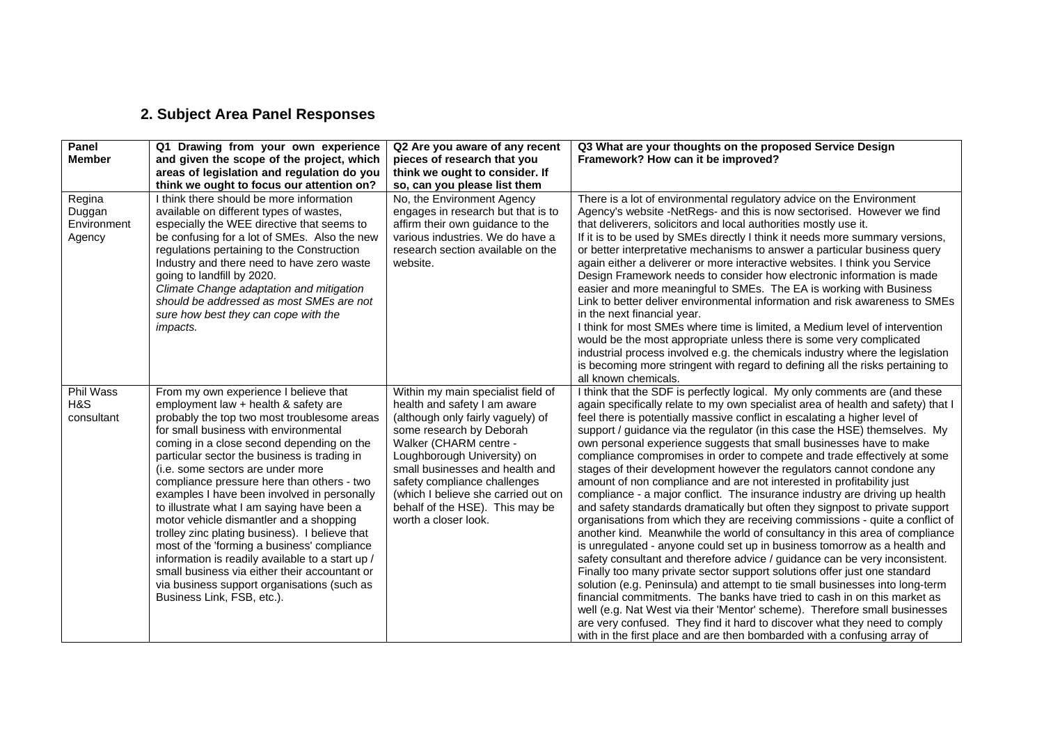## 2. Subject Area Panel Responses

| Panel Member | Q1 Drawing from your own experience and given the scope of the project, which areas of legislation and regulation do you think we ought to focus our attention on? | Q2 Are you aware of any recent pieces of research that you think we ought to consider. If so, can you please list them | Q3 What are your thoughts on the proposed Service Design Framework? How can it be improved? |
|---|---|---|---|
| Regina Duggan Environment Agency | I think there should be more information available on different types of wastes, especially the WEE directive that seems to be confusing for a lot of SMEs. Also the new regulations pertaining to the Construction Industry and there need to have zero waste going to landfill by 2020. *Climate Change adaptation and mitigation should be addressed as most SMEs are not sure how best they can cope with the impacts.* | No, the Environment Agency engages in research but that is to affirm their own guidance to the various industries. We do have a research section available on the website. | There is a lot of environmental regulatory advice on the Environment Agency's website -NetRegs- and this is now sectorised. However we find that deliverers, solicitors and local authorities mostly use it. If it is to be used by SMEs directly I think it needs more summary versions, or better interpretative mechanisms to answer a particular business query again either a deliverer or more interactive websites. I think you Service Design Framework needs to consider how electronic information is made easier and more meaningful to SMEs. The EA is working with Business Link to better deliver environmental information and risk awareness to SMEs in the next financial year. I think for most SMEs where time is limited, a Medium level of intervention would be the most appropriate unless there is some very complicated industrial process involved e.g. the chemicals industry where the legislation is becoming more stringent with regard to defining all the risks pertaining to all known chemicals. |
| Phil Wass H&S consultant | From my own experience I believe that employment law + health & safety are probably the top two most troublesome areas for small business with environmental coming in a close second depending on the particular sector the business is trading in (i.e. some sectors are under more compliance pressure here than others - two examples I have been involved in personally to illustrate what I am saying have been a motor vehicle dismantler and a shopping trolley zinc plating business). I believe that most of the 'forming a business' compliance information is readily available to a start up / small business via either their accountant or via business support organisations (such as Business Link, FSB, etc.). | Within my main specialist field of health and safety I am aware (although only fairly vaguely) of some research by Deborah Walker (CHARM centre - Loughborough University) on small businesses and health and safety compliance challenges (which I believe she carried out on behalf of the HSE). This may be worth a closer look. | I think that the SDF is perfectly logical. My only comments are (and these again specifically relate to my own specialist area of health and safety) that I feel there is potentially massive conflict in escalating a higher level of support / guidance via the regulator (in this case the HSE) themselves. My own personal experience suggests that small businesses have to make compliance compromises in order to compete and trade effectively at some stages of their development however the regulators cannot condone any amount of non compliance and are not interested in profitability just compliance - a major conflict. The insurance industry are driving up health and safety standards dramatically but often they signpost to private support organisations from which they are receiving commissions - quite a conflict of another kind. Meanwhile the world of consultancy in this area of compliance is unregulated - anyone could set up in business tomorrow as a health and safety consultant and therefore advice / guidance can be very inconsistent. Finally too many private sector support solutions offer just one standard solution (e.g. Peninsula) and attempt to tie small businesses into long-term financial commitments. The banks have tried to cash in on this market as well (e.g. Nat West via their 'Mentor' scheme). Therefore small businesses are very confused. They find it hard to discover what they need to comply with in the first place and are then bombarded with a confusing array of |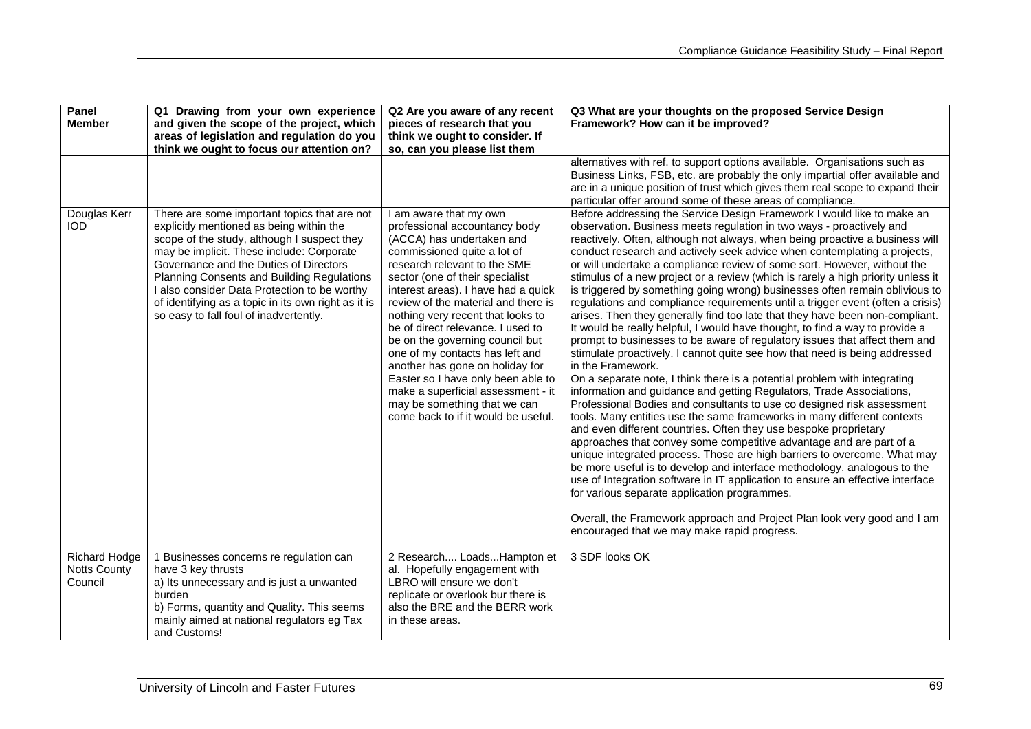| Panel Member | Q1 Drawing from your own experience and given the scope of the project, which areas of legislation and regulation do you think we ought to focus our attention on? | Q2 Are you aware of any recent pieces of research that you think we ought to consider. If so, can you please list them | Q3 What are your thoughts on the proposed Service Design Framework? How can it be improved? |
|---|---|---|---|
| | | | alternatives with ref. to support options available. Organisations such as Business Links, FSB, etc. are probably the only impartial offer available and are in a unique position of trust which gives them real scope to expand their particular offer around some of these areas of compliance. |
| Douglas Kerr IOD | There are some important topics that are not explicitly mentioned as being within the scope of the study, although I suspect they may be implicit. These include: Corporate Governance and the Duties of Directors Planning Consents and Building Regulations I also consider Data Protection to be worthy of identifying as a topic in its own right as it is so easy to fall foul of inadvertently. | I am aware that my own professional accountancy body (ACCA) has undertaken and commissioned quite a lot of research relevant to the SME sector (one of their specialist interest areas). I have had a quick review of the material and there is nothing very recent that looks to be of direct relevance. I used to be on the governing council but one of my contacts has left and another has gone on holiday for Easter so I have only been able to make a superficial assessment - it may be something that we can come back to if it would be useful. | Before addressing the Service Design Framework I would like to make an observation. Business meets regulation in two ways - proactively and reactively. Often, although not always, when being proactive a business will conduct research and actively seek advice when contemplating a projects, or will undertake a compliance review of some sort. However, without the stimulus of a new project or a review (which is rarely a high priority unless it is triggered by something going wrong) businesses often remain oblivious to regulations and compliance requirements until a trigger event (often a crisis) arises. Then they generally find too late that they have been non-compliant. It would be really helpful, I would have thought, to find a way to provide a prompt to businesses to be aware of regulatory issues that affect them and stimulate proactively. I cannot quite see how that need is being addressed in the Framework.<br>On a separate note, I think there is a potential problem with integrating information and guidance and getting Regulators, Trade Associations, Professional Bodies and consultants to use co designed risk assessment tools. Many entities use the same frameworks in many different contexts and even different countries. Often they use bespoke proprietary approaches that convey some competitive advantage and are part of a unique integrated process. Those are high barriers to overcome. What may be more useful is to develop and interface methodology, analogous to the use of Integration software in IT application to ensure an effective interface for various separate application programmes.<br><br>Overall, the Framework approach and Project Plan look very good and I am encouraged that we may make rapid progress. |
| Richard Hodge Notts County Council | 1 Businesses concerns re regulation can have 3 key thrusts<br>a) Its unnecessary and is just a unwanted burden<br>b) Forms, quantity and Quality. This seems mainly aimed at national regulators eg Tax and Customs! | 2 Research.... Loads...Hampton et al. Hopefully engagement with LBRO will ensure we don't replicate or overlook bur there is also the BRE and the BERR work in these areas. | 3 SDF looks OK |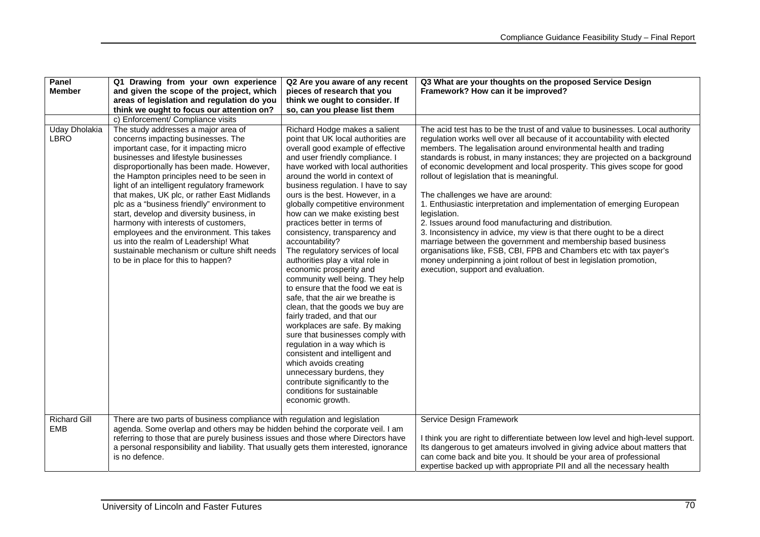| Panel Member | Q1 Drawing from your own experience and given the scope of the project, which areas of legislation and regulation do you think we ought to focus our attention on? | Q2 Are you aware of any recent pieces of research that you think we ought to consider. If so, can you please list them | Q3 What are your thoughts on the proposed Service Design Framework? How can it be improved? |
|---|---|---|---|
| | c) Enforcement/ Compliance visits | | |
| Uday Dholakia LBRO | The study addresses a major area of concerns impacting businesses. The important case, for it impacting micro businesses and lifestyle businesses disproportionally has been made. However, the Hampton principles need to be seen in light of an intelligent regulatory framework that makes, UK plc, or rather East Midlands plc as a "business friendly" environment to start, develop and diversity business, in harmony with interests of customers, employees and the environment. This takes us into the realm of Leadership! What sustainable mechanism or culture shift needs to be in place for this to happen? | Richard Hodge makes a salient point that UK local authorities are overall good example of effective and user friendly compliance. I have worked with local authorities around the world in context of business regulation. I have to say ours is the best. However, in a globally competitive environment how can we make existing best practices better in terms of consistency, transparency and accountability?<br>The regulatory services of local authorities play a vital role in economic prosperity and community well being. They help to ensure that the food we eat is safe, that the air we breathe is clean, that the goods we buy are fairly traded, and that our workplaces are safe. By making sure that businesses comply with regulation in a way which is consistent and intelligent and which avoids creating unnecessary burdens, they contribute significantly to the conditions for sustainable economic growth. | The acid test has to be the trust of and value to businesses. Local authority regulation works well over all because of it accountability with elected members. The legalisation around environmental health and trading standards is robust, in many instances; they are projected on a background of economic development and local prosperity. This gives scope for good rollout of legislation that is meaningful.<br><br>The challenges we have are around:<br>1. Enthusiastic interpretation and implementation of emerging European legislation.<br>2. Issues around food manufacturing and distribution.<br>3. Inconsistency in advice, my view is that there ought to be a direct marriage between the government and membership based business organisations like, FSB, CBI, FPB and Chambers etc with tax payer's money underpinning a joint rollout of best in legislation promotion, execution, support and evaluation. |
| Richard Gill EMB | There are two parts of business compliance with regulation and legislation agenda. Some overlap and others may be hidden behind the corporate veil. I am referring to those that are purely business issues and those where Directors have a personal responsibility and liability. That usually gets them interested, ignorance is no defence. | | Service Design Framework<br><br>I think you are right to differentiate between low level and high-level support. Its dangerous to get amateurs involved in giving advice about matters that can come back and bite you. It should be your area of professional expertise backed up with appropriate PII and all the necessary health |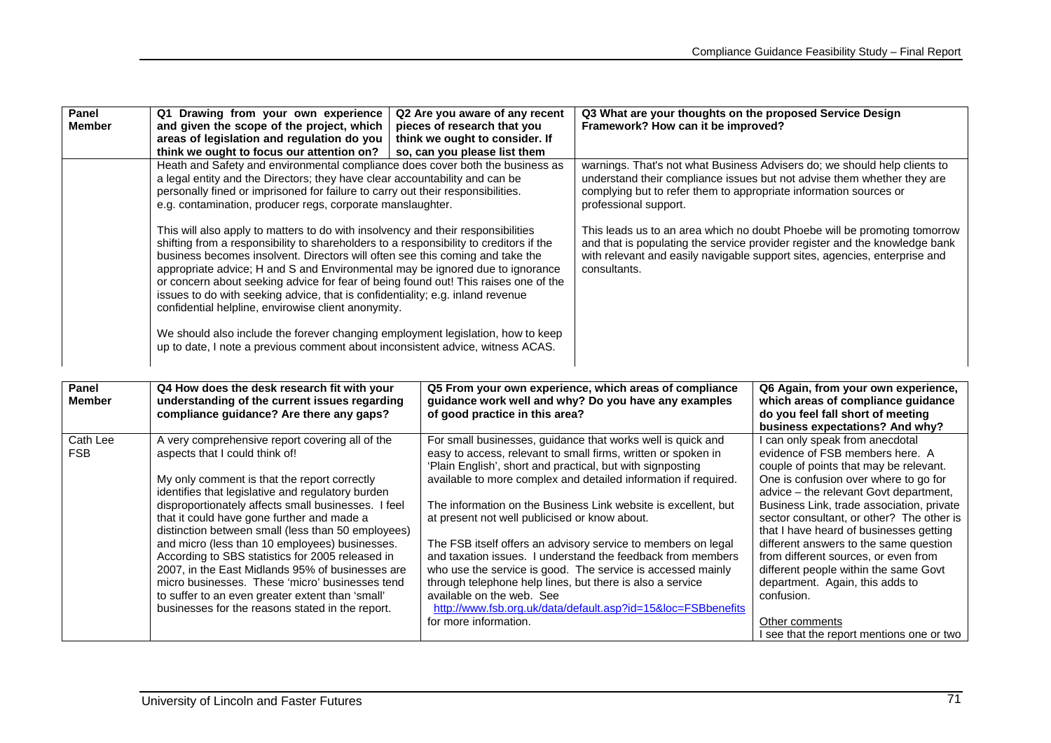| Panel Member | Q1 Drawing from your own experience and given the scope of the project, which areas of legislation and regulation do you think we ought to focus our attention on? | Q2 Are you aware of any recent pieces of research that you think we ought to consider. If so, can you please list them | Q3 What are your thoughts on the proposed Service Design Framework? How can it be improved? |
|---|---|---|---|
| | Heath and Safety and environmental compliance does cover both the business as a legal entity and the Directors; they have clear accountability and can be personally fined or imprisoned for failure to carry out their responsibilities. e.g. contamination, producer regs, corporate manslaughter.<br><br>This will also apply to matters to do with insolvency and their responsibilities shifting from a responsibility to shareholders to a responsibility to creditors if the business becomes insolvent. Directors will often see this coming and take the appropriate advice; H and S and Environmental may be ignored due to ignorance or concern about seeking advice for fear of being found out! This raises one of the issues to do with seeking advice, that is confidentiality; e.g. inland revenue confidential helpline, envirowise client anonymity.<br><br>We should also include the forever changing employment legislation, how to keep up to date, I note a previous comment about inconsistent advice, witness ACAS. | | warnings. That's not what Business Advisers do; we should help clients to understand their compliance issues but not advise them whether they are complying but to refer them to appropriate information sources or professional support.<br><br>This leads us to an area which no doubt Phoebe will be promoting tomorrow and that is populating the service provider register and the knowledge bank with relevant and easily navigable support sites, agencies, enterprise and consultants. |

| Panel Member | Q4 How does the desk research fit with your understanding of the current issues regarding compliance guidance? Are there any gaps? | Q5 From your own experience, which areas of compliance guidance work well and why? Do you have any examples of good practice in this area? | Q6 Again, from your own experience, which areas of compliance guidance do you feel fall short of meeting business expectations? And why? |
|---|---|---|---|
| Cath Lee FSB | A very comprehensive report covering all of the aspects that I could think of!<br><br>My only comment is that the report correctly identifies that legislative and regulatory burden disproportionately affects small businesses. I feel that it could have gone further and made a distinction between small (less than 50 employees) and micro (less than 10 employees) businesses. According to SBS statistics for 2005 released in 2007, in the East Midlands 95% of businesses are micro businesses. These 'micro' businesses tend to suffer to an even greater extent than 'small' businesses for the reasons stated in the report. | For small businesses, guidance that works well is quick and easy to access, relevant to small firms, written or spoken in 'Plain English', short and practical, but with signposting available to more complex and detailed information if required.<br><br>The information on the Business Link website is excellent, but at present not well publicised or know about.<br><br>The FSB itself offers an advisory service to members on legal and taxation issues. I understand the feedback from members who use the service is good. The service is accessed mainly through telephone help lines, but there is also a service available on the web. See http://www.fsb.org.uk/data/default.asp?id=15&loc=FSBbenefits for more information. | I can only speak from anecdotal evidence of FSB members here. A couple of points that may be relevant. One is confusion over where to go for advice – the relevant Govt department, Business Link, trade association, private sector consultant, or other? The other is that I have heard of businesses getting different answers to the same question from different sources, or even from different people within the same Govt department. Again, this adds to confusion.<br><br>Other comments<br>I see that the report mentions one or two |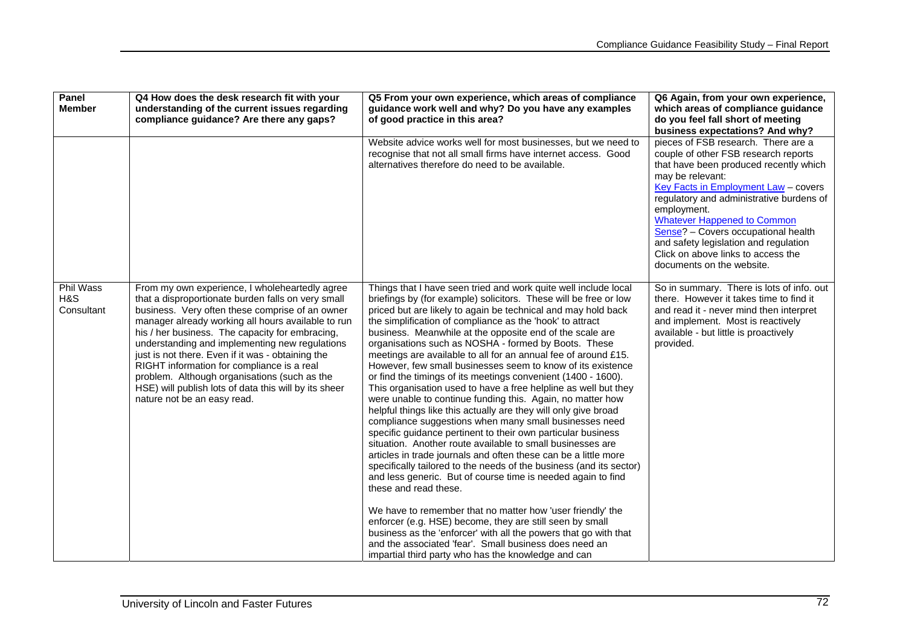| Panel Member | Q4 How does the desk research fit with your understanding of the current issues regarding compliance guidance? Are there any gaps? | Q5 From your own experience, which areas of compliance guidance work well and why? Do you have any examples of good practice in this area? | Q6 Again, from your own experience, which areas of compliance guidance do you feel fall short of meeting business expectations? And why? |
|---|---|---|---|
| | | Website advice works well for most businesses, but we need to recognise that not all small firms have internet access. Good alternatives therefore do need to be available. | pieces of FSB research. There are a couple of other FSB research reports that have been produced recently which may be relevant:<br>Key Facts in Employment Law – covers regulatory and administrative burdens of employment.<br>Whatever Happened to Common Sense? – Covers occupational health and safety legislation and regulation Click on above links to access the documents on the website. |
| Phil Wass H&S Consultant | From my own experience, I wholeheartedly agree that a disproportionate burden falls on very small business. Very often these comprise of an owner manager already working all hours available to run his / her business. The capacity for embracing, understanding and implementing new regulations just is not there. Even if it was - obtaining the RIGHT information for compliance is a real problem. Although organisations (such as the HSE) will publish lots of data this will by its sheer nature not be an easy read. | Things that I have seen tried and work quite well include local briefings by (for example) solicitors. These will be free or low priced but are likely to again be technical and may hold back the simplification of compliance as the 'hook' to attract business. Meanwhile at the opposite end of the scale are organisations such as NOSHA - formed by Boots. These meetings are available to all for an annual fee of around £15. However, few small businesses seem to know of its existence or find the timings of its meetings convenient (1400 - 1600). This organisation used to have a free helpline as well but they were unable to continue funding this. Again, no matter how helpful things like this actually are they will only give broad compliance suggestions when many small businesses need specific guidance pertinent to their own particular business situation. Another route available to small businesses are articles in trade journals and often these can be a little more specifically tailored to the needs of the business (and its sector) and less generic. But of course time is needed again to find these and read these.<br><br>We have to remember that no matter how 'user friendly' the enforcer (e.g. HSE) become, they are still seen by small business as the 'enforcer' with all the powers that go with that and the associated 'fear'. Small business does need an impartial third party who has the knowledge and can | So in summary. There is lots of info. out there. However it takes time to find it and read it - never mind then interpret and implement. Most is reactively available - but little is proactively provided. |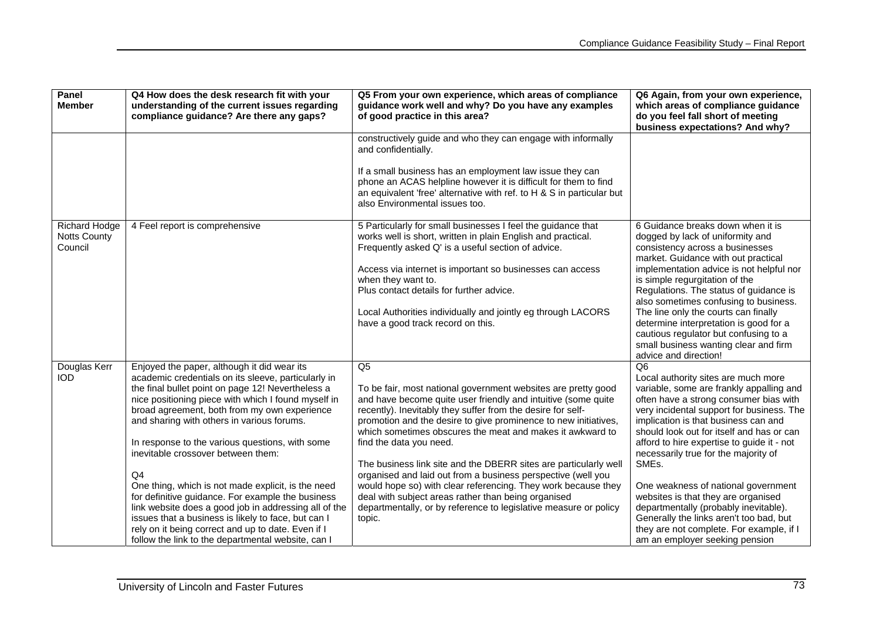| Panel Member | Q4 How does the desk research fit with your understanding of the current issues regarding compliance guidance? Are there any gaps? | Q5 From your own experience, which areas of compliance guidance work well and why? Do you have any examples of good practice in this area? | Q6 Again, from your own experience, which areas of compliance guidance do you feel fall short of meeting business expectations? And why? |
|---|---|---|---|
| | | constructively guide and who they can engage with informally and confidentially.<br><br>If a small business has an employment law issue they can phone an ACAS helpline however it is difficult for them to find an equivalent 'free' alternative with ref. to H & S in particular but also Environmental issues too. | |
| Richard Hodge Notts County Council | 4 Feel report is comprehensive | 5 Particularly for small businesses I feel the guidance that works well is short, written in plain English and practical. Frequently asked Q' is a useful section of advice.<br><br>Access via internet is important so businesses can access when they want to.<br>Plus contact details for further advice.<br><br>Local Authorities individually and jointly eg through LACORS have a good track record on this. | 6 Guidance breaks down when it is dogged by lack of uniformity and consistency across a businesses market. Guidance with out practical implementation advice is not helpful nor is simple regurgitation of the Regulations. The status of guidance is also sometimes confusing to business. The line only the courts can finally determine interpretation is good for a cautious regulator but confusing to a small business wanting clear and firm advice and direction! |
| Douglas Kerr IOD | Enjoyed the paper, although it did wear its academic credentials on its sleeve, particularly in the final bullet point on page 12! Nevertheless a nice positioning piece with which I found myself in broad agreement, both from my own experience and sharing with others in various forums.<br><br>In response to the various questions, with some inevitable crossover between them:<br><br>Q4<br>One thing, which is not made explicit, is the need for definitive guidance. For example the business link website does a good job in addressing all of the issues that a business is likely to face, but can I rely on it being correct and up to date. Even if I follow the link to the departmental website, can I | Q5<br><br>To be fair, most national government websites are pretty good and have become quite user friendly and intuitive (some quite recently). Inevitably they suffer from the desire for self-promotion and the desire to give prominence to new initiatives, which sometimes obscures the meat and makes it awkward to find the data you need.<br><br>The business link site and the DBERR sites are particularly well organised and laid out from a business perspective (well you would hope so) with clear referencing. They work because they deal with subject areas rather than being organised departmentally, or by reference to legislative measure or policy topic. | Q6<br>Local authority sites are much more variable, some are frankly appalling and often have a strong consumer bias with very incidental support for business. The implication is that business can and should look out for itself and has or can afford to hire expertise to guide it - not necessarily true for the majority of SMEs.<br><br>One weakness of national government websites is that they are organised departmentally (probably inevitable). Generally the links aren't too bad, but they are not complete. For example, if I am an employer seeking pension |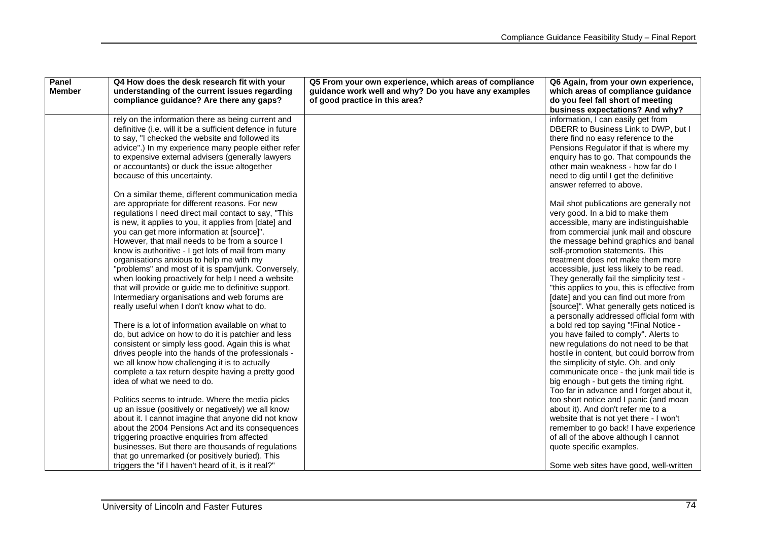| Panel Member | Q4 How does the desk research fit with your understanding of the current issues regarding compliance guidance? Are there any gaps? | Q5 From your own experience, which areas of compliance guidance work well and why? Do you have any examples of good practice in this area? | Q6 Again, from your own experience, which areas of compliance guidance do you feel fall short of meeting business expectations? And why? |
|---|---|---|---|
| | rely on the information there as being current and definitive (i.e. will it be a sufficient defence in future to say, "I checked the website and followed its advice".) In my experience many people either refer to expensive external advisers (generally lawyers or accountants) or duck the issue altogether because of this uncertainty.<br><br>On a similar theme, different communication media are appropriate for different reasons. For new regulations I need direct mail contact to say, "This is new, it applies to you, it applies from [date] and you can get more information at [source]". However, that mail needs to be from a source I know is authoritive - I get lots of mail from many organisations anxious to help me with my "problems" and most of it is spam/junk. Conversely, when looking proactively for help I need a website that will provide or guide me to definitive support. Intermediary organisations and web forums are really useful when I don't know what to do.<br><br>There is a lot of information available on what to do, but advice on how to do it is patchier and less consistent or simply less good. Again this is what drives people into the hands of the professionals - we all know how challenging it is to actually complete a tax return despite having a pretty good idea of what we need to do.<br><br>Politics seems to intrude. Where the media picks up an issue (positively or negatively) we all know about it. I cannot imagine that anyone did not know about the 2004 Pensions Act and its consequences triggering proactive enquiries from affected businesses. But there are thousands of regulations that go unremarked (or positively buried). This triggers the "if I haven't heard of it, is it real?" | | information, I can easily get from DBERR to Business Link to DWP, but I there find no easy reference to the Pensions Regulator if that is where my enquiry has to go. That compounds the other main weakness - how far do I need to dig until I get the definitive answer referred to above.<br><br>Mail shot publications are generally not very good. In a bid to make them accessible, many are indistinguishable from commercial junk mail and obscure the message behind graphics and banal self-promotion statements. This treatment does not make them more accessible, just less likely to be read. They generally fail the simplicity test - "this applies to you, this is effective from [date] and you can find out more from [source]". What generally gets noticed is a personally addressed official form with a bold red top saying "!Final Notice - you have failed to comply". Alerts to new regulations do not need to be that hostile in content, but could borrow from the simplicity of style. Oh, and only communicate once - the junk mail tide is big enough - but gets the timing right. Too far in advance and I forget about it, too short notice and I panic (and moan about it). And don't refer me to a website that is not yet there - I won't remember to go back! I have experience of all of the above although I cannot quote specific examples.<br><br>Some web sites have good, well-written |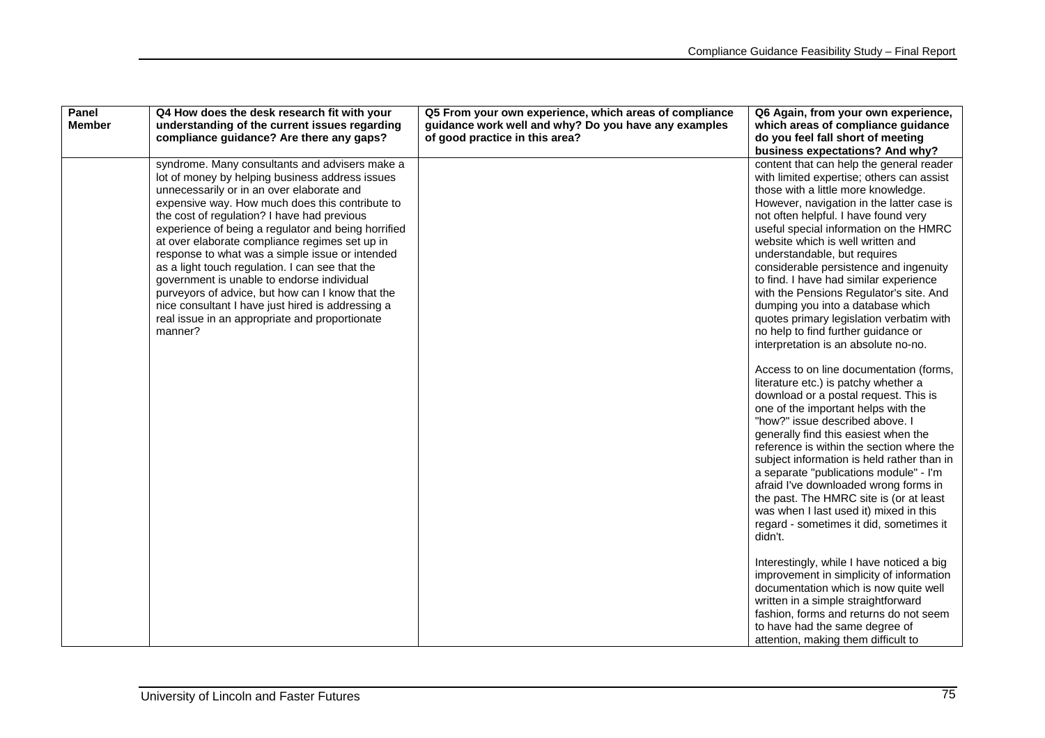| Panel Member | Q4 How does the desk research fit with your understanding of the current issues regarding compliance guidance? Are there any gaps? | Q5 From your own experience, which areas of compliance guidance work well and why? Do you have any examples of good practice in this area? | Q6 Again, from your own experience, which areas of compliance guidance do you feel fall short of meeting business expectations? And why? |
|---|---|---|---|
| | syndrome. Many consultants and advisers make a lot of money by helping business address issues unnecessarily or in an over elaborate and expensive way. How much does this contribute to the cost of regulation? I have had previous experience of being a regulator and being horrified at over elaborate compliance regimes set up in response to what was a simple issue or intended as a light touch regulation. I can see that the government is unable to endorse individual purveyors of advice, but how can I know that the nice consultant I have just hired is addressing a real issue in an appropriate and proportionate manner? | | content that can help the general reader with limited expertise; others can assist those with a little more knowledge. However, navigation in the latter case is not often helpful. I have found very useful special information on the HMRC website which is well written and understandable, but requires considerable persistence and ingenuity to find. I have had similar experience with the Pensions Regulator's site. And dumping you into a database which quotes primary legislation verbatim with no help to find further guidance or interpretation is an absolute no-no.<br><br>Access to on line documentation (forms, literature etc.) is patchy whether a download or a postal request. This is one of the important helps with the "how?" issue described above. I generally find this easiest when the reference is within the section where the subject information is held rather than in a separate "publications module" - I'm afraid I've downloaded wrong forms in the past. The HMRC site is (or at least was when I last used it) mixed in this regard - sometimes it did, sometimes it didn't.<br><br>Interestingly, while I have noticed a big improvement in simplicity of information documentation which is now quite well written in a simple straightforward fashion, forms and returns do not seem to have had the same degree of attention, making them difficult to |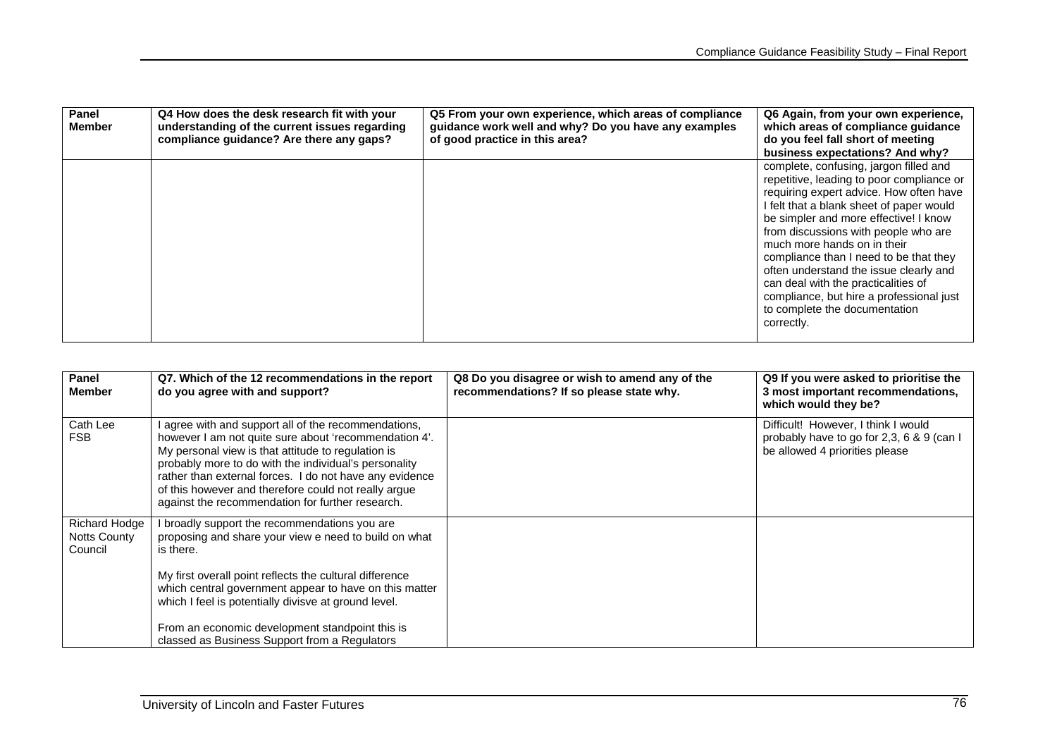| Panel Member | Q4 How does the desk research fit with your understanding of the current issues regarding compliance guidance? Are there any gaps? | Q5 From your own experience, which areas of compliance guidance work well and why? Do you have any examples of good practice in this area? | Q6 Again, from your own experience, which areas of compliance guidance do you feel fall short of meeting business expectations? And why? |
|---|---|---|---|
| | | | complete, confusing, jargon filled and repetitive, leading to poor compliance or requiring expert advice. How often have I felt that a blank sheet of paper would be simpler and more effective! I know from discussions with people who are much more hands on in their compliance than I need to be that they often understand the issue clearly and can deal with the practicalities of compliance, but hire a professional just to complete the documentation correctly. |

| Panel Member | Q7. Which of the 12 recommendations in the report do you agree with and support? | Q8 Do you disagree or wish to amend any of the recommendations? If so please state why. | Q9 If you were asked to prioritise the 3 most important recommendations, which would they be? |
|---|---|---|---|
| Cath Lee FSB | I agree with and support all of the recommendations, however I am not quite sure about 'recommendation 4'. My personal view is that attitude to regulation is probably more to do with the individual's personality rather than external forces. I do not have any evidence of this however and therefore could not really argue against the recommendation for further research. | | Difficult! However, I think I would probably have to go for 2,3, 6 & 9 (can I be allowed 4 priorities please |
| Richard Hodge Notts County Council | I broadly support the recommendations you are proposing and share your view e need to build on what is there.<br><br>My first overall point reflects the cultural difference which central government appear to have on this matter which I feel is potentially divisve at ground level.<br><br>From an economic development standpoint this is classed as Business Support from a Regulators | | |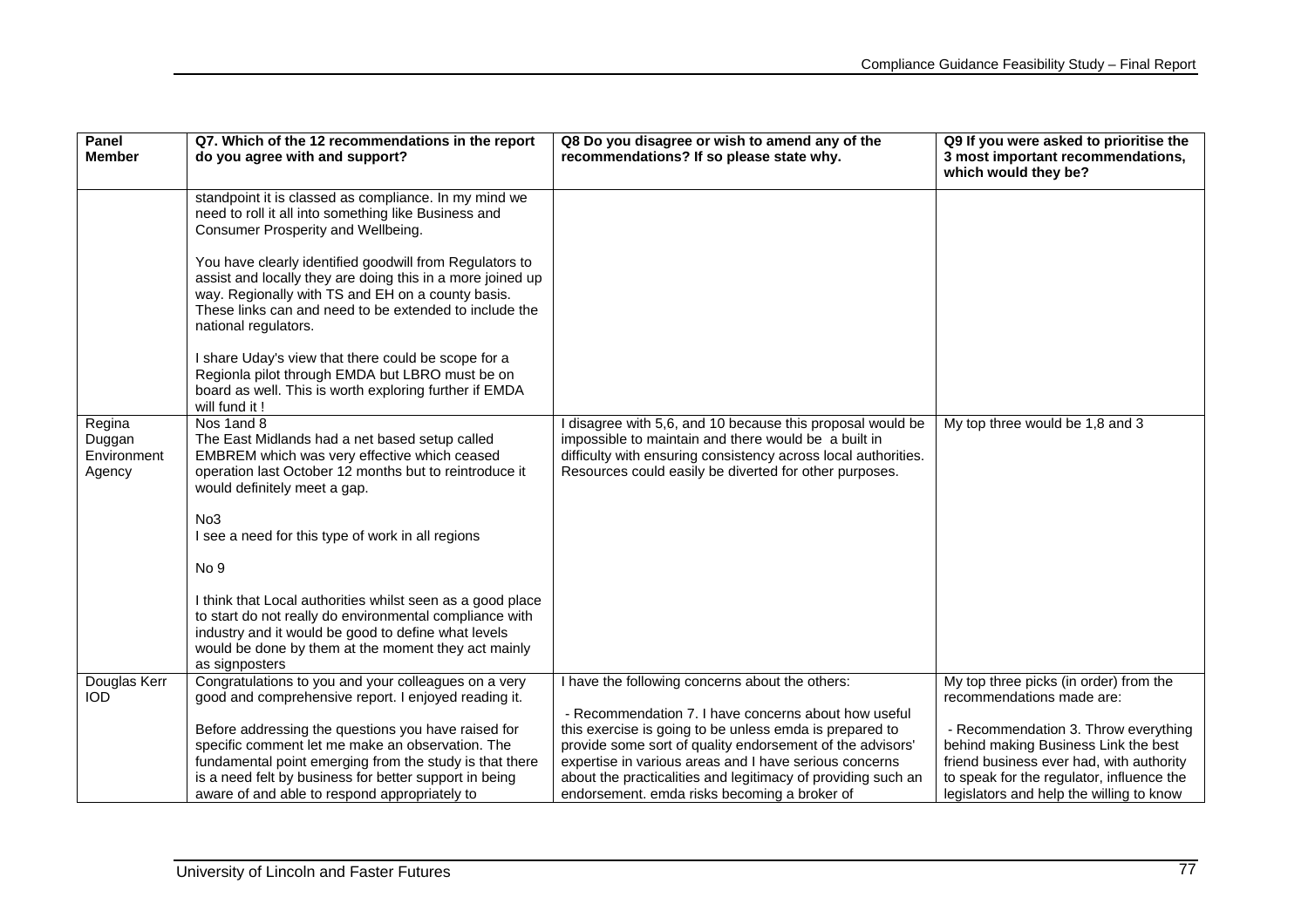| Panel Member | Q7. Which of the 12 recommendations in the report do you agree with and support? | Q8 Do you disagree or wish to amend any of the recommendations? If so please state why. | Q9 If you were asked to prioritise the 3 most important recommendations, which would they be? |
|---|---|---|---|
| | standpoint it is classed as compliance. In my mind we need to roll it all into something like Business and Consumer Prosperity and Wellbeing.<br><br>You have clearly identified goodwill from Regulators to assist and locally they are doing this in a more joined up way. Regionally with TS and EH on a county basis. These links can and need to be extended to include the national regulators.<br><br>I share Uday's view that there could be scope for a Regionla pilot through EMDA but LBRO must be on board as well. This is worth exploring further if EMDA will fund it ! | | |
| Regina Duggan Environment Agency | Nos 1and 8<br>The East Midlands had a net based setup called EMBREM which was very effective which ceased operation last October 12 months but to reintroduce it would definitely meet a gap.<br><br>No3<br>I see a need for this type of work in all regions<br><br>No 9<br><br>I think that Local authorities whilst seen as a good place to start do not really do environmental compliance with industry and it would be good to define what levels would be done by them at the moment they act mainly as signposters | I disagree with 5,6, and 10 because this proposal would be impossible to maintain and there would be a built in difficulty with ensuring consistency across local authorities. Resources could easily be diverted for other purposes. | My top three would be 1,8 and 3 |
| Douglas Kerr IOD | Congratulations to you and your colleagues on a very good and comprehensive report. I enjoyed reading it.<br><br>Before addressing the questions you have raised for specific comment let me make an observation. The fundamental point emerging from the study is that there is a need felt by business for better support in being aware of and able to respond appropriately to | I have the following concerns about the others:<br><br>- Recommendation 7. I have concerns about how useful this exercise is going to be unless emda is prepared to provide some sort of quality endorsement of the advisors' expertise in various areas and I have serious concerns about the practicalities and legitimacy of providing such an endorsement. emda risks becoming a broker of | My top three picks (in order) from the recommendations made are:<br><br>- Recommendation 3. Throw everything behind making Business Link the best friend business ever had, with authority to speak for the regulator, influence the legislators and help the willing to know |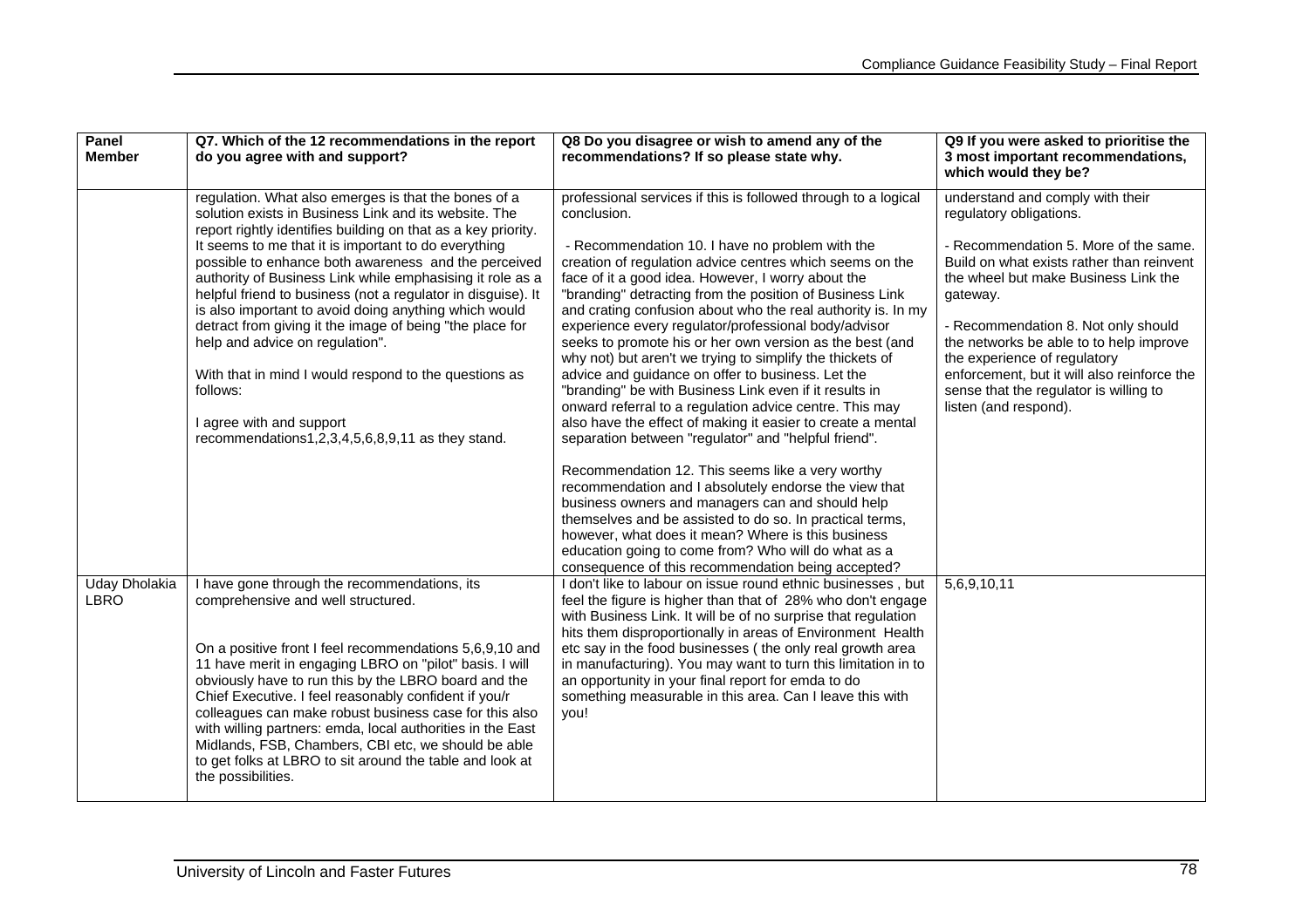| Panel Member | Q7. Which of the 12 recommendations in the report do you agree with and support? | Q8 Do you disagree or wish to amend any of the recommendations? If so please state why. | Q9 If you were asked to prioritise the 3 most important recommendations, which would they be? |
|---|---|---|---|
| | regulation. What also emerges is that the bones of a solution exists in Business Link and its website. The report rightly identifies building on that as a key priority. It seems to me that it is important to do everything possible to enhance both awareness and the perceived authority of Business Link while emphasising it role as a helpful friend to business (not a regulator in disguise). It is also important to avoid doing anything which would detract from giving it the image of being "the place for help and advice on regulation".<br><br>With that in mind I would respond to the questions as follows:<br><br>I agree with and support recommendations1,2,3,4,5,6,8,9,11 as they stand. | professional services if this is followed through to a logical conclusion.<br><br>- Recommendation 10. I have no problem with the creation of regulation advice centres which seems on the face of it a good idea. However, I worry about the "branding" detracting from the position of Business Link and crating confusion about who the real authority is. In my experience every regulator/professional body/advisor seeks to promote his or her own version as the best (and why not) but aren't we trying to simplify the thickets of advice and guidance on offer to business. Let the "branding" be with Business Link even if it results in onward referral to a regulation advice centre. This may also have the effect of making it easier to create a mental separation between "regulator" and "helpful friend".<br><br>Recommendation 12. This seems like a very worthy recommendation and I absolutely endorse the view that business owners and managers can and should help themselves and be assisted to do so. In practical terms, however, what does it mean? Where is this business education going to come from? Who will do what as a consequence of this recommendation being accepted? | understand and comply with their regulatory obligations.<br><br>- Recommendation 5. More of the same. Build on what exists rather than reinvent the wheel but make Business Link the gateway.<br><br>- Recommendation 8. Not only should the networks be able to to help improve the experience of regulatory enforcement, but it will also reinforce the sense that the regulator is willing to listen (and respond). |
| Uday Dholakia LBRO | I have gone through the recommendations, its comprehensive and well structured.<br><br>On a positive front I feel recommendations 5,6,9,10 and 11 have merit in engaging LBRO on "pilot" basis. I will obviously have to run this by the LBRO board and the Chief Executive. I feel reasonably confident if you/r colleagues can make robust business case for this also with willing partners: emda, local authorities in the East Midlands, FSB, Chambers, CBI etc, we should be able to get folks at LBRO to sit around the table and look at the possibilities. | I don't like to labour on issue round ethnic businesses , but feel the figure is higher than that of 28% who don't engage with Business Link. It will be of no surprise that regulation hits them disproportionally in areas of Environment Health etc say in the food businesses ( the only real growth area in manufacturing). You may want to turn this limitation in to an opportunity in your final report for emda to do something measurable in this area. Can I leave this with you! | 5,6,9,10,11 |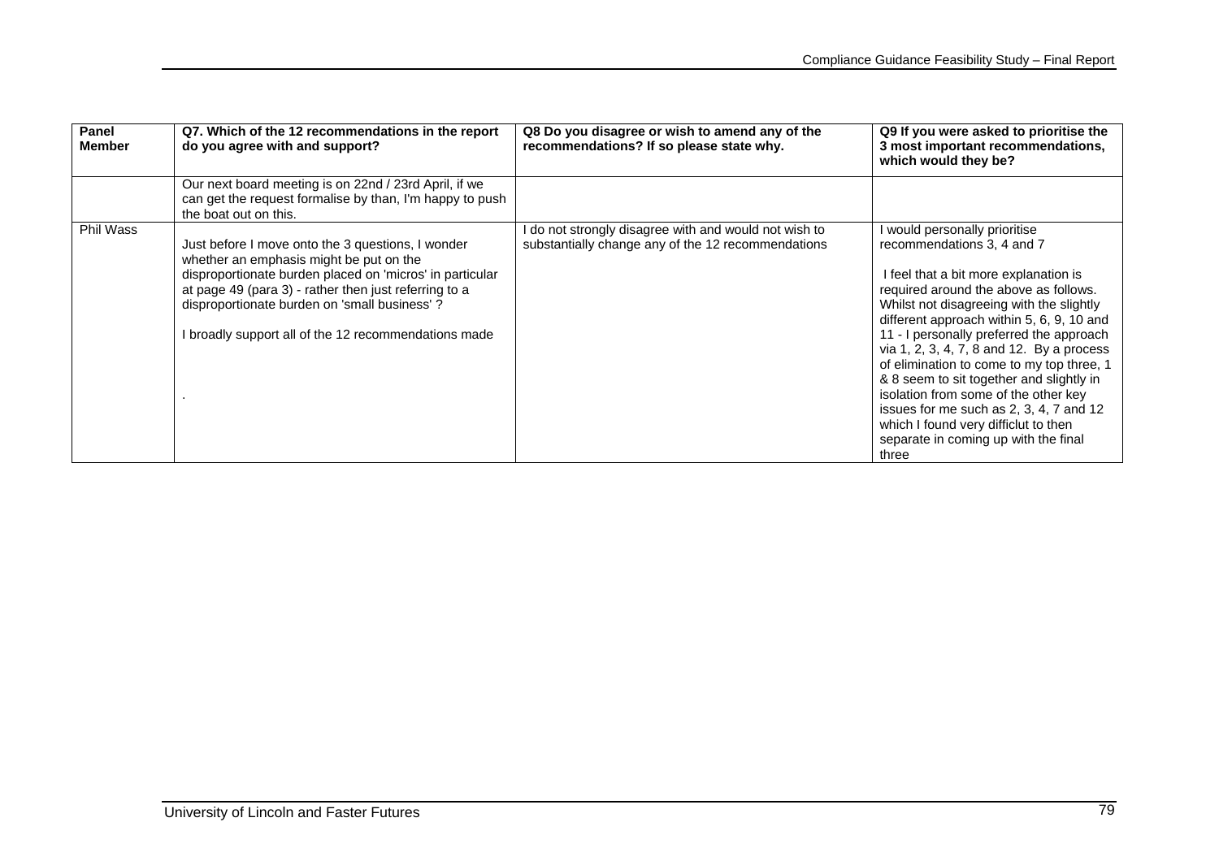| Panel Member | Q7. Which of the 12 recommendations in the report do you agree with and support? | Q8 Do you disagree or wish to amend any of the recommendations? If so please state why. | Q9 If you were asked to prioritise the 3 most important recommendations, which would they be? |
|---|---|---|---|
| | Our next board meeting is on 22nd / 23rd April, if we can get the request formalise by than, I'm happy to push the boat out on this. | | |
| Phil Wass | Just before I move onto the 3 questions, I wonder whether an emphasis might be put on the disproportionate burden placed on 'micros' in particular at page 49 (para 3) - rather then just referring to a disproportionate burden on 'small business' ?<br><br>I broadly support all of the 12 recommendations made<br><br>. | I do not strongly disagree with and would not wish to substantially change any of the 12 recommendations | I would personally prioritise recommendations 3, 4 and 7<br><br>I feel that a bit more explanation is required around the above as follows. Whilst not disagreeing with the slightly different approach within 5, 6, 9, 10 and 11 - I personally preferred the approach via 1, 2, 3, 4, 7, 8 and 12. By a process of elimination to come to my top three, 1 & 8 seem to sit together and slightly in isolation from some of the other key issues for me such as 2, 3, 4, 7 and 12 which I found very difficlut to then separate in coming up with the final three |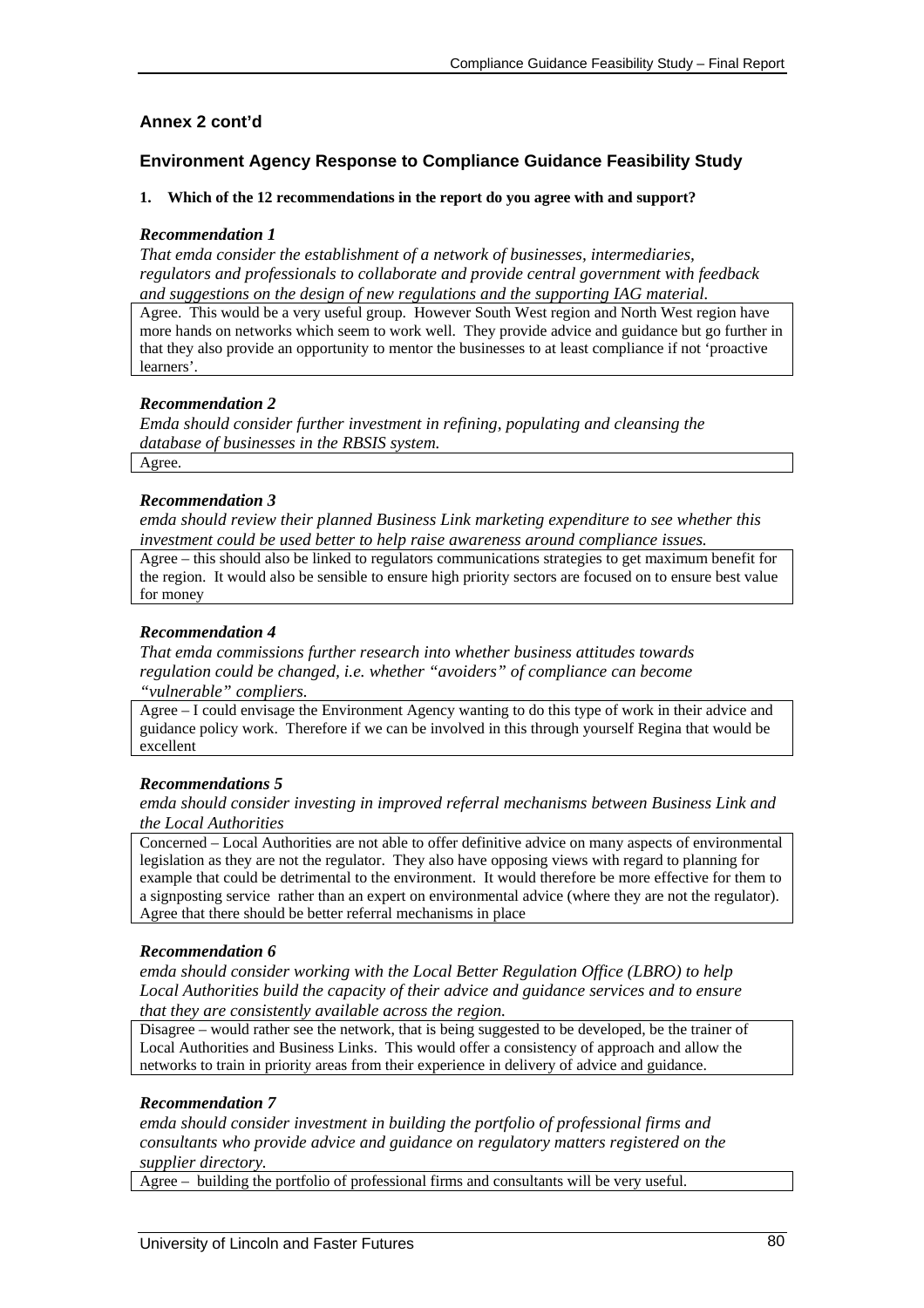### Annex 2 cont'd

### Environment Agency Response to Compliance Guidance Feasibility Study

**1. Which of the 12 recommendations in the report do you agree with and support?**

***Recommendation 1***

*That emda consider the establishment of a network of businesses, intermediaries, regulators and professionals to collaborate and provide central government with feedback and suggestions on the design of new regulations and the supporting IAG material.*

Agree. This would be a very useful group. However South West region and North West region have more hands on networks which seem to work well. They provide advice and guidance but go further in that they also provide an opportunity to mentor the businesses to at least compliance if not 'proactive learners'.

***Recommendation 2***

*Emda should consider further investment in refining, populating and cleansing the database of businesses in the RBSIS system.*

Agree.

***Recommendation 3***

*emda should review their planned Business Link marketing expenditure to see whether this investment could be used better to help raise awareness around compliance issues.*

Agree – this should also be linked to regulators communications strategies to get maximum benefit for the region. It would also be sensible to ensure high priority sectors are focused on to ensure best value for money

***Recommendation 4***

*That emda commissions further research into whether business attitudes towards regulation could be changed, i.e. whether "avoiders" of compliance can become "vulnerable" compliers.*

Agree – I could envisage the Environment Agency wanting to do this type of work in their advice and guidance policy work. Therefore if we can be involved in this through yourself Regina that would be excellent

***Recommendations 5***

*emda should consider investing in improved referral mechanisms between Business Link and the Local Authorities*

Concerned – Local Authorities are not able to offer definitive advice on many aspects of environmental legislation as they are not the regulator. They also have opposing views with regard to planning for example that could be detrimental to the environment. It would therefore be more effective for them to a signposting service rather than an expert on environmental advice (where they are not the regulator). Agree that there should be better referral mechanisms in place

***Recommendation 6***

*emda should consider working with the Local Better Regulation Office (LBRO) to help Local Authorities build the capacity of their advice and guidance services and to ensure that they are consistently available across the region.*

Disagree – would rather see the network, that is being suggested to be developed, be the trainer of Local Authorities and Business Links. This would offer a consistency of approach and allow the networks to train in priority areas from their experience in delivery of advice and guidance.

***Recommendation 7***

*emda should consider investment in building the portfolio of professional firms and consultants who provide advice and guidance on regulatory matters registered on the supplier directory.*

Agree – building the portfolio of professional firms and consultants will be very useful.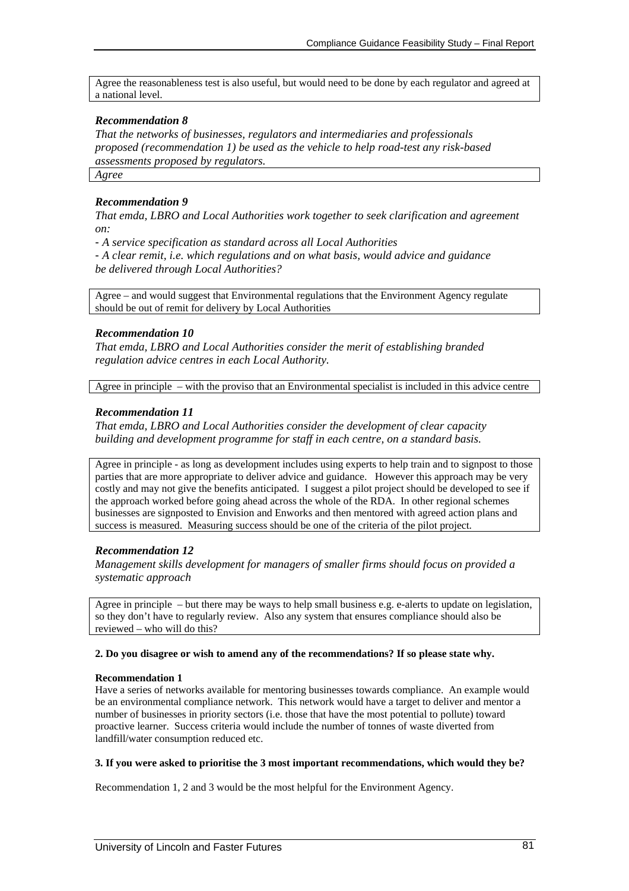Agree the reasonableness test is also useful, but would need to be done by each regulator and agreed at a national level.

***Recommendation 8***

*That the networks of businesses, regulators and intermediaries and professionals proposed (recommendation 1) be used as the vehicle to help road-test any risk-based assessments proposed by regulators.*

*Agree*

***Recommendation 9***

*That emda, LBRO and Local Authorities work together to seek clarification and agreement on:*

*- A service specification as standard across all Local Authorities*

*- A clear remit, i.e. which regulations and on what basis, would advice and guidance be delivered through Local Authorities?*

Agree – and would suggest that Environmental regulations that the Environment Agency regulate should be out of remit for delivery by Local Authorities

***Recommendation 10***

*That emda, LBRO and Local Authorities consider the merit of establishing branded regulation advice centres in each Local Authority.*

Agree in principle – with the proviso that an Environmental specialist is included in this advice centre

***Recommendation 11***

*That emda, LBRO and Local Authorities consider the development of clear capacity building and development programme for staff in each centre, on a standard basis.*

Agree in principle - as long as development includes using experts to help train and to signpost to those parties that are more appropriate to deliver advice and guidance. However this approach may be very costly and may not give the benefits anticipated. I suggest a pilot project should be developed to see if the approach worked before going ahead across the whole of the RDA. In other regional schemes businesses are signposted to Envision and Enworks and then mentored with agreed action plans and success is measured. Measuring success should be one of the criteria of the pilot project.

***Recommendation 12***

*Management skills development for managers of smaller firms should focus on provided a systematic approach*

Agree in principle – but there may be ways to help small business e.g. e-alerts to update on legislation, so they don't have to regularly review. Also any system that ensures compliance should also be reviewed – who will do this?

**2. Do you disagree or wish to amend any of the recommendations? If so please state why.**

**Recommendation 1**

Have a series of networks available for mentoring businesses towards compliance. An example would be an environmental compliance network. This network would have a target to deliver and mentor a number of businesses in priority sectors (i.e. those that have the most potential to pollute) toward proactive learner. Success criteria would include the number of tonnes of waste diverted from landfill/water consumption reduced etc.

**3. If you were asked to prioritise the 3 most important recommendations, which would they be?**

Recommendation 1, 2 and 3 would be the most helpful for the Environment Agency.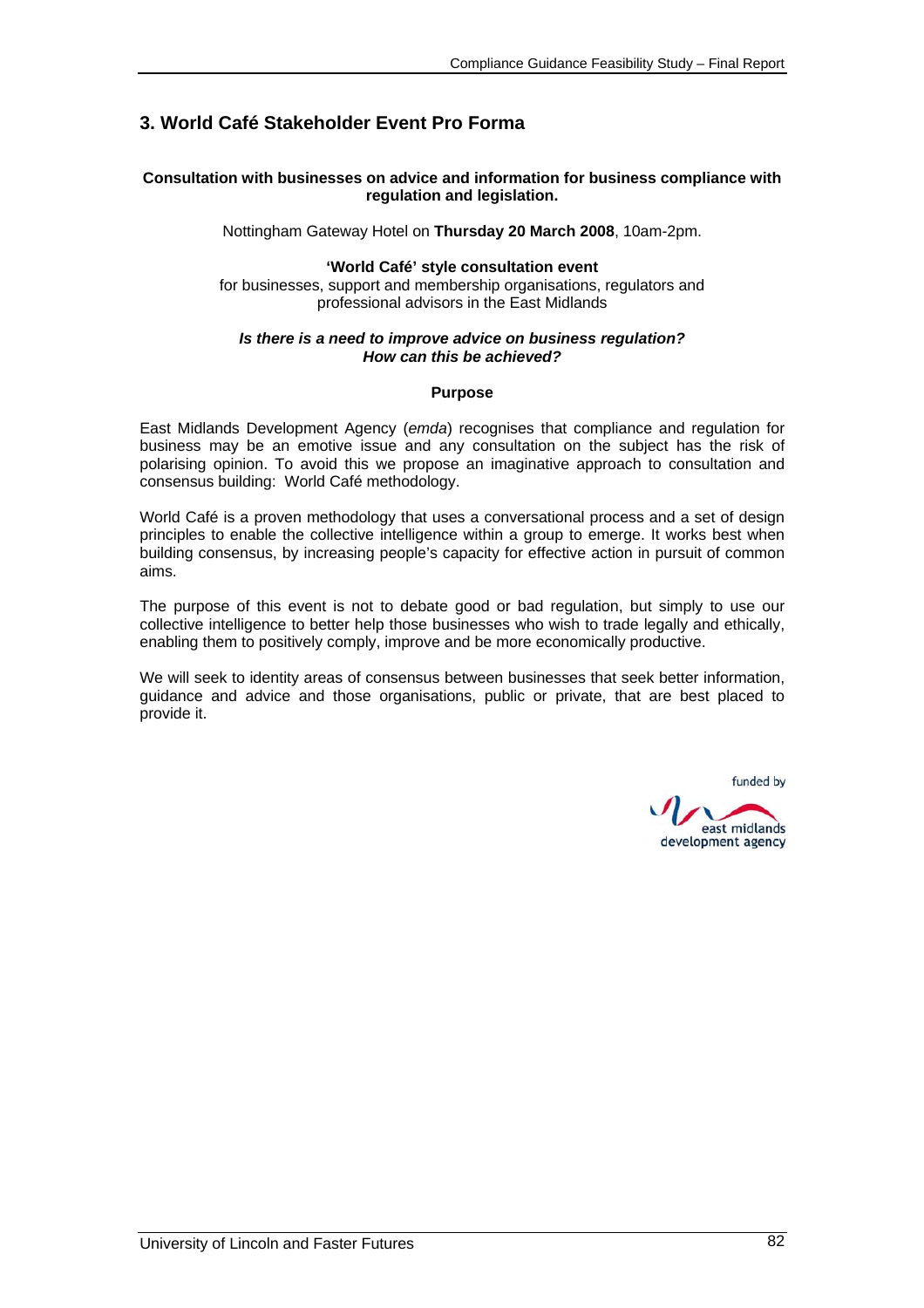## 3. World Café Stakeholder Event Pro Forma

**Consultation with businesses on advice and information for business compliance with regulation and legislation.**

Nottingham Gateway Hotel on **Thursday 20 March 2008**, 10am-2pm.

**'World Café' style consultation event**
for businesses, support and membership organisations, regulators and professional advisors in the East Midlands

***Is there is a need to improve advice on business regulation?***
***How can this be achieved?***

**Purpose**

East Midlands Development Agency (*emda*) recognises that compliance and regulation for business may be an emotive issue and any consultation on the subject has the risk of polarising opinion. To avoid this we propose an imaginative approach to consultation and consensus building: World Café methodology.

World Café is a proven methodology that uses a conversational process and a set of design principles to enable the collective intelligence within a group to emerge. It works best when building consensus, by increasing people's capacity for effective action in pursuit of common aims.

The purpose of this event is not to debate good or bad regulation, but simply to use our collective intelligence to better help those businesses who wish to trade legally and ethically, enabling them to positively comply, improve and be more economically productive.

We will seek to identity areas of consensus between businesses that seek better information, guidance and advice and those organisations, public or private, that are best placed to provide it.

funded by
east midlands development agency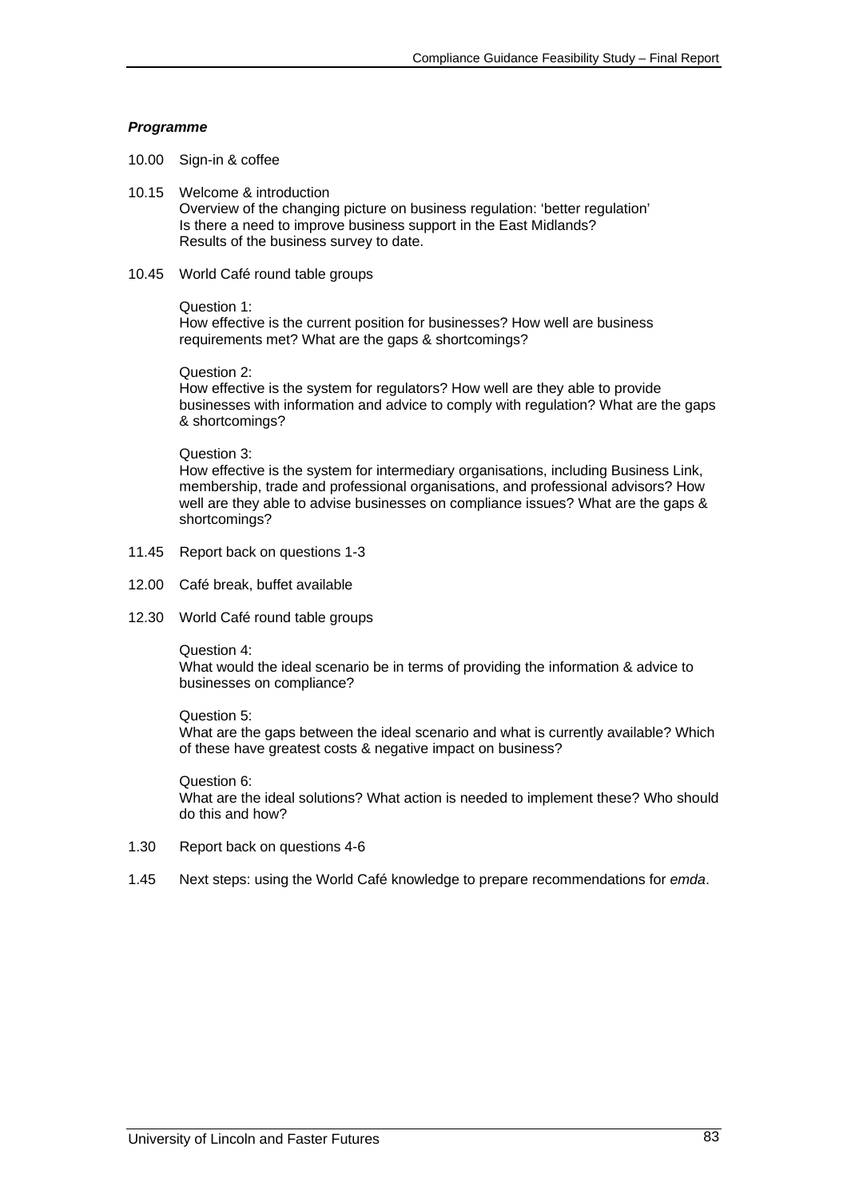***Programme***

10.00 Sign-in & coffee

10.15 Welcome & introduction
Overview of the changing picture on business regulation: 'better regulation'
Is there a need to improve business support in the East Midlands?
Results of the business survey to date.

10.45 World Café round table groups

Question 1:
How effective is the current position for businesses? How well are business requirements met? What are the gaps & shortcomings?

Question 2:
How effective is the system for regulators? How well are they able to provide businesses with information and advice to comply with regulation? What are the gaps & shortcomings?

Question 3:
How effective is the system for intermediary organisations, including Business Link, membership, trade and professional organisations, and professional advisors? How well are they able to advise businesses on compliance issues? What are the gaps & shortcomings?

11.45 Report back on questions 1-3

12.00 Café break, buffet available

12.30 World Café round table groups

Question 4:
What would the ideal scenario be in terms of providing the information & advice to businesses on compliance?

Question 5:
What are the gaps between the ideal scenario and what is currently available? Which of these have greatest costs & negative impact on business?

Question 6:
What are the ideal solutions? What action is needed to implement these? Who should do this and how?

1.30 Report back on questions 4-6

1.45 Next steps: using the World Café knowledge to prepare recommendations for *emda*.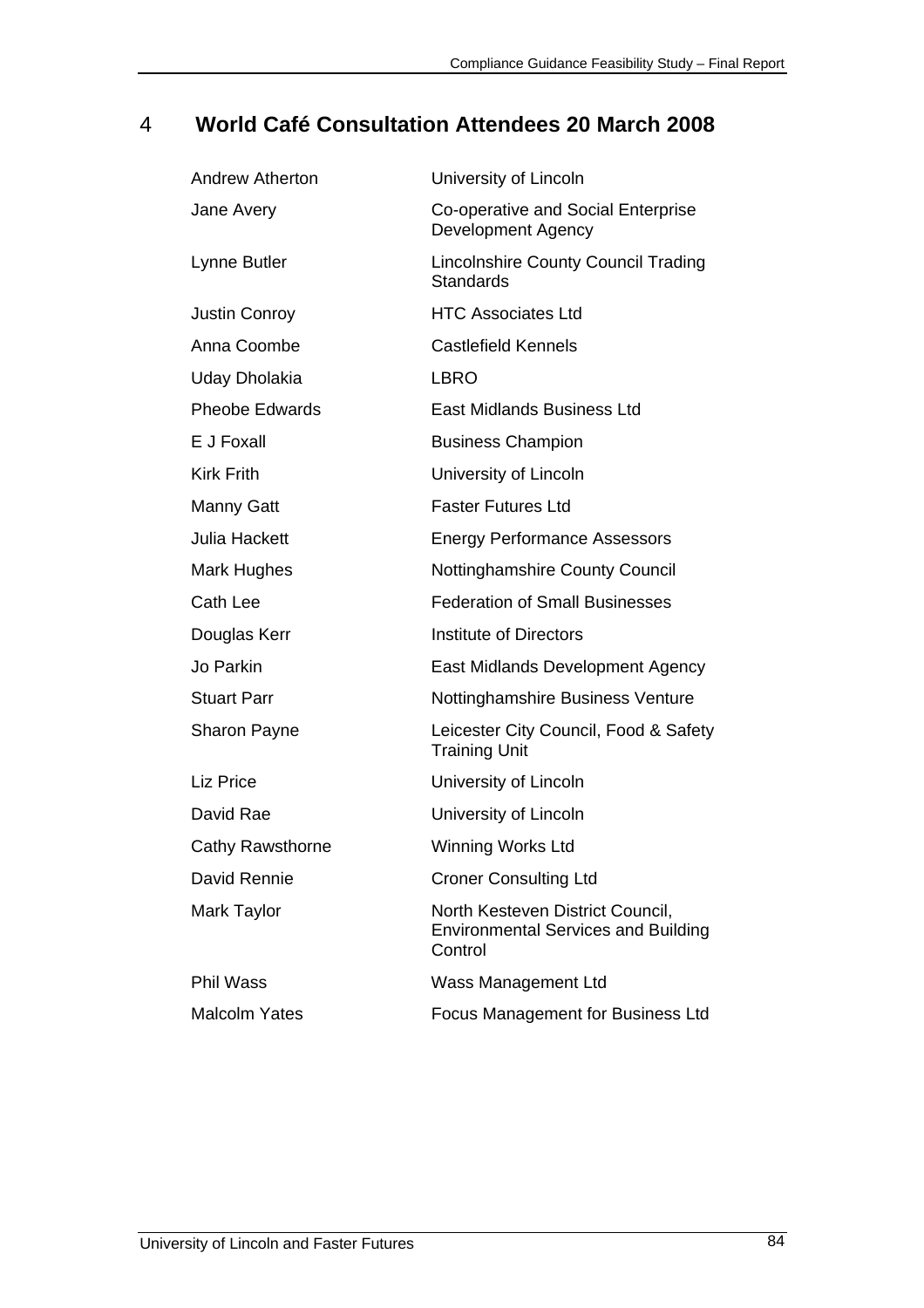# 4 World Café Consultation Attendees 20 March 2008

| | |
|---|---|
| Andrew Atherton | University of Lincoln |
| Jane Avery | Co-operative and Social Enterprise Development Agency |
| Lynne Butler | Lincolnshire County Council Trading Standards |
| Justin Conroy | HTC Associates Ltd |
| Anna Coombe | Castlefield Kennels |
| Uday Dholakia | LBRO |
| Pheobe Edwards | East Midlands Business Ltd |
| E J Foxall | Business Champion |
| Kirk Frith | University of Lincoln |
| Manny Gatt | Faster Futures Ltd |
| Julia Hackett | Energy Performance Assessors |
| Mark Hughes | Nottinghamshire County Council |
| Cath Lee | Federation of Small Businesses |
| Douglas Kerr | Institute of Directors |
| Jo Parkin | East Midlands Development Agency |
| Stuart Parr | Nottinghamshire Business Venture |
| Sharon Payne | Leicester City Council, Food & Safety Training Unit |
| Liz Price | University of Lincoln |
| David Rae | University of Lincoln |
| Cathy Rawsthorne | Winning Works Ltd |
| David Rennie | Croner Consulting Ltd |
| Mark Taylor | North Kesteven District Council, Environmental Services and Building Control |
| Phil Wass | Wass Management Ltd |
| Malcolm Yates | Focus Management for Business Ltd |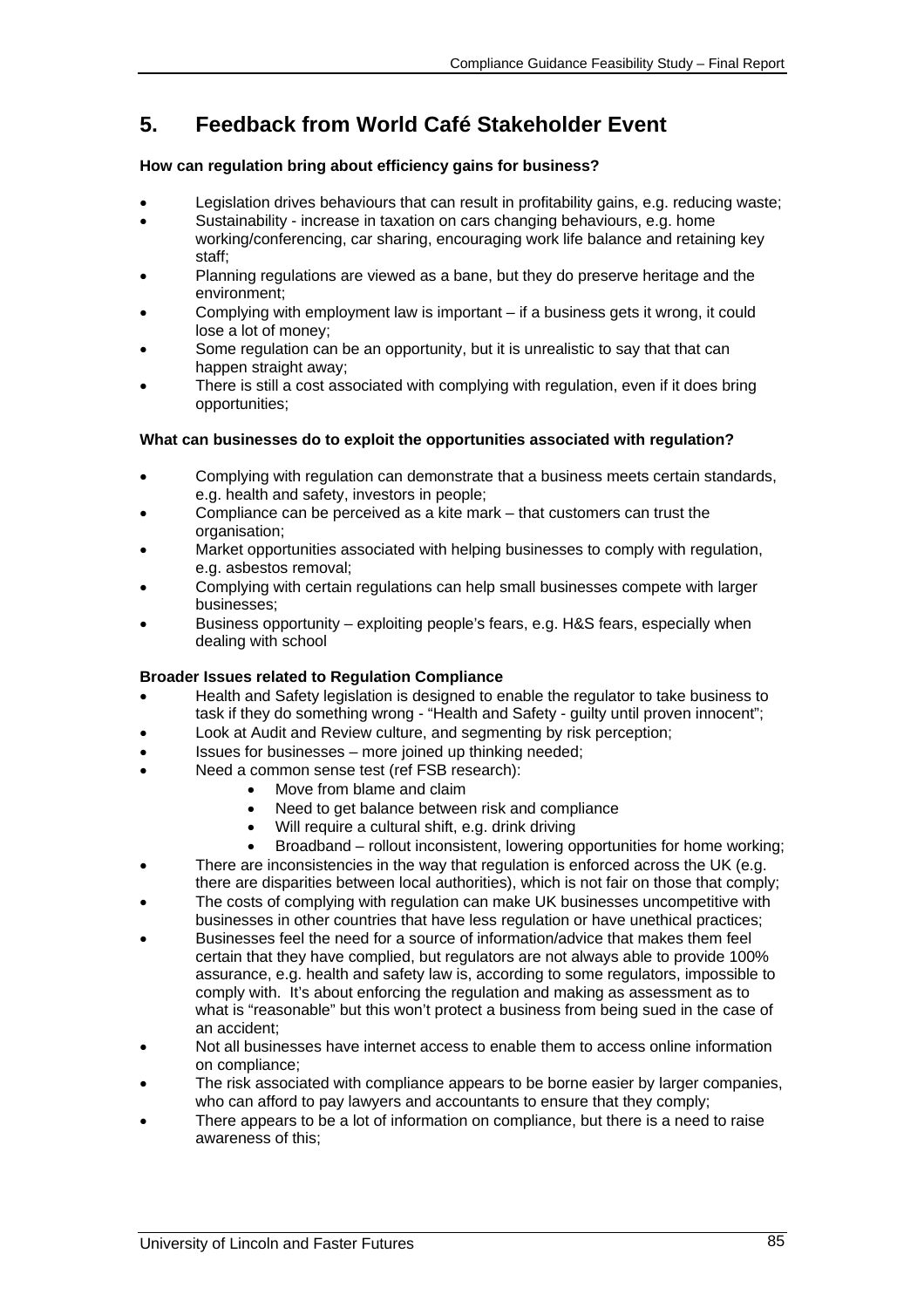## 5. Feedback from World Café Stakeholder Event

**How can regulation bring about efficiency gains for business?**

- Legislation drives behaviours that can result in profitability gains, e.g. reducing waste;
- Sustainability - increase in taxation on cars changing behaviours, e.g. home working/conferencing, car sharing, encouraging work life balance and retaining key staff;
- Planning regulations are viewed as a bane, but they do preserve heritage and the environment;
- Complying with employment law is important – if a business gets it wrong, it could lose a lot of money;
- Some regulation can be an opportunity, but it is unrealistic to say that that can happen straight away;
- There is still a cost associated with complying with regulation, even if it does bring opportunities;

**What can businesses do to exploit the opportunities associated with regulation?**

- Complying with regulation can demonstrate that a business meets certain standards, e.g. health and safety, investors in people;
- Compliance can be perceived as a kite mark – that customers can trust the organisation;
- Market opportunities associated with helping businesses to comply with regulation, e.g. asbestos removal;
- Complying with certain regulations can help small businesses compete with larger businesses;
- Business opportunity – exploiting people's fears, e.g. H&S fears, especially when dealing with school

**Broader Issues related to Regulation Compliance**

- Health and Safety legislation is designed to enable the regulator to take business to task if they do something wrong - "Health and Safety - guilty until proven innocent";
- Look at Audit and Review culture, and segmenting by risk perception;
- Issues for businesses – more joined up thinking needed;
- Need a common sense test (ref FSB research):
  - Move from blame and claim
  - Need to get balance between risk and compliance
  - Will require a cultural shift, e.g. drink driving
  - Broadband – rollout inconsistent, lowering opportunities for home working;
- There are inconsistencies in the way that regulation is enforced across the UK (e.g. there are disparities between local authorities), which is not fair on those that comply;
- The costs of complying with regulation can make UK businesses uncompetitive with businesses in other countries that have less regulation or have unethical practices;
- Businesses feel the need for a source of information/advice that makes them feel certain that they have complied, but regulators are not always able to provide 100% assurance, e.g. health and safety law is, according to some regulators, impossible to comply with. It's about enforcing the regulation and making as assessment as to what is "reasonable" but this won't protect a business from being sued in the case of an accident;
- Not all businesses have internet access to enable them to access online information on compliance;
- The risk associated with compliance appears to be borne easier by larger companies, who can afford to pay lawyers and accountants to ensure that they comply;
- There appears to be a lot of information on compliance, but there is a need to raise awareness of this;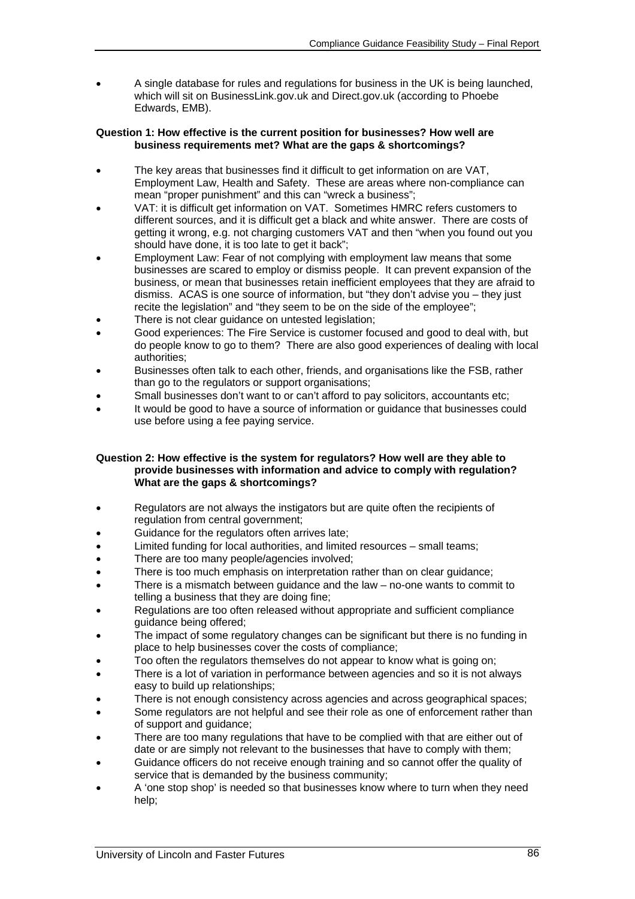- A single database for rules and regulations for business in the UK is being launched, which will sit on BusinessLink.gov.uk and Direct.gov.uk (according to Phoebe Edwards, EMB).

**Question 1: How effective is the current position for businesses? How well are business requirements met? What are the gaps & shortcomings?**

- The key areas that businesses find it difficult to get information on are VAT, Employment Law, Health and Safety. These are areas where non-compliance can mean "proper punishment" and this can "wreck a business";
- VAT: it is difficult get information on VAT. Sometimes HMRC refers customers to different sources, and it is difficult get a black and white answer. There are costs of getting it wrong, e.g. not charging customers VAT and then "when you found out you should have done, it is too late to get it back";
- Employment Law: Fear of not complying with employment law means that some businesses are scared to employ or dismiss people. It can prevent expansion of the business, or mean that businesses retain inefficient employees that they are afraid to dismiss. ACAS is one source of information, but "they don't advise you – they just recite the legislation" and "they seem to be on the side of the employee";
- There is not clear guidance on untested legislation;
- Good experiences: The Fire Service is customer focused and good to deal with, but do people know to go to them? There are also good experiences of dealing with local authorities;
- Businesses often talk to each other, friends, and organisations like the FSB, rather than go to the regulators or support organisations;
- Small businesses don't want to or can't afford to pay solicitors, accountants etc;
- It would be good to have a source of information or guidance that businesses could use before using a fee paying service.

**Question 2: How effective is the system for regulators? How well are they able to provide businesses with information and advice to comply with regulation? What are the gaps & shortcomings?**

- Regulators are not always the instigators but are quite often the recipients of regulation from central government;
- Guidance for the regulators often arrives late;
- Limited funding for local authorities, and limited resources – small teams;
- There are too many people/agencies involved;
- There is too much emphasis on interpretation rather than on clear guidance;
- There is a mismatch between guidance and the law – no-one wants to commit to telling a business that they are doing fine;
- Regulations are too often released without appropriate and sufficient compliance guidance being offered;
- The impact of some regulatory changes can be significant but there is no funding in place to help businesses cover the costs of compliance;
- Too often the regulators themselves do not appear to know what is going on;
- There is a lot of variation in performance between agencies and so it is not always easy to build up relationships;
- There is not enough consistency across agencies and across geographical spaces;
- Some regulators are not helpful and see their role as one of enforcement rather than of support and guidance;
- There are too many regulations that have to be complied with that are either out of date or are simply not relevant to the businesses that have to comply with them;
- Guidance officers do not receive enough training and so cannot offer the quality of service that is demanded by the business community;
- A 'one stop shop' is needed so that businesses know where to turn when they need help;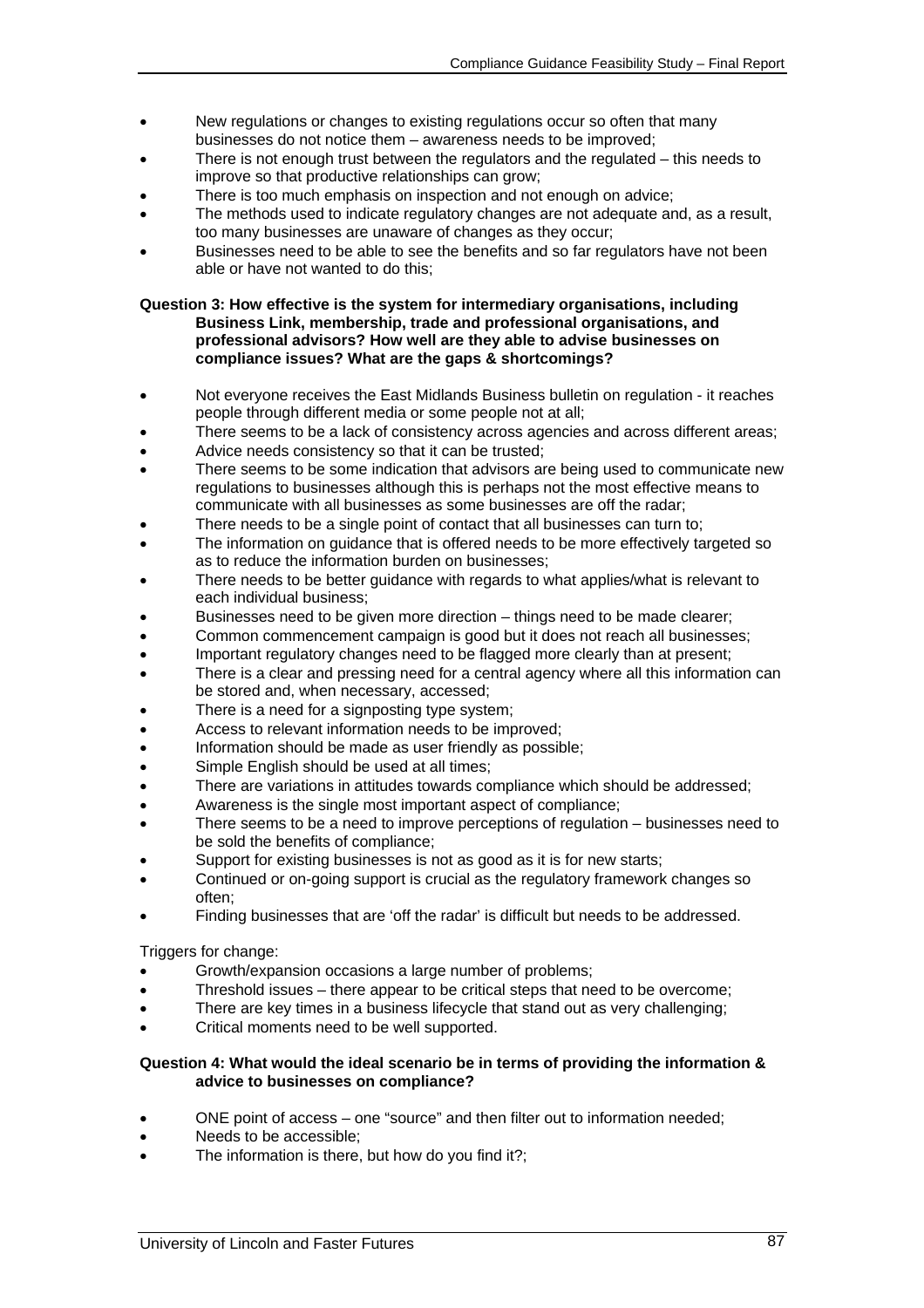- New regulations or changes to existing regulations occur so often that many businesses do not notice them – awareness needs to be improved;
- There is not enough trust between the regulators and the regulated – this needs to improve so that productive relationships can grow;
- There is too much emphasis on inspection and not enough on advice;
- The methods used to indicate regulatory changes are not adequate and, as a result, too many businesses are unaware of changes as they occur;
- Businesses need to be able to see the benefits and so far regulators have not been able or have not wanted to do this;

**Question 3: How effective is the system for intermediary organisations, including Business Link, membership, trade and professional organisations, and professional advisors? How well are they able to advise businesses on compliance issues? What are the gaps & shortcomings?**

- Not everyone receives the East Midlands Business bulletin on regulation - it reaches people through different media or some people not at all;
- There seems to be a lack of consistency across agencies and across different areas;
- Advice needs consistency so that it can be trusted;
- There seems to be some indication that advisors are being used to communicate new regulations to businesses although this is perhaps not the most effective means to communicate with all businesses as some businesses are off the radar;
- There needs to be a single point of contact that all businesses can turn to;
- The information on guidance that is offered needs to be more effectively targeted so as to reduce the information burden on businesses;
- There needs to be better guidance with regards to what applies/what is relevant to each individual business;
- Businesses need to be given more direction – things need to be made clearer;
- Common commencement campaign is good but it does not reach all businesses;
- Important regulatory changes need to be flagged more clearly than at present;
- There is a clear and pressing need for a central agency where all this information can be stored and, when necessary, accessed;
- There is a need for a signposting type system;
- Access to relevant information needs to be improved;
- Information should be made as user friendly as possible;
- Simple English should be used at all times;
- There are variations in attitudes towards compliance which should be addressed;
- Awareness is the single most important aspect of compliance;
- There seems to be a need to improve perceptions of regulation – businesses need to be sold the benefits of compliance;
- Support for existing businesses is not as good as it is for new starts;
- Continued or on-going support is crucial as the regulatory framework changes so often;
- Finding businesses that are 'off the radar' is difficult but needs to be addressed.

Triggers for change:

- Growth/expansion occasions a large number of problems;
- Threshold issues – there appear to be critical steps that need to be overcome;
- There are key times in a business lifecycle that stand out as very challenging;
- Critical moments need to be well supported.

**Question 4: What would the ideal scenario be in terms of providing the information & advice to businesses on compliance?**

- ONE point of access – one "source" and then filter out to information needed;
- Needs to be accessible;
- The information is there, but how do you find it?;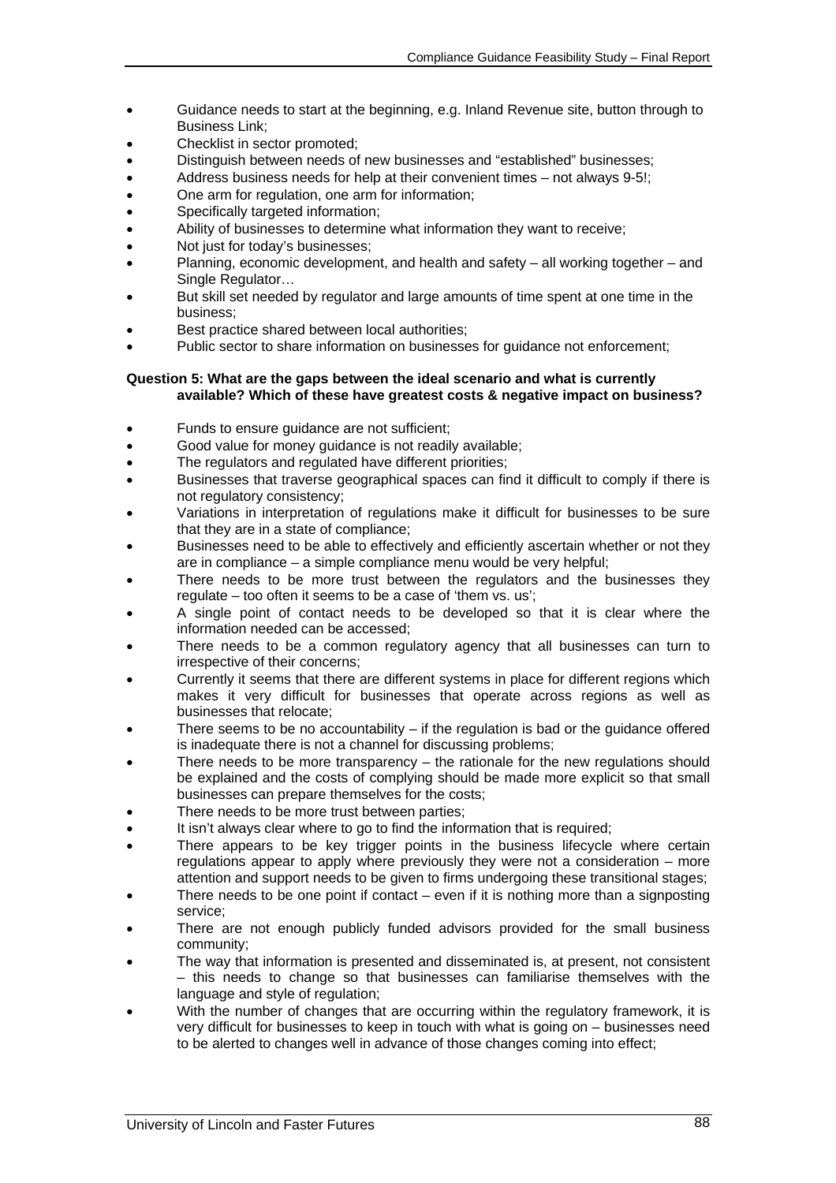- Guidance needs to start at the beginning, e.g. Inland Revenue site, button through to Business Link;
- Checklist in sector promoted;
- Distinguish between needs of new businesses and "established" businesses;
- Address business needs for help at their convenient times – not always 9-5!;
- One arm for regulation, one arm for information;
- Specifically targeted information;
- Ability of businesses to determine what information they want to receive;
- Not just for today's businesses;
- Planning, economic development, and health and safety – all working together – and Single Regulator…
- But skill set needed by regulator and large amounts of time spent at one time in the business;
- Best practice shared between local authorities;
- Public sector to share information on businesses for guidance not enforcement;

**Question 5: What are the gaps between the ideal scenario and what is currently available? Which of these have greatest costs & negative impact on business?**

- Funds to ensure guidance are not sufficient;
- Good value for money guidance is not readily available;
- The regulators and regulated have different priorities;
- Businesses that traverse geographical spaces can find it difficult to comply if there is not regulatory consistency;
- Variations in interpretation of regulations make it difficult for businesses to be sure that they are in a state of compliance;
- Businesses need to be able to effectively and efficiently ascertain whether or not they are in compliance – a simple compliance menu would be very helpful;
- There needs to be more trust between the regulators and the businesses they regulate – too often it seems to be a case of 'them vs. us';
- A single point of contact needs to be developed so that it is clear where the information needed can be accessed;
- There needs to be a common regulatory agency that all businesses can turn to irrespective of their concerns;
- Currently it seems that there are different systems in place for different regions which makes it very difficult for businesses that operate across regions as well as businesses that relocate;
- There seems to be no accountability – if the regulation is bad or the guidance offered is inadequate there is not a channel for discussing problems;
- There needs to be more transparency – the rationale for the new regulations should be explained and the costs of complying should be made more explicit so that small businesses can prepare themselves for the costs;
- There needs to be more trust between parties;
- It isn't always clear where to go to find the information that is required;
- There appears to be key trigger points in the business lifecycle where certain regulations appear to apply where previously they were not a consideration – more attention and support needs to be given to firms undergoing these transitional stages;
- There needs to be one point if contact – even if it is nothing more than a signposting service;
- There are not enough publicly funded advisors provided for the small business community;
- The way that information is presented and disseminated is, at present, not consistent – this needs to change so that businesses can familiarise themselves with the language and style of regulation;
- With the number of changes that are occurring within the regulatory framework, it is very difficult for businesses to keep in touch with what is going on – businesses need to be alerted to changes well in advance of those changes coming into effect;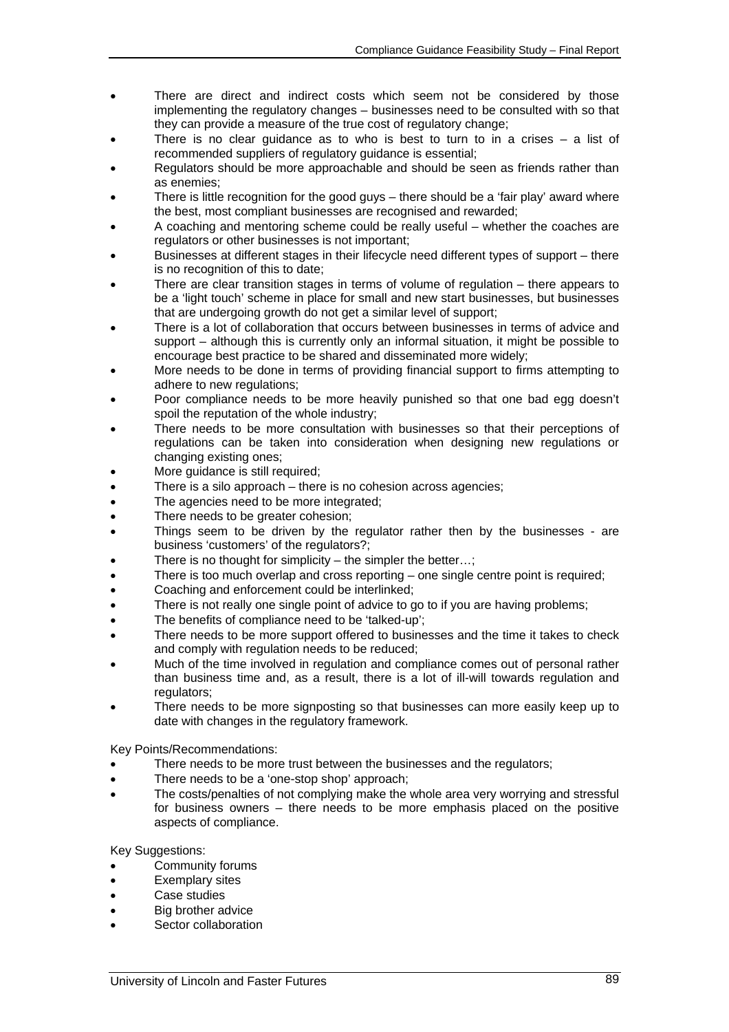- There are direct and indirect costs which seem not be considered by those implementing the regulatory changes – businesses need to be consulted with so that they can provide a measure of the true cost of regulatory change;
- There is no clear guidance as to who is best to turn to in a crises – a list of recommended suppliers of regulatory guidance is essential;
- Regulators should be more approachable and should be seen as friends rather than as enemies;
- There is little recognition for the good guys – there should be a 'fair play' award where the best, most compliant businesses are recognised and rewarded;
- A coaching and mentoring scheme could be really useful – whether the coaches are regulators or other businesses is not important;
- Businesses at different stages in their lifecycle need different types of support – there is no recognition of this to date;
- There are clear transition stages in terms of volume of regulation – there appears to be a 'light touch' scheme in place for small and new start businesses, but businesses that are undergoing growth do not get a similar level of support;
- There is a lot of collaboration that occurs between businesses in terms of advice and support – although this is currently only an informal situation, it might be possible to encourage best practice to be shared and disseminated more widely;
- More needs to be done in terms of providing financial support to firms attempting to adhere to new regulations;
- Poor compliance needs to be more heavily punished so that one bad egg doesn't spoil the reputation of the whole industry;
- There needs to be more consultation with businesses so that their perceptions of regulations can be taken into consideration when designing new regulations or changing existing ones;
- More guidance is still required;
- There is a silo approach – there is no cohesion across agencies;
- The agencies need to be more integrated;
- There needs to be greater cohesion;
- Things seem to be driven by the regulator rather then by the businesses - are business 'customers' of the regulators?;
- There is no thought for simplicity – the simpler the better…;
- There is too much overlap and cross reporting – one single centre point is required;
- Coaching and enforcement could be interlinked;
- There is not really one single point of advice to go to if you are having problems;
- The benefits of compliance need to be 'talked-up';
- There needs to be more support offered to businesses and the time it takes to check and comply with regulation needs to be reduced;
- Much of the time involved in regulation and compliance comes out of personal rather than business time and, as a result, there is a lot of ill-will towards regulation and regulators;
- There needs to be more signposting so that businesses can more easily keep up to date with changes in the regulatory framework.

Key Points/Recommendations:

- There needs to be more trust between the businesses and the regulators;
- There needs to be a 'one-stop shop' approach;
- The costs/penalties of not complying make the whole area very worrying and stressful for business owners – there needs to be more emphasis placed on the positive aspects of compliance.

Key Suggestions:

- Community forums
- Exemplary sites
- Case studies
- Big brother advice
- Sector collaboration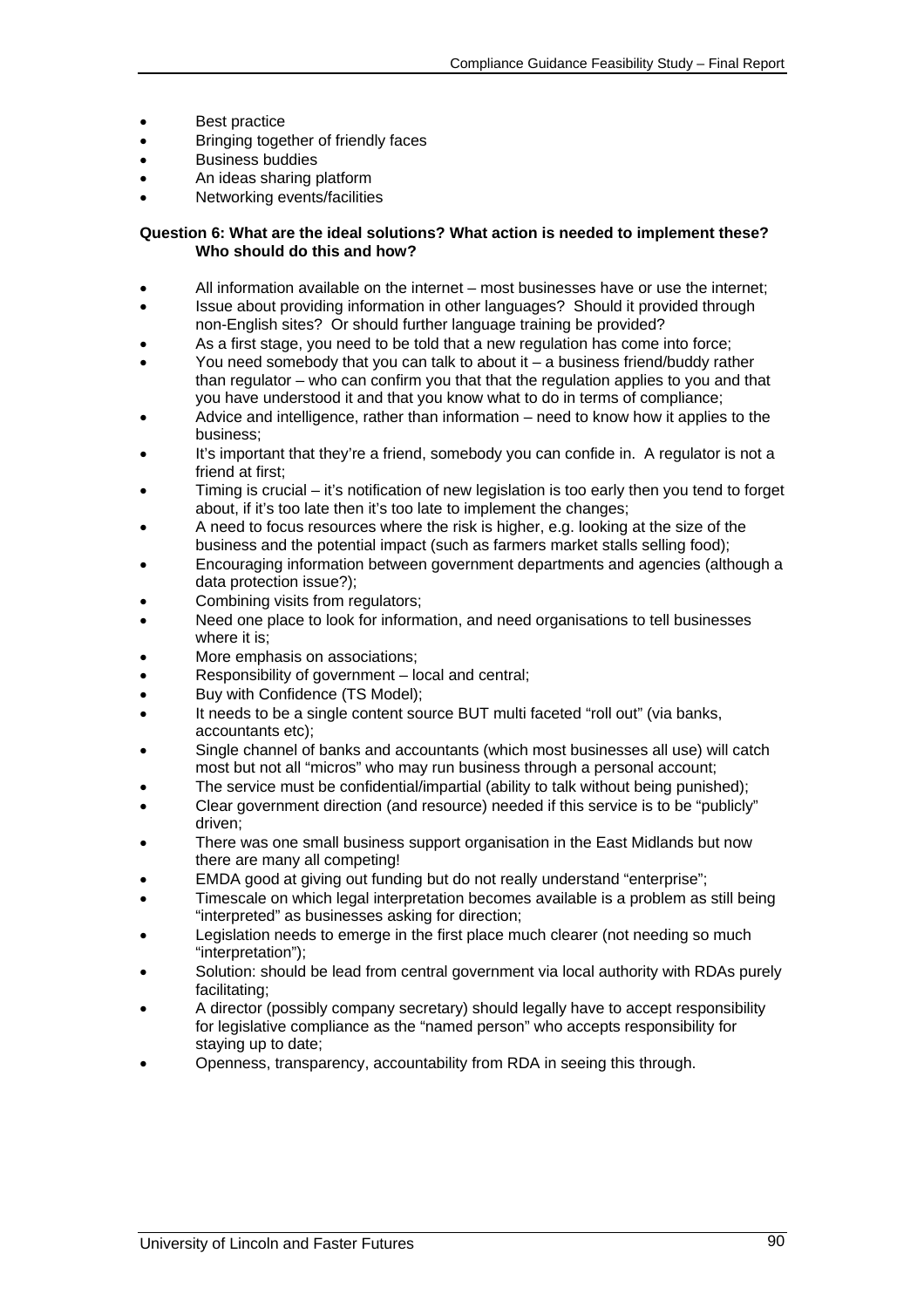- Best practice
- Bringing together of friendly faces
- Business buddies
- An ideas sharing platform
- Networking events/facilities

**Question 6: What are the ideal solutions? What action is needed to implement these? Who should do this and how?**

- All information available on the internet – most businesses have or use the internet;
- Issue about providing information in other languages? Should it provided through non-English sites? Or should further language training be provided?
- As a first stage, you need to be told that a new regulation has come into force;
- You need somebody that you can talk to about it – a business friend/buddy rather than regulator – who can confirm you that that the regulation applies to you and that you have understood it and that you know what to do in terms of compliance;
- Advice and intelligence, rather than information – need to know how it applies to the business;
- It's important that they're a friend, somebody you can confide in. A regulator is not a friend at first;
- Timing is crucial – it's notification of new legislation is too early then you tend to forget about, if it's too late then it's too late to implement the changes;
- A need to focus resources where the risk is higher, e.g. looking at the size of the business and the potential impact (such as farmers market stalls selling food);
- Encouraging information between government departments and agencies (although a data protection issue?);
- Combining visits from regulators;
- Need one place to look for information, and need organisations to tell businesses where it is;
- More emphasis on associations;
- Responsibility of government – local and central;
- Buy with Confidence (TS Model);
- It needs to be a single content source BUT multi faceted "roll out" (via banks, accountants etc);
- Single channel of banks and accountants (which most businesses all use) will catch most but not all "micros" who may run business through a personal account;
- The service must be confidential/impartial (ability to talk without being punished);
- Clear government direction (and resource) needed if this service is to be "publicly" driven;
- There was one small business support organisation in the East Midlands but now there are many all competing!
- EMDA good at giving out funding but do not really understand "enterprise";
- Timescale on which legal interpretation becomes available is a problem as still being "interpreted" as businesses asking for direction;
- Legislation needs to emerge in the first place much clearer (not needing so much "interpretation");
- Solution: should be lead from central government via local authority with RDAs purely facilitating;
- A director (possibly company secretary) should legally have to accept responsibility for legislative compliance as the "named person" who accepts responsibility for staying up to date;
- Openness, transparency, accountability from RDA in seeing this through.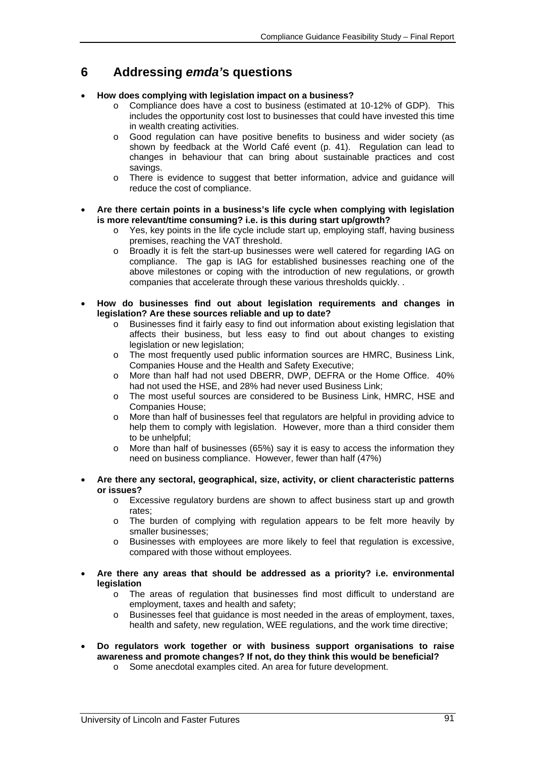# 6 Addressing *emda's* questions

- **How does complying with legislation impact on a business?**
  - Compliance does have a cost to business (estimated at 10-12% of GDP). This includes the opportunity cost lost to businesses that could have invested this time in wealth creating activities.
  - Good regulation can have positive benefits to business and wider society (as shown by feedback at the World Café event (p. 41). Regulation can lead to changes in behaviour that can bring about sustainable practices and cost savings.
  - There is evidence to suggest that better information, advice and guidance will reduce the cost of compliance.

- **Are there certain points in a business's life cycle when complying with legislation is more relevant/time consuming? i.e. is this during start up/growth?**
  - Yes, key points in the life cycle include start up, employing staff, having business premises, reaching the VAT threshold.
  - Broadly it is felt the start-up businesses were well catered for regarding IAG on compliance. The gap is IAG for established businesses reaching one of the above milestones or coping with the introduction of new regulations, or growth companies that accelerate through these various thresholds quickly. .

- **How do businesses find out about legislation requirements and changes in legislation? Are these sources reliable and up to date?**
  - Businesses find it fairly easy to find out information about existing legislation that affects their business, but less easy to find out about changes to existing legislation or new legislation;
  - The most frequently used public information sources are HMRC, Business Link, Companies House and the Health and Safety Executive;
  - More than half had not used DBERR, DWP, DEFRA or the Home Office. 40% had not used the HSE, and 28% had never used Business Link;
  - The most useful sources are considered to be Business Link, HMRC, HSE and Companies House;
  - More than half of businesses feel that regulators are helpful in providing advice to help them to comply with legislation. However, more than a third consider them to be unhelpful;
  - More than half of businesses (65%) say it is easy to access the information they need on business compliance. However, fewer than half (47%)

- **Are there any sectoral, geographical, size, activity, or client characteristic patterns or issues?**
  - Excessive regulatory burdens are shown to affect business start up and growth rates;
  - The burden of complying with regulation appears to be felt more heavily by smaller businesses;
  - Businesses with employees are more likely to feel that regulation is excessive, compared with those without employees.

- **Are there any areas that should be addressed as a priority? i.e. environmental legislation**
  - The areas of regulation that businesses find most difficult to understand are employment, taxes and health and safety;
  - Businesses feel that guidance is most needed in the areas of employment, taxes, health and safety, new regulation, WEE regulations, and the work time directive;

- **Do regulators work together or with business support organisations to raise awareness and promote changes? If not, do they think this would be beneficial?**
  - Some anecdotal examples cited. An area for future development.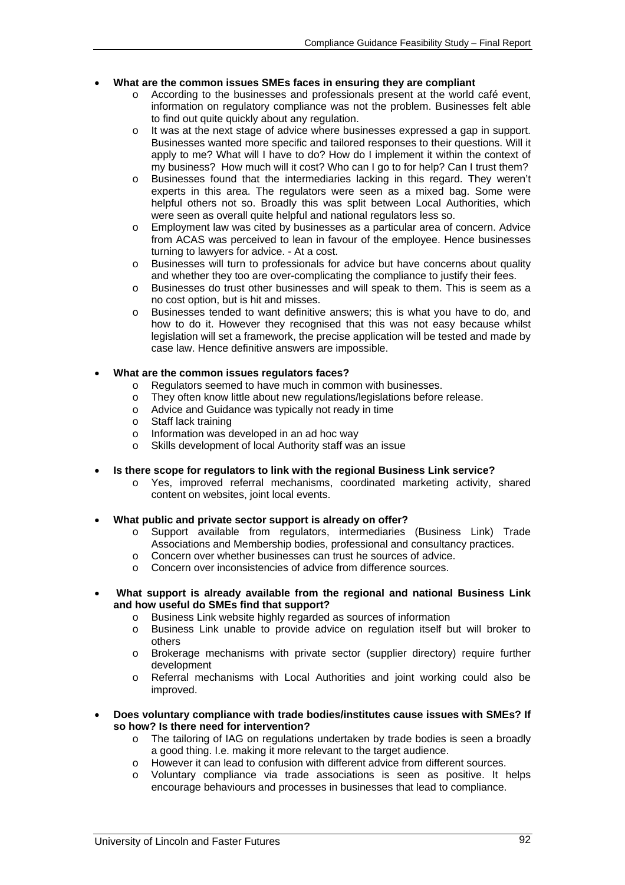- **What are the common issues SMEs faces in ensuring they are compliant**
  - According to the businesses and professionals present at the world café event, information on regulatory compliance was not the problem. Businesses felt able to find out quite quickly about any regulation.
  - It was at the next stage of advice where businesses expressed a gap in support. Businesses wanted more specific and tailored responses to their questions. Will it apply to me? What will I have to do? How do I implement it within the context of my business? How much will it cost? Who can I go to for help? Can I trust them?
  - Businesses found that the intermediaries lacking in this regard. They weren't experts in this area. The regulators were seen as a mixed bag. Some were helpful others not so. Broadly this was split between Local Authorities, which were seen as overall quite helpful and national regulators less so.
  - Employment law was cited by businesses as a particular area of concern. Advice from ACAS was perceived to lean in favour of the employee. Hence businesses turning to lawyers for advice. - At a cost.
  - Businesses will turn to professionals for advice but have concerns about quality and whether they too are over-complicating the compliance to justify their fees.
  - Businesses do trust other businesses and will speak to them. This is seem as a no cost option, but is hit and misses.
  - Businesses tended to want definitive answers; this is what you have to do, and how to do it. However they recognised that this was not easy because whilst legislation will set a framework, the precise application will be tested and made by case law. Hence definitive answers are impossible.

- **What are the common issues regulators faces?**
  - Regulators seemed to have much in common with businesses.
  - They often know little about new regulations/legislations before release.
  - Advice and Guidance was typically not ready in time
  - Staff lack training
  - Information was developed in an ad hoc way
  - Skills development of local Authority staff was an issue

- **Is there scope for regulators to link with the regional Business Link service?**
  - Yes, improved referral mechanisms, coordinated marketing activity, shared content on websites, joint local events.

- **What public and private sector support is already on offer?**
  - Support available from regulators, intermediaries (Business Link) Trade Associations and Membership bodies, professional and consultancy practices.
  - Concern over whether businesses can trust he sources of advice.
  - Concern over inconsistencies of advice from difference sources.

- **What support is already available from the regional and national Business Link and how useful do SMEs find that support?**
  - Business Link website highly regarded as sources of information
  - Business Link unable to provide advice on regulation itself but will broker to others
  - Brokerage mechanisms with private sector (supplier directory) require further development
  - Referral mechanisms with Local Authorities and joint working could also be improved.

- **Does voluntary compliance with trade bodies/institutes cause issues with SMEs? If so how? Is there need for intervention?**
  - The tailoring of IAG on regulations undertaken by trade bodies is seen a broadly a good thing. I.e. making it more relevant to the target audience.
  - However it can lead to confusion with different advice from different sources.
  - Voluntary compliance via trade associations is seen as positive. It helps encourage behaviours and processes in businesses that lead to compliance.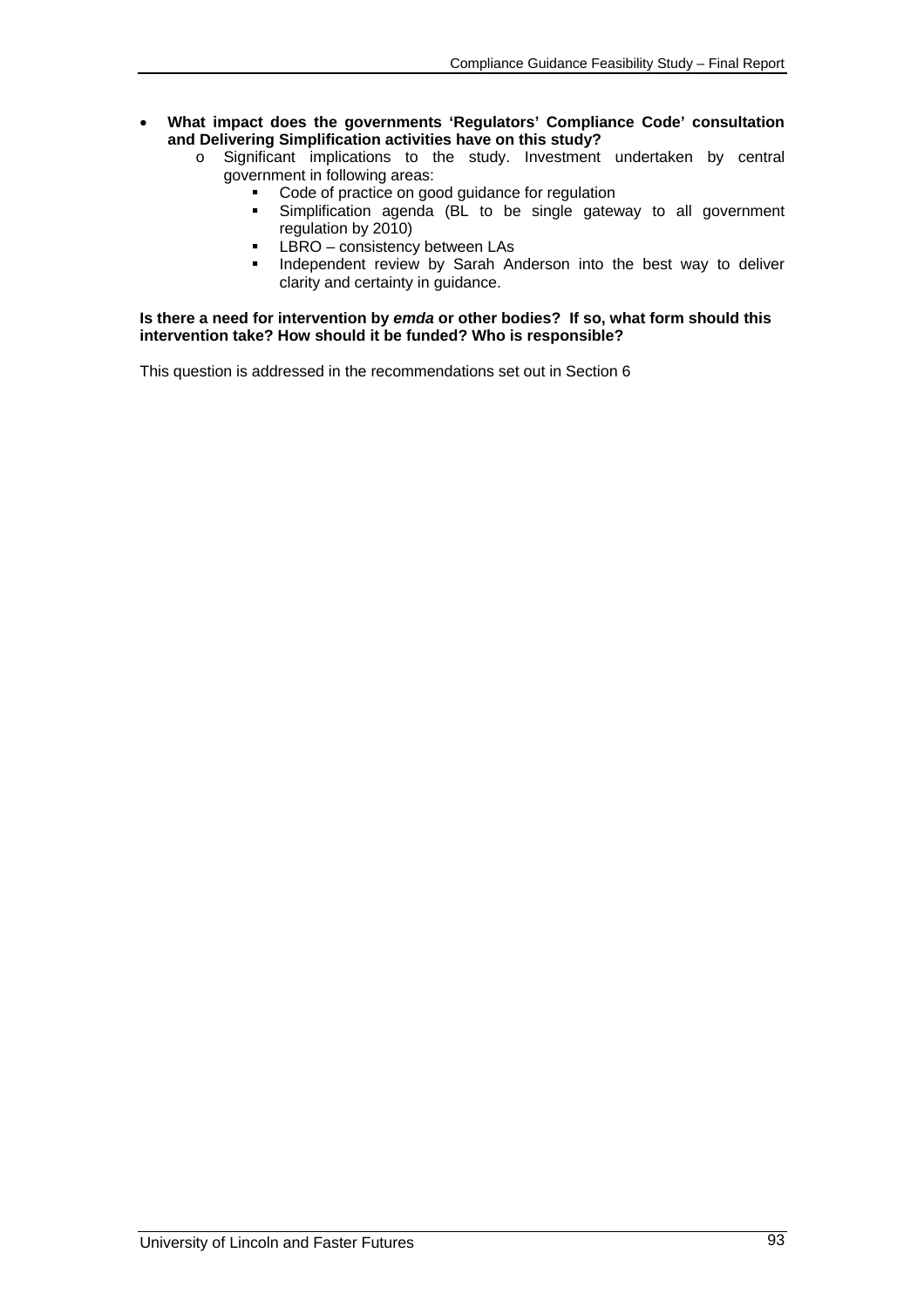- **What impact does the governments 'Regulators' Compliance Code' consultation and Delivering Simplification activities have on this study?**
    - Significant implications to the study. Investment undertaken by central government in following areas:
        - Code of practice on good guidance for regulation
        - Simplification agenda (BL to be single gateway to all government regulation by 2010)
        - LBRO – consistency between LAs
        - Independent review by Sarah Anderson into the best way to deliver clarity and certainty in guidance.

**Is there a need for intervention by *emda* or other bodies? If so, what form should this intervention take? How should it be funded? Who is responsible?**

This question is addressed in the recommendations set out in Section 6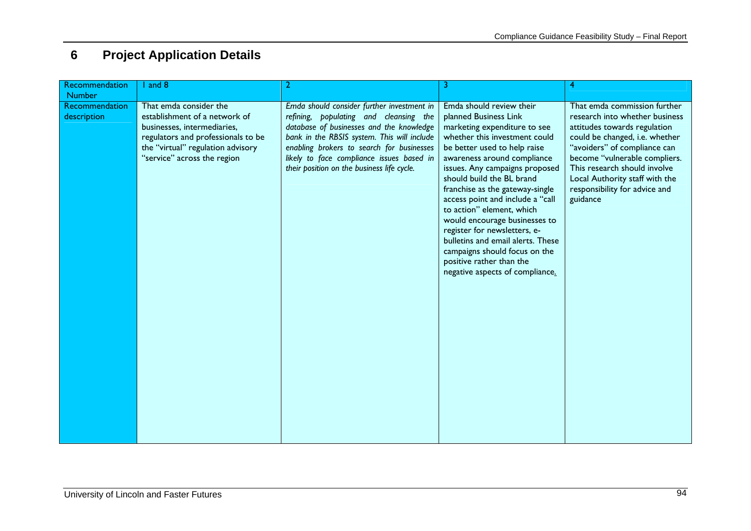# 6 Project Application Details

| Recommendation Number | 1 and 8 | 2 | 3 | 4 |
|---|---|---|---|---|
| Recommendation description | That emda consider the establishment of a network of businesses, intermediaries, regulators and professionals to be the "virtual" regulation advisory "service" across the region | *Emda should consider further investment in refining, populating and cleansing the database of businesses and the knowledge bank in the RBSIS system. This will include enabling brokers to search for businesses likely to face compliance issues based in their position on the business life cycle.* | Emda should review their planned Business Link marketing expenditure to see whether this investment could be better used to help raise awareness around compliance issues. Any campaigns proposed should build the BL brand franchise as the gateway-single access point and include a "call to action" element, which would encourage businesses to register for newsletters, e-bulletins and email alerts. These campaigns should focus on the positive rather than the negative aspects of compliance. | That emda commission further research into whether business attitudes towards regulation could be changed, i.e. whether "avoiders" of compliance can become "vulnerable compliers. This research should involve Local Authority staff with the responsibility for advice and guidance |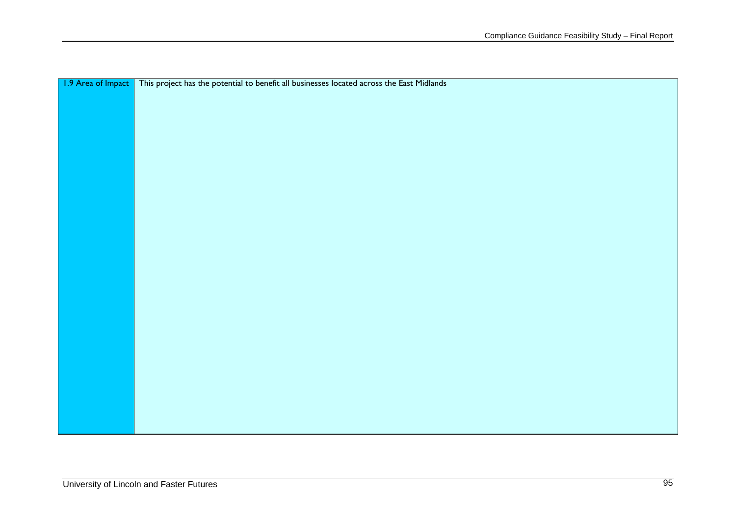| 1.9 Area of Impact | This project has the potential to benefit all businesses located across the East Midlands |
|---|---|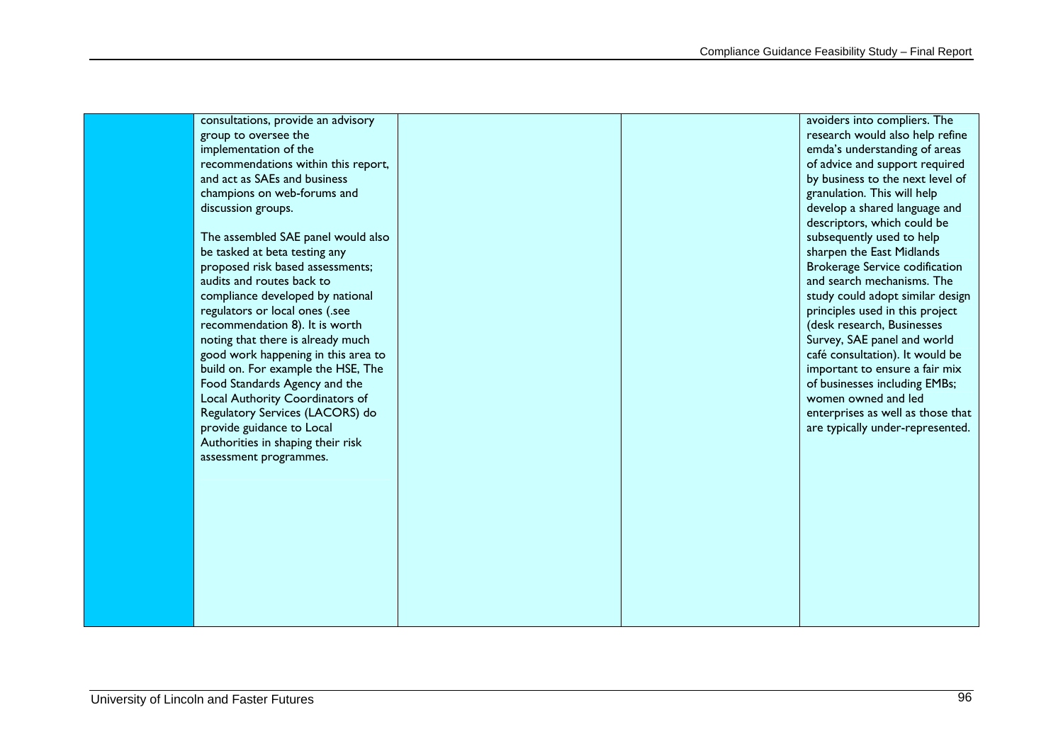| | | | | |
|---|---|---|---|---|
| | consultations, provide an advisory group to oversee the implementation of the recommendations within this report, and act as SAEs and business champions on web-forums and discussion groups.<br><br>The assembled SAE panel would also be tasked at beta testing any proposed risk based assessments; audits and routes back to compliance developed by national regulators or local ones (.see recommendation 8). It is worth noting that there is already much good work happening in this area to build on. For example the HSE, The Food Standards Agency and the Local Authority Coordinators of Regulatory Services (LACORS) do provide guidance to Local Authorities in shaping their risk assessment programmes. | | | avoiders into compliers. The research would also help refine emda's understanding of areas of advice and support required by business to the next level of granulation. This will help develop a shared language and descriptors, which could be subsequently used to help sharpen the East Midlands Brokerage Service codification and search mechanisms. The study could adopt similar design principles used in this project (desk research, Businesses Survey, SAE panel and world café consultation). It would be important to ensure a fair mix of businesses including EMBs; women owned and led enterprises as well as those that are typically under-represented. |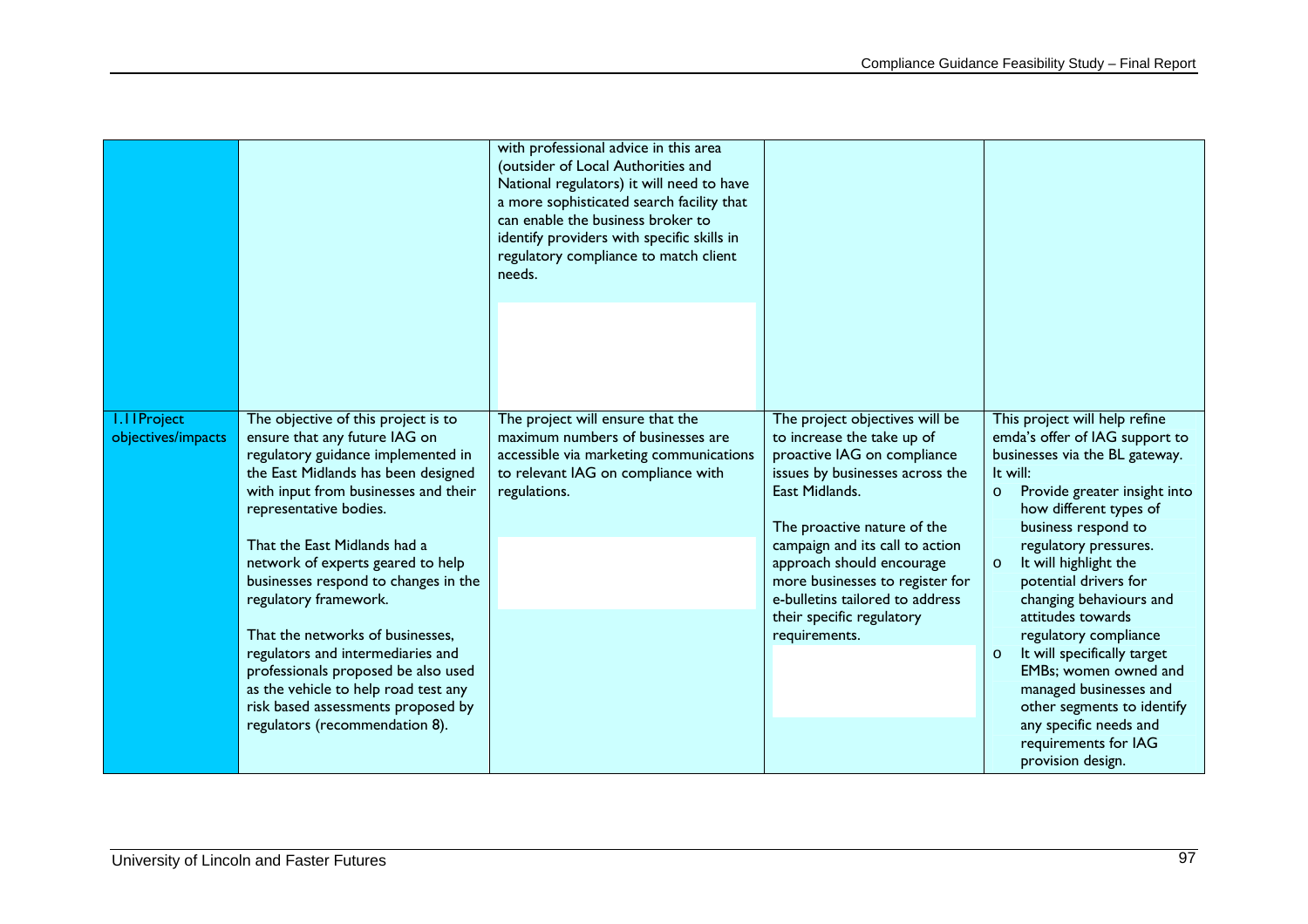|  |  |  |  |  |
|---|---|---|---|---|
|  |  | with professional advice in this area (outsider of Local Authorities and National regulators) it will need to have a more sophisticated search facility that can enable the business broker to identify providers with specific skills in regulatory compliance to match client needs. |  |  |
| 1.11Project objectives/impacts | The objective of this project is to ensure that any future IAG on regulatory guidance implemented in the East Midlands has been designed with input from businesses and their representative bodies.<br><br>That the East Midlands had a network of experts geared to help businesses respond to changes in the regulatory framework.<br><br>That the networks of businesses, regulators and intermediaries and professionals proposed be also used as the vehicle to help road test any risk based assessments proposed by regulators (recommendation 8). | The project will ensure that the maximum numbers of businesses are accessible via marketing communications to relevant IAG on compliance with regulations. | The project objectives will be to increase the take up of proactive IAG on compliance issues by businesses across the East Midlands.<br><br>The proactive nature of the campaign and its call to action approach should encourage more businesses to register for e-bulletins tailored to address their specific regulatory requirements. | This project will help refine emda's offer of IAG support to businesses via the BL gateway. It will:<br>o Provide greater insight into how different types of business respond to regulatory pressures.<br>o It will highlight the potential drivers for changing behaviours and attitudes towards regulatory compliance<br>o It will specifically target EMBs; women owned and managed businesses and other segments to identify any specific needs and requirements for IAG provision design. |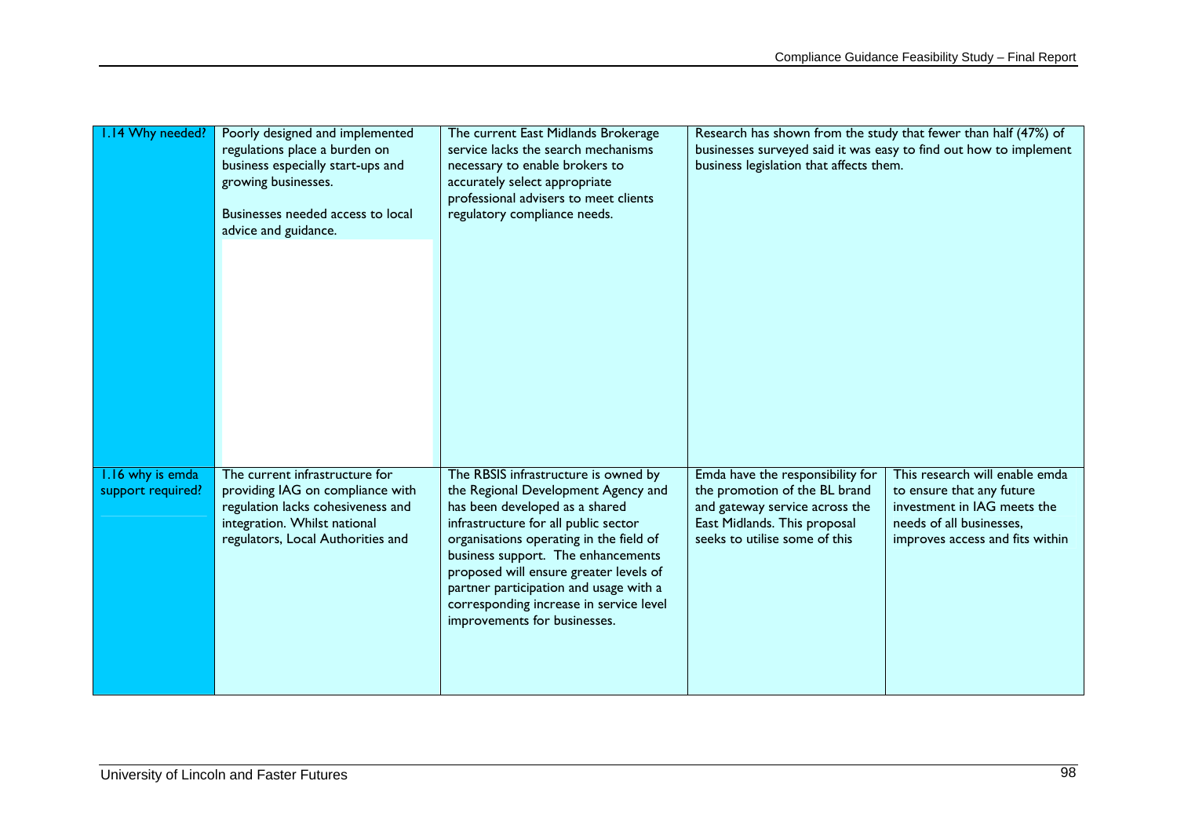| | | | | |
|---|---|---|---|---|
| 1.14 Why needed? | Poorly designed and implemented regulations place a burden on business especially start-ups and growing businesses.<br><br>Businesses needed access to local advice and guidance. | The current East Midlands Brokerage service lacks the search mechanisms necessary to enable brokers to accurately select appropriate professional advisers to meet clients regulatory compliance needs. | Research has shown from the study that fewer than half (47%) of businesses surveyed said it was easy to find out how to implement business legislation that affects them. | |
| 1.16 why is emda support required? | The current infrastructure for providing IAG on compliance with regulation lacks cohesiveness and integration. Whilst national regulators, Local Authorities and | The RBSIS infrastructure is owned by the Regional Development Agency and has been developed as a shared infrastructure for all public sector organisations operating in the field of business support. The enhancements proposed will ensure greater levels of partner participation and usage with a corresponding increase in service level improvements for businesses. | Emda have the responsibility for the promotion of the BL brand and gateway service across the East Midlands. This proposal seeks to utilise some of this | This research will enable emda to ensure that any future investment in IAG meets the needs of all businesses, improves access and fits within |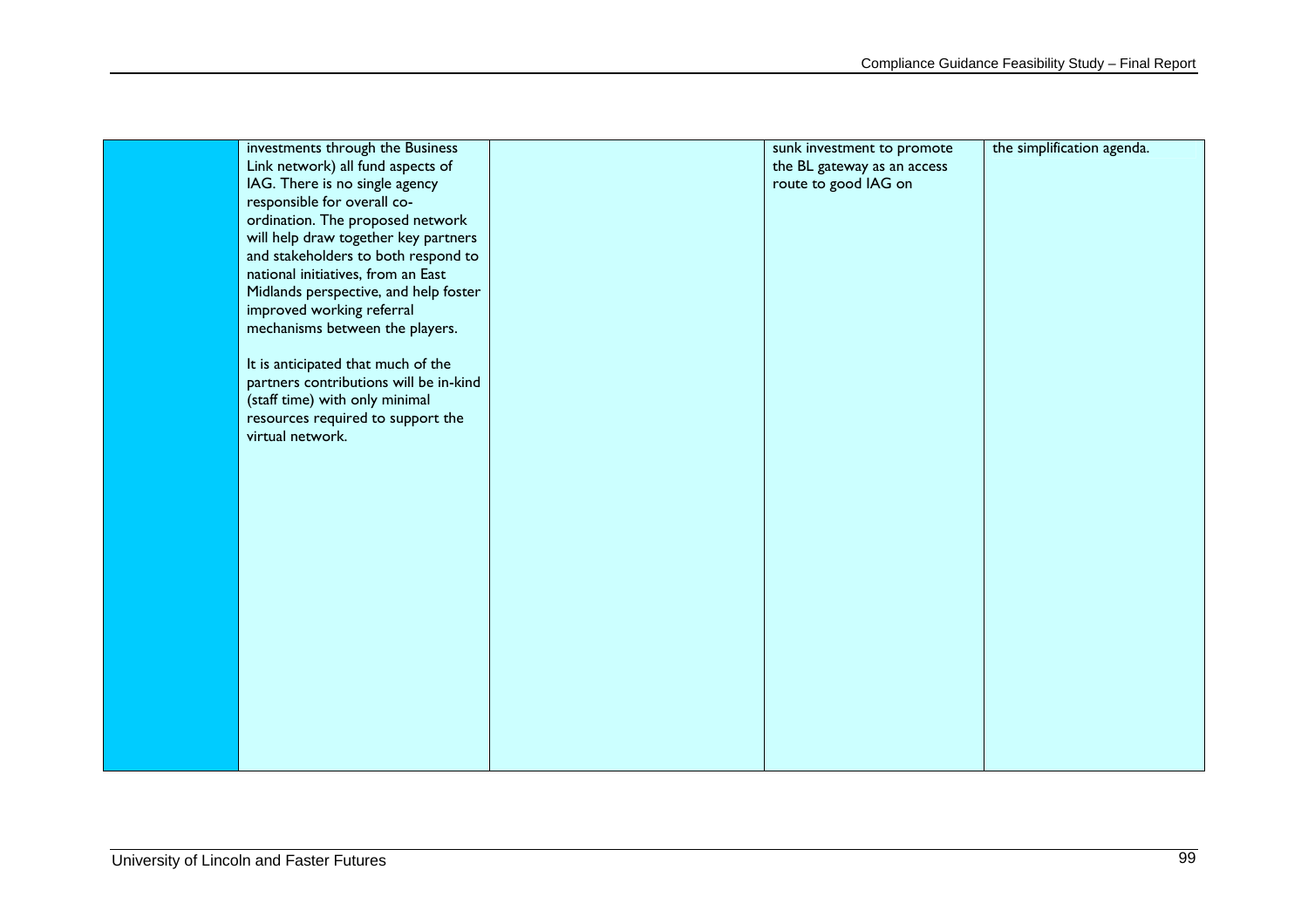| | | | | |
|---|---|---|---|---|
| | investments through the Business Link network) all fund aspects of IAG. There is no single agency responsible for overall co-ordination. The proposed network will help draw together key partners and stakeholders to both respond to national initiatives, from an East Midlands perspective, and help foster improved working referral mechanisms between the players.<br><br>It is anticipated that much of the partners contributions will be in-kind (staff time) with only minimal resources required to support the virtual network. | | sunk investment to promote the BL gateway as an access route to good IAG on | the simplification agenda. |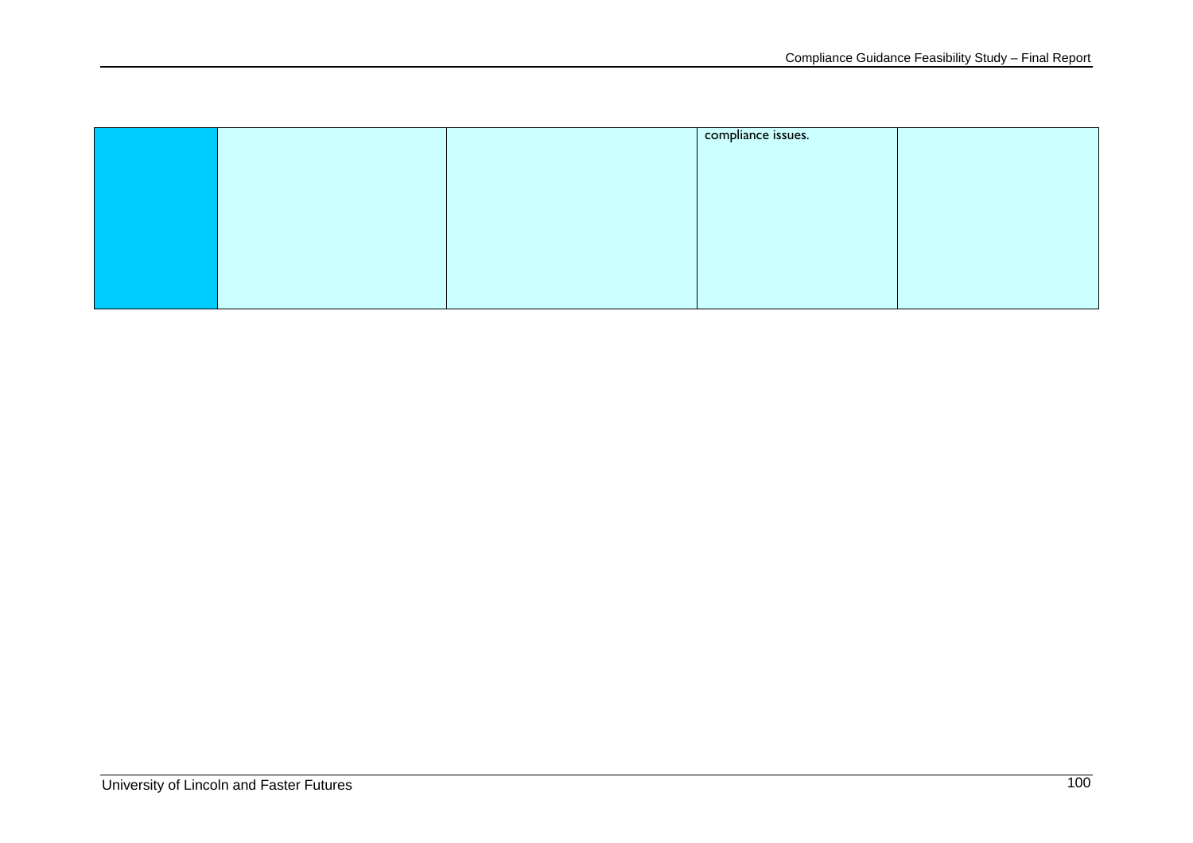| | | | | |
|---|---|---|---|---|
| | | | compliance issues. | |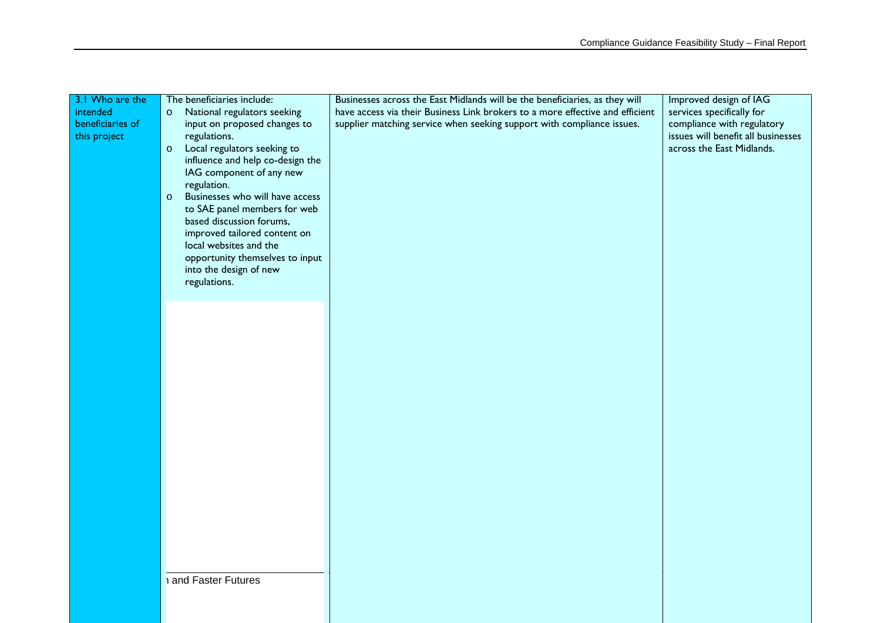| 3.1 Who are the intended beneficiaries of this project | The beneficiaries include:<br>o National regulators seeking input on proposed changes to regulations.<br>o Local regulators seeking to influence and help co-design the IAG component of any new regulation.<br>o Businesses who will have access to SAE panel members for web based discussion forums, improved tailored content on local websites and the opportunity themselves to input into the design of new regulations. | Businesses across the East Midlands will be the beneficiaries, as they will have access via their Business Link brokers to a more effective and efficient supplier matching service when seeking support with compliance issues. | Improved design of IAG services specifically for compliance with regulatory issues will benefit all businesses across the East Midlands. |
|---|---|---|---|

n and Faster Futures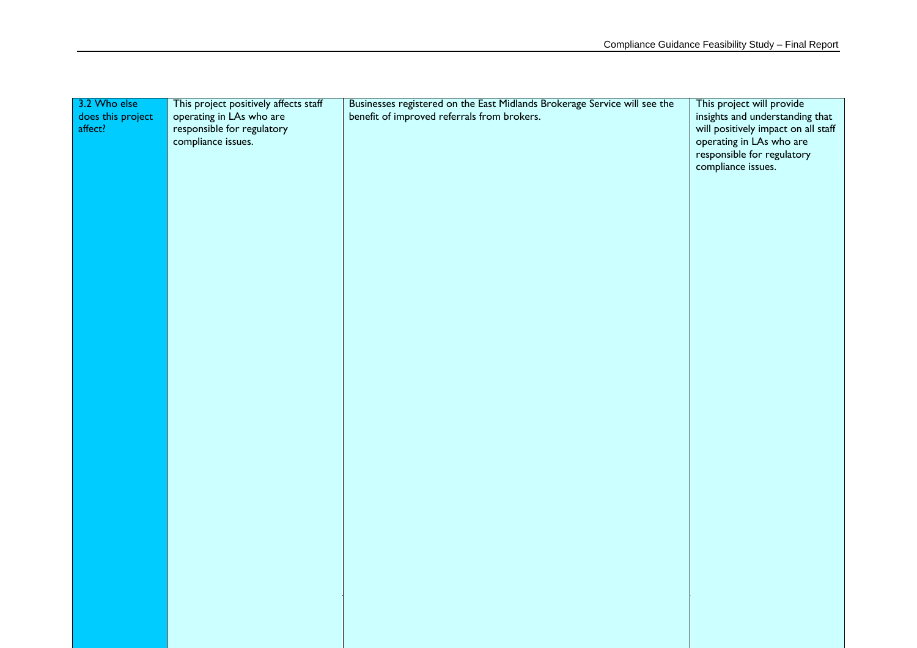| 3.2 Who else does this project affect? | This project positively affects staff operating in LAs who are responsible for regulatory compliance issues. | Businesses registered on the East Midlands Brokerage Service will see the benefit of improved referrals from brokers. | This project will provide insights and understanding that will positively impact on all staff operating in LAs who are responsible for regulatory compliance issues. |
|---|---|---|---|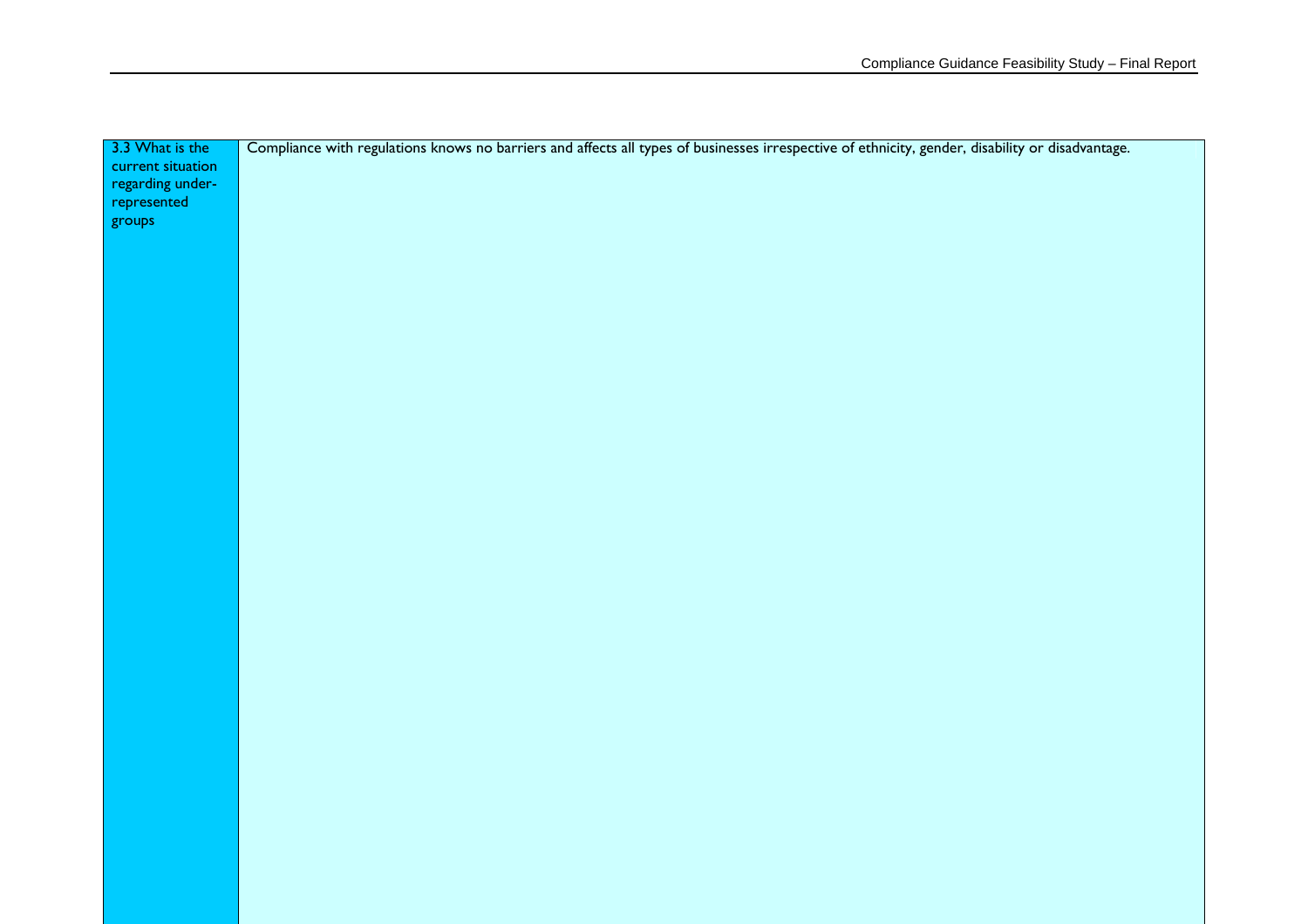| | |
|---|---|
| 3.3 What is the current situation regarding under-represented groups | Compliance with regulations knows no barriers and affects all types of businesses irrespective of ethnicity, gender, disability or disadvantage. |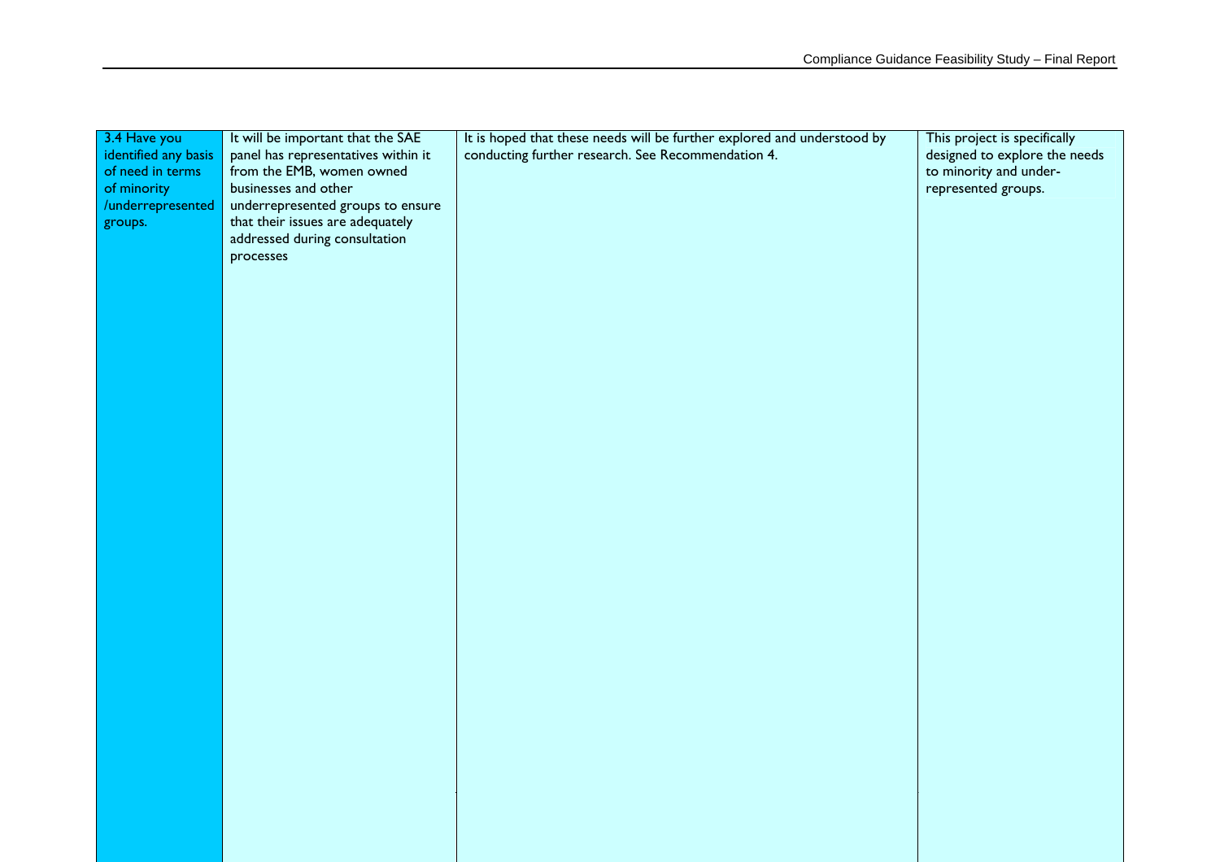| | | | |
|---|---|---|---|
| 3.4 Have you identified any basis of need in terms of minority /underrepresented groups. | It will be important that the SAE panel has representatives within it from the EMB, women owned businesses and other underrepresented groups to ensure that their issues are adequately addressed during consultation processes | It is hoped that these needs will be further explored and understood by conducting further research. See Recommendation 4. | This project is specifically designed to explore the needs to minority and under-represented groups. |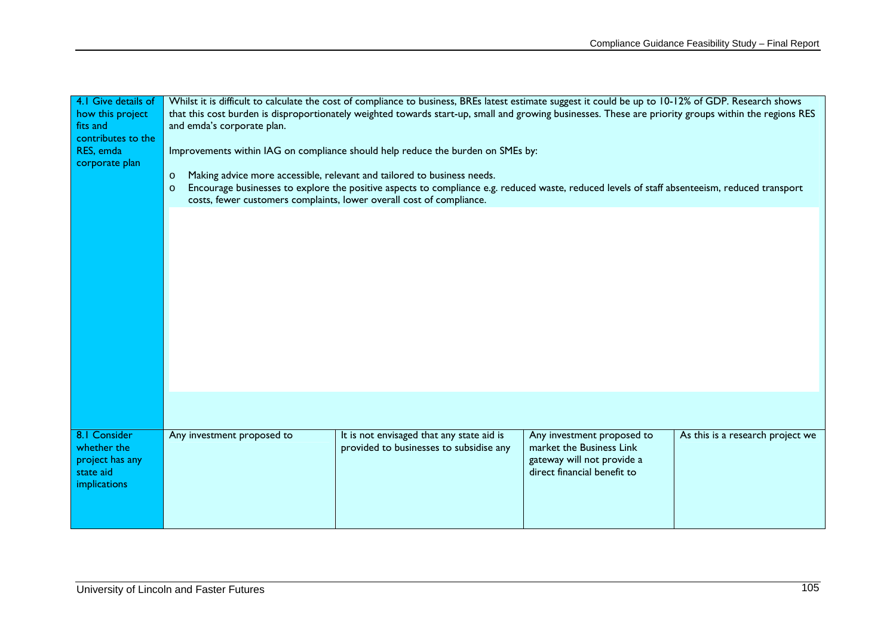| | | | | |
|---|---|---|---|---|
| 4.1 Give details of how this project fits and contributes to the RES, emda corporate plan | Whilst it is difficult to calculate the cost of compliance to business, BREs latest estimate suggest it could be up to 10-12% of GDP. Research shows that this cost burden is disproportionately weighted towards start-up, small and growing businesses. These are priority groups within the regions RES and emda's corporate plan.<br><br>Improvements within IAG on compliance should help reduce the burden on SMEs by:<br><br>o Making advice more accessible, relevant and tailored to business needs.<br>o Encourage businesses to explore the positive aspects to compliance e.g. reduced waste, reduced levels of staff absenteeism, reduced transport costs, fewer customers complaints, lower overall cost of compliance. | | | |
| 8.1 Consider whether the project has any state aid implications | Any investment proposed to | It is not envisaged that any state aid is provided to businesses to subsidise any | Any investment proposed to market the Business Link gateway will not provide a direct financial benefit to | As this is a research project we |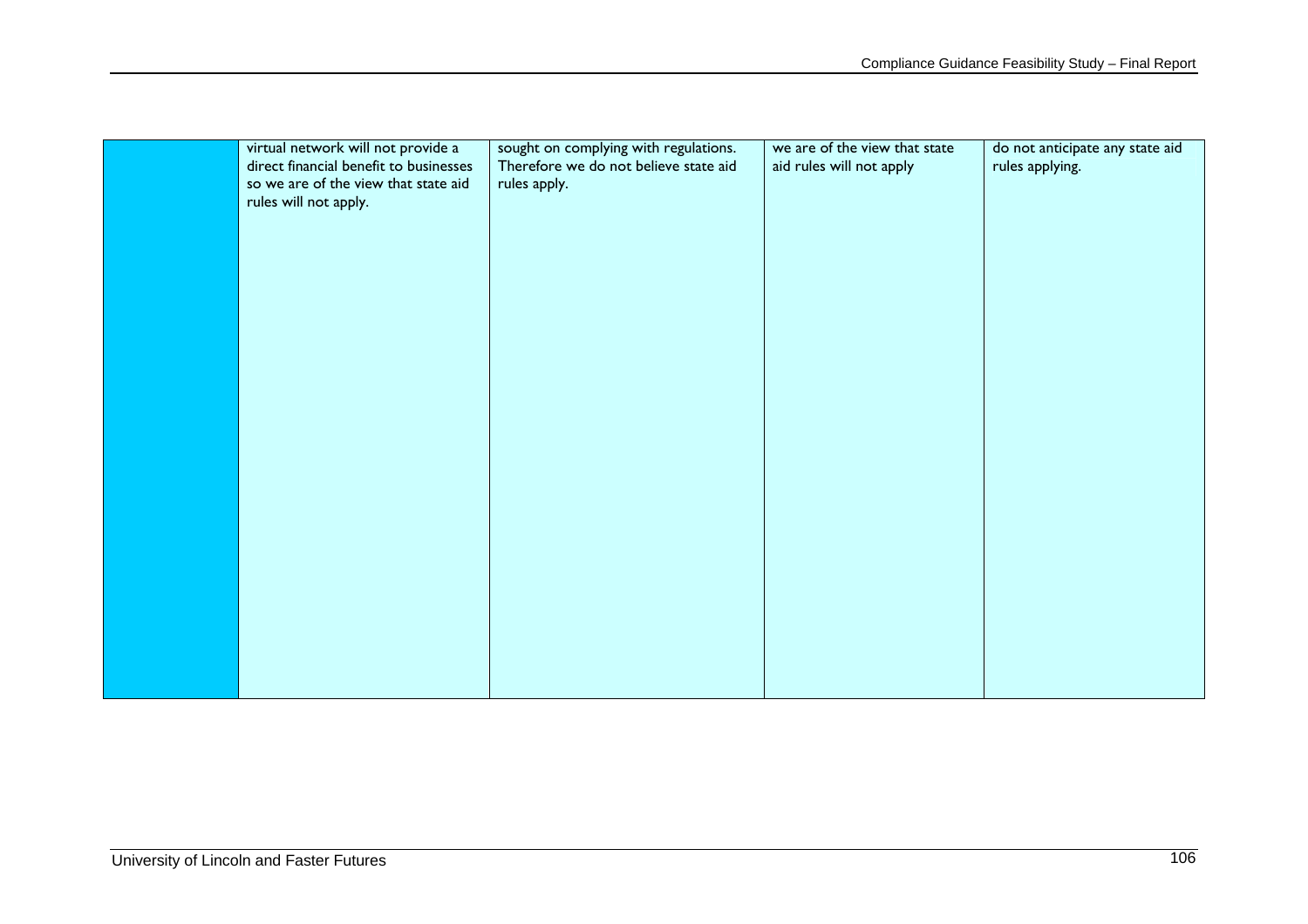|  | virtual network will not provide a direct financial benefit to businesses so we are of the view that state aid rules will not apply. | sought on complying with regulations. Therefore we do not believe state aid rules apply. | we are of the view that state aid rules will not apply | do not anticipate any state aid rules applying. |
|---|---|---|---|---|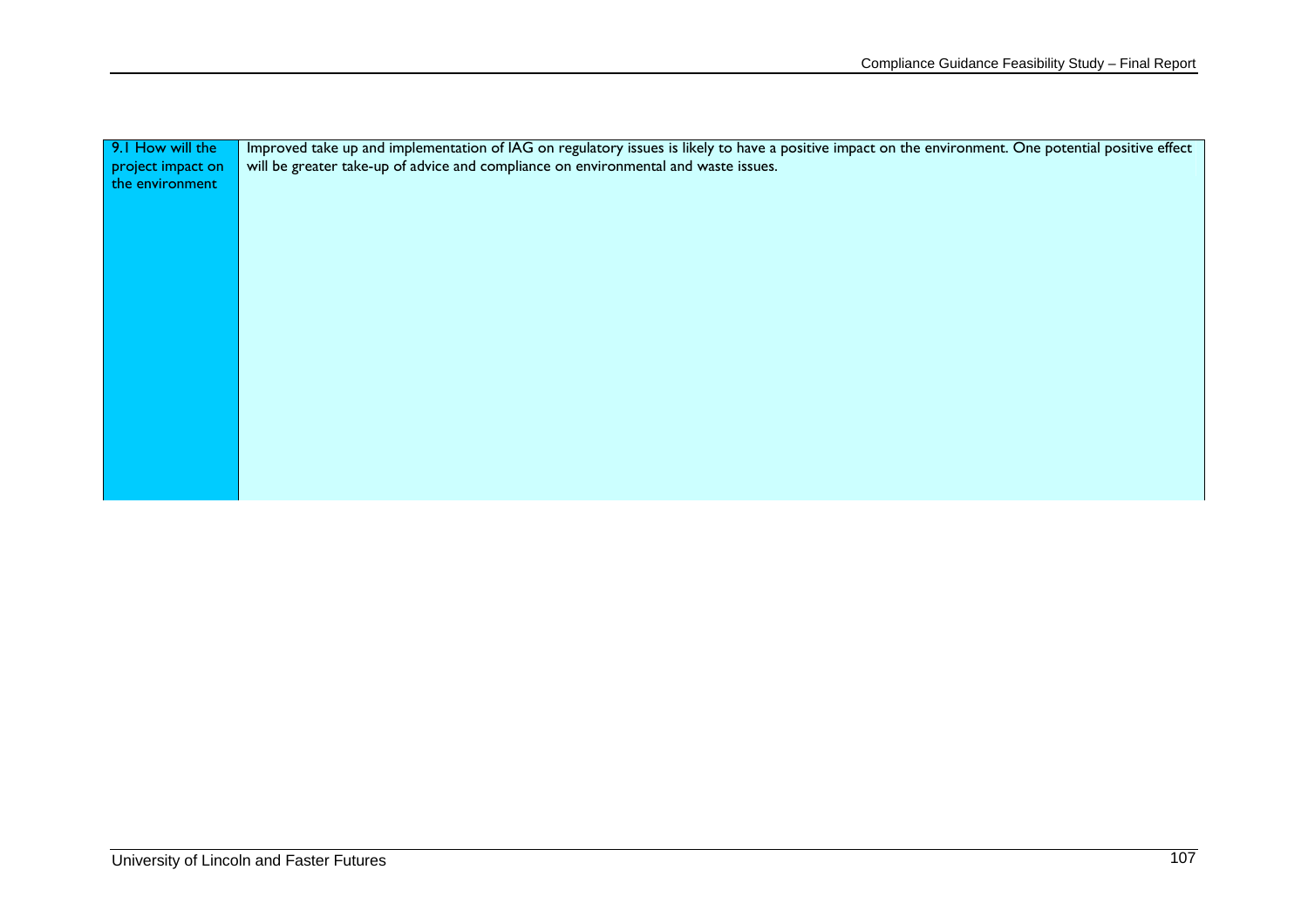| 9.1 How will the project impact on the environment | Improved take up and implementation of IAG on regulatory issues is likely to have a positive impact on the environment. One potential positive effect will be greater take-up of advice and compliance on environmental and waste issues. |
|---|---|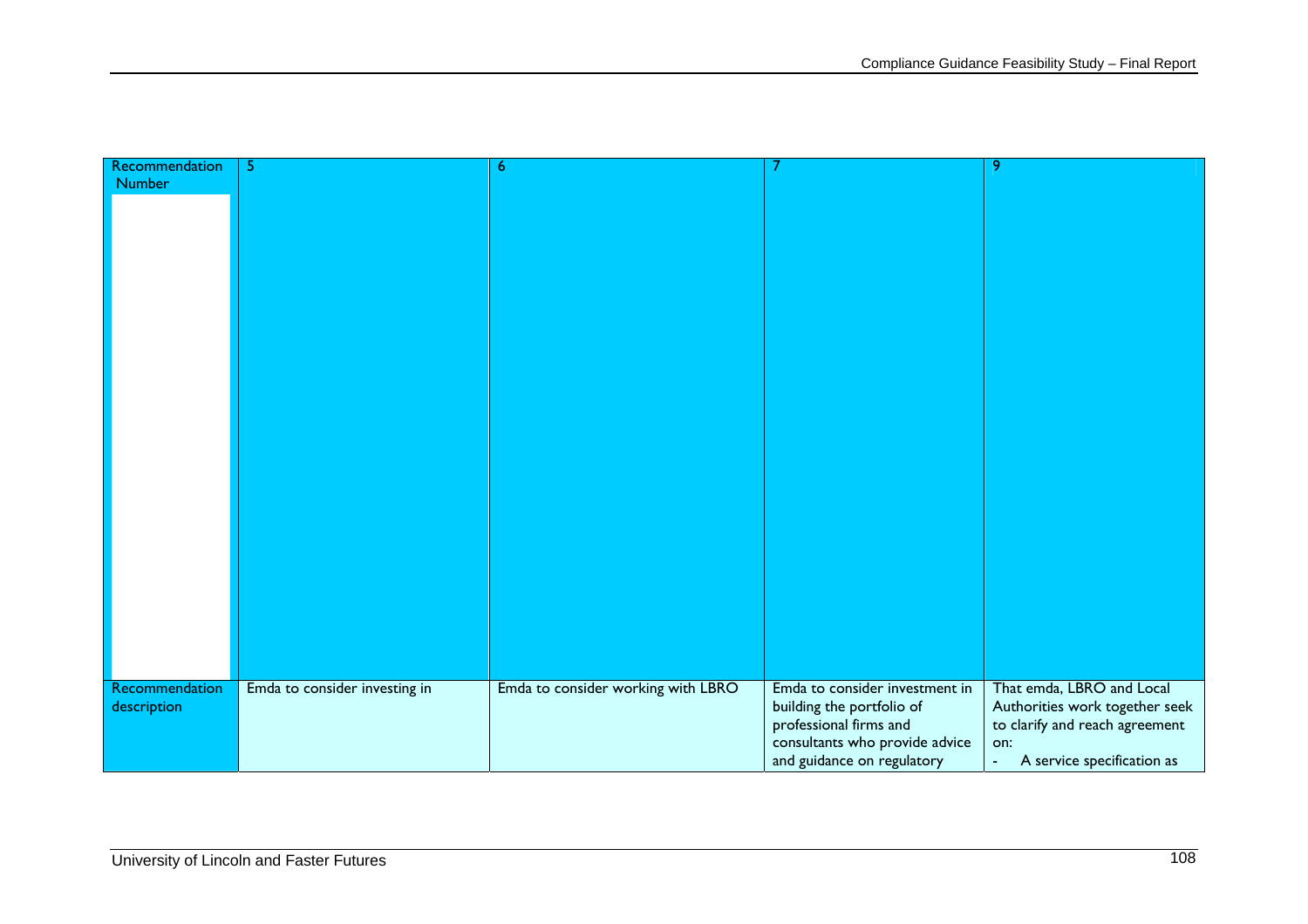| Recommendation Number | 5 | 6 | 7 | 9 |
|---|---|---|---|---|
| Recommendation description | Emda to consider investing in | Emda to consider working with LBRO | Emda to consider investment in building the portfolio of professional firms and consultants who provide advice and guidance on regulatory | That emda, LBRO and Local Authorities work together seek to clarify and reach agreement on:<br>- A service specification as |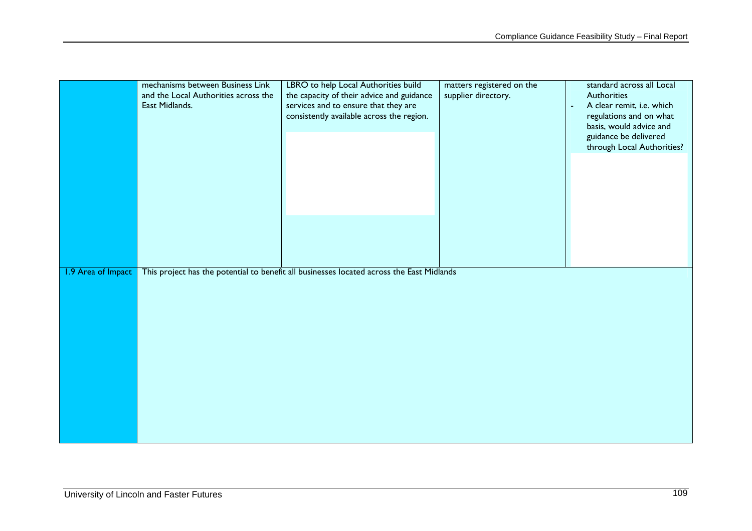| | | | | |
|---|---|---|---|---|
| | mechanisms between Business Link and the Local Authorities across the East Midlands. | LBRO to help Local Authorities build the capacity of their advice and guidance services and to ensure that they are consistently available across the region. | matters registered on the supplier directory. | standard across all Local Authorities<br>- A clear remit, i.e. which regulations and on what basis, would advice and guidance be delivered through Local Authorities? |
| 1.9 Area of Impact | This project has the potential to benefit all businesses located across the East Midlands | | | |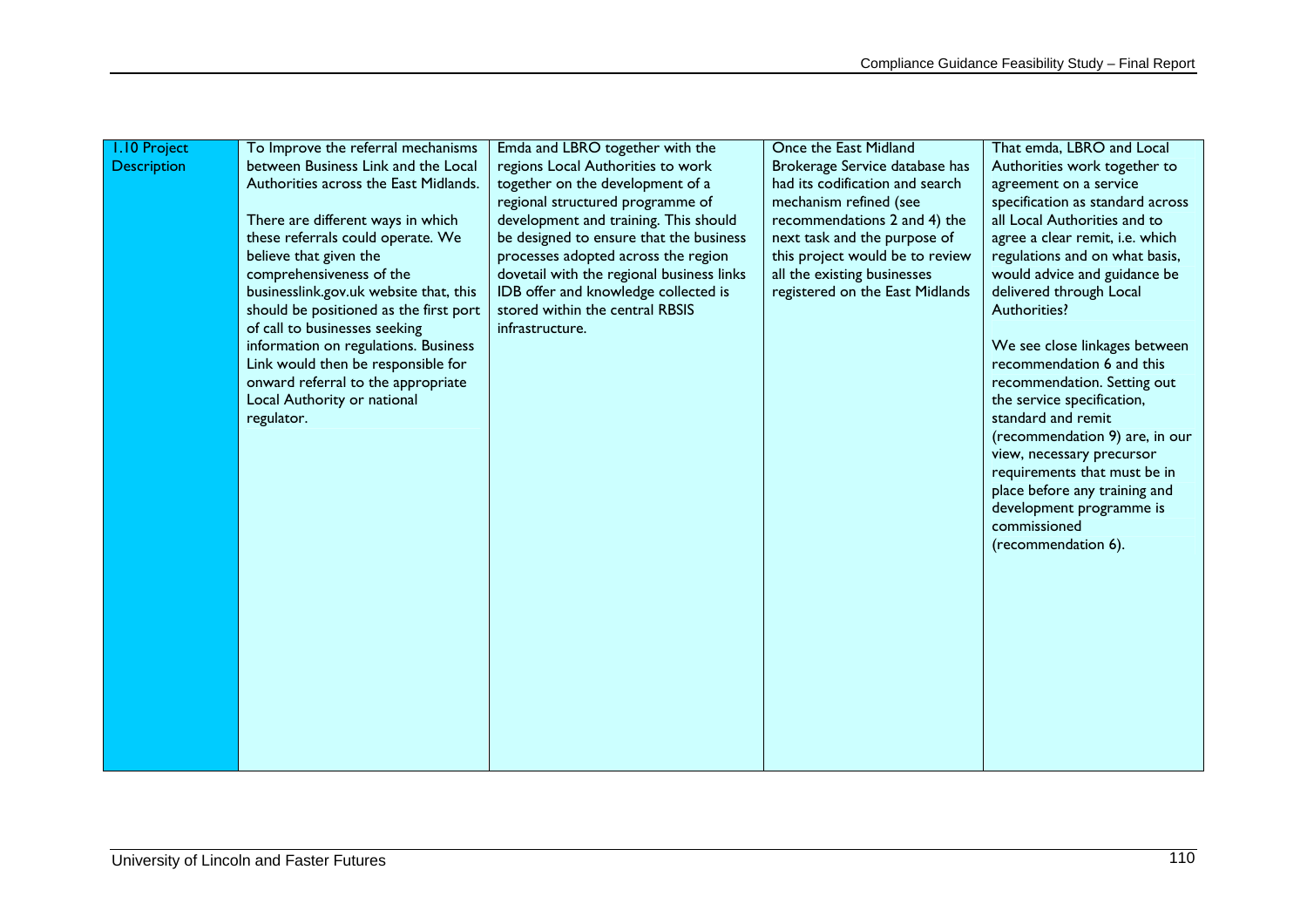| 1.10 Project Description | To Improve the referral mechanisms between Business Link and the Local Authorities across the East Midlands.<br><br>There are different ways in which these referrals could operate. We believe that given the comprehensiveness of the businesslink.gov.uk website that, this should be positioned as the first port of call to businesses seeking information on regulations. Business Link would then be responsible for onward referral to the appropriate Local Authority or national regulator. | Emda and LBRO together with the regions Local Authorities to work together on the development of a regional structured programme of development and training. This should be designed to ensure that the business processes adopted across the region dovetail with the regional business links IDB offer and knowledge collected is stored within the central RBSIS infrastructure. | Once the East Midland Brokerage Service database has had its codification and search mechanism refined (see recommendations 2 and 4) the next task and the purpose of this project would be to review all the existing businesses registered on the East Midlands | That emda, LBRO and Local Authorities work together to agreement on a service specification as standard across all Local Authorities and to agree a clear remit, i.e. which regulations and on what basis, would advice and guidance be delivered through Local Authorities?<br><br>We see close linkages between recommendation 6 and this recommendation. Setting out the service specification, standard and remit (recommendation 9) are, in our view, necessary precursor requirements that must be in place before any training and development programme is commissioned (recommendation 6). |
|---|---|---|---|---|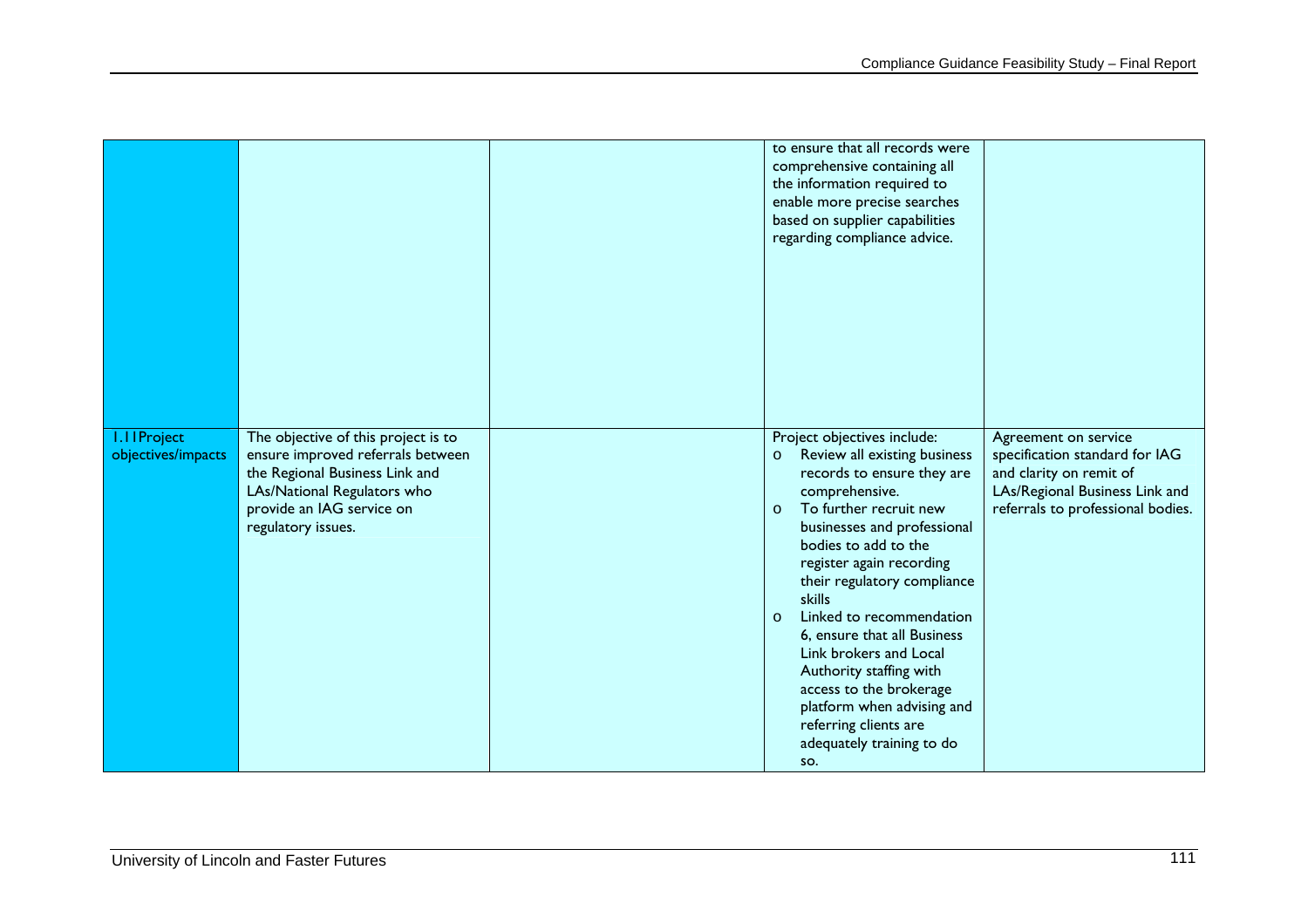| | | | | |
|---|---|---|---|---|
| | | | to ensure that all records were comprehensive containing all the information required to enable more precise searches based on supplier capabilities regarding compliance advice. | |
| 1.11Project objectives/impacts | The objective of this project is to ensure improved referrals between the Regional Business Link and LAs/National Regulators who provide an IAG service on regulatory issues. | | Project objectives include:<br>o Review all existing business records to ensure they are comprehensive.<br>o To further recruit new businesses and professional bodies to add to the register again recording their regulatory compliance skills<br>o Linked to recommendation 6, ensure that all Business Link brokers and Local Authority staffing with access to the brokerage platform when advising and referring clients are adequately training to do so. | Agreement on service specification standard for IAG and clarity on remit of LAs/Regional Business Link and referrals to professional bodies. |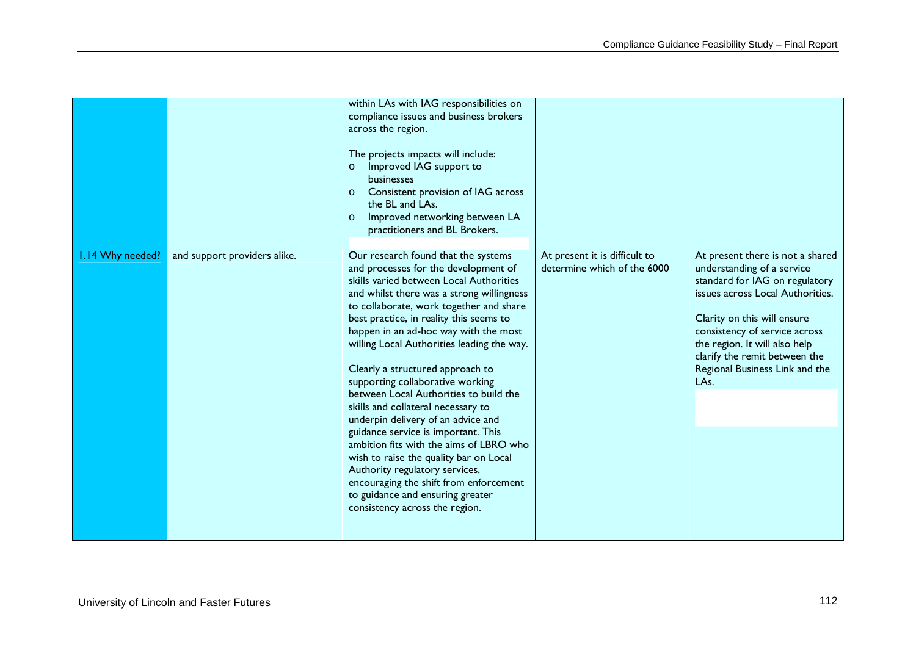| | | | | |
|---|---|---|---|---|
| | | within LAs with IAG responsibilities on compliance issues and business brokers across the region.<br><br>The projects impacts will include:<br>o Improved IAG support to businesses<br>o Consistent provision of IAG across the BL and LAs.<br>o Improved networking between LA practitioners and BL Brokers. | | |
| 1.14 Why needed? | and support providers alike. | Our research found that the systems and processes for the development of skills varied between Local Authorities and whilst there was a strong willingness to collaborate, work together and share best practice, in reality this seems to happen in an ad-hoc way with the most willing Local Authorities leading the way.<br><br>Clearly a structured approach to supporting collaborative working between Local Authorities to build the skills and collateral necessary to underpin delivery of an advice and guidance service is important. This ambition fits with the aims of LBRO who wish to raise the quality bar on Local Authority regulatory services, encouraging the shift from enforcement to guidance and ensuring greater consistency across the region. | At present it is difficult to determine which of the 6000 | At present there is not a shared understanding of a service standard for IAG on regulatory issues across Local Authorities.<br><br>Clarity on this will ensure consistency of service across the region. It will also help clarify the remit between the Regional Business Link and the LAs. |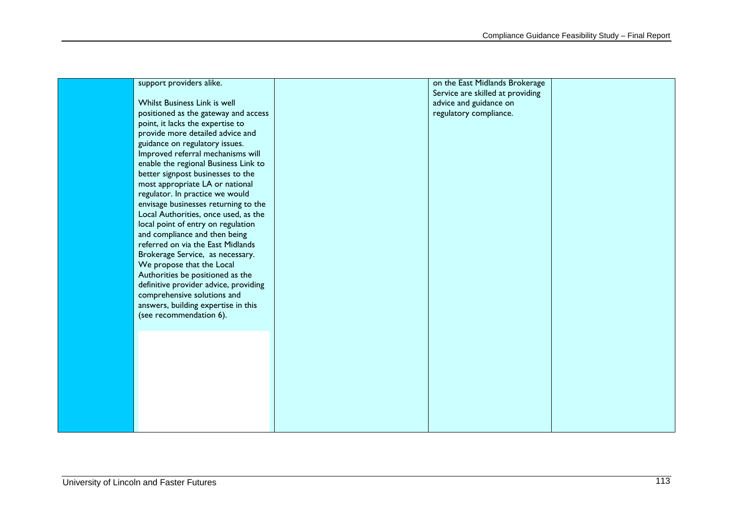| | | | | |
|---|---|---|---|---|
| | support providers alike.<br><br>Whilst Business Link is well positioned as the gateway and access point, it lacks the expertise to provide more detailed advice and guidance on regulatory issues. Improved referral mechanisms will enable the regional Business Link to better signpost businesses to the most appropriate LA or national regulator. In practice we would envisage businesses returning to the Local Authorities, once used, as the local point of entry on regulation and compliance and then being referred on via the East Midlands Brokerage Service, as necessary. We propose that the Local Authorities be positioned as the definitive provider advice, providing comprehensive solutions and answers, building expertise in this (see recommendation 6). | | on the East Midlands Brokerage Service are skilled at providing advice and guidance on regulatory compliance. | |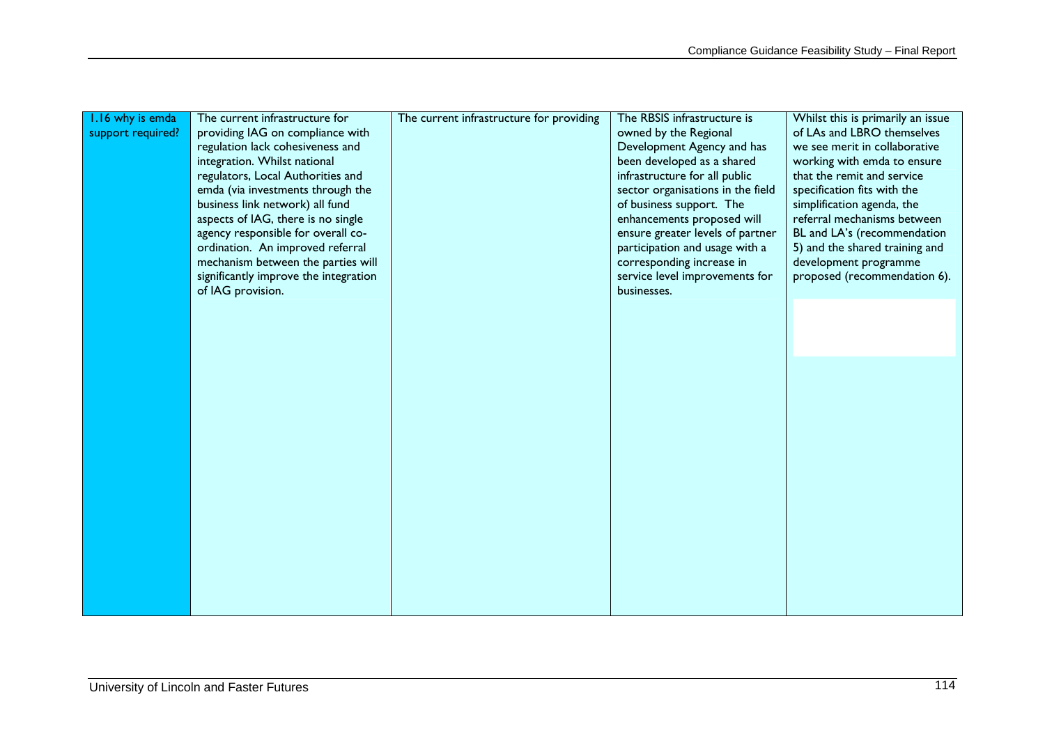| 1.16 why is emda support required? | The current infrastructure for providing IAG on compliance with regulation lack cohesiveness and integration. Whilst national regulators, Local Authorities and emda (via investments through the business link network) all fund aspects of IAG, there is no single agency responsible for overall co-ordination. An improved referral mechanism between the parties will significantly improve the integration of IAG provision. | The current infrastructure for providing | The RBSIS infrastructure is owned by the Regional Development Agency and has been developed as a shared infrastructure for all public sector organisations in the field of business support. The enhancements proposed will ensure greater levels of partner participation and usage with a corresponding increase in service level improvements for businesses. | Whilst this is primarily an issue of LAs and LBRO themselves we see merit in collaborative working with emda to ensure that the remit and service specification fits with the simplification agenda, the referral mechanisms between BL and LA's (recommendation 5) and the shared training and development programme proposed (recommendation 6). |
|---|---|---|---|---|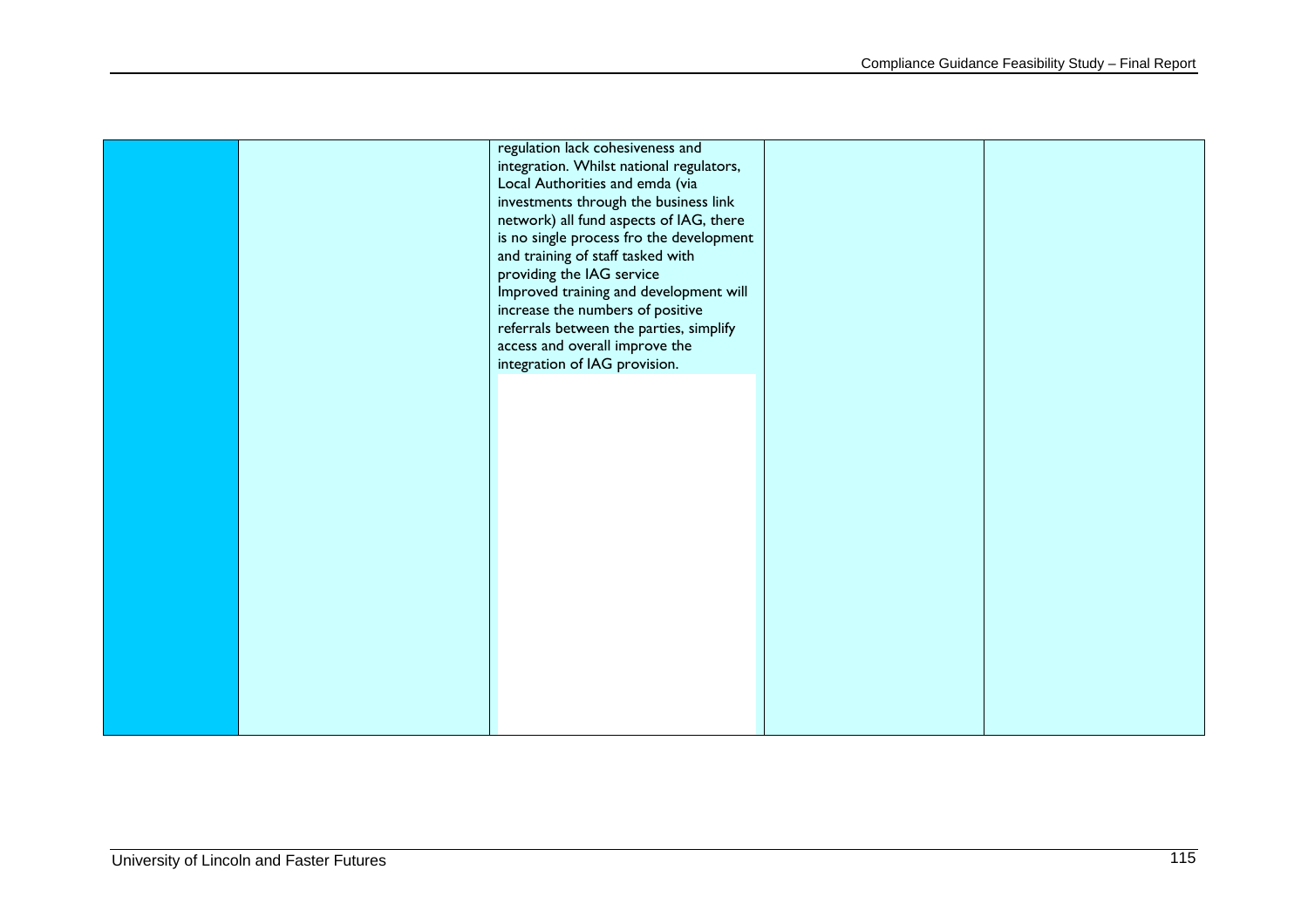|  |  |  |  |  |
|---|---|---|---|---|
|  |  | regulation lack cohesiveness and integration. Whilst national regulators, Local Authorities and emda (via investments through the business link network) all fund aspects of IAG, there is no single process fro the development and training of staff tasked with providing the IAG service<br>Improved training and development will increase the numbers of positive referrals between the parties, simplify access and overall improve the integration of IAG provision. |  |  |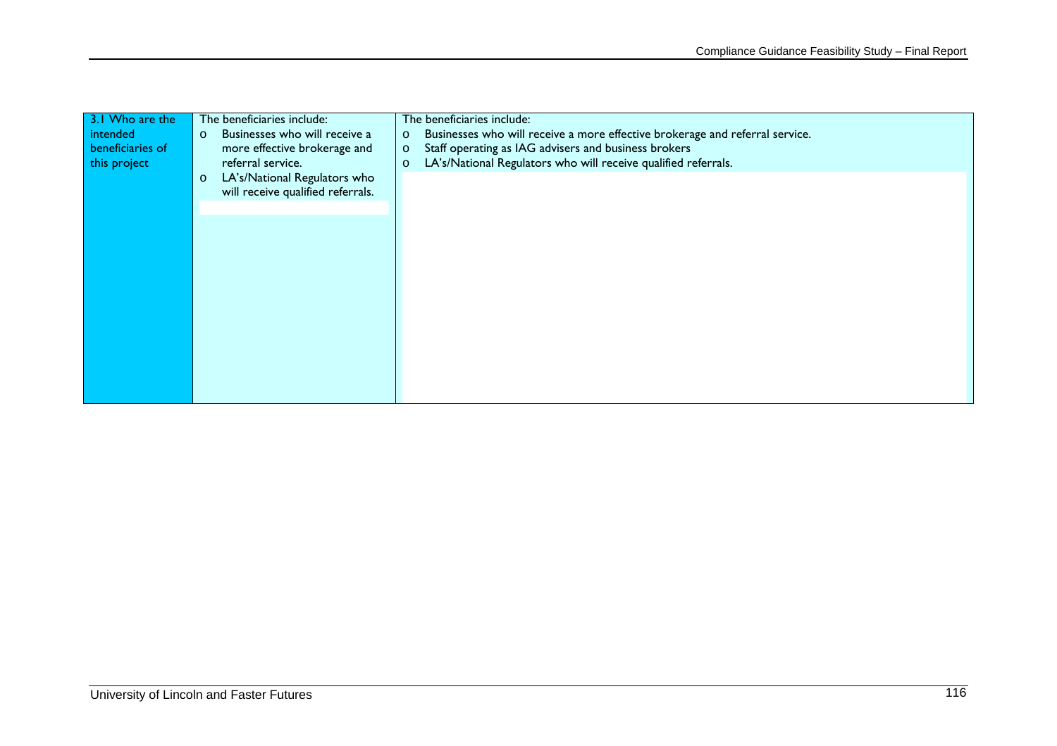| 3.1 Who are the intended beneficiaries of this project | The beneficiaries include:<br>o Businesses who will receive a more effective brokerage and referral service.<br>o LA's/National Regulators who will receive qualified referrals. | The beneficiaries include:<br>o Businesses who will receive a more effective brokerage and referral service.<br>o Staff operating as IAG advisers and business brokers<br>o LA's/National Regulators who will receive qualified referrals. |
|---|---|---|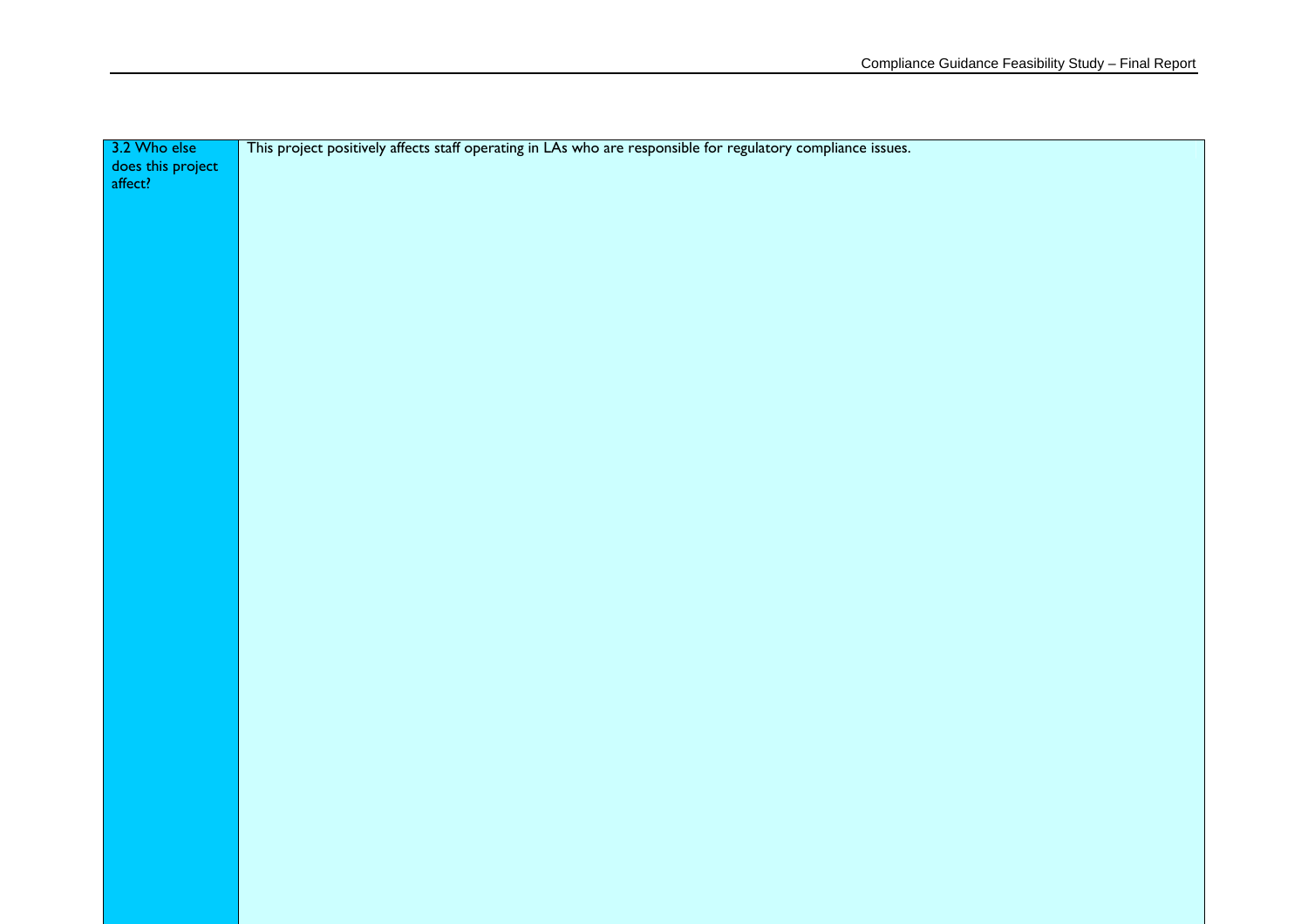| 3.2 Who else does this project affect? | This project positively affects staff operating in LAs who are responsible for regulatory compliance issues. |
| --- | --- |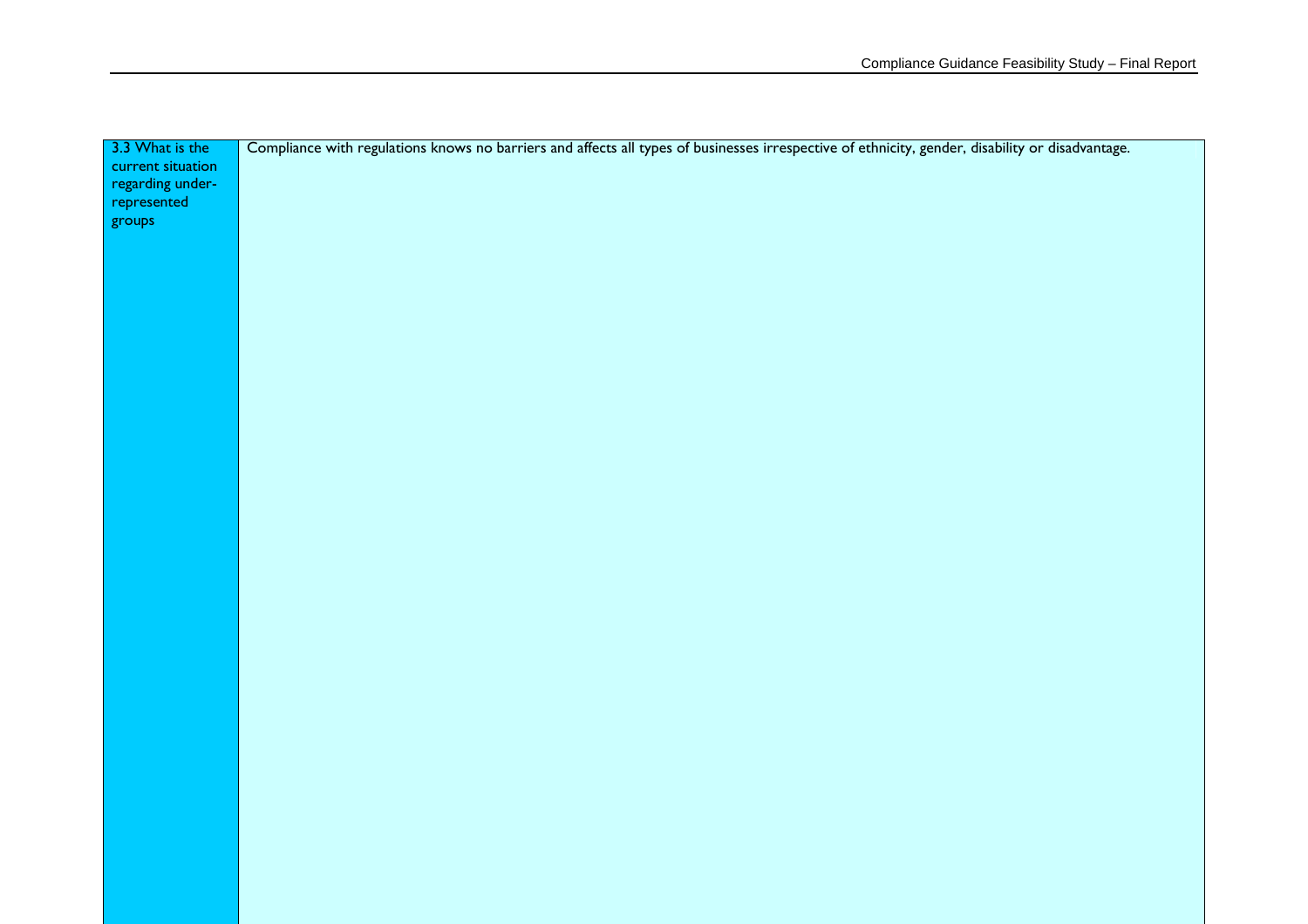| | |
|---|---|
| 3.3 What is the current situation regarding under-represented groups | Compliance with regulations knows no barriers and affects all types of businesses irrespective of ethnicity, gender, disability or disadvantage. |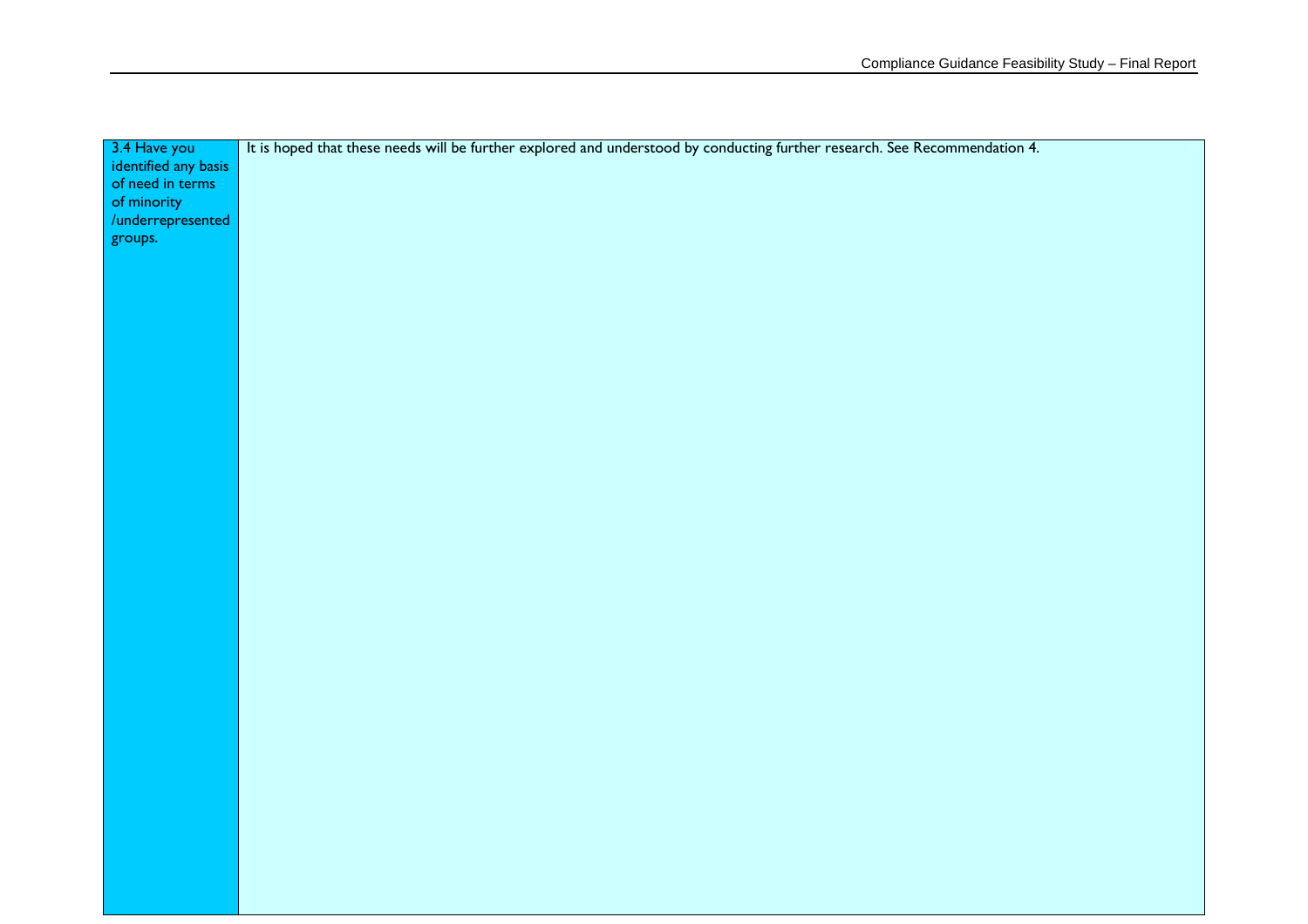| 3.4 Have you identified any basis of need in terms of minority /underrepresented groups. | It is hoped that these needs will be further explored and understood by conducting further research. See Recommendation 4. |
|---|---|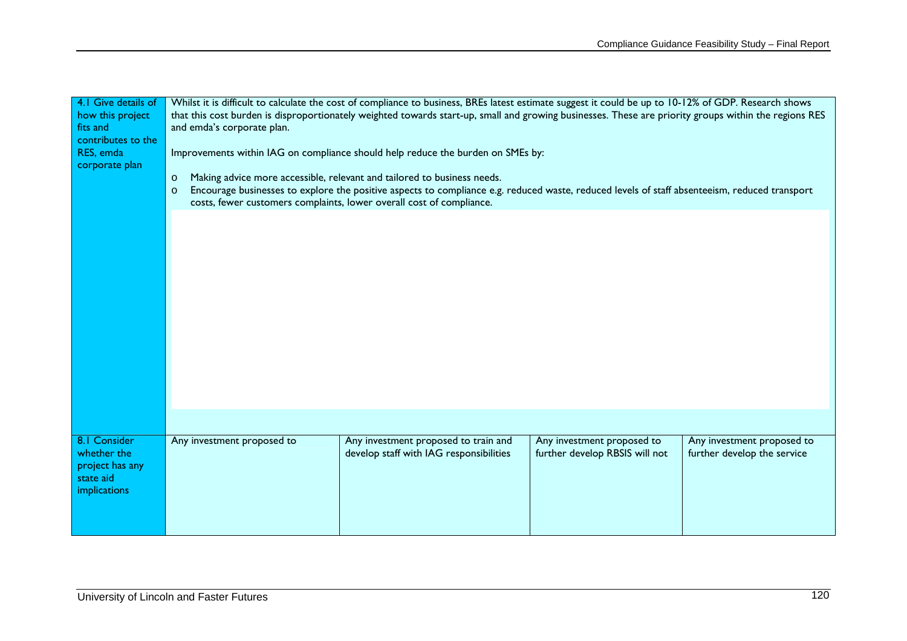| 4.1 Give details of how this project fits and contributes to the RES, emda corporate plan | Whilst it is difficult to calculate the cost of compliance to business, BREs latest estimate suggest it could be up to 10-12% of GDP. Research shows that this cost burden is disproportionately weighted towards start-up, small and growing businesses. These are priority groups within the regions RES and emda's corporate plan.<br><br>Improvements within IAG on compliance should help reduce the burden on SMEs by:<br><br>o Making advice more accessible, relevant and tailored to business needs.<br>o Encourage businesses to explore the positive aspects to compliance e.g. reduced waste, reduced levels of staff absenteeism, reduced transport costs, fewer customers complaints, lower overall cost of compliance. | | | |
|---|---|---|---|---|
| 8.1 Consider whether the project has any state aid implications | Any investment proposed to | Any investment proposed to train and develop staff with IAG responsibilities | Any investment proposed to further develop RBSIS will not | Any investment proposed to further develop the service |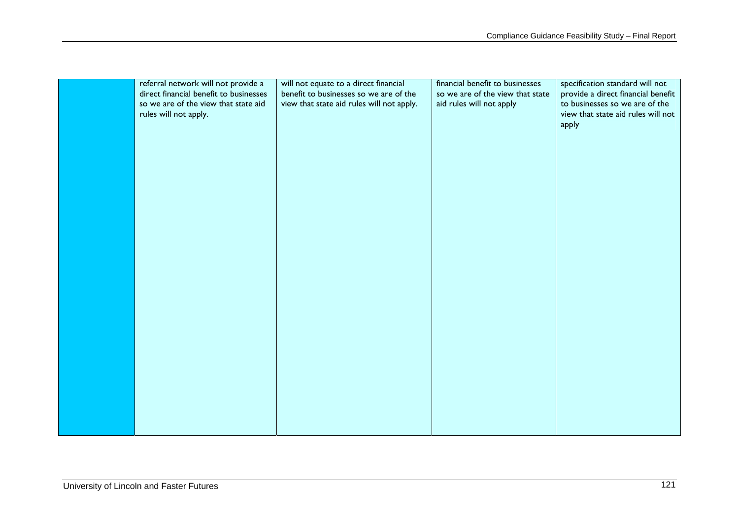|  | referral network will not provide a direct financial benefit to businesses so we are of the view that state aid rules will not apply. | will not equate to a direct financial benefit to businesses so we are of the view that state aid rules will not apply. | financial benefit to businesses so we are of the view that state aid rules will not apply | specification standard will not provide a direct financial benefit to businesses so we are of the view that state aid rules will not apply |
|---|---|---|---|---|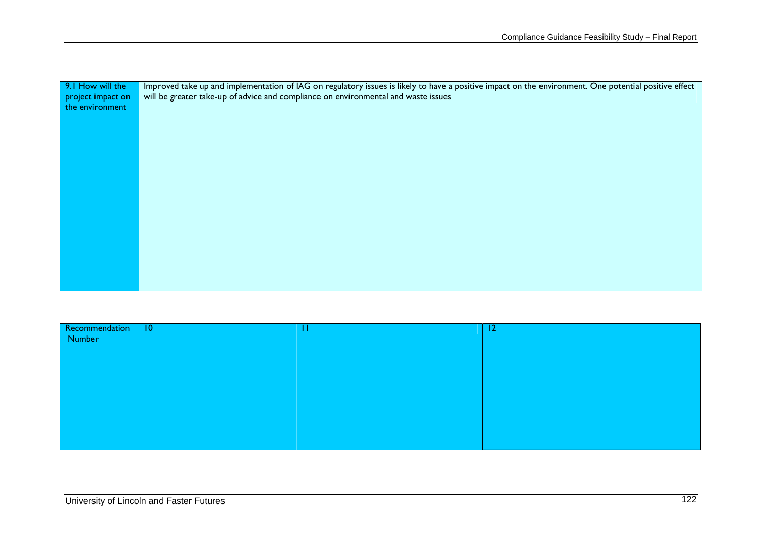| 9.1 How will the project impact on the environment | Improved take up and implementation of IAG on regulatory issues is likely to have a positive impact on the environment. One potential positive effect will be greater take-up of advice and compliance on environmental and waste issues |
|---|---|

| Recommendation Number | 10 | 11 | 12 |
|---|---|---|---|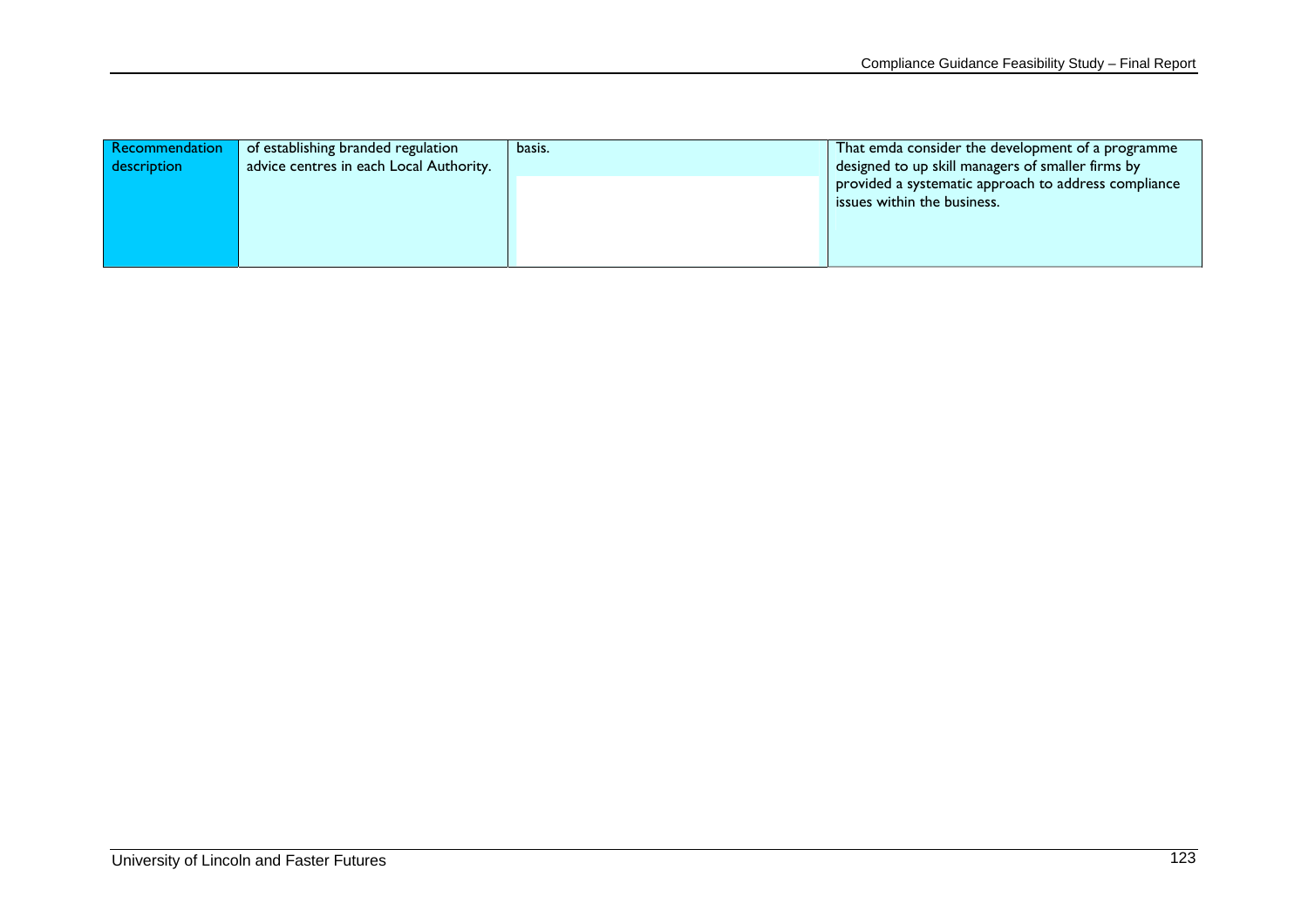| Recommendation description | of establishing branded regulation advice centres in each Local Authority. | basis. | That emda consider the development of a programme designed to up skill managers of smaller firms by provided a systematic approach to address compliance issues within the business. |
|---|---|---|---|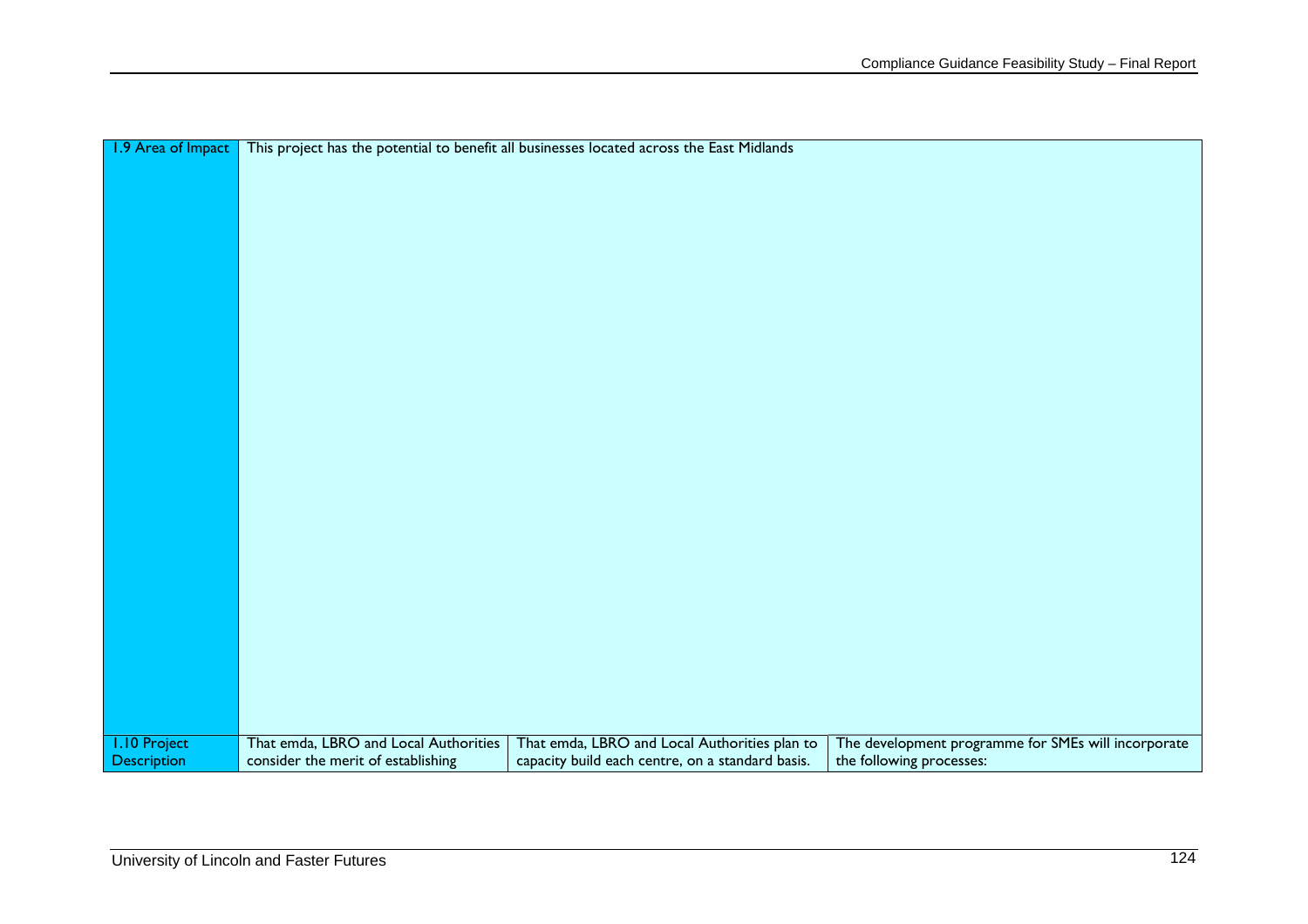| 1.9 Area of Impact | This project has the potential to benefit all businesses located across the East Midlands | | |
|---|---|---|---|
| 1.10 Project Description | That emda, LBRO and Local Authorities consider the merit of establishing | That emda, LBRO and Local Authorities plan to capacity build each centre, on a standard basis. | The development programme for SMEs will incorporate the following processes: |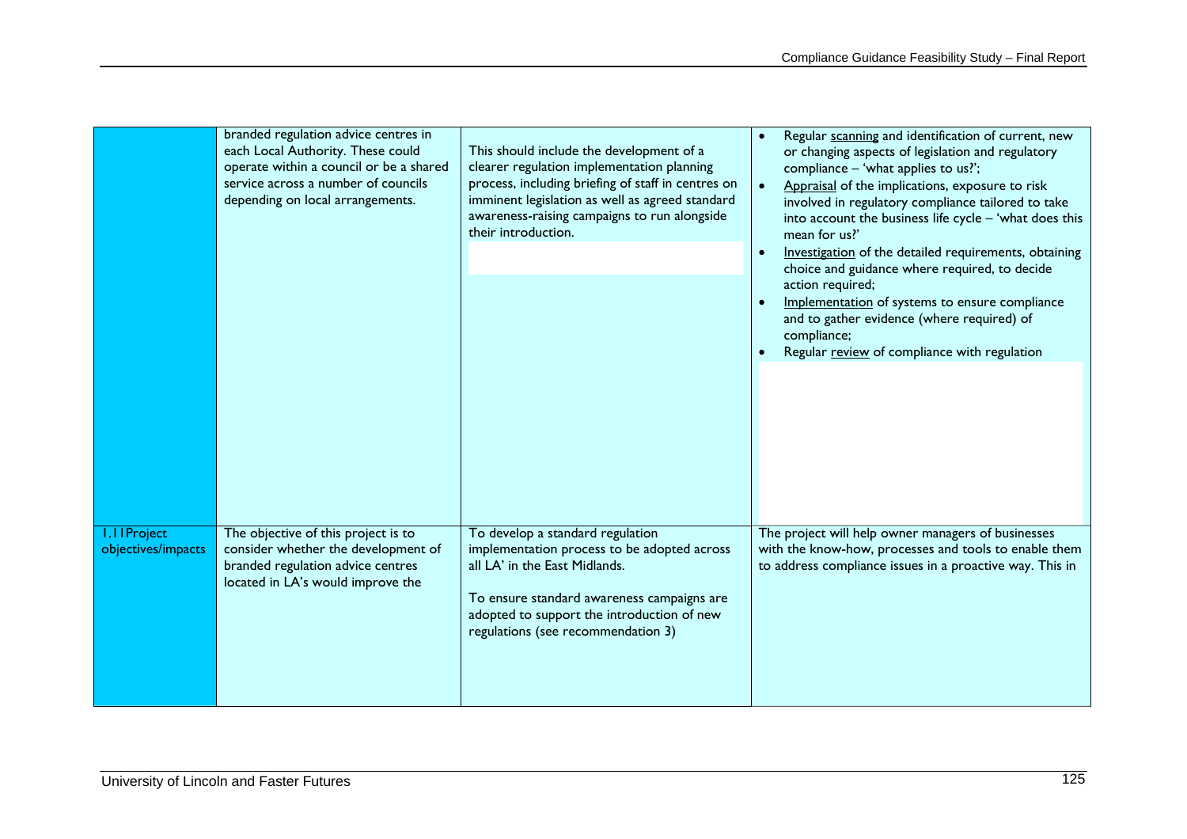| | | | |
|---|---|---|---|
| | branded regulation advice centres in each Local Authority. These could operate within a council or be a shared service across a number of councils depending on local arrangements. | This should include the development of a clearer regulation implementation planning process, including briefing of staff in centres on imminent legislation as well as agreed standard awareness-raising campaigns to run alongside their introduction. | • Regular scanning and identification of current, new or changing aspects of legislation and regulatory compliance – 'what applies to us?';<br>• Appraisal of the implications, exposure to risk involved in regulatory compliance tailored to take into account the business life cycle – 'what does this mean for us?'<br>• Investigation of the detailed requirements, obtaining choice and guidance where required, to decide action required;<br>• Implementation of systems to ensure compliance and to gather evidence (where required) of compliance;<br>• Regular review of compliance with regulation |
| 1.11Project objectives/impacts | The objective of this project is to consider whether the development of branded regulation advice centres located in LA's would improve the | To develop a standard regulation implementation process to be adopted across all LA' in the East Midlands.<br><br>To ensure standard awareness campaigns are adopted to support the introduction of new regulations (see recommendation 3) | The project will help owner managers of businesses with the know-how, processes and tools to enable them to address compliance issues in a proactive way. This in |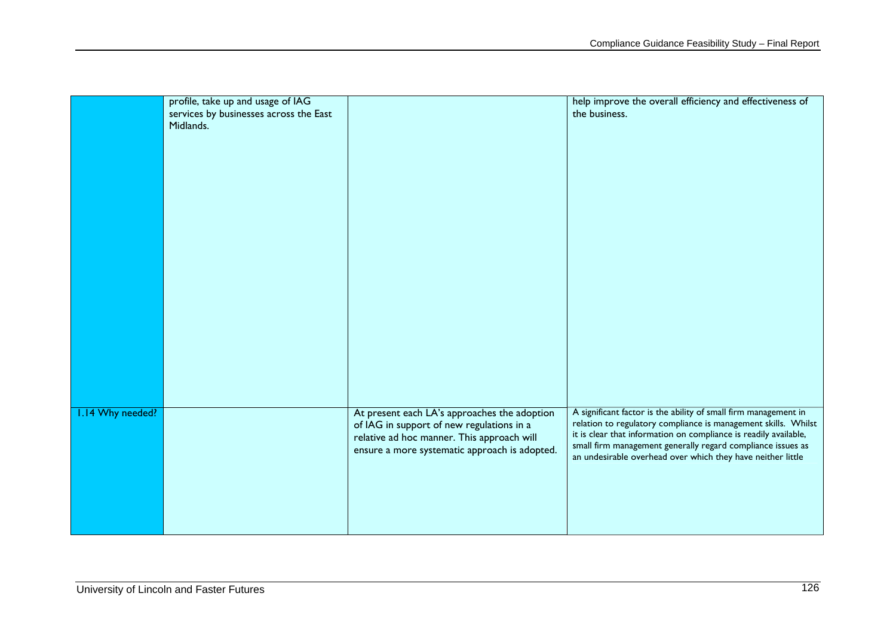| | | | |
|---|---|---|---|
| | profile, take up and usage of IAG services by businesses across the East Midlands. | | help improve the overall efficiency and effectiveness of the business. |
| 1.14 Why needed? | | At present each LA's approaches the adoption of IAG in support of new regulations in a relative ad hoc manner. This approach will ensure a more systematic approach is adopted. | A significant factor is the ability of small firm management in relation to regulatory compliance is management skills. Whilst it is clear that information on compliance is readily available, small firm management generally regard compliance issues as an undesirable overhead over which they have neither little |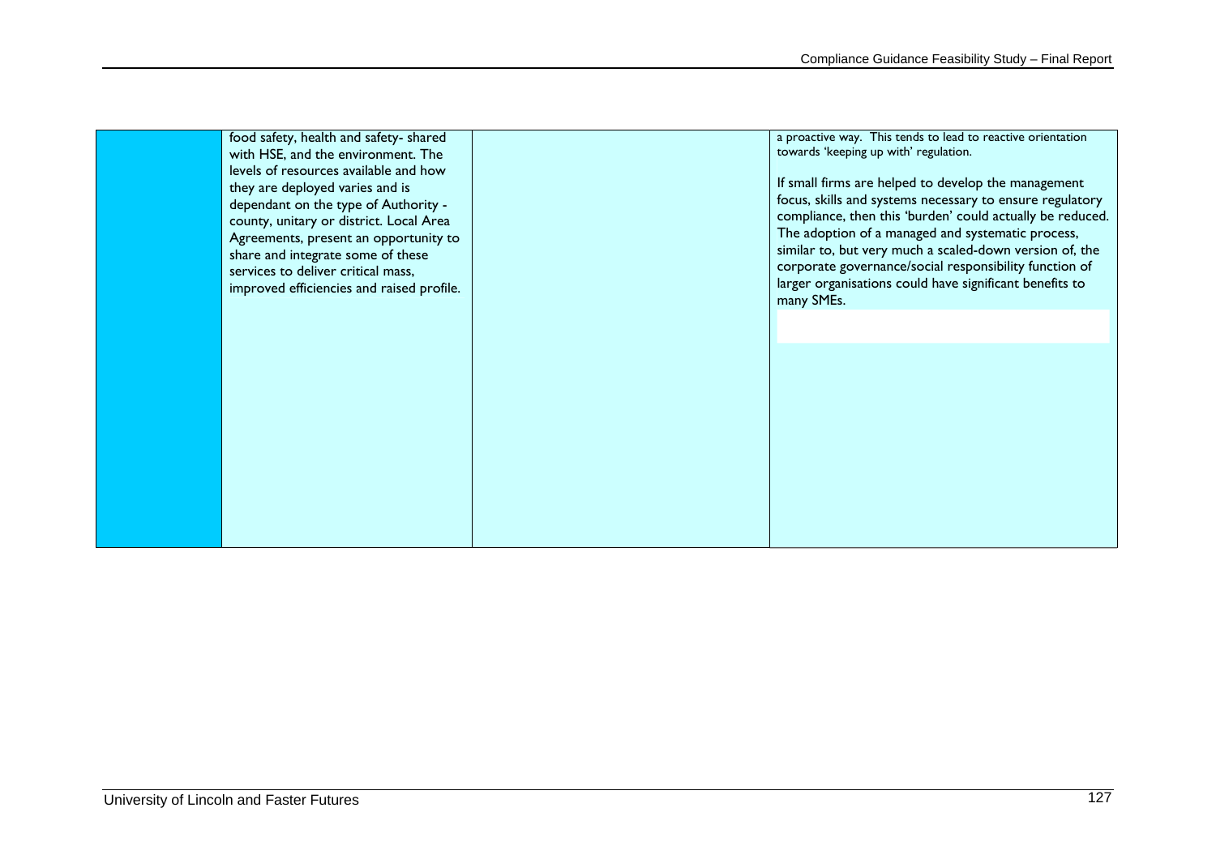| | | | |
|---|---|---|---|
| | food safety, health and safety- shared with HSE, and the environment. The levels of resources available and how they are deployed varies and is dependant on the type of Authority - county, unitary or district. Local Area Agreements, present an opportunity to share and integrate some of these services to deliver critical mass, improved efficiencies and raised profile. | | a proactive way. This tends to lead to reactive orientation towards 'keeping up with' regulation.<br><br>If small firms are helped to develop the management focus, skills and systems necessary to ensure regulatory compliance, then this 'burden' could actually be reduced. The adoption of a managed and systematic process, similar to, but very much a scaled-down version of, the corporate governance/social responsibility function of larger organisations could have significant benefits to many SMEs. |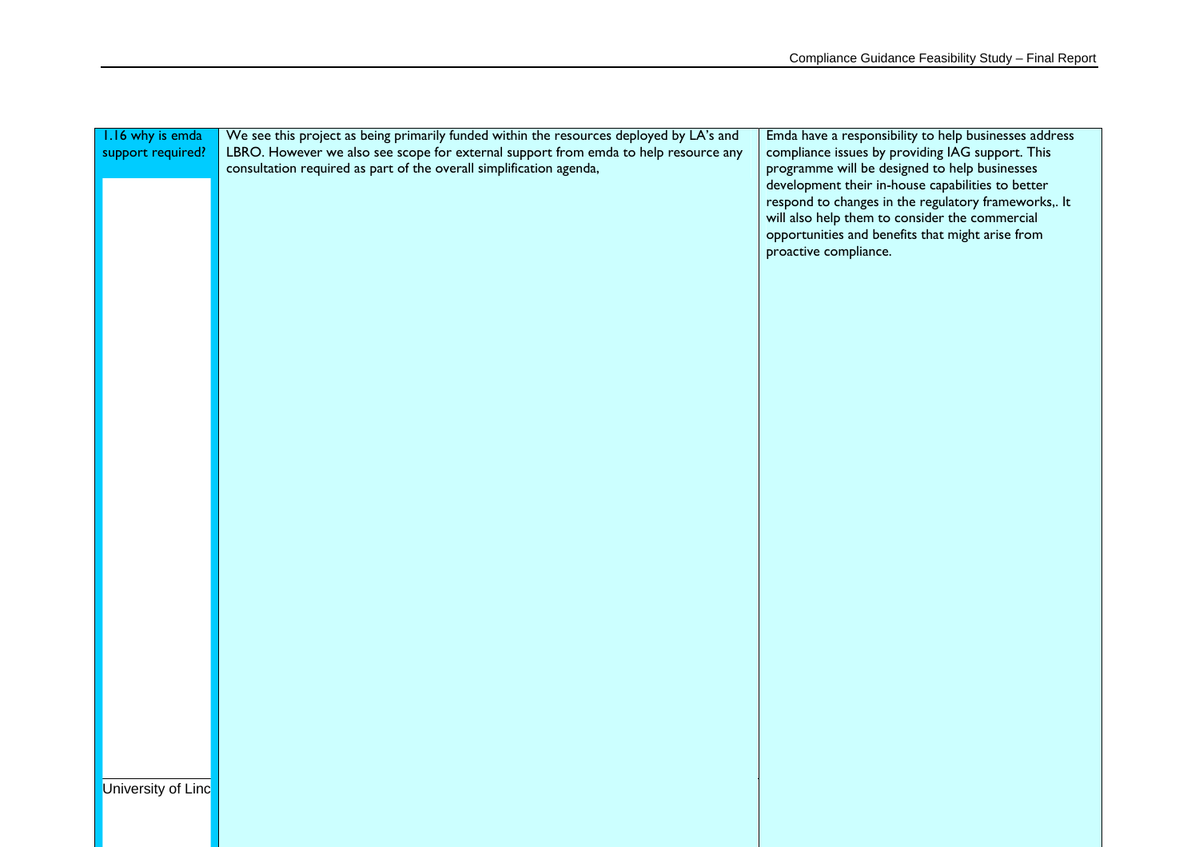| 1.16 why is emda support required? | We see this project as being primarily funded within the resources deployed by LA's and LBRO. However we also see scope for external support from emda to help resource any consultation required as part of the overall simplification agenda, | Emda have a responsibility to help businesses address compliance issues by providing IAG support. This programme will be designed to help businesses development their in-house capabilities to better respond to changes in the regulatory frameworks,. It will also help them to consider the commercial opportunities and benefits that might arise from proactive compliance. |
| --- | --- | --- |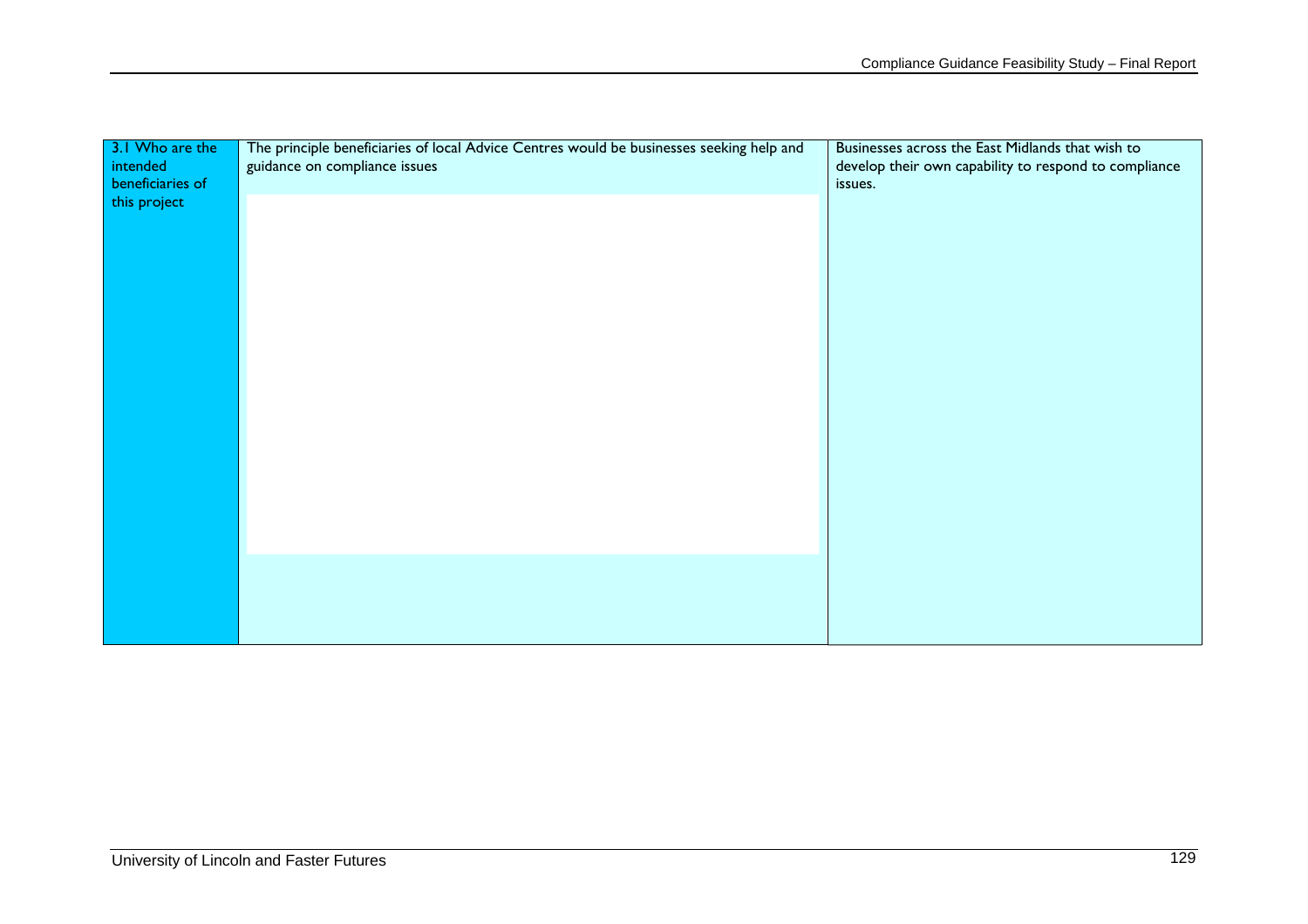| 3.1 Who are the intended beneficiaries of this project | The principle beneficiaries of local Advice Centres would be businesses seeking help and guidance on compliance issues | Businesses across the East Midlands that wish to develop their own capability to respond to compliance issues. |
|---|---|---|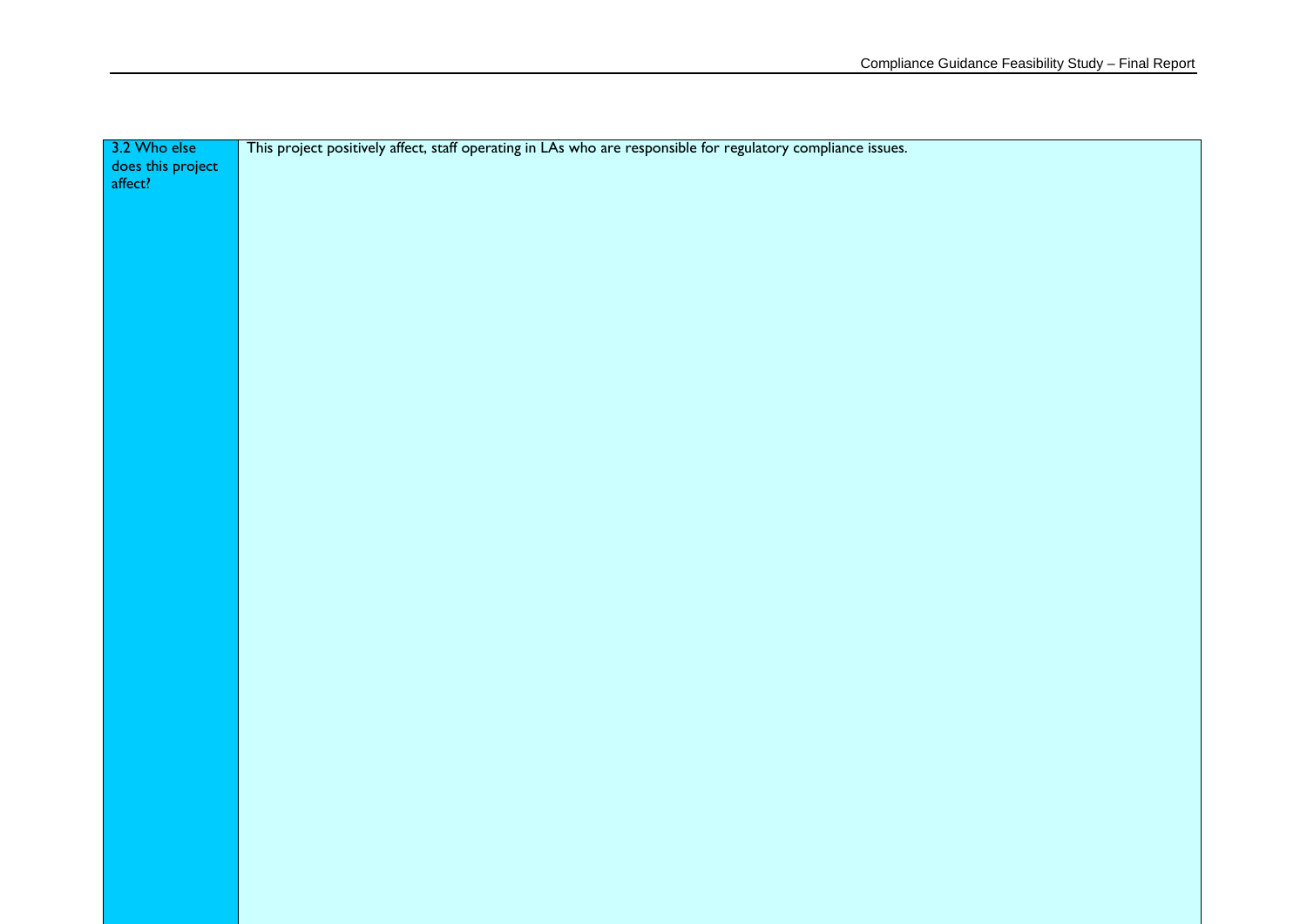| 3.2 Who else does this project affect? | This project positively affect, staff operating in LAs who are responsible for regulatory compliance issues. |
|---|---|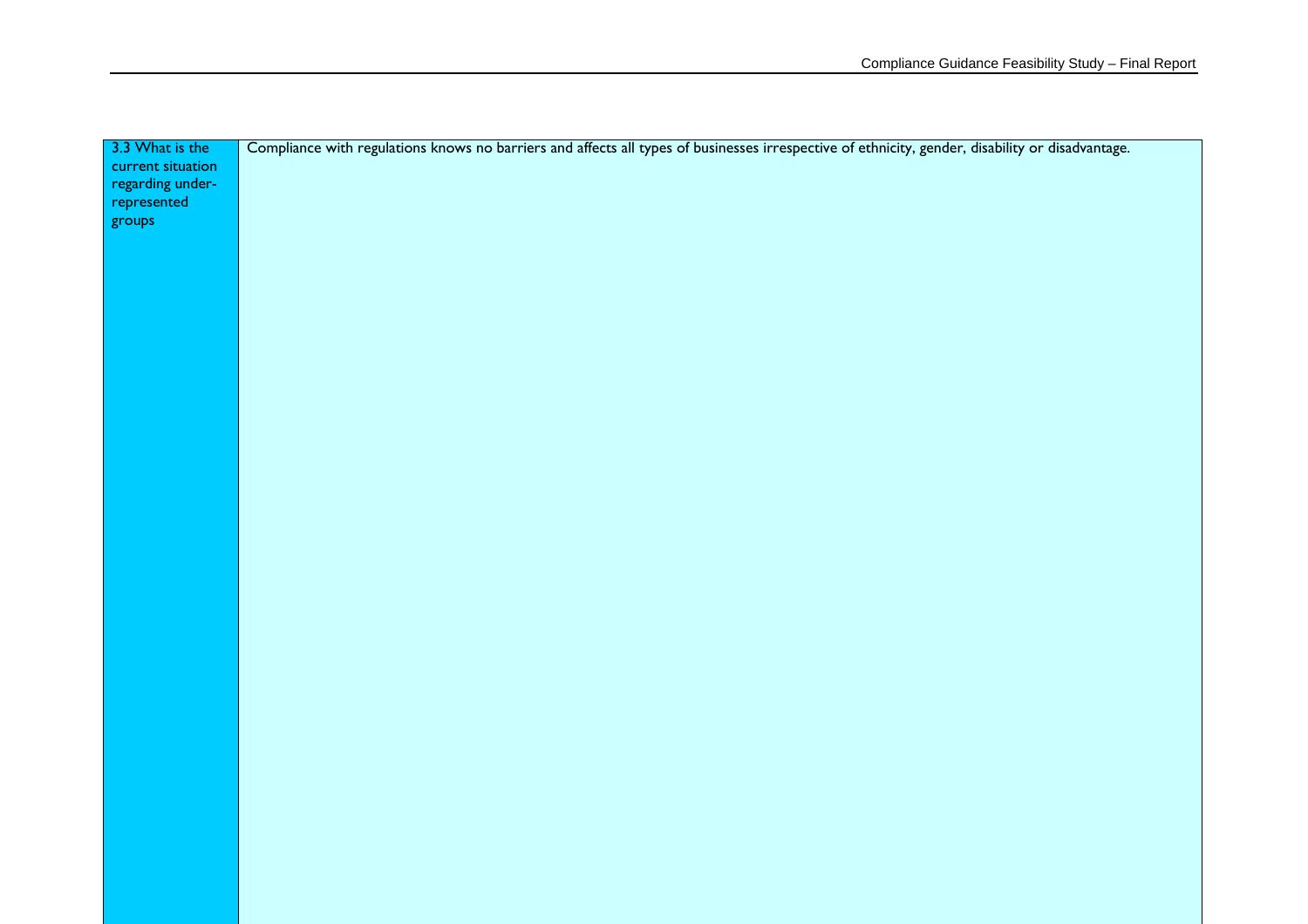| 3.3 What is the current situation regarding under-represented groups | Compliance with regulations knows no barriers and affects all types of businesses irrespective of ethnicity, gender, disability or disadvantage. |
|---|---|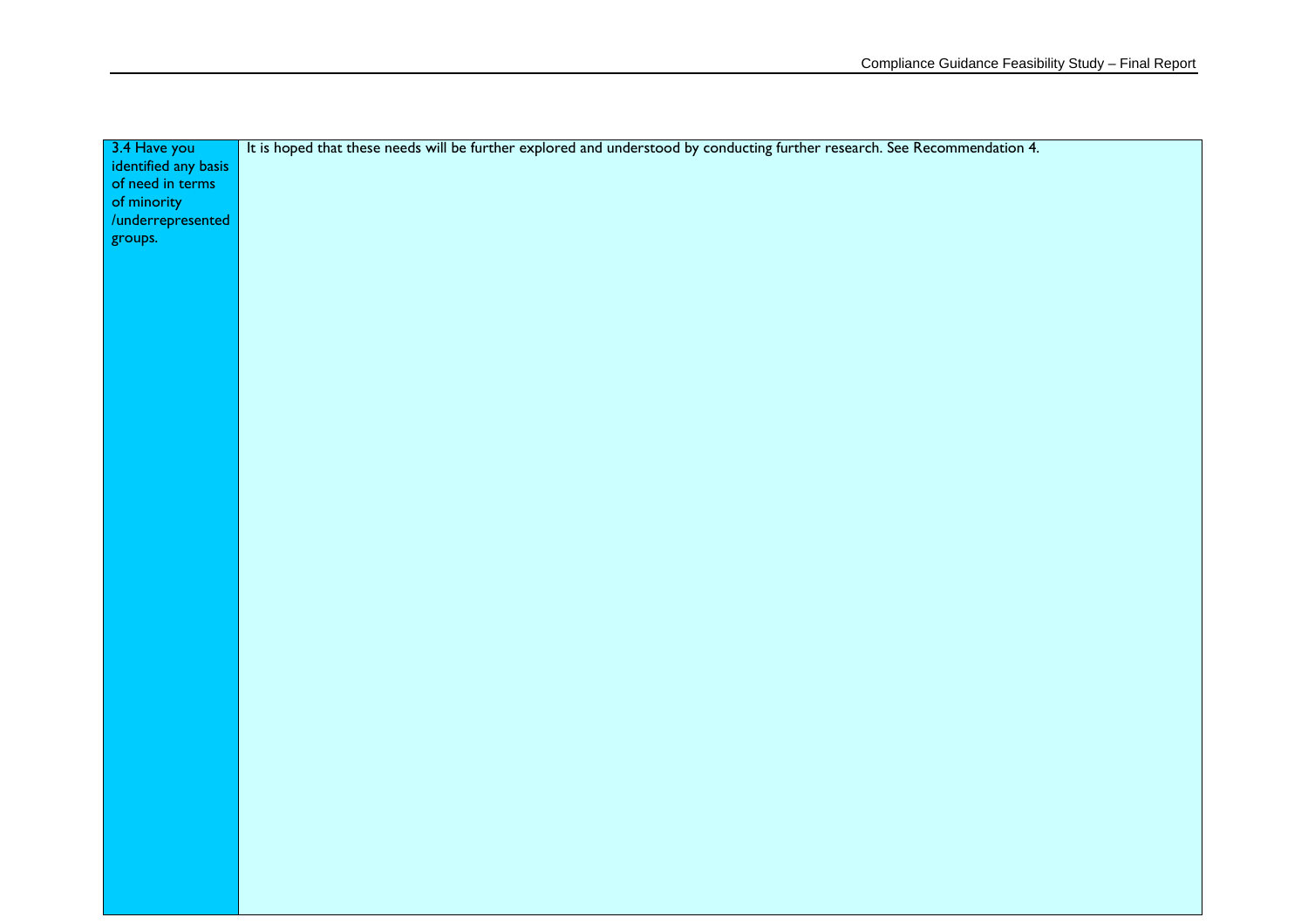| 3.4 Have you identified any basis of need in terms of minority /underrepresented groups. | It is hoped that these needs will be further explored and understood by conducting further research. See Recommendation 4. |
|---|---|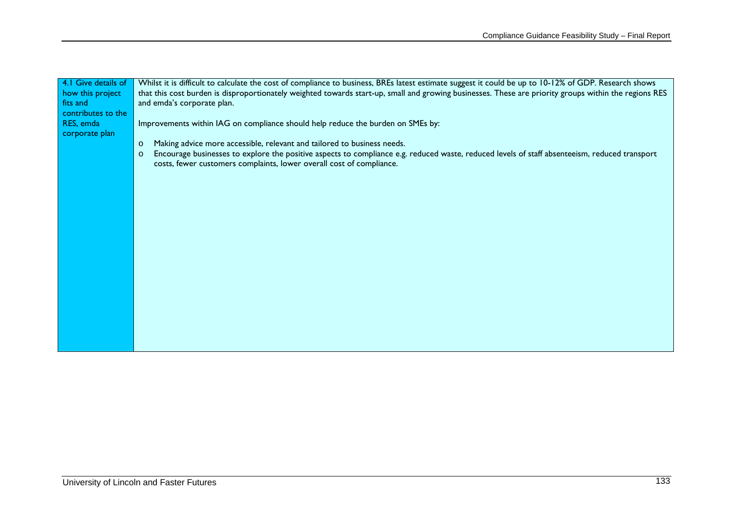| 4.1 Give details of how this project fits and contributes to the RES, emda corporate plan | Whilst it is difficult to calculate the cost of compliance to business, BREs latest estimate suggest it could be up to 10-12% of GDP. Research shows that this cost burden is disproportionately weighted towards start-up, small and growing businesses. These are priority groups within the regions RES and emda's corporate plan.<br><br>Improvements within IAG on compliance should help reduce the burden on SMEs by:<br><br>o Making advice more accessible, relevant and tailored to business needs.<br>o Encourage businesses to explore the positive aspects to compliance e.g. reduced waste, reduced levels of staff absenteeism, reduced transport costs, fewer customers complaints, lower overall cost of compliance. |
|---|---|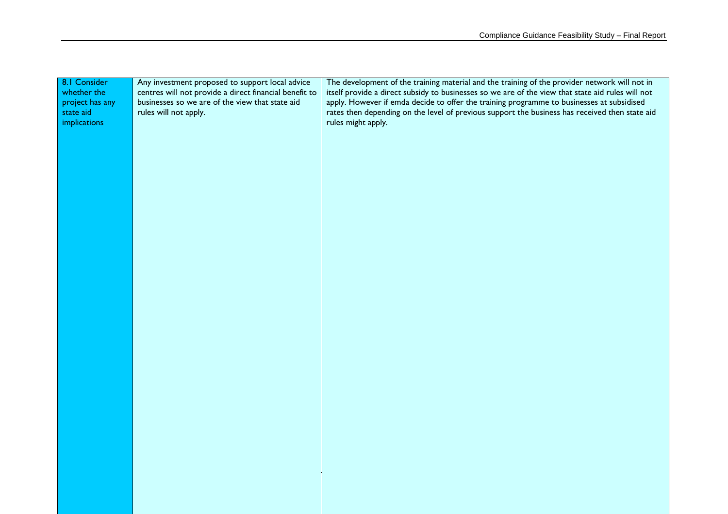| 8.1 Consider whether the project has any state aid implications | Any investment proposed to support local advice centres will not provide a direct financial benefit to businesses so we are of the view that state aid rules will not apply. | The development of the training material and the training of the provider network will not in itself provide a direct subsidy to businesses so we are of the view that state aid rules will not apply. However if emda decide to offer the training programme to businesses at subsidised rates then depending on the level of previous support the business has received then state aid rules might apply. |
|---|---|---|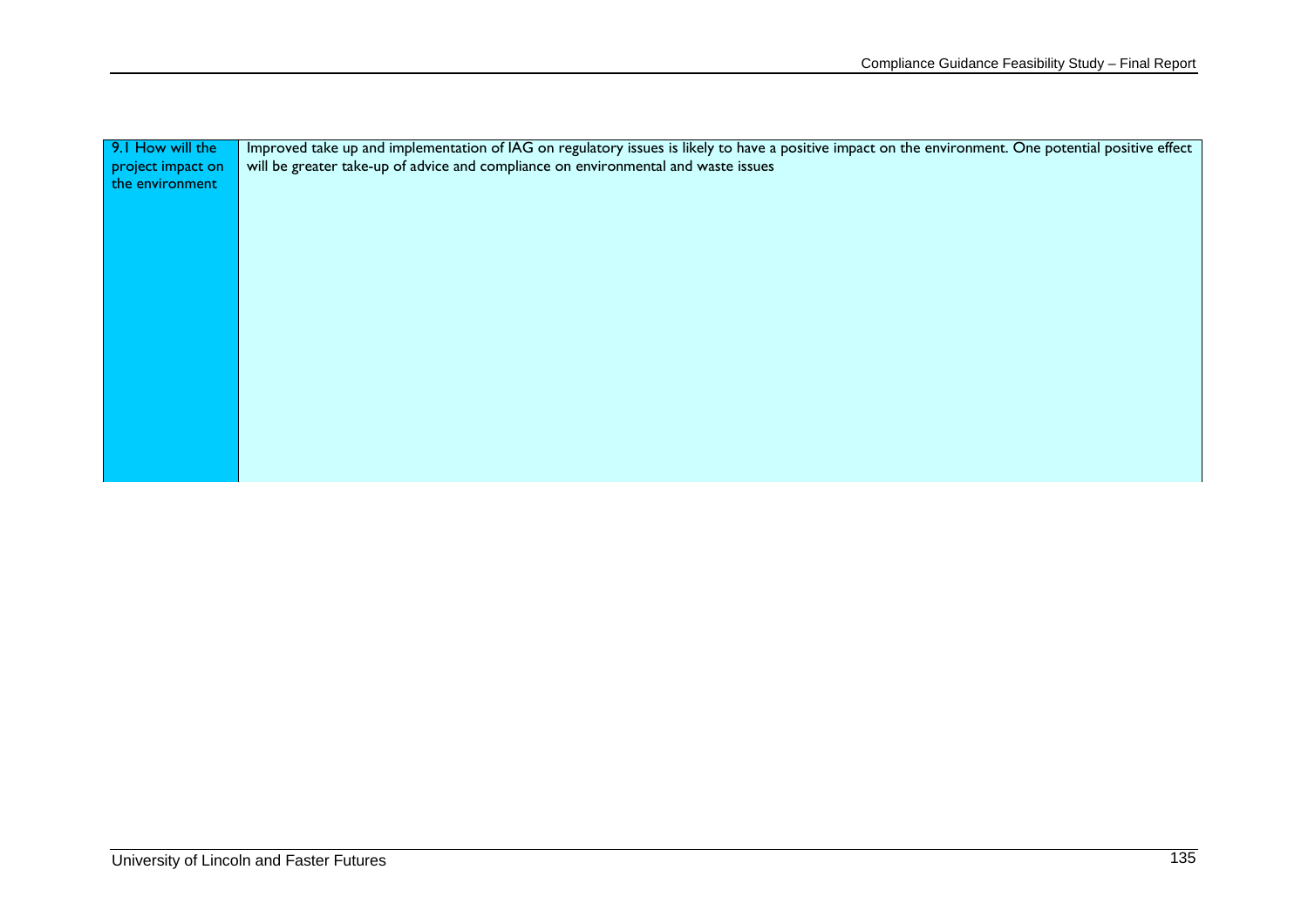| | |
|---|---|
| 9.1 How will the project impact on the environment | Improved take up and implementation of IAG on regulatory issues is likely to have a positive impact on the environment. One potential positive effect will be greater take-up of advice and compliance on environmental and waste issues |